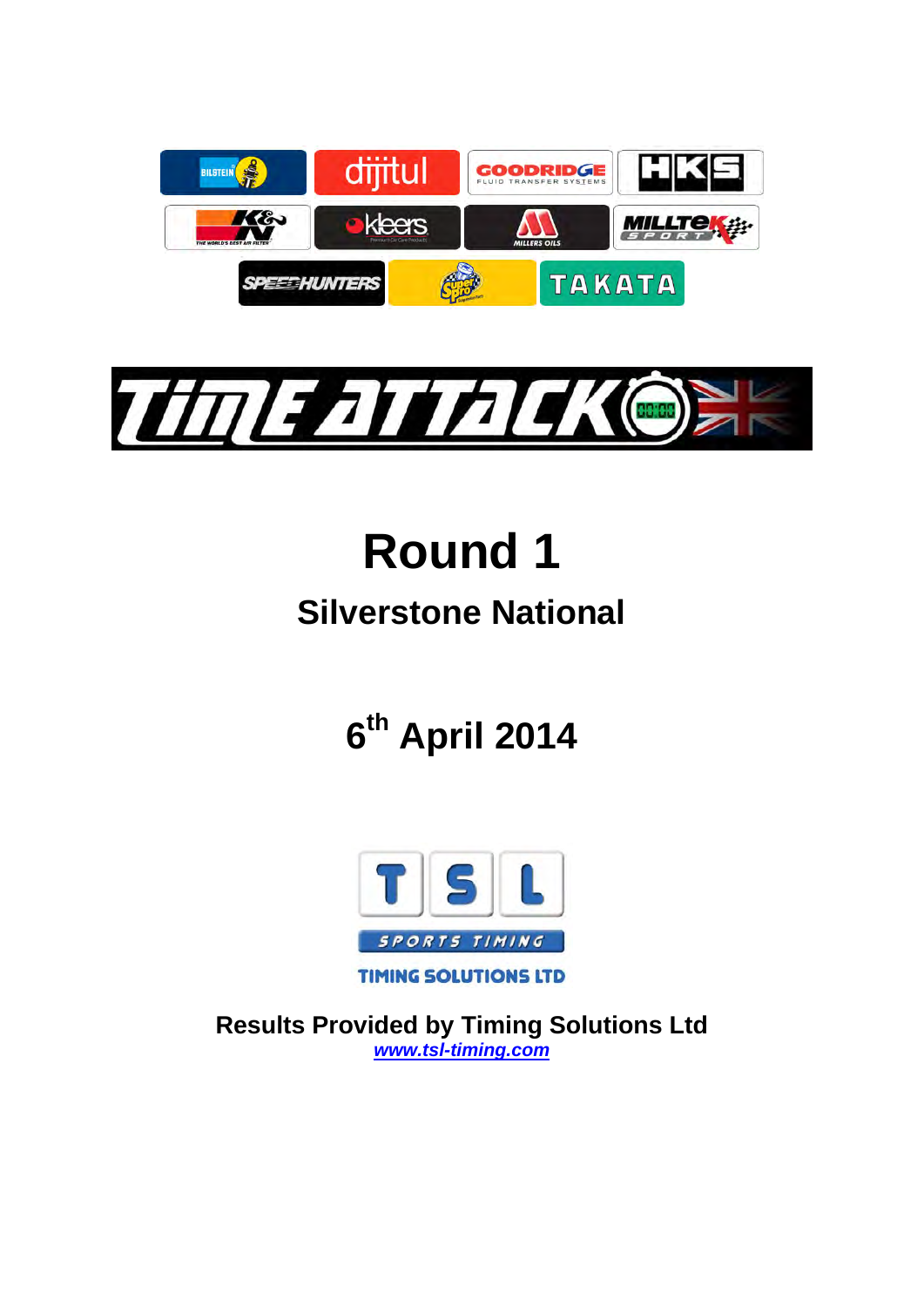# Round 1

## Silverstone National

## 6th April 2014

**Results Provided by Timing Solutions Ltd**
*www.tsl-timing.com*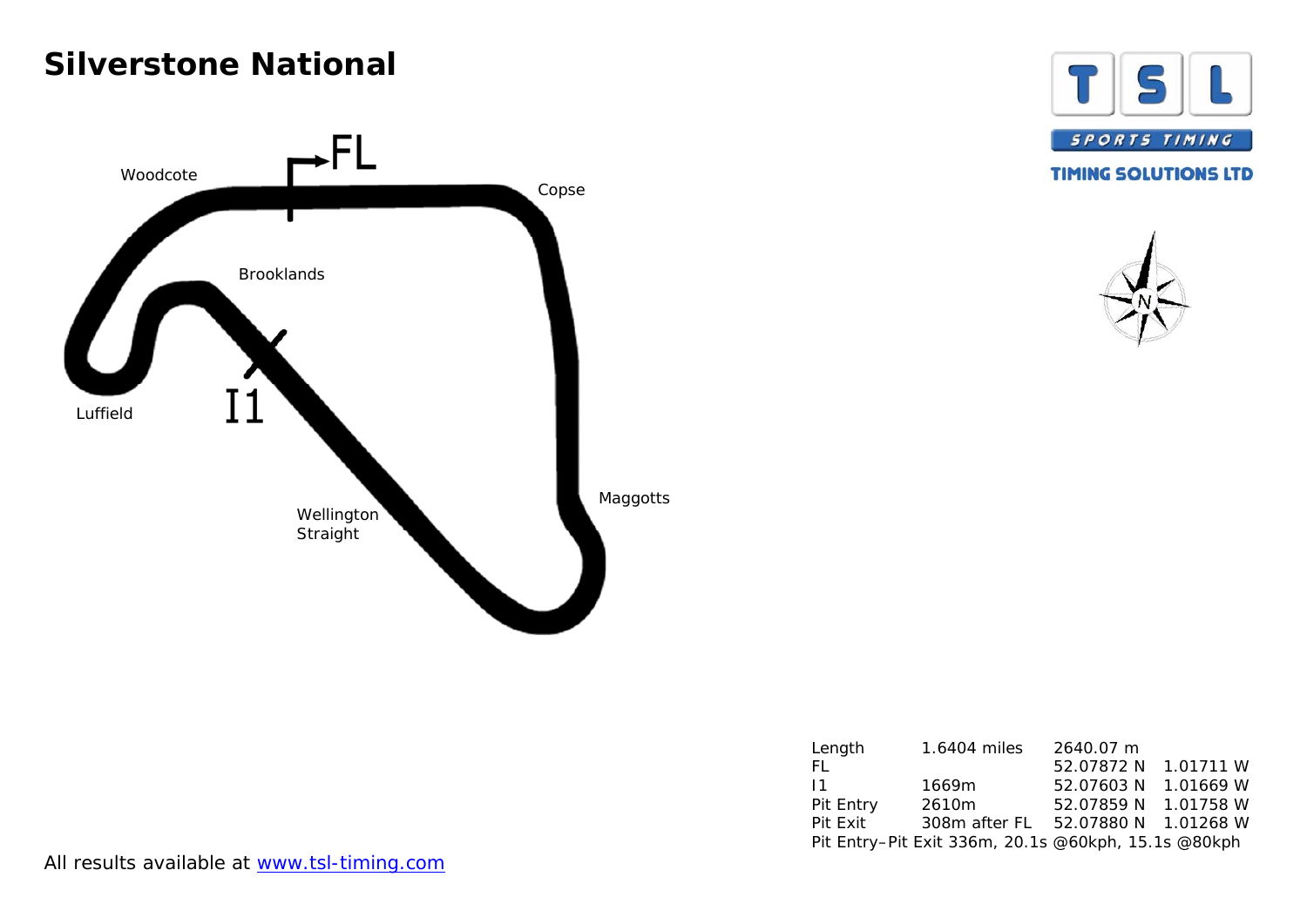# Silverstone National

Woodcote

FL

Copse

Brooklands

Luffield

I1

Maggotts

Wellington Straight

TSL SPORTS TIMING

TIMING SOLUTIONS LTD

| Length | 1.6404 miles | 2640.07 m | |
|---|---|---|---|
| FL | | 52.07872 N | 1.01711 W |
| I1 | 1669m | 52.07603 N | 1.01669 W |
| Pit Entry | 2610m | 52.07859 N | 1.01758 W |
| Pit Exit | 308m after FL | 52.07880 N | 1.01268 W |

Pit Entry–Pit Exit 336m, 20.1s @60kph, 15.1s @80kph

All results available at [www.tsl-timing.com](http://www.tsl-timing.com)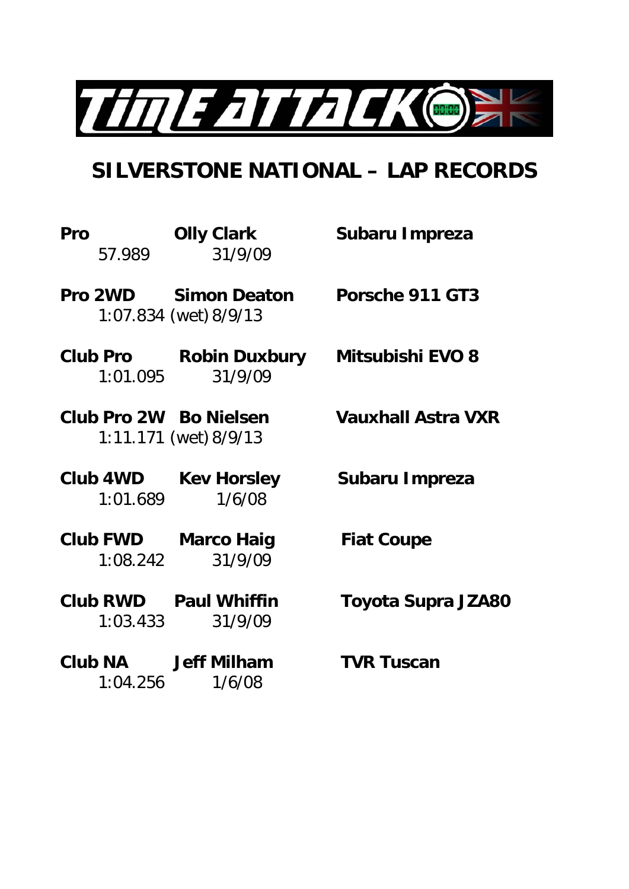# SILVERSTONE NATIONAL – LAP RECORDS

**Pro** **Olly Clark** **Subaru Impreza**
57.989 31/9/09

**Pro 2WD** **Simon Deaton** **Porsche 911 GT3**
1:07.834 (wet) 8/9/13

**Club Pro** **Robin Duxbury** **Mitsubishi EVO 8**
1:01.095 31/9/09

**Club Pro 2W** **Bo Nielsen** **Vauxhall Astra VXR**
1:11.171 (wet) 8/9/13

**Club 4WD** **Kev Horsley** **Subaru Impreza**
1:01.689 1/6/08

**Club FWD** **Marco Haig** **Fiat Coupe**
1:08.242 31/9/09

**Club RWD** **Paul Whiffin** **Toyota Supra JZA80**
1:03.433 31/9/09

**Club NA** **Jeff Milham** **TVR Tuscan**
1:04.256 1/6/08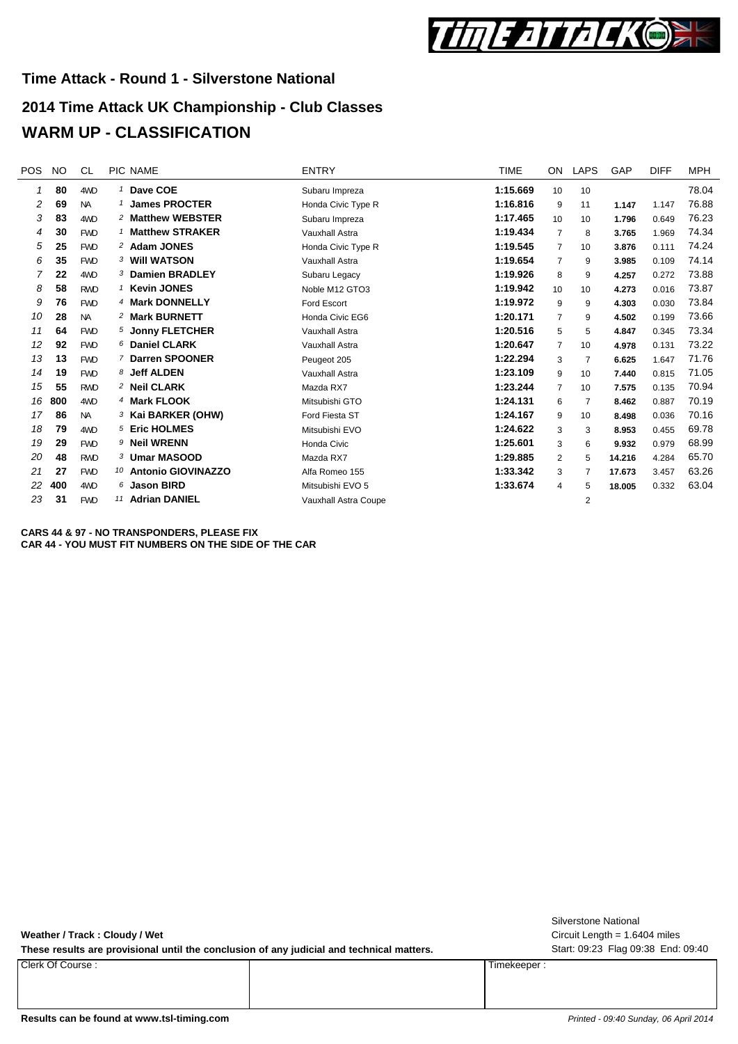# Time Attack - Round 1 - Silverstone National

## 2014 Time Attack UK Championship - Club Classes

## WARM UP - CLASSIFICATION

| POS | NO | CL | PIC | NAME | ENTRY | TIME | ON | LAPS | GAP | DIFF | MPH |
|---|---|---|---|---|---|---|---|---|---|---|---|
| 1 | **80** | 4WD | 1 | **Dave COE** | Subaru Impreza | **1:15.669** | 10 | 10 | | | 78.04 |
| 2 | **69** | NA | 1 | **James PROCTER** | Honda Civic Type R | **1:16.816** | 9 | 11 | **1.147** | 1.147 | 76.88 |
| 3 | **83** | 4WD | 2 | **Matthew WEBSTER** | Subaru Impreza | **1:17.465** | 10 | 10 | **1.796** | 0.649 | 76.23 |
| 4 | **30** | FWD | 1 | **Matthew STRAKER** | Vauxhall Astra | **1:19.434** | 7 | 8 | **3.765** | 1.969 | 74.34 |
| 5 | **25** | FWD | 2 | **Adam JONES** | Honda Civic Type R | **1:19.545** | 7 | 10 | **3.876** | 0.111 | 74.24 |
| 6 | **35** | FWD | 3 | **Will WATSON** | Vauxhall Astra | **1:19.654** | 7 | 9 | **3.985** | 0.109 | 74.14 |
| 7 | **22** | 4WD | 3 | **Damien BRADLEY** | Subaru Legacy | **1:19.926** | 8 | 9 | **4.257** | 0.272 | 73.88 |
| 8 | **58** | RWD | 1 | **Kevin JONES** | Noble M12 GTO3 | **1:19.942** | 10 | 10 | **4.273** | 0.016 | 73.87 |
| 9 | **76** | FWD | 4 | **Mark DONNELLY** | Ford Escort | **1:19.972** | 9 | 9 | **4.303** | 0.030 | 73.84 |
| 10 | **28** | NA | 2 | **Mark BURNETT** | Honda Civic EG6 | **1:20.171** | 7 | 9 | **4.502** | 0.199 | 73.66 |
| 11 | **64** | FWD | 5 | **Jonny FLETCHER** | Vauxhall Astra | **1:20.516** | 5 | 5 | **4.847** | 0.345 | 73.34 |
| 12 | **92** | FWD | 6 | **Daniel CLARK** | Vauxhall Astra | **1:20.647** | 7 | 10 | **4.978** | 0.131 | 73.22 |
| 13 | **13** | FWD | 7 | **Darren SPOONER** | Peugeot 205 | **1:22.294** | 3 | 7 | **6.625** | 1.647 | 71.76 |
| 14 | **19** | FWD | 8 | **Jeff ALDEN** | Vauxhall Astra | **1:23.109** | 9 | 10 | **7.440** | 0.815 | 71.05 |
| 15 | **55** | RWD | 2 | **Neil CLARK** | Mazda RX7 | **1:23.244** | 7 | 10 | **7.575** | 0.135 | 70.94 |
| 16 | **800** | 4WD | 4 | **Mark FLOOK** | Mitsubishi GTO | **1:24.131** | 6 | 7 | **8.462** | 0.887 | 70.19 |
| 17 | **86** | NA | 3 | **Kai BARKER (OHW)** | Ford Fiesta ST | **1:24.167** | 9 | 10 | **8.498** | 0.036 | 70.16 |
| 18 | **79** | 4WD | 5 | **Eric HOLMES** | Mitsubishi EVO | **1:24.622** | 3 | 3 | **8.953** | 0.455 | 69.78 |
| 19 | **29** | FWD | 9 | **Neil WRENN** | Honda Civic | **1:25.601** | 3 | 6 | **9.932** | 0.979 | 68.99 |
| 20 | **48** | RWD | 3 | **Umar MASOOD** | Mazda RX7 | **1:29.885** | 2 | 5 | **14.216** | 4.284 | 65.70 |
| 21 | **27** | FWD | 10 | **Antonio GIOVINAZZO** | Alfa Romeo 155 | **1:33.342** | 3 | 7 | **17.673** | 3.457 | 63.26 |
| 22 | **400** | 4WD | 6 | **Jason BIRD** | Mitsubishi EVO 5 | **1:33.674** | 4 | 5 | **18.005** | 0.332 | 63.04 |
| 23 | **31** | FWD | 11 | **Adrian DANIEL** | Vauxhall Astra Coupe | | | 2 | | | |

**CARS 44 & 97 - NO TRANSPONDERS, PLEASE FIX**
**CAR 44 - YOU MUST FIT NUMBERS ON THE SIDE OF THE CAR**

**Weather / Track : Cloudy / Wet**

**These results are provisional until the conclusion of any judicial and technical matters.**

Silverstone National
Circuit Length = 1.6404 miles
Start: 09:23 Flag 09:38 End: 09:40

| Clerk Of Course : | | Timekeeper : |
|---|---|---|

**Results can be found at www.tsl-timing.com**

*Printed - 09:40 Sunday, 06 April 2014*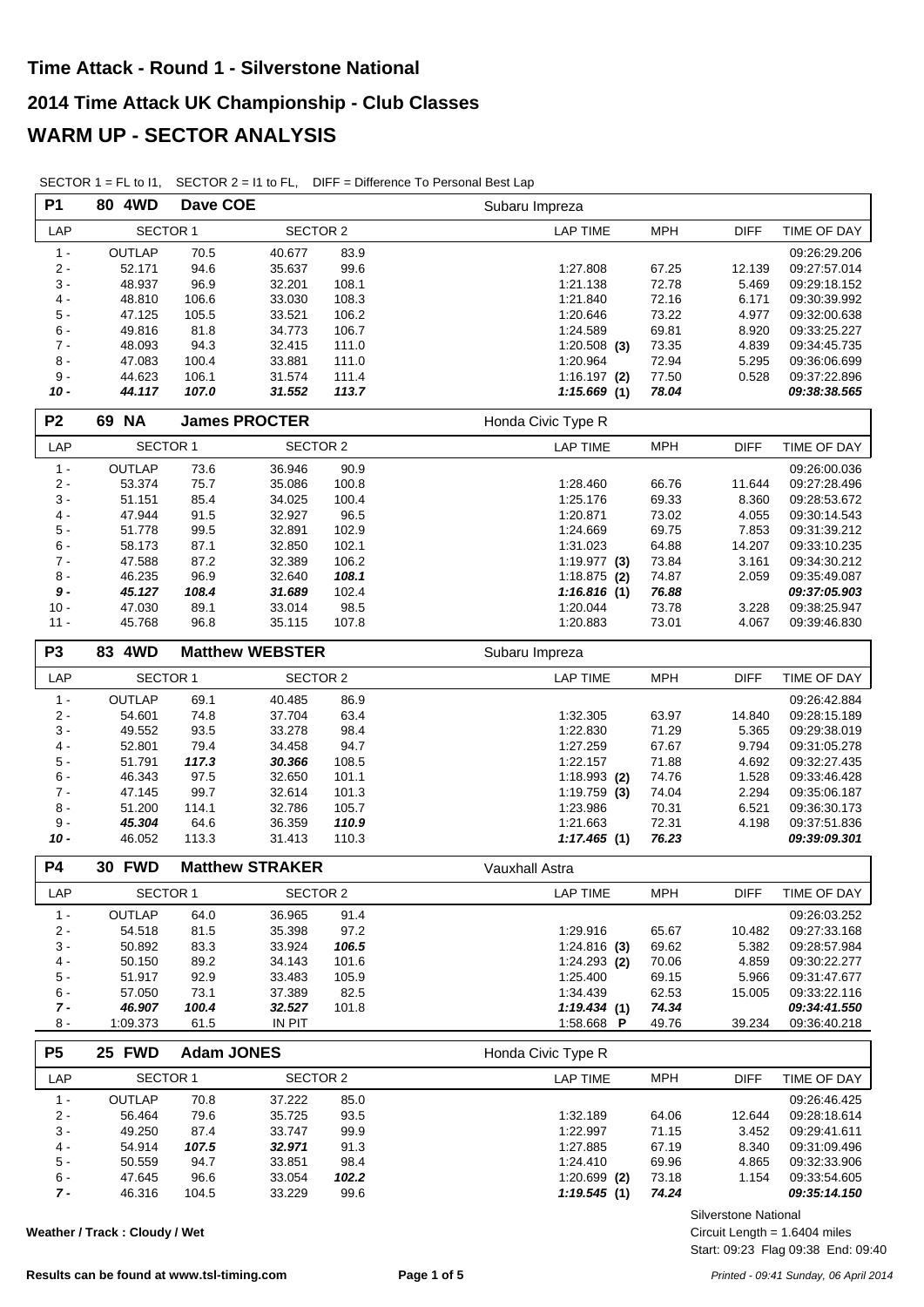# Time Attack - Round 1 - Silverstone National

## 2014 Time Attack UK Championship - Club Classes

## WARM UP - SECTOR ANALYSIS

SECTOR 1 = FL to I1, SECTOR 2 = I1 to FL, DIFF = Difference To Personal Best Lap

| P1 | 80 4WD | Dave COE | | | Subaru Impreza | | | |
|---|---|---|---|---|---|---|---|---|
| LAP | SECTOR 1 | | SECTOR 2 | | LAP TIME | MPH | DIFF | TIME OF DAY |
| 1 - | OUTLAP | 70.5 | 40.677 | 83.9 | | | | 09:26:29.206 |
| 2 - | 52.171 | 94.6 | 35.637 | 99.6 | 1:27.808 | 67.25 | 12.139 | 09:27:57.014 |
| 3 - | 48.937 | 96.9 | 32.201 | 108.1 | 1:21.138 | 72.78 | 5.469 | 09:29:18.152 |
| 4 - | 48.810 | 106.6 | 33.030 | 108.3 | 1:21.840 | 72.16 | 6.171 | 09:30:39.992 |
| 5 - | 47.125 | 105.5 | 33.521 | 106.2 | 1:20.646 | 73.22 | 4.977 | 09:32:00.638 |
| 6 - | 49.816 | 81.8 | 34.773 | 106.7 | 1:24.589 | 69.81 | 8.920 | 09:33:25.227 |
| 7 - | 48.093 | 94.3 | 32.415 | 111.0 | 1:20.508 **(3)** | 73.35 | 4.839 | 09:34:45.735 |
| 8 - | 47.083 | 100.4 | 33.881 | 111.0 | 1:20.964 | 72.94 | 5.295 | 09:36:06.699 |
| 9 - | 44.623 | 106.1 | 31.574 | 111.4 | 1:16.197 **(2)** | 77.50 | 0.528 | 09:37:22.896 |
| ***10 -*** | ***44.117*** | ***107.0*** | ***31.552*** | ***113.7*** | ***1:15.669*** **(1)** | ***78.04*** | | ***09:38:38.565*** |

| P2 | 69 NA | James PROCTER | | | Honda Civic Type R | | | |
|---|---|---|---|---|---|---|---|---|
| LAP | SECTOR 1 | | SECTOR 2 | | LAP TIME | MPH | DIFF | TIME OF DAY |
| 1 - | OUTLAP | 73.6 | 36.946 | 90.9 | | | | 09:26:00.036 |
| 2 - | 53.374 | 75.7 | 35.086 | 100.8 | 1:28.460 | 66.76 | 11.644 | 09:27:28.496 |
| 3 - | 51.151 | 85.4 | 34.025 | 100.4 | 1:25.176 | 69.33 | 8.360 | 09:28:53.672 |
| 4 - | 47.944 | 91.5 | 32.927 | 96.5 | 1:20.871 | 73.02 | 4.055 | 09:30:14.543 |
| 5 - | 51.778 | 99.5 | 32.891 | 102.9 | 1:24.669 | 69.75 | 7.853 | 09:31:39.212 |
| 6 - | 58.173 | 87.1 | 32.850 | 102.1 | 1:31.023 | 64.88 | 14.207 | 09:33:10.235 |
| 7 - | 47.588 | 87.2 | 32.389 | 106.2 | 1:19.977 **(3)** | 73.84 | 3.161 | 09:34:30.212 |
| 8 - | 46.235 | 96.9 | 32.640 | ***108.1*** | 1:18.875 **(2)** | 74.87 | 2.059 | 09:35:49.087 |
| ***9 -*** | ***45.127*** | ***108.4*** | ***31.689*** | 102.4 | ***1:16.816*** **(1)** | ***76.88*** | | ***09:37:05.903*** |
| 10 - | 47.030 | 89.1 | 33.014 | 98.5 | 1:20.044 | 73.78 | 3.228 | 09:38:25.947 |
| 11 - | 45.768 | 96.8 | 35.115 | 107.8 | 1:20.883 | 73.01 | 4.067 | 09:39:46.830 |

| P3 | 83 4WD | Matthew WEBSTER | | | Subaru Impreza | | | |
|---|---|---|---|---|---|---|---|---|
| LAP | SECTOR 1 | | SECTOR 2 | | LAP TIME | MPH | DIFF | TIME OF DAY |
| 1 - | OUTLAP | 69.1 | 40.485 | 86.9 | | | | 09:26:42.884 |
| 2 - | 54.601 | 74.8 | 37.704 | 63.4 | 1:32.305 | 63.97 | 14.840 | 09:28:15.189 |
| 3 - | 49.552 | 93.5 | 33.278 | 98.4 | 1:22.830 | 71.29 | 5.365 | 09:29:38.019 |
| 4 - | 52.801 | 79.4 | 34.458 | 94.7 | 1:27.259 | 67.67 | 9.794 | 09:31:05.278 |
| 5 - | 51.791 | ***117.3*** | ***30.366*** | 108.5 | 1:22.157 | 71.88 | 4.692 | 09:32:27.435 |
| 6 - | 46.343 | 97.5 | 32.650 | 101.1 | 1:18.993 **(2)** | 74.76 | 1.528 | 09:33:46.428 |
| 7 - | 47.145 | 99.7 | 32.614 | 101.3 | 1:19.759 **(3)** | 74.04 | 2.294 | 09:35:06.187 |
| 8 - | 51.200 | 114.1 | 32.786 | 105.7 | 1:23.986 | 70.31 | 6.521 | 09:36:30.173 |
| 9 - | ***45.304*** | 64.6 | 36.359 | ***110.9*** | 1:21.663 | 72.31 | 4.198 | 09:37:51.836 |
| ***10 -*** | 46.052 | 113.3 | 31.413 | 110.3 | ***1:17.465*** **(1)** | ***76.23*** | | ***09:39:09.301*** |

| P4 | 30 FWD | Matthew STRAKER | | | Vauxhall Astra | | | |
|---|---|---|---|---|---|---|---|---|
| LAP | SECTOR 1 | | SECTOR 2 | | LAP TIME | MPH | DIFF | TIME OF DAY |
| 1 - | OUTLAP | 64.0 | 36.965 | 91.4 | | | | 09:26:03.252 |
| 2 - | 54.518 | 81.5 | 35.398 | 97.2 | 1:29.916 | 65.67 | 10.482 | 09:27:33.168 |
| 3 - | 50.892 | 83.3 | 33.924 | ***106.5*** | 1:24.816 **(3)** | 69.62 | 5.382 | 09:28:57.984 |
| 4 - | 50.150 | 89.2 | 34.143 | 101.6 | 1:24.293 **(2)** | 70.06 | 4.859 | 09:30:22.277 |
| 5 - | 51.917 | 92.9 | 33.483 | 105.9 | 1:25.400 | 69.15 | 5.966 | 09:31:47.677 |
| 6 - | 57.050 | 73.1 | 37.389 | 82.5 | 1:34.439 | 62.53 | 15.005 | 09:33:22.116 |
| ***7 -*** | ***46.907*** | ***100.4*** | ***32.527*** | 101.8 | ***1:19.434*** **(1)** | ***74.34*** | | ***09:34:41.550*** |
| 8 - | 1:09.373 | 61.5 | IN PIT | | 1:58.668 **P** | 49.76 | 39.234 | 09:36:40.218 |

| P5 | 25 FWD | Adam JONES | | | Honda Civic Type R | | | |
|---|---|---|---|---|---|---|---|---|
| LAP | SECTOR 1 | | SECTOR 2 | | LAP TIME | MPH | DIFF | TIME OF DAY |
| 1 - | OUTLAP | 70.8 | 37.222 | 85.0 | | | | 09:26:46.425 |
| 2 - | 56.464 | 79.6 | 35.725 | 93.5 | 1:32.189 | 64.06 | 12.644 | 09:28:18.614 |
| 3 - | 49.250 | 87.4 | 33.747 | 99.9 | 1:22.997 | 71.15 | 3.452 | 09:29:41.611 |
| 4 - | 54.914 | ***107.5*** | ***32.971*** | 91.3 | 1:27.885 | 67.19 | 8.340 | 09:31:09.496 |
| 5 - | 50.559 | 94.7 | 33.851 | 98.4 | 1:24.410 | 69.96 | 4.865 | 09:32:33.906 |
| 6 - | 47.645 | 96.6 | 33.054 | ***102.2*** | 1:20.699 **(2)** | 73.18 | 1.154 | 09:33:54.605 |
| ***7 -*** | ***46.316*** | 104.5 | 33.229 | 99.6 | ***1:19.545*** **(1)** | ***74.24*** | | ***09:35:14.150*** |

Weather / Track : Cloudy / Wet

Silverstone National
Circuit Length = 1.6404 miles
Start: 09:23 Flag 09:38 End: 09:40

Results can be found at www.tsl-timing.com

*Printed - 09:41 Sunday, 06 April 2014*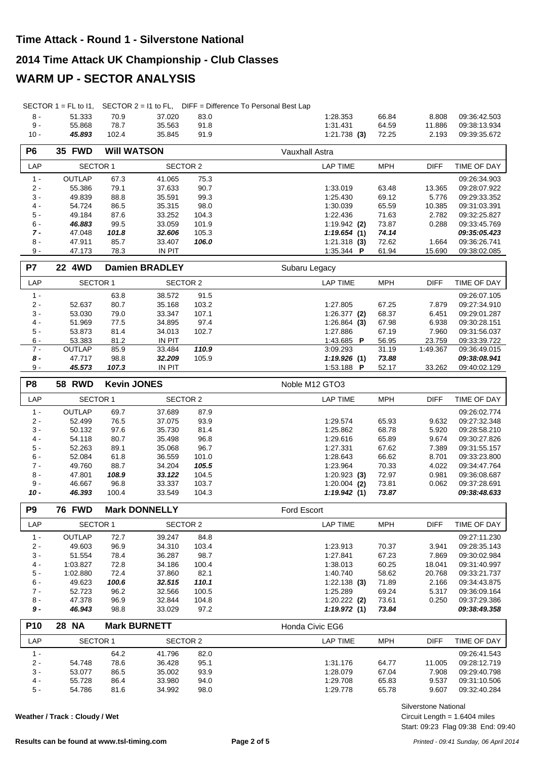# Time Attack - Round 1 - Silverstone National

## 2014 Time Attack UK Championship - Club Classes

## WARM UP - SECTOR ANALYSIS

SECTOR 1 = FL to I1, SECTOR 2 = I1 to FL, DIFF = Difference To Personal Best Lap

| LAP | SECTOR 1 | | SECTOR 2 | | LAP TIME | MPH | DIFF | TIME OF DAY |
|---|---|---|---|---|---|---|---|---|
| 8 - | 51.333 | 70.9 | 37.020 | 83.0 | 1:28.353 | 66.84 | 8.808 | 09:36:42.503 |
| 9 - | 55.868 | 78.7 | 35.563 | 91.8 | 1:31.431 | 64.59 | 11.886 | 09:38:13.934 |
| 10 - | ***45.893*** | 102.4 | 35.845 | 91.9 | 1:21.738 **(3)** | 72.25 | 2.193 | 09:39:35.672 |

**P6 — 35 FWD — Will WATSON — Vauxhall Astra**

| LAP | SECTOR 1 | | SECTOR 2 | | LAP TIME | MPH | DIFF | TIME OF DAY |
|---|---|---|---|---|---|---|---|---|
| 1 - | OUTLAP | 67.3 | 41.065 | 75.3 | | | | 09:26:34.903 |
| 2 - | 55.386 | 79.1 | 37.633 | 90.7 | 1:33.019 | 63.48 | 13.365 | 09:28:07.922 |
| 3 - | 49.839 | 88.8 | 35.591 | 99.3 | 1:25.430 | 69.12 | 5.776 | 09:29:33.352 |
| 4 - | 54.724 | 86.5 | 35.315 | 98.0 | 1:30.039 | 65.59 | 10.385 | 09:31:03.391 |
| 5 - | 49.184 | 87.6 | 33.252 | 104.3 | 1:22.436 | 71.63 | 2.782 | 09:32:25.827 |
| 6 - | ***46.883*** | 99.5 | 33.059 | 101.9 | 1:19.942 **(2)** | 73.87 | 0.288 | 09:33:45.769 |
| ***7 -*** | 47.048 | ***101.8*** | ***32.606*** | 105.3 | ***1:19.654*** **(1)** | ***74.14*** | | ***09:35:05.423*** |
| 8 - | 47.911 | 85.7 | 33.407 | ***106.0*** | 1:21.318 **(3)** | 72.62 | 1.664 | 09:36:26.741 |
| 9 - | 47.173 | 78.3 | IN PIT | | 1:35.344 **P** | 61.94 | 15.690 | 09:38:02.085 |

**P7 — 22 4WD — Damien BRADLEY — Subaru Legacy**

| LAP | SECTOR 1 | | SECTOR 2 | | LAP TIME | MPH | DIFF | TIME OF DAY |
|---|---|---|---|---|---|---|---|---|
| 1 - | | 63.8 | 38.572 | 91.5 | | | | 09:26:07.105 |
| 2 - | 52.637 | 80.7 | 35.168 | 103.2 | 1:27.805 | 67.25 | 7.879 | 09:27:34.910 |
| 3 - | 53.030 | 79.0 | 33.347 | 107.1 | 1:26.377 **(2)** | 68.37 | 6.451 | 09:29:01.287 |
| 4 - | 51.969 | 77.5 | 34.895 | 97.4 | 1:26.864 **(3)** | 67.98 | 6.938 | 09:30:28.151 |
| 5 - | 53.873 | 81.4 | 34.013 | 102.7 | 1:27.886 | 67.19 | 7.960 | 09:31:56.037 |
| 6 - | 53.383 | 81.2 | IN PIT | | 1:43.685 **P** | 56.95 | 23.759 | 09:33:39.722 |
| 7 - | OUTLAP | 85.9 | 33.484 | ***110.9*** | 3:09.293 | 31.19 | 1:49.367 | 09:36:49.015 |
| ***8 -*** | 47.717 | 98.8 | ***32.209*** | 105.9 | ***1:19.926*** **(1)** | ***73.88*** | | ***09:38:08.941*** |
| 9 - | ***45.573*** | ***107.3*** | IN PIT | | 1:53.188 **P** | 52.17 | 33.262 | 09:40:02.129 |

**P8 — 58 RWD — Kevin JONES — Noble M12 GTO3**

| LAP | SECTOR 1 | | SECTOR 2 | | LAP TIME | MPH | DIFF | TIME OF DAY |
|---|---|---|---|---|---|---|---|---|
| 1 - | OUTLAP | 69.7 | 37.689 | 87.9 | | | | 09:26:02.774 |
| 2 - | 52.499 | 76.5 | 37.075 | 93.9 | 1:29.574 | 65.93 | 9.632 | 09:27:32.348 |
| 3 - | 50.132 | 97.6 | 35.730 | 81.4 | 1:25.862 | 68.78 | 5.920 | 09:28:58.210 |
| 4 - | 54.118 | 80.7 | 35.498 | 96.8 | 1:29.616 | 65.89 | 9.674 | 09:30:27.826 |
| 5 - | 52.263 | 89.1 | 35.068 | 96.7 | 1:27.331 | 67.62 | 7.389 | 09:31:55.157 |
| 6 - | 52.084 | 61.8 | 36.559 | 101.0 | 1:28.643 | 66.62 | 8.701 | 09:33:23.800 |
| 7 - | 49.760 | 88.7 | 34.204 | ***105.5*** | 1:23.964 | 70.33 | 4.022 | 09:34:47.764 |
| 8 - | 47.801 | ***108.9*** | ***33.122*** | 104.5 | 1:20.923 **(3)** | 72.97 | 0.981 | 09:36:08.687 |
| 9 - | 46.667 | 96.8 | 33.337 | 103.7 | 1:20.004 **(2)** | 73.81 | 0.062 | 09:37:28.691 |
| ***10 -*** | ***46.393*** | 100.4 | 33.549 | 104.3 | ***1:19.942*** **(1)** | ***73.87*** | | ***09:38:48.633*** |

**P9 — 76 FWD — Mark DONNELLY — Ford Escort**

| LAP | SECTOR 1 | | SECTOR 2 | | LAP TIME | MPH | DIFF | TIME OF DAY |
|---|---|---|---|---|---|---|---|---|
| 1 - | OUTLAP | 72.7 | 39.247 | 84.8 | | | | 09:27:11.230 |
| 2 - | 49.603 | 96.9 | 34.310 | 103.4 | 1:23.913 | 70.37 | 3.941 | 09:28:35.143 |
| 3 - | 51.554 | 78.4 | 36.287 | 98.7 | 1:27.841 | 67.23 | 7.869 | 09:30:02.984 |
| 4 - | 1:03.827 | 72.8 | 34.186 | 100.4 | 1:38.013 | 60.25 | 18.041 | 09:31:40.997 |
| 5 - | 1:02.880 | 72.4 | 37.860 | 82.1 | 1:40.740 | 58.62 | 20.768 | 09:33:21.737 |
| 6 - | 49.623 | ***100.6*** | ***32.515*** | ***110.1*** | 1:22.138 **(3)** | 71.89 | 2.166 | 09:34:43.875 |
| 7 - | 52.723 | 96.2 | 32.566 | 100.5 | 1:25.289 | 69.24 | 5.317 | 09:36:09.164 |
| 8 - | 47.378 | 96.9 | 32.844 | 104.8 | 1:20.222 **(2)** | 73.61 | 0.250 | 09:37:29.386 |
| ***9 -*** | ***46.943*** | 98.8 | 33.029 | 97.2 | ***1:19.972*** **(1)** | ***73.84*** | | ***09:38:49.358*** |

**P10 — 28 NA — Mark BURNETT — Honda Civic EG6**

| LAP | SECTOR 1 | | SECTOR 2 | | LAP TIME | MPH | DIFF | TIME OF DAY |
|---|---|---|---|---|---|---|---|---|
| 1 - | | 64.2 | 41.796 | 82.0 | | | | 09:26:41.543 |
| 2 - | 54.748 | 78.6 | 36.428 | 95.1 | 1:31.176 | 64.77 | 11.005 | 09:28:12.719 |
| 3 - | 53.077 | 86.5 | 35.002 | 93.9 | 1:28.079 | 67.04 | 7.908 | 09:29:40.798 |
| 4 - | 55.728 | 86.4 | 33.980 | 94.0 | 1:29.708 | 65.83 | 9.537 | 09:31:10.506 |
| 5 - | 54.786 | 81.6 | 34.992 | 98.0 | 1:29.778 | 65.78 | 9.607 | 09:32:40.284 |

Weather / Track : Cloudy / Wet

Silverstone National
Circuit Length = 1.6404 miles
Start: 09:23 Flag 09:38 End: 09:40

Results can be found at www.tsl-timing.com

*Printed - 09:41 Sunday, 06 April 2014*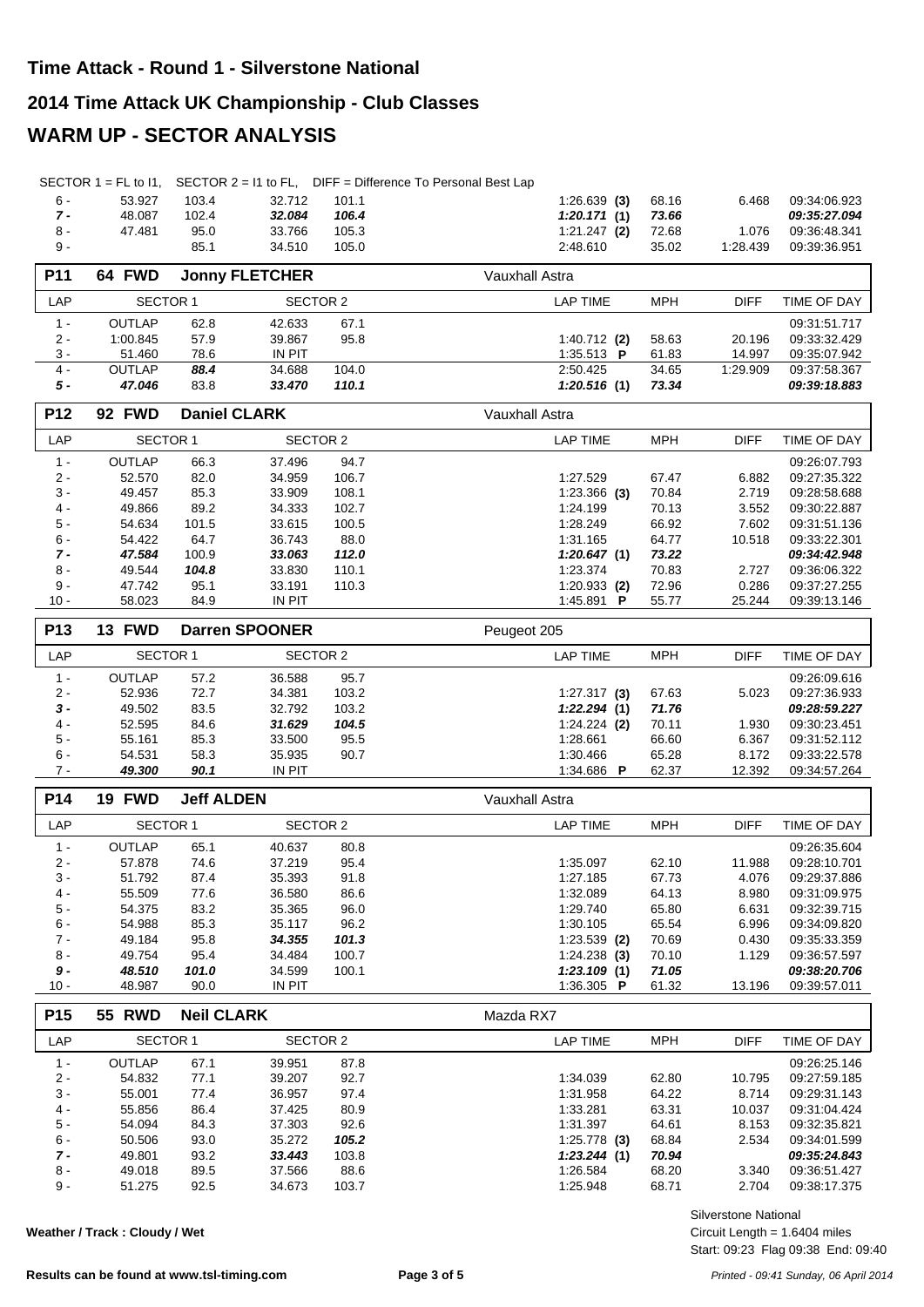# Time Attack - Round 1 - Silverstone National

# 2014 Time Attack UK Championship - Club Classes

# WARM UP - SECTOR ANALYSIS

SECTOR 1 = FL to I1, SECTOR 2 = I1 to FL, DIFF = Difference To Personal Best Lap

| LAP | SECTOR 1 | | SECTOR 2 | | LAP TIME | MPH | DIFF | TIME OF DAY |
|---|---|---|---|---|---|---|---|---|
| 6 - | 53.927 | 103.4 | 32.712 | 101.1 | 1:26.639 **(3)** | 68.16 | 6.468 | 09:34:06.923 |
| ***7 -*** | 48.087 | 102.4 | ***32.084*** | ***106.4*** | ***1:20.171*** **(1)** | ***73.66*** | | ***09:35:27.094*** |
| 8 - | 47.481 | 95.0 | 33.766 | 105.3 | 1:21.247 **(2)** | 72.68 | 1.076 | 09:36:48.341 |
| 9 - | | 85.1 | 34.510 | 105.0 | 2:48.610 | 35.02 | 1:28.439 | 09:39:36.951 |

**P11 | 64 FWD | Jonny FLETCHER | Vauxhall Astra**

| LAP | SECTOR 1 | | SECTOR 2 | | LAP TIME | MPH | DIFF | TIME OF DAY |
|---|---|---|---|---|---|---|---|---|
| 1 - | OUTLAP | 62.8 | 42.633 | 67.1 | | | | 09:31:51.717 |
| 2 - | 1:00.845 | 57.9 | 39.867 | 95.8 | 1:40.712 **(2)** | 58.63 | 20.196 | 09:33:32.429 |
| 3 - | 51.460 | 78.6 | IN PIT | | 1:35.513 **P** | 61.83 | 14.997 | 09:35:07.942 |
| 4 - | OUTLAP | ***88.4*** | 34.688 | 104.0 | 2:50.425 | 34.65 | 1:29.909 | 09:37:58.367 |
| ***5 -*** | ***47.046*** | 83.8 | ***33.470*** | ***110.1*** | ***1:20.516*** **(1)** | ***73.34*** | | ***09:39:18.883*** |

**P12 | 92 FWD | Daniel CLARK | Vauxhall Astra**

| LAP | SECTOR 1 | | SECTOR 2 | | LAP TIME | MPH | DIFF | TIME OF DAY |
|---|---|---|---|---|---|---|---|---|
| 1 - | OUTLAP | 66.3 | 37.496 | 94.7 | | | | 09:26:07.793 |
| 2 - | 52.570 | 82.0 | 34.959 | 106.7 | 1:27.529 | 67.47 | 6.882 | 09:27:35.322 |
| 3 - | 49.457 | 85.3 | 33.909 | 108.1 | 1:23.366 **(3)** | 70.84 | 2.719 | 09:28:58.688 |
| 4 - | 49.866 | 89.2 | 34.333 | 102.7 | 1:24.199 | 70.13 | 3.552 | 09:30:22.887 |
| 5 - | 54.634 | 101.5 | 33.615 | 100.5 | 1:28.249 | 66.92 | 7.602 | 09:31:51.136 |
| 6 - | 54.422 | 64.7 | 36.743 | 88.0 | 1:31.165 | 64.77 | 10.518 | 09:33:22.301 |
| ***7 -*** | ***47.584*** | 100.9 | ***33.063*** | ***112.0*** | ***1:20.647*** **(1)** | ***73.22*** | | ***09:34:42.948*** |
| 8 - | 49.544 | ***104.8*** | 33.830 | 110.1 | 1:23.374 | 70.83 | 2.727 | 09:36:06.322 |
| 9 - | 47.742 | 95.1 | 33.191 | 110.3 | 1:20.933 **(2)** | 72.96 | 0.286 | 09:37:27.255 |
| 10 - | 58.023 | 84.9 | IN PIT | | 1:45.891 **P** | 55.77 | 25.244 | 09:39:13.146 |

**P13 | 13 FWD | Darren SPOONER | Peugeot 205**

| LAP | SECTOR 1 | | SECTOR 2 | | LAP TIME | MPH | DIFF | TIME OF DAY |
|---|---|---|---|---|---|---|---|---|
| 1 - | OUTLAP | 57.2 | 36.588 | 95.7 | | | | 09:26:09.616 |
| 2 - | 52.936 | 72.7 | 34.381 | 103.2 | 1:27.317 **(3)** | 67.63 | 5.023 | 09:27:36.933 |
| ***3 -*** | 49.502 | 83.5 | 32.792 | 103.2 | ***1:22.294*** **(1)** | ***71.76*** | | ***09:28:59.227*** |
| 4 - | 52.595 | 84.6 | ***31.629*** | ***104.5*** | 1:24.224 **(2)** | 70.11 | 1.930 | 09:30:23.451 |
| 5 - | 55.161 | 85.3 | 33.500 | 95.5 | 1:28.661 | 66.60 | 6.367 | 09:31:52.112 |
| 6 - | 54.531 | 58.3 | 35.935 | 90.7 | 1:30.466 | 65.28 | 8.172 | 09:33:22.578 |
| 7 - | ***49.300*** | ***90.1*** | IN PIT | | 1:34.686 **P** | 62.37 | 12.392 | 09:34:57.264 |

**P14 | 19 FWD | Jeff ALDEN | Vauxhall Astra**

| LAP | SECTOR 1 | | SECTOR 2 | | LAP TIME | MPH | DIFF | TIME OF DAY |
|---|---|---|---|---|---|---|---|---|
| 1 - | OUTLAP | 65.1 | 40.637 | 80.8 | | | | 09:26:35.604 |
| 2 - | 57.878 | 74.6 | 37.219 | 95.4 | 1:35.097 | 62.10 | 11.988 | 09:28:10.701 |
| 3 - | 51.792 | 87.4 | 35.393 | 91.8 | 1:27.185 | 67.73 | 4.076 | 09:29:37.886 |
| 4 - | 55.509 | 77.6 | 36.580 | 86.6 | 1:32.089 | 64.13 | 8.980 | 09:31:09.975 |
| 5 - | 54.375 | 83.2 | 35.365 | 96.0 | 1:29.740 | 65.80 | 6.631 | 09:32:39.715 |
| 6 - | 54.988 | 85.3 | 35.117 | 96.2 | 1:30.105 | 65.54 | 6.996 | 09:34:09.820 |
| 7 - | 49.184 | 95.8 | ***34.355*** | ***101.3*** | 1:23.539 **(2)** | 70.69 | 0.430 | 09:35:33.359 |
| 8 - | 49.754 | 95.4 | 34.484 | 100.7 | 1:24.238 **(3)** | 70.10 | 1.129 | 09:36:57.597 |
| ***9 -*** | ***48.510*** | ***101.0*** | 34.599 | 100.1 | ***1:23.109*** **(1)** | ***71.05*** | | ***09:38:20.706*** |
| 10 - | 48.987 | 90.0 | IN PIT | | 1:36.305 **P** | 61.32 | 13.196 | 09:39:57.011 |

**P15 | 55 RWD | Neil CLARK | Mazda RX7**

| LAP | SECTOR 1 | | SECTOR 2 | | LAP TIME | MPH | DIFF | TIME OF DAY |
|---|---|---|---|---|---|---|---|---|
| 1 - | OUTLAP | 67.1 | 39.951 | 87.8 | | | | 09:26:25.146 |
| 2 - | 54.832 | 77.1 | 39.207 | 92.7 | 1:34.039 | 62.80 | 10.795 | 09:27:59.185 |
| 3 - | 55.001 | 77.4 | 36.957 | 97.4 | 1:31.958 | 64.22 | 8.714 | 09:29:31.143 |
| 4 - | 55.856 | 86.4 | 37.425 | 80.9 | 1:33.281 | 63.31 | 10.037 | 09:31:04.424 |
| 5 - | 54.094 | 84.3 | 37.303 | 92.6 | 1:31.397 | 64.61 | 8.153 | 09:32:35.821 |
| 6 - | 50.506 | 93.0 | 35.272 | ***105.2*** | 1:25.778 **(3)** | 68.84 | 2.534 | 09:34:01.599 |
| ***7 -*** | 49.801 | 93.2 | ***33.443*** | 103.8 | ***1:23.244*** **(1)** | ***70.94*** | | ***09:35:24.843*** |
| 8 - | 49.018 | 89.5 | 37.566 | 88.6 | 1:26.584 | 68.20 | 3.340 | 09:36:51.427 |
| 9 - | 51.275 | 92.5 | 34.673 | 103.7 | 1:25.948 | 68.71 | 2.704 | 09:38:17.375 |

Weather / Track : Cloudy / Wet

Silverstone National
Circuit Length = 1.6404 miles
Start: 09:23 Flag 09:38 End: 09:40

Results can be found at www.tsl-timing.com

Printed - 09:41 Sunday, 06 April 2014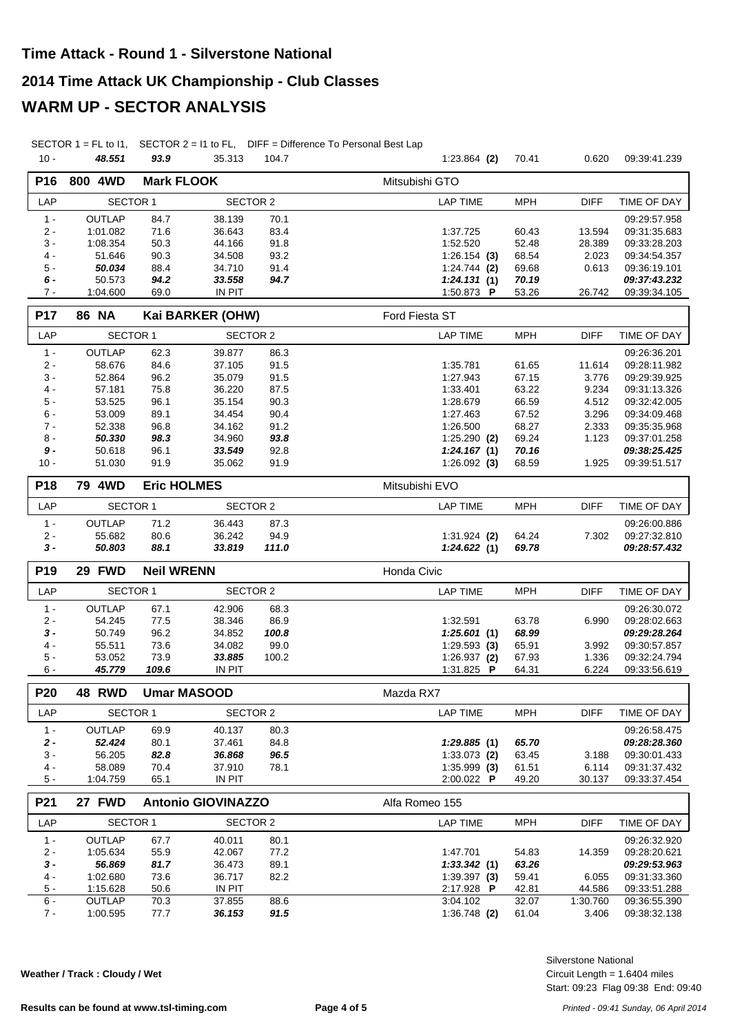# Time Attack - Round 1 - Silverstone National

# 2014 Time Attack UK Championship - Club Classes

# WARM UP - SECTOR ANALYSIS

SECTOR 1 = FL to I1, SECTOR 2 = I1 to FL, DIFF = Difference To Personal Best Lap

| LAP | SECTOR 1 | | SECTOR 2 | | LAP TIME | MPH | DIFF | TIME OF DAY |
|---|---|---|---|---|---|---|---|---|
| 10 - | ***48.551*** | ***93.9*** | 35.313 | 104.7 | 1:23.864 **(2)** | 70.41 | 0.620 | 09:39:41.239 |

## P16 800 4WD Mark FLOOK — Mitsubishi GTO

| LAP | SECTOR 1 | | SECTOR 2 | | LAP TIME | MPH | DIFF | TIME OF DAY |
|---|---|---|---|---|---|---|---|---|
| 1 - | OUTLAP | 84.7 | 38.139 | 70.1 | | | | 09:29:57.958 |
| 2 - | 1:01.082 | 71.6 | 36.643 | 83.4 | 1:37.725 | 60.43 | 13.594 | 09:31:35.683 |
| 3 - | 1:08.354 | 50.3 | 44.166 | 91.8 | 1:52.520 | 52.48 | 28.389 | 09:33:28.203 |
| 4 - | 51.646 | 90.3 | 34.508 | 93.2 | 1:26.154 **(3)** | 68.54 | 2.023 | 09:34:54.357 |
| 5 - | ***50.034*** | 88.4 | 34.710 | 91.4 | 1:24.744 **(2)** | 69.68 | 0.613 | 09:36:19.101 |
| ***6 -*** | 50.573 | ***94.2*** | ***33.558*** | ***94.7*** | ***1:24.131*** **(1)** | ***70.19*** | | ***09:37:43.232*** |
| 7 - | 1:04.600 | 69.0 | IN PIT | | 1:50.873 **P** | 53.26 | 26.742 | 09:39:34.105 |

## P17 86 NA Kai BARKER (OHW) — Ford Fiesta ST

| LAP | SECTOR 1 | | SECTOR 2 | | LAP TIME | MPH | DIFF | TIME OF DAY |
|---|---|---|---|---|---|---|---|---|
| 1 - | OUTLAP | 62.3 | 39.877 | 86.3 | | | | 09:26:36.201 |
| 2 - | 58.676 | 84.6 | 37.105 | 91.5 | 1:35.781 | 61.65 | 11.614 | 09:28:11.982 |
| 3 - | 52.864 | 96.2 | 35.079 | 91.5 | 1:27.943 | 67.15 | 3.776 | 09:29:39.925 |
| 4 - | 57.181 | 75.8 | 36.220 | 87.5 | 1:33.401 | 63.22 | 9.234 | 09:31:13.326 |
| 5 - | 53.525 | 96.1 | 35.154 | 90.3 | 1:28.679 | 66.59 | 4.512 | 09:32:42.005 |
| 6 - | 53.009 | 89.1 | 34.454 | 90.4 | 1:27.463 | 67.52 | 3.296 | 09:34:09.468 |
| 7 - | 52.338 | 96.8 | 34.162 | 91.2 | 1:26.500 | 68.27 | 2.333 | 09:35:35.968 |
| 8 - | ***50.330*** | ***98.3*** | 34.960 | ***93.8*** | 1:25.290 **(2)** | 69.24 | 1.123 | 09:37:01.258 |
| ***9 -*** | 50.618 | 96.1 | ***33.549*** | 92.8 | ***1:24.167*** **(1)** | ***70.16*** | | ***09:38:25.425*** |
| 10 - | 51.030 | 91.9 | 35.062 | 91.9 | 1:26.092 **(3)** | 68.59 | 1.925 | 09:39:51.517 |

## P18 79 4WD Eric HOLMES — Mitsubishi EVO

| LAP | SECTOR 1 | | SECTOR 2 | | LAP TIME | MPH | DIFF | TIME OF DAY |
|---|---|---|---|---|---|---|---|---|
| 1 - | OUTLAP | 71.2 | 36.443 | 87.3 | | | | 09:26:00.886 |
| 2 - | 55.682 | 80.6 | 36.242 | 94.9 | 1:31.924 **(2)** | 64.24 | 7.302 | 09:27:32.810 |
| ***3 -*** | ***50.803*** | ***88.1*** | ***33.819*** | ***111.0*** | ***1:24.622*** **(1)** | ***69.78*** | | ***09:28:57.432*** |

## P19 29 FWD Neil WRENN — Honda Civic

| LAP | SECTOR 1 | | SECTOR 2 | | LAP TIME | MPH | DIFF | TIME OF DAY |
|---|---|---|---|---|---|---|---|---|
| 1 - | OUTLAP | 67.1 | 42.906 | 68.3 | | | | 09:26:30.072 |
| 2 - | 54.245 | 77.5 | 38.346 | 86.9 | 1:32.591 | 63.78 | 6.990 | 09:28:02.663 |
| ***3 -*** | 50.749 | 96.2 | 34.852 | ***100.8*** | ***1:25.601*** **(1)** | ***68.99*** | | ***09:29:28.264*** |
| 4 - | 55.511 | 73.6 | 34.082 | 99.0 | 1:29.593 **(3)** | 65.91 | 3.992 | 09:30:57.857 |
| 5 - | 53.052 | 73.9 | ***33.885*** | 100.2 | 1:26.937 **(2)** | 67.93 | 1.336 | 09:32:24.794 |
| 6 - | ***45.779*** | ***109.6*** | IN PIT | | 1:31.825 **P** | 64.31 | 6.224 | 09:33:56.619 |

## P20 48 RWD Umar MASOOD — Mazda RX7

| LAP | SECTOR 1 | | SECTOR 2 | | LAP TIME | MPH | DIFF | TIME OF DAY |
|---|---|---|---|---|---|---|---|---|
| 1 - | OUTLAP | 69.9 | 40.137 | 80.3 | | | | 09:26:58.475 |
| ***2 -*** | ***52.424*** | 80.1 | 37.461 | 84.8 | ***1:29.885*** **(1)** | ***65.70*** | | ***09:28:28.360*** |
| 3 - | 56.205 | ***82.8*** | ***36.868*** | ***96.5*** | 1:33.073 **(2)** | 63.45 | 3.188 | 09:30:01.433 |
| 4 - | 58.089 | 70.4 | 37.910 | 78.1 | 1:35.999 **(3)** | 61.51 | 6.114 | 09:31:37.432 |
| 5 - | 1:04.759 | 65.1 | IN PIT | | 2:00.022 **P** | 49.20 | 30.137 | 09:33:37.454 |

## P21 27 FWD Antonio GIOVINAZZO — Alfa Romeo 155

| LAP | SECTOR 1 | | SECTOR 2 | | LAP TIME | MPH | DIFF | TIME OF DAY |
|---|---|---|---|---|---|---|---|---|
| 1 - | OUTLAP | 67.7 | 40.011 | 80.1 | | | | 09:26:32.920 |
| 2 - | 1:05.634 | 55.9 | 42.067 | 77.2 | 1:47.701 | 54.83 | 14.359 | 09:28:20.621 |
| ***3 -*** | ***56.869*** | ***81.7*** | 36.473 | 89.1 | ***1:33.342*** **(1)** | ***63.26*** | | ***09:29:53.963*** |
| 4 - | 1:02.680 | 73.6 | 36.717 | 82.2 | 1:39.397 **(3)** | 59.41 | 6.055 | 09:31:33.360 |
| 5 - | 1:15.628 | 50.6 | IN PIT | | 2:17.928 **P** | 42.81 | 44.586 | 09:33:51.288 |
| 6 - | OUTLAP | 70.3 | 37.855 | 88.6 | 3:04.102 | 32.07 | 1:30.760 | 09:36:55.390 |
| 7 - | 1:00.595 | 77.7 | ***36.153*** | ***91.5*** | 1:36.748 **(2)** | 61.04 | 3.406 | 09:38:32.138 |

Weather / Track : Cloudy / Wet

Silverstone National
Circuit Length = 1.6404 miles
Start: 09:23 Flag 09:38 End: 09:40

Results can be found at www.tsl-timing.com

*Printed - 09:41 Sunday, 06 April 2014*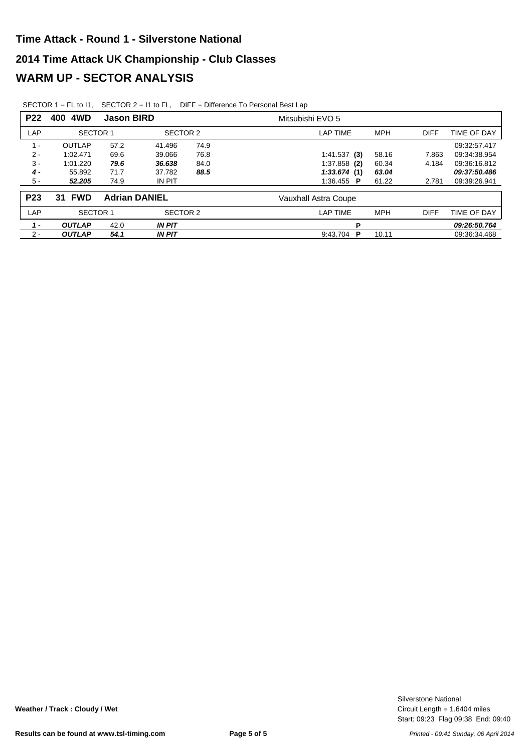# Time Attack - Round 1 - Silverstone National

## 2014 Time Attack UK Championship - Club Classes

## WARM UP - SECTOR ANALYSIS

SECTOR 1 = FL to I1, SECTOR 2 = I1 to FL, DIFF = Difference To Personal Best Lap

| P22 | 400 4WD | Jason BIRD | | | Mitsubishi EVO 5 | | | |
|---|---|---|---|---|---|---|---|---|
| LAP | SECTOR 1 | | SECTOR 2 | | LAP TIME | MPH | DIFF | TIME OF DAY |
| 1 - | OUTLAP | 57.2 | 41.496 | 74.9 | | | | 09:32:57.417 |
| 2 - | 1:02.471 | 69.6 | 39.066 | 76.8 | 1:41.537 **(3)** | 58.16 | 7.863 | 09:34:38.954 |
| 3 - | 1:01.220 | ***79.6*** | ***36.638*** | 84.0 | 1:37.858 **(2)** | 60.34 | 4.184 | 09:36:16.812 |
| ***4 -*** | 55.892 | 71.7 | 37.782 | ***88.5*** | ***1:33.674*** **(1)** | ***63.04*** | | ***09:37:50.486*** |
| 5 - | ***52.205*** | 74.9 | IN PIT | | 1:36.455 **P** | 61.22 | 2.781 | 09:39:26.941 |

| P23 | 31 FWD | Adrian DANIEL | | | Vauxhall Astra Coupe | | | |
|---|---|---|---|---|---|---|---|---|
| LAP | SECTOR 1 | | SECTOR 2 | | LAP TIME | MPH | DIFF | TIME OF DAY |
| ***1 -*** | ***OUTLAP*** | 42.0 | ***IN PIT*** | | **P** | | | ***09:26:50.764*** |
| 2 - | ***OUTLAP*** | ***54.1*** | ***IN PIT*** | | 9:43.704 **P** | 10.11 | | 09:36:34.468 |

**Weather / Track : Cloudy / Wet**

Silverstone National
Circuit Length = 1.6404 miles
Start: 09:23 Flag 09:38 End: 09:40

**Results can be found at www.tsl-timing.com**

*Printed - 09:41 Sunday, 06 April 2014*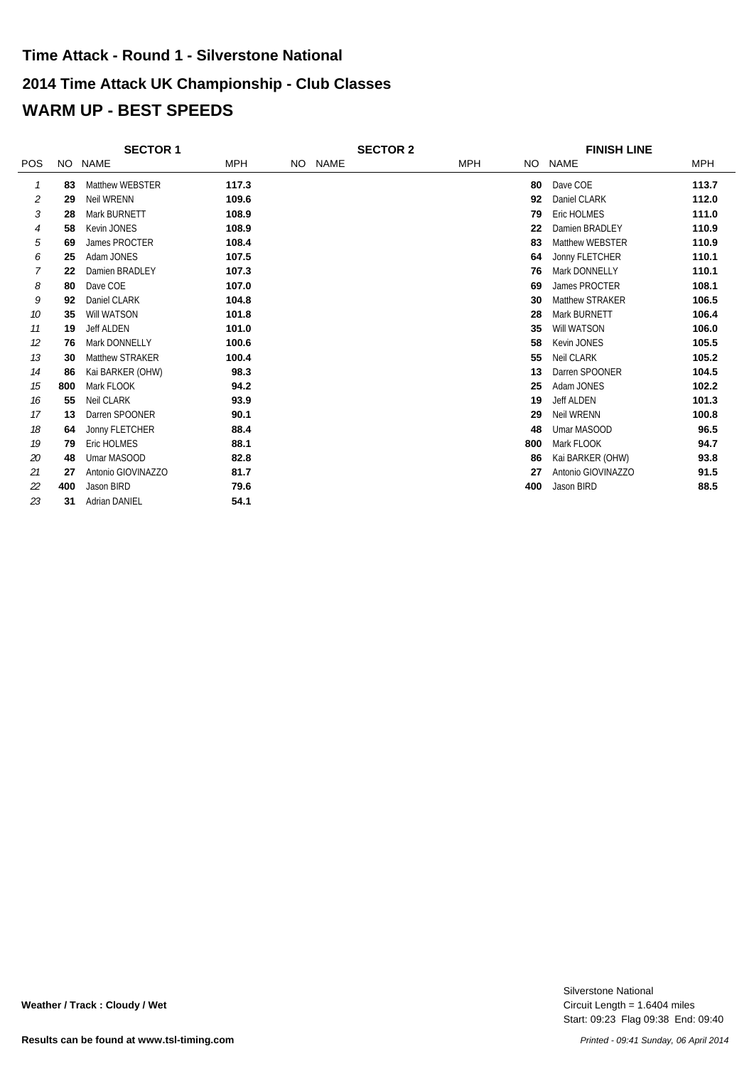# Time Attack - Round 1 - Silverstone National

## 2014 Time Attack UK Championship - Club Classes

## WARM UP - BEST SPEEDS

| | SECTOR 1 | | | SECTOR 2 | | | FINISH LINE | | |
|---|---|---|---|---|---|---|---|---|---|
| POS | NO | NAME | MPH | NO | NAME | MPH | NO | NAME | MPH |
| 1 | 83 | Matthew WEBSTER | 117.3 | | | | 80 | Dave COE | 113.7 |
| 2 | 29 | Neil WRENN | 109.6 | | | | 92 | Daniel CLARK | 112.0 |
| 3 | 28 | Mark BURNETT | 108.9 | | | | 79 | Eric HOLMES | 111.0 |
| 4 | 58 | Kevin JONES | 108.9 | | | | 22 | Damien BRADLEY | 110.9 |
| 5 | 69 | James PROCTER | 108.4 | | | | 83 | Matthew WEBSTER | 110.9 |
| 6 | 25 | Adam JONES | 107.5 | | | | 64 | Jonny FLETCHER | 110.1 |
| 7 | 22 | Damien BRADLEY | 107.3 | | | | 76 | Mark DONNELLY | 110.1 |
| 8 | 80 | Dave COE | 107.0 | | | | 69 | James PROCTER | 108.1 |
| 9 | 92 | Daniel CLARK | 104.8 | | | | 30 | Matthew STRAKER | 106.5 |
| 10 | 35 | Will WATSON | 101.8 | | | | 28 | Mark BURNETT | 106.4 |
| 11 | 19 | Jeff ALDEN | 101.0 | | | | 35 | Will WATSON | 106.0 |
| 12 | 76 | Mark DONNELLY | 100.6 | | | | 58 | Kevin JONES | 105.5 |
| 13 | 30 | Matthew STRAKER | 100.4 | | | | 55 | Neil CLARK | 105.2 |
| 14 | 86 | Kai BARKER (OHW) | 98.3 | | | | 13 | Darren SPOONER | 104.5 |
| 15 | 800 | Mark FLOOK | 94.2 | | | | 25 | Adam JONES | 102.2 |
| 16 | 55 | Neil CLARK | 93.9 | | | | 19 | Jeff ALDEN | 101.3 |
| 17 | 13 | Darren SPOONER | 90.1 | | | | 29 | Neil WRENN | 100.8 |
| 18 | 64 | Jonny FLETCHER | 88.4 | | | | 48 | Umar MASOOD | 96.5 |
| 19 | 79 | Eric HOLMES | 88.1 | | | | 800 | Mark FLOOK | 94.7 |
| 20 | 48 | Umar MASOOD | 82.8 | | | | 86 | Kai BARKER (OHW) | 93.8 |
| 21 | 27 | Antonio GIOVINAZZO | 81.7 | | | | 27 | Antonio GIOVINAZZO | 91.5 |
| 22 | 400 | Jason BIRD | 79.6 | | | | 400 | Jason BIRD | 88.5 |
| 23 | 31 | Adrian DANIEL | 54.1 | | | | | | |

**Weather / Track : Cloudy / Wet**

Silverstone National
Circuit Length = 1.6404 miles
Start: 09:23 Flag 09:38 End: 09:40

**Results can be found at www.tsl-timing.com**

*Printed - 09:41 Sunday, 06 April 2014*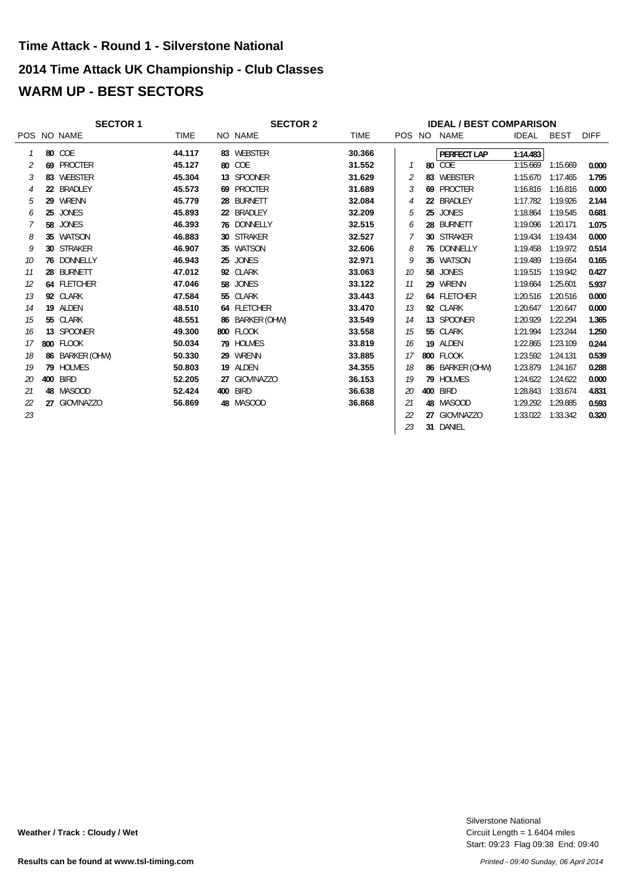# Time Attack - Round 1 - Silverstone National

## 2014 Time Attack UK Championship - Club Classes

## WARM UP - BEST SECTORS

| SECTOR 1 | | | | SECTOR 2 | | |
|---|---|---|---|---|---|---|
| POS | NO | NAME | TIME | NO | NAME | TIME |
| 1 | 80 | COE | 44.117 | 83 | WEBSTER | 30.366 |
| 2 | 69 | PROCTER | 45.127 | 80 | COE | 31.552 |
| 3 | 83 | WEBSTER | 45.304 | 13 | SPOONER | 31.629 |
| 4 | 22 | BRADLEY | 45.573 | 69 | PROCTER | 31.689 |
| 5 | 29 | WRENN | 45.779 | 28 | BURNETT | 32.084 |
| 6 | 25 | JONES | 45.893 | 22 | BRADLEY | 32.209 |
| 7 | 58 | JONES | 46.393 | 76 | DONNELLY | 32.515 |
| 8 | 35 | WATSON | 46.883 | 30 | STRAKER | 32.527 |
| 9 | 30 | STRAKER | 46.907 | 35 | WATSON | 32.606 |
| 10 | 76 | DONNELLY | 46.943 | 25 | JONES | 32.971 |
| 11 | 28 | BURNETT | 47.012 | 92 | CLARK | 33.063 |
| 12 | 64 | FLETCHER | 47.046 | 58 | JONES | 33.122 |
| 13 | 92 | CLARK | 47.584 | 55 | CLARK | 33.443 |
| 14 | 19 | ALDEN | 48.510 | 64 | FLETCHER | 33.470 |
| 15 | 55 | CLARK | 48.551 | 86 | BARKER (OHW) | 33.549 |
| 16 | 13 | SPOONER | 49.300 | 800 | FLOOK | 33.558 |
| 17 | 800 | FLOOK | 50.034 | 79 | HOLMES | 33.819 |
| 18 | 86 | BARKER (OHW) | 50.330 | 29 | WRENN | 33.885 |
| 19 | 79 | HOLMES | 50.803 | 19 | ALDEN | 34.355 |
| 20 | 400 | BIRD | 52.205 | 27 | GIOVINAZZO | 36.153 |
| 21 | 48 | MASOOD | 52.424 | 400 | BIRD | 36.638 |
| 22 | 27 | GIOVINAZZO | 56.869 | 48 | MASOOD | 36.868 |
| 23 | | | | | | |

| IDEAL / BEST COMPARISON | | | | | |
|---|---|---|---|---|---|
| POS | NO | NAME | IDEAL | BEST | DIFF |
| | | PERFECT LAP | 1:14.483 | | |
| 1 | 80 | COE | 1:15.669 | 1:15.669 | 0.000 |
| 2 | 83 | WEBSTER | 1:15.670 | 1:17.465 | 1.795 |
| 3 | 69 | PROCTER | 1:16.816 | 1:16.816 | 0.000 |
| 4 | 22 | BRADLEY | 1:17.782 | 1:19.926 | 2.144 |
| 5 | 25 | JONES | 1:18.864 | 1:19.545 | 0.681 |
| 6 | 28 | BURNETT | 1:19.096 | 1:20.171 | 1.075 |
| 7 | 30 | STRAKER | 1:19.434 | 1:19.434 | 0.000 |
| 8 | 76 | DONNELLY | 1:19.458 | 1:19.972 | 0.514 |
| 9 | 35 | WATSON | 1:19.489 | 1:19.654 | 0.165 |
| 10 | 58 | JONES | 1:19.515 | 1:19.942 | 0.427 |
| 11 | 29 | WRENN | 1:19.664 | 1:25.601 | 5.937 |
| 12 | 64 | FLETCHER | 1:20.516 | 1:20.516 | 0.000 |
| 13 | 92 | CLARK | 1:20.647 | 1:20.647 | 0.000 |
| 14 | 13 | SPOONER | 1:20.929 | 1:22.294 | 1.365 |
| 15 | 55 | CLARK | 1:21.994 | 1:23.244 | 1.250 |
| 16 | 19 | ALDEN | 1:22.865 | 1:23.109 | 0.244 |
| 17 | 800 | FLOOK | 1:23.592 | 1:24.131 | 0.539 |
| 18 | 86 | BARKER (OHW) | 1:23.879 | 1:24.167 | 0.288 |
| 19 | 79 | HOLMES | 1:24.622 | 1:24.622 | 0.000 |
| 20 | 400 | BIRD | 1:28.843 | 1:33.674 | 4.831 |
| 21 | 48 | MASOOD | 1:29.292 | 1:29.885 | 0.593 |
| 22 | 27 | GIOVINAZZO | 1:33.022 | 1:33.342 | 0.320 |
| 23 | 31 | DANIEL | | | |

**Weather / Track : Cloudy / Wet**

Silverstone National
Circuit Length = 1.6404 miles
Start: 09:23 Flag 09:38 End: 09:40

**Results can be found at www.tsl-timing.com**

*Printed - 09:40 Sunday, 06 April 2014*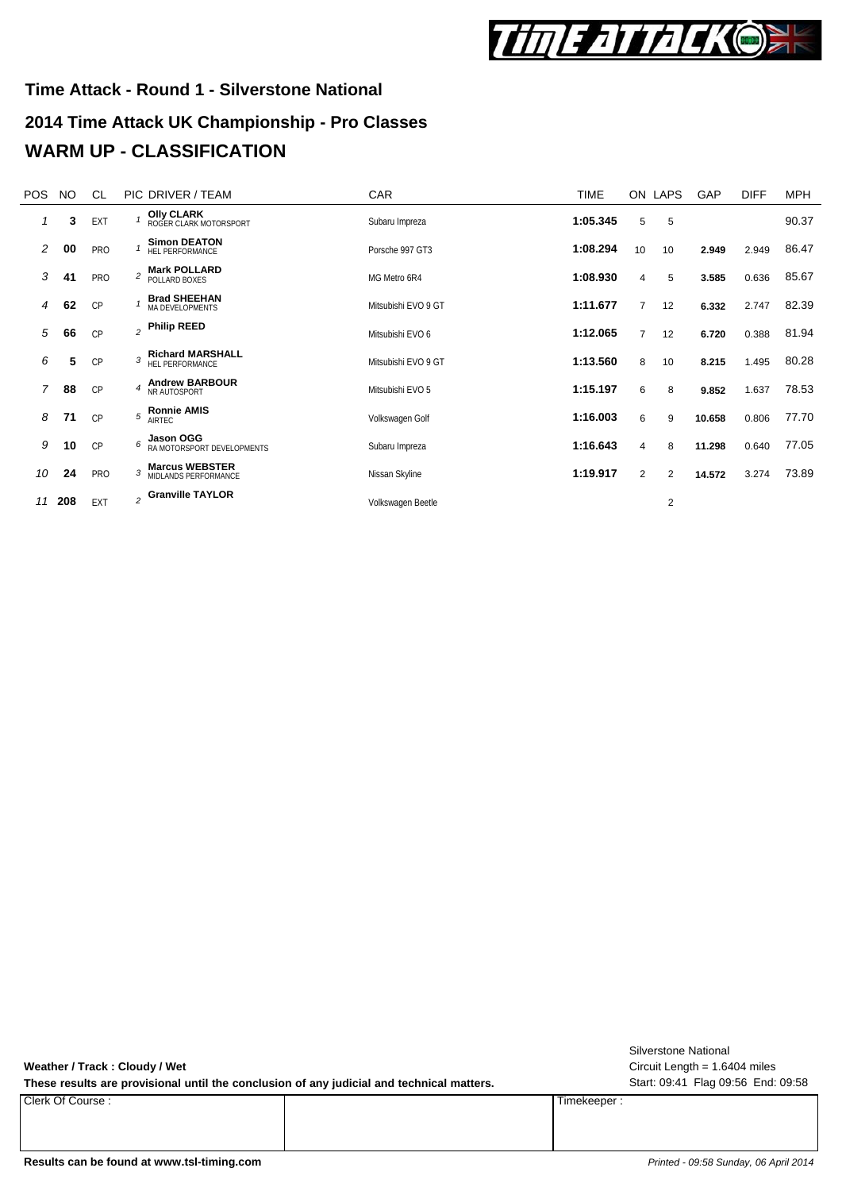## Time Attack - Round 1 - Silverstone National

## 2014 Time Attack UK Championship - Pro Classes

# WARM UP - CLASSIFICATION

| POS | NO | CL | PIC | DRIVER / TEAM | CAR | TIME | ON | LAPS | GAP | DIFF | MPH |
|---|---|---|---|---|---|---|---|---|---|---|---|
| 1 | 3 | EXT | 1 | **Olly CLARK** ROGER CLARK MOTORSPORT | Subaru Impreza | 1:05.345 | 5 | 5 | | | 90.37 |
| 2 | 00 | PRO | 1 | **Simon DEATON** HEL PERFORMANCE | Porsche 997 GT3 | 1:08.294 | 10 | 10 | 2.949 | 2.949 | 86.47 |
| 3 | 41 | PRO | 2 | **Mark POLLARD** POLLARD BOXES | MG Metro 6R4 | 1:08.930 | 4 | 5 | 3.585 | 0.636 | 85.67 |
| 4 | 62 | CP | 1 | **Brad SHEEHAN** MA DEVELOPMENTS | Mitsubishi EVO 9 GT | 1:11.677 | 7 | 12 | 6.332 | 2.747 | 82.39 |
| 5 | 66 | CP | 2 | **Philip REED** | Mitsubishi EVO 6 | 1:12.065 | 7 | 12 | 6.720 | 0.388 | 81.94 |
| 6 | 5 | CP | 3 | **Richard MARSHALL** HEL PERFORMANCE | Mitsubishi EVO 9 GT | 1:13.560 | 8 | 10 | 8.215 | 1.495 | 80.28 |
| 7 | 88 | CP | 4 | **Andrew BARBOUR** NR AUTOSPORT | Mitsubishi EVO 5 | 1:15.197 | 6 | 8 | 9.852 | 1.637 | 78.53 |
| 8 | 71 | CP | 5 | **Ronnie AMIS** AIRTEC | Volkswagen Golf | 1:16.003 | 6 | 9 | 10.658 | 0.806 | 77.70 |
| 9 | 10 | CP | 6 | **Jason OGG** RA MOTORSPORT DEVELOPMENTS | Subaru Impreza | 1:16.643 | 4 | 8 | 11.298 | 0.640 | 77.05 |
| 10 | 24 | PRO | 3 | **Marcus WEBSTER** MIDLANDS PERFORMANCE | Nissan Skyline | 1:19.917 | 2 | 2 | 14.572 | 3.274 | 73.89 |
| 11 | 208 | EXT | 2 | **Granville TAYLOR** | Volkswagen Beetle | | | 2 | | | |

**Weather / Track : Cloudy / Wet**

**These results are provisional until the conclusion of any judicial and technical matters.**

Silverstone National
Circuit Length = 1.6404 miles
Start: 09:41 Flag 09:56 End: 09:58

| Clerk Of Course : | | Timekeeper : |
|---|---|---|
| | | |

**Results can be found at www.tsl-timing.com**

*Printed - 09:58 Sunday, 06 April 2014*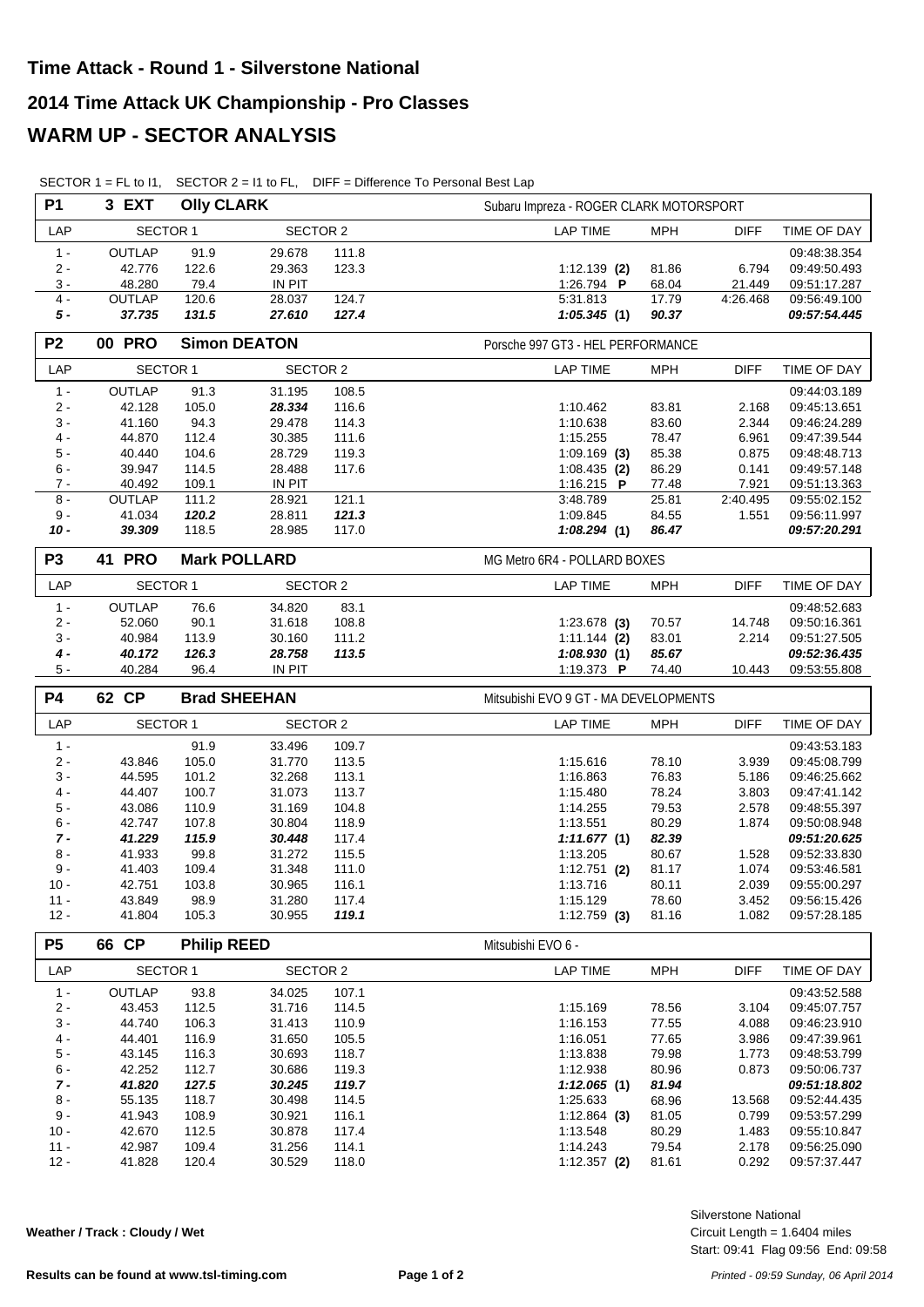# Time Attack - Round 1 - Silverstone National

## 2014 Time Attack UK Championship - Pro Classes

## WARM UP - SECTOR ANALYSIS

SECTOR 1 = FL to I1, SECTOR 2 = I1 to FL, DIFF = Difference To Personal Best Lap

**P1 — 3 EXT — Olly CLARK** — Subaru Impreza - ROGER CLARK MOTORSPORT

| LAP | SECTOR 1 | | SECTOR 2 | | LAP TIME | MPH | DIFF | TIME OF DAY |
|---|---|---|---|---|---|---|---|---|
| 1 - | OUTLAP | 91.9 | 29.678 | 111.8 | | | | 09:48:38.354 |
| 2 - | 42.776 | 122.6 | 29.363 | 123.3 | 1:12.139 **(2)** | 81.86 | 6.794 | 09:49:50.493 |
| 3 - | 48.280 | 79.4 | IN PIT | | 1:26.794 **P** | 68.04 | 21.449 | 09:51:17.287 |
| 4 - | OUTLAP | 120.6 | 28.037 | 124.7 | 5:31.813 | 17.79 | 4:26.468 | 09:56:49.100 |
| ***5 -*** | ***37.735*** | ***131.5*** | ***27.610*** | ***127.4*** | ***1:05.345* (1)** | ***90.37*** | | ***09:57:54.445*** |

**P2 — 00 PRO — Simon DEATON** — Porsche 997 GT3 - HEL PERFORMANCE

| LAP | SECTOR 1 | | SECTOR 2 | | LAP TIME | MPH | DIFF | TIME OF DAY |
|---|---|---|---|---|---|---|---|---|
| 1 - | OUTLAP | 91.3 | 31.195 | 108.5 | | | | 09:44:03.189 |
| 2 - | 42.128 | 105.0 | *28.334* | 116.6 | 1:10.462 | 83.81 | 2.168 | 09:45:13.651 |
| 3 - | 41.160 | 94.3 | 29.478 | 114.3 | 1:10.638 | 83.60 | 2.344 | 09:46:24.289 |
| 4 - | 44.870 | 112.4 | 30.385 | 111.6 | 1:15.255 | 78.47 | 6.961 | 09:47:39.544 |
| 5 - | 40.440 | 104.6 | 28.729 | 119.3 | 1:09.169 **(3)** | 85.38 | 0.875 | 09:48:48.713 |
| 6 - | 39.947 | 114.5 | 28.488 | 117.6 | 1:08.435 **(2)** | 86.29 | 0.141 | 09:49:57.148 |
| 7 - | 40.492 | 109.1 | IN PIT | | 1:16.215 **P** | 77.48 | 7.921 | 09:51:13.363 |
| 8 - | OUTLAP | 111.2 | 28.921 | 121.1 | 3:48.789 | 25.81 | 2:40.495 | 09:55:02.152 |
| 9 - | 41.034 | *120.2* | 28.811 | *121.3* | 1:09.845 | 84.55 | 1.551 | 09:56:11.997 |
| ***10 -*** | ***39.309*** | 118.5 | 28.985 | 117.0 | ***1:08.294* (1)** | ***86.47*** | | ***09:57:20.291*** |

**P3 — 41 PRO — Mark POLLARD** — MG Metro 6R4 - POLLARD BOXES

| LAP | SECTOR 1 | | SECTOR 2 | | LAP TIME | MPH | DIFF | TIME OF DAY |
|---|---|---|---|---|---|---|---|---|
| 1 - | OUTLAP | 76.6 | 34.820 | 83.1 | | | | 09:48:52.683 |
| 2 - | 52.060 | 90.1 | 31.618 | 108.8 | 1:23.678 **(3)** | 70.57 | 14.748 | 09:50:16.361 |
| 3 - | 40.984 | 113.9 | 30.160 | 111.2 | 1:11.144 **(2)** | 83.01 | 2.214 | 09:51:27.505 |
| ***4 -*** | ***40.172*** | ***126.3*** | ***28.758*** | ***113.5*** | ***1:08.930* (1)** | ***85.67*** | | ***09:52:36.435*** |
| 5 - | 40.284 | 96.4 | IN PIT | | 1:19.373 **P** | 74.40 | 10.443 | 09:53:55.808 |

**P4 — 62 CP — Brad SHEEHAN** — Mitsubishi EVO 9 GT - MA DEVELOPMENTS

| LAP | SECTOR 1 | | SECTOR 2 | | LAP TIME | MPH | DIFF | TIME OF DAY |
|---|---|---|---|---|---|---|---|---|
| 1 - | | 91.9 | 33.496 | 109.7 | | | | 09:43:53.183 |
| 2 - | 43.846 | 105.0 | 31.770 | 113.5 | 1:15.616 | 78.10 | 3.939 | 09:45:08.799 |
| 3 - | 44.595 | 101.2 | 32.268 | 113.1 | 1:16.863 | 76.83 | 5.186 | 09:46:25.662 |
| 4 - | 44.407 | 100.7 | 31.073 | 113.7 | 1:15.480 | 78.24 | 3.803 | 09:47:41.142 |
| 5 - | 43.086 | 110.9 | 31.169 | 104.8 | 1:14.255 | 79.53 | 2.578 | 09:48:55.397 |
| 6 - | 42.747 | 107.8 | 30.804 | 118.9 | 1:13.551 | 80.29 | 1.874 | 09:50:08.948 |
| ***7 -*** | ***41.229*** | ***115.9*** | ***30.448*** | 117.4 | ***1:11.677* (1)** | ***82.39*** | | ***09:51:20.625*** |
| 8 - | 41.933 | 99.8 | 31.272 | 115.5 | 1:13.205 | 80.67 | 1.528 | 09:52:33.830 |
| 9 - | 41.403 | 109.4 | 31.348 | 111.0 | 1:12.751 **(2)** | 81.17 | 1.074 | 09:53:46.581 |
| 10 - | 42.751 | 103.8 | 30.965 | 116.1 | 1:13.716 | 80.11 | 2.039 | 09:55:00.297 |
| 11 - | 43.849 | 98.9 | 31.280 | 117.4 | 1:15.129 | 78.60 | 3.452 | 09:56:15.426 |
| 12 - | 41.804 | 105.3 | 30.955 | ***119.1*** | 1:12.759 **(3)** | 81.16 | 1.082 | 09:57:28.185 |

**P5 — 66 CP — Philip REED** — Mitsubishi EVO 6 -

| LAP | SECTOR 1 | | SECTOR 2 | | LAP TIME | MPH | DIFF | TIME OF DAY |
|---|---|---|---|---|---|---|---|---|
| 1 - | OUTLAP | 93.8 | 34.025 | 107.1 | | | | 09:43:52.588 |
| 2 - | 43.453 | 112.5 | 31.716 | 114.5 | 1:15.169 | 78.56 | 3.104 | 09:45:07.757 |
| 3 - | 44.740 | 106.3 | 31.413 | 110.9 | 1:16.153 | 77.55 | 4.088 | 09:46:23.910 |
| 4 - | 44.401 | 116.9 | 31.650 | 105.5 | 1:16.051 | 77.65 | 3.986 | 09:47:39.961 |
| 5 - | 43.145 | 116.3 | 30.693 | 118.7 | 1:13.838 | 79.98 | 1.773 | 09:48:53.799 |
| 6 - | 42.252 | 112.7 | 30.686 | 119.3 | 1:12.938 | 80.96 | 0.873 | 09:50:06.737 |
| ***7 -*** | ***41.820*** | ***127.5*** | ***30.245*** | ***119.7*** | ***1:12.065* (1)** | ***81.94*** | | ***09:51:18.802*** |
| 8 - | 55.135 | 118.7 | 30.498 | 114.5 | 1:25.633 | 68.96 | 13.568 | 09:52:44.435 |
| 9 - | 41.943 | 108.9 | 30.921 | 116.1 | 1:12.864 **(3)** | 81.05 | 0.799 | 09:53:57.299 |
| 10 - | 42.670 | 112.5 | 30.878 | 117.4 | 1:13.548 | 80.29 | 1.483 | 09:55:10.847 |
| 11 - | 42.987 | 109.4 | 31.256 | 114.1 | 1:14.243 | 79.54 | 2.178 | 09:56:25.090 |
| 12 - | 41.828 | 120.4 | 30.529 | 118.0 | 1:12.357 **(2)** | 81.61 | 0.292 | 09:57:37.447 |

**Weather / Track : Cloudy / Wet**

Silverstone National
Circuit Length = 1.6404 miles
Start: 09:41 Flag 09:56 End: 09:58

**Results can be found at www.tsl-timing.com**

*Printed - 09:59 Sunday, 06 April 2014*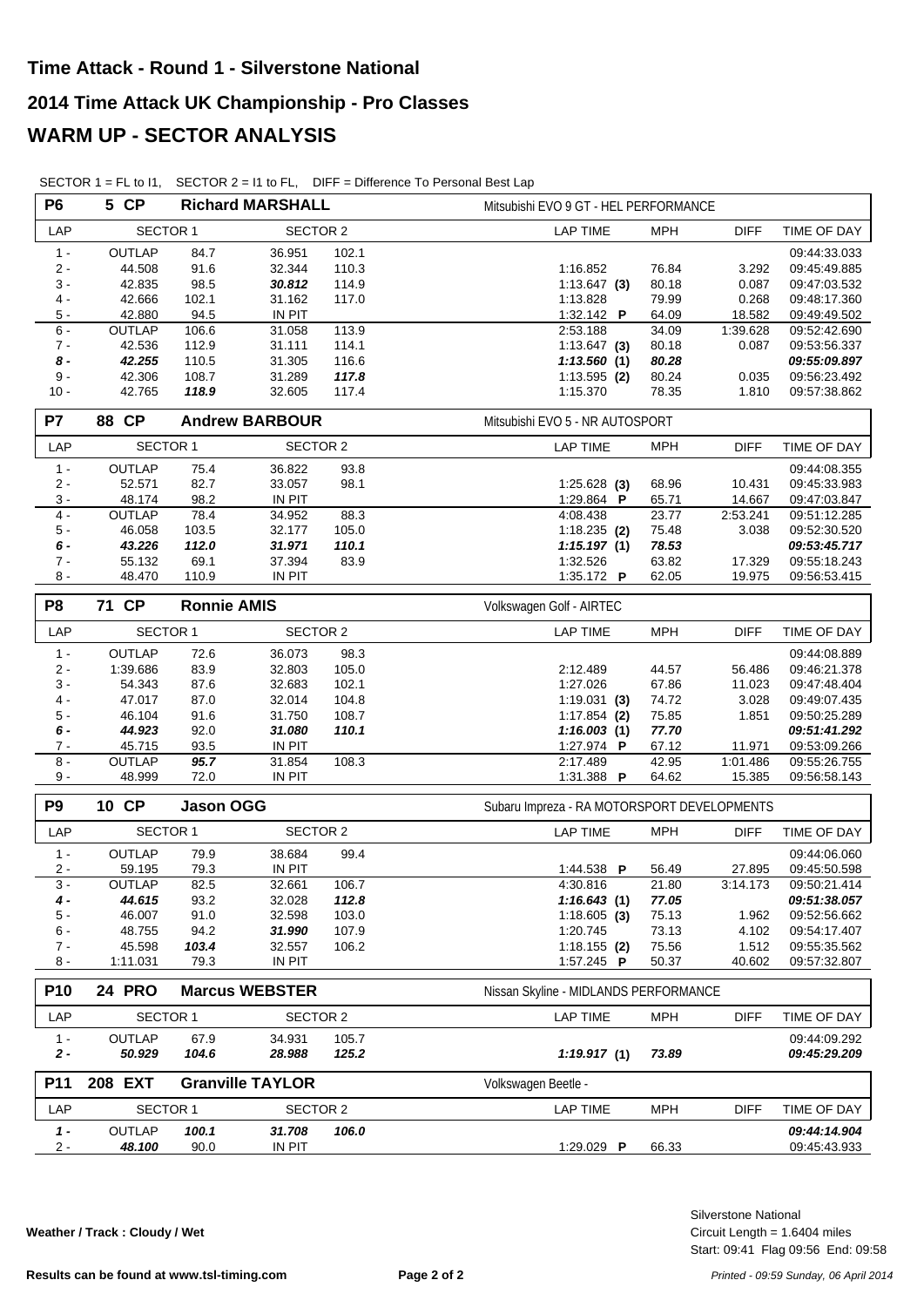# Time Attack - Round 1 - Silverstone National

## 2014 Time Attack UK Championship - Pro Classes

## WARM UP - SECTOR ANALYSIS

SECTOR 1 = FL to I1, SECTOR 2 = I1 to FL, DIFF = Difference To Personal Best Lap

### P6 — 5 CP — Richard MARSHALL — Mitsubishi EVO 9 GT - HEL PERFORMANCE

| LAP | SECTOR 1 | | SECTOR 2 | | LAP TIME | MPH | DIFF | TIME OF DAY |
|---|---|---|---|---|---|---|---|---|
| 1 - | OUTLAP | 84.7 | 36.951 | 102.1 | | | | 09:44:33.033 |
| 2 - | 44.508 | 91.6 | 32.344 | 110.3 | 1:16.852 | 76.84 | 3.292 | 09:45:49.885 |
| 3 - | 42.835 | 98.5 | ***30.812*** | 114.9 | 1:13.647 **(3)** | 80.18 | 0.087 | 09:47:03.532 |
| 4 - | 42.666 | 102.1 | 31.162 | 117.0 | 1:13.828 | 79.99 | 0.268 | 09:48:17.360 |
| 5 - | 42.880 | 94.5 | IN PIT | | 1:32.142 **P** | 64.09 | 18.582 | 09:49:49.502 |
| 6 - | OUTLAP | 106.6 | 31.058 | 113.9 | 2:53.188 | 34.09 | 1:39.628 | 09:52:42.690 |
| 7 - | 42.536 | 112.9 | 31.111 | 114.1 | 1:13.647 **(3)** | 80.18 | 0.087 | 09:53:56.337 |
| ***8 -*** | ***42.255*** | 110.5 | 31.305 | 116.6 | ***1:13.560* (1)** | ***80.28*** | | ***09:55:09.897*** |
| 9 - | 42.306 | 108.7 | 31.289 | ***117.8*** | 1:13.595 **(2)** | 80.24 | 0.035 | 09:56:23.492 |
| 10 - | 42.765 | ***118.9*** | 32.605 | 117.4 | 1:15.370 | 78.35 | 1.810 | 09:57:38.862 |

### P7 — 88 CP — Andrew BARBOUR — Mitsubishi EVO 5 - NR AUTOSPORT

| LAP | SECTOR 1 | | SECTOR 2 | | LAP TIME | MPH | DIFF | TIME OF DAY |
|---|---|---|---|---|---|---|---|---|
| 1 - | OUTLAP | 75.4 | 36.822 | 93.8 | | | | 09:44:08.355 |
| 2 - | 52.571 | 82.7 | 33.057 | 98.1 | 1:25.628 **(3)** | 68.96 | 10.431 | 09:45:33.983 |
| 3 - | 48.174 | 98.2 | IN PIT | | 1:29.864 **P** | 65.71 | 14.667 | 09:47:03.847 |
| 4 - | OUTLAP | 78.4 | 34.952 | 88.3 | 4:08.438 | 23.77 | 2:53.241 | 09:51:12.285 |
| 5 - | 46.058 | 103.5 | 32.177 | 105.0 | 1:18.235 **(2)** | 75.48 | 3.038 | 09:52:30.520 |
| ***6 -*** | ***43.226*** | ***112.0*** | ***31.971*** | ***110.1*** | ***1:15.197* (1)** | ***78.53*** | | ***09:53:45.717*** |
| 7 - | 55.132 | 69.1 | 37.394 | 83.9 | 1:32.526 | 63.82 | 17.329 | 09:55:18.243 |
| 8 - | 48.470 | 110.9 | IN PIT | | 1:35.172 **P** | 62.05 | 19.975 | 09:56:53.415 |

### P8 — 71 CP — Ronnie AMIS — Volkswagen Golf - AIRTEC

| LAP | SECTOR 1 | | SECTOR 2 | | LAP TIME | MPH | DIFF | TIME OF DAY |
|---|---|---|---|---|---|---|---|---|
| 1 - | OUTLAP | 72.6 | 36.073 | 98.3 | | | | 09:44:08.889 |
| 2 - | 1:39.686 | 83.9 | 32.803 | 105.0 | 2:12.489 | 44.57 | 56.486 | 09:46:21.378 |
| 3 - | 54.343 | 87.6 | 32.683 | 102.1 | 1:27.026 | 67.86 | 11.023 | 09:47:48.404 |
| 4 - | 47.017 | 87.0 | 32.014 | 104.8 | 1:19.031 **(3)** | 74.72 | 3.028 | 09:49:07.435 |
| 5 - | 46.104 | 91.6 | 31.750 | 108.7 | 1:17.854 **(2)** | 75.85 | 1.851 | 09:50:25.289 |
| ***6 -*** | ***44.923*** | 92.0 | ***31.080*** | ***110.1*** | ***1:16.003* (1)** | ***77.70*** | | ***09:51:41.292*** |
| 7 - | 45.715 | 93.5 | IN PIT | | 1:27.974 **P** | 67.12 | 11.971 | 09:53:09.266 |
| 8 - | OUTLAP | ***95.7*** | 31.854 | 108.3 | 2:17.489 | 42.95 | 1:01.486 | 09:55:26.755 |
| 9 - | 48.999 | 72.0 | IN PIT | | 1:31.388 **P** | 64.62 | 15.385 | 09:56:58.143 |

### P9 — 10 CP — Jason OGG — Subaru Impreza - RA MOTORSPORT DEVELOPMENTS

| LAP | SECTOR 1 | | SECTOR 2 | | LAP TIME | MPH | DIFF | TIME OF DAY |
|---|---|---|---|---|---|---|---|---|
| 1 - | OUTLAP | 79.9 | 38.684 | 99.4 | | | | 09:44:06.060 |
| 2 - | 59.195 | 79.3 | IN PIT | | 1:44.538 **P** | 56.49 | 27.895 | 09:45:50.598 |
| 3 - | OUTLAP | 82.5 | 32.661 | 106.7 | 4:30.816 | 21.80 | 3:14.173 | 09:50:21.414 |
| ***4 -*** | ***44.615*** | 93.2 | 32.028 | ***112.8*** | ***1:16.643* (1)** | ***77.05*** | | ***09:51:38.057*** |
| 5 - | 46.007 | 91.0 | 32.598 | 103.0 | 1:18.605 **(3)** | 75.13 | 1.962 | 09:52:56.662 |
| 6 - | 48.755 | 94.2 | ***31.990*** | 107.9 | 1:20.745 | 73.13 | 4.102 | 09:54:17.407 |
| 7 - | 45.598 | ***103.4*** | 32.557 | 106.2 | 1:18.155 **(2)** | 75.56 | 1.512 | 09:55:35.562 |
| 8 - | 1:11.031 | 79.3 | IN PIT | | 1:57.245 **P** | 50.37 | 40.602 | 09:57:32.807 |

### P10 — 24 PRO — Marcus WEBSTER — Nissan Skyline - MIDLANDS PERFORMANCE

| LAP | SECTOR 1 | | SECTOR 2 | | LAP TIME | MPH | DIFF | TIME OF DAY |
|---|---|---|---|---|---|---|---|---|
| 1 - | OUTLAP | 67.9 | 34.931 | 105.7 | | | | 09:44:09.292 |
| ***2 -*** | ***50.929*** | ***104.6*** | ***28.988*** | ***125.2*** | ***1:19.917* (1)** | ***73.89*** | | ***09:45:29.209*** |

### P11 — 208 EXT — Granville TAYLOR — Volkswagen Beetle -

| LAP | SECTOR 1 | | SECTOR 2 | | LAP TIME | MPH | DIFF | TIME OF DAY |
|---|---|---|---|---|---|---|---|---|
| ***1 -*** | OUTLAP | ***100.1*** | ***31.708*** | ***106.0*** | | | | ***09:44:14.904*** |
| 2 - | ***48.100*** | 90.0 | IN PIT | | 1:29.029 **P** | 66.33 | | 09:45:43.933 |

**Weather / Track : Cloudy / Wet**

Silverstone National
Circuit Length = 1.6404 miles
Start: 09:41 Flag 09:56 End: 09:58

**Results can be found at www.tsl-timing.com**

*Printed - 09:59 Sunday, 06 April 2014*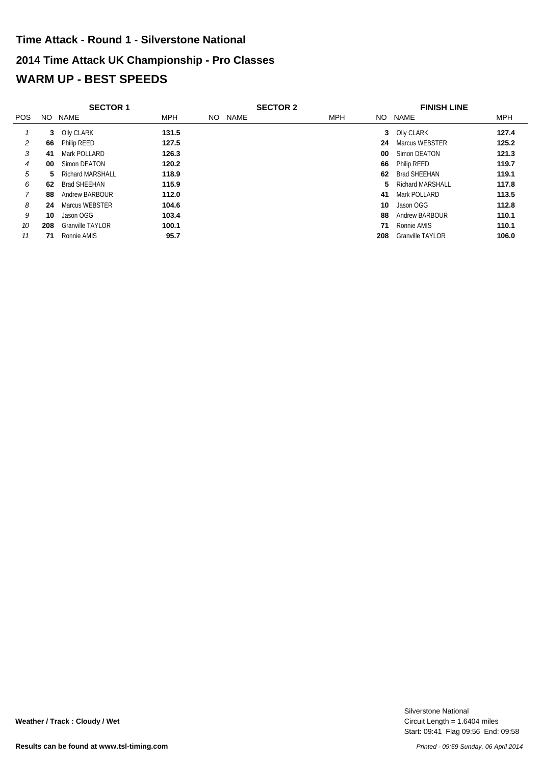## Time Attack - Round 1 - Silverstone National

## 2014 Time Attack UK Championship - Pro Classes

# WARM UP - BEST SPEEDS

| | SECTOR 1 | | | SECTOR 2 | | | FINISH LINE | | |
|---|---|---|---|---|---|---|---|---|---|
| POS | NO | NAME | MPH | NO | NAME | MPH | NO | NAME | MPH |
| *1* | **3** | Olly CLARK | **131.5** | | | | **3** | Olly CLARK | **127.4** |
| *2* | **66** | Philip REED | **127.5** | | | | **24** | Marcus WEBSTER | **125.2** |
| *3* | **41** | Mark POLLARD | **126.3** | | | | **00** | Simon DEATON | **121.3** |
| *4* | **00** | Simon DEATON | **120.2** | | | | **66** | Philip REED | **119.7** |
| *5* | **5** | Richard MARSHALL | **118.9** | | | | **62** | Brad SHEEHAN | **119.1** |
| *6* | **62** | Brad SHEEHAN | **115.9** | | | | **5** | Richard MARSHALL | **117.8** |
| *7* | **88** | Andrew BARBOUR | **112.0** | | | | **41** | Mark POLLARD | **113.5** |
| *8* | **24** | Marcus WEBSTER | **104.6** | | | | **10** | Jason OGG | **112.8** |
| *9* | **10** | Jason OGG | **103.4** | | | | **88** | Andrew BARBOUR | **110.1** |
| *10* | **208** | Granville TAYLOR | **100.1** | | | | **71** | Ronnie AMIS | **110.1** |
| *11* | **71** | Ronnie AMIS | **95.7** | | | | **208** | Granville TAYLOR | **106.0** |

**Weather / Track : Cloudy / Wet**

Silverstone National
Circuit Length = 1.6404 miles
Start: 09:41 Flag 09:56 End: 09:58

**Results can be found at www.tsl-timing.com**

*Printed - 09:59 Sunday, 06 April 2014*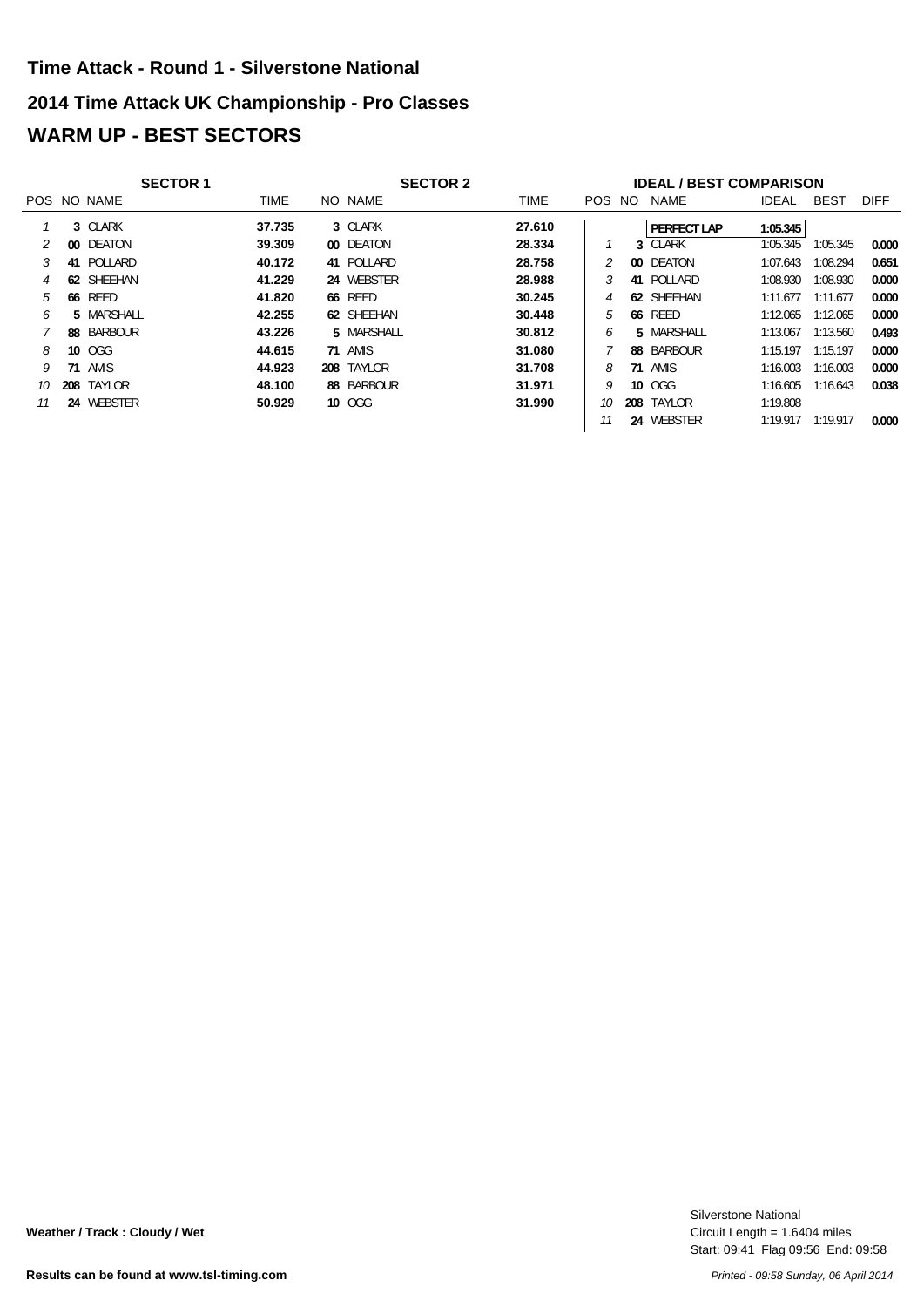# Time Attack - Round 1 - Silverstone National

## 2014 Time Attack UK Championship - Pro Classes

## WARM UP - BEST SECTORS

| SECTOR 1 | | | | SECTOR 2 | | |
|---|---|---|---|---|---|---|
| POS | NO | NAME | TIME | NO | NAME | TIME |
| 1 | 3 | CLARK | 37.735 | 3 | CLARK | 27.610 |
| 2 | 00 | DEATON | 39.309 | 00 | DEATON | 28.334 |
| 3 | 41 | POLLARD | 40.172 | 41 | POLLARD | 28.758 |
| 4 | 62 | SHEEHAN | 41.229 | 24 | WEBSTER | 28.988 |
| 5 | 66 | REED | 41.820 | 66 | REED | 30.245 |
| 6 | 5 | MARSHALL | 42.255 | 62 | SHEEHAN | 30.448 |
| 7 | 88 | BARBOUR | 43.226 | 5 | MARSHALL | 30.812 |
| 8 | 10 | OGG | 44.615 | 71 | AMIS | 31.080 |
| 9 | 71 | AMIS | 44.923 | 208 | TAYLOR | 31.708 |
| 10 | 208 | TAYLOR | 48.100 | 88 | BARBOUR | 31.971 |
| 11 | 24 | WEBSTER | 50.929 | 10 | OGG | 31.990 |

| IDEAL / BEST COMPARISON | | | | | |
|---|---|---|---|---|---|
| POS | NO | NAME | IDEAL | BEST | DIFF |
| | | PERFECT LAP | 1:05.345 | | |
| 1 | 3 | CLARK | 1:05.345 | 1:05.345 | 0.000 |
| 2 | 00 | DEATON | 1:07.643 | 1:08.294 | 0.651 |
| 3 | 41 | POLLARD | 1:08.930 | 1:08.930 | 0.000 |
| 4 | 62 | SHEEHAN | 1:11.677 | 1:11.677 | 0.000 |
| 5 | 66 | REED | 1:12.065 | 1:12.065 | 0.000 |
| 6 | 5 | MARSHALL | 1:13.067 | 1:13.560 | 0.493 |
| 7 | 88 | BARBOUR | 1:15.197 | 1:15.197 | 0.000 |
| 8 | 71 | AMIS | 1:16.003 | 1:16.003 | 0.000 |
| 9 | 10 | OGG | 1:16.605 | 1:16.643 | 0.038 |
| 10 | 208 | TAYLOR | 1:19.808 | | |
| 11 | 24 | WEBSTER | 1:19.917 | 1:19.917 | 0.000 |

**Weather / Track : Cloudy / Wet**

Silverstone National
Circuit Length = 1.6404 miles
Start: 09:41 Flag 09:56 End: 09:58

**Results can be found at www.tsl-timing.com**

*Printed - 09:58 Sunday, 06 April 2014*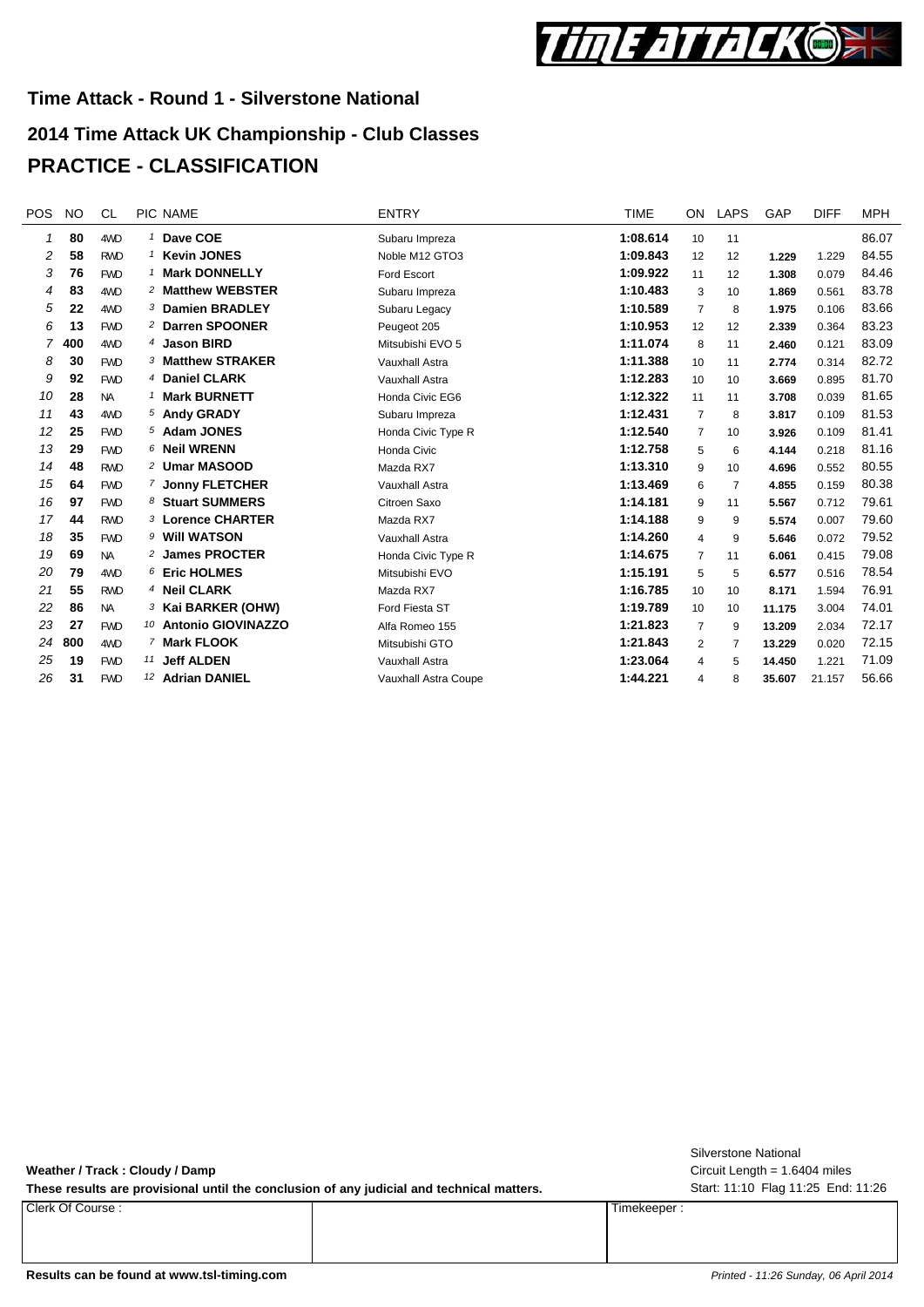## Time Attack - Round 1 - Silverstone National

## 2014 Time Attack UK Championship - Club Classes

# PRACTICE - CLASSIFICATION

| POS | NO | CL | PIC | NAME | ENTRY | TIME | ON | LAPS | GAP | DIFF | MPH |
|---|---|---|---|---|---|---|---|---|---|---|---|
| 1 | 80 | 4WD | 1 | **Dave COE** | Subaru Impreza | **1:08.614** | 10 | 11 | | | 86.07 |
| 2 | 58 | RWD | 1 | **Kevin JONES** | Noble M12 GTO3 | **1:09.843** | 12 | 12 | **1.229** | 1.229 | 84.55 |
| 3 | 76 | FWD | 1 | **Mark DONNELLY** | Ford Escort | **1:09.922** | 11 | 12 | **1.308** | 0.079 | 84.46 |
| 4 | 83 | 4WD | 2 | **Matthew WEBSTER** | Subaru Impreza | **1:10.483** | 3 | 10 | **1.869** | 0.561 | 83.78 |
| 5 | 22 | 4WD | 3 | **Damien BRADLEY** | Subaru Legacy | **1:10.589** | 7 | 8 | **1.975** | 0.106 | 83.66 |
| 6 | 13 | FWD | 2 | **Darren SPOONER** | Peugeot 205 | **1:10.953** | 12 | 12 | **2.339** | 0.364 | 83.23 |
| 7 | 400 | 4WD | 4 | **Jason BIRD** | Mitsubishi EVO 5 | **1:11.074** | 8 | 11 | **2.460** | 0.121 | 83.09 |
| 8 | 30 | FWD | 3 | **Matthew STRAKER** | Vauxhall Astra | **1:11.388** | 10 | 11 | **2.774** | 0.314 | 82.72 |
| 9 | 92 | FWD | 4 | **Daniel CLARK** | Vauxhall Astra | **1:12.283** | 10 | 10 | **3.669** | 0.895 | 81.70 |
| 10 | 28 | NA | 1 | **Mark BURNETT** | Honda Civic EG6 | **1:12.322** | 11 | 11 | **3.708** | 0.039 | 81.65 |
| 11 | 43 | 4WD | 5 | **Andy GRADY** | Subaru Impreza | **1:12.431** | 7 | 8 | **3.817** | 0.109 | 81.53 |
| 12 | 25 | FWD | 5 | **Adam JONES** | Honda Civic Type R | **1:12.540** | 7 | 10 | **3.926** | 0.109 | 81.41 |
| 13 | 29 | FWD | 6 | **Neil WRENN** | Honda Civic | **1:12.758** | 5 | 6 | **4.144** | 0.218 | 81.16 |
| 14 | 48 | RWD | 2 | **Umar MASOOD** | Mazda RX7 | **1:13.310** | 9 | 10 | **4.696** | 0.552 | 80.55 |
| 15 | 64 | FWD | 7 | **Jonny FLETCHER** | Vauxhall Astra | **1:13.469** | 6 | 7 | **4.855** | 0.159 | 80.38 |
| 16 | 97 | FWD | 8 | **Stuart SUMMERS** | Citroen Saxo | **1:14.181** | 9 | 11 | **5.567** | 0.712 | 79.61 |
| 17 | 44 | RWD | 3 | **Lorence CHARTER** | Mazda RX7 | **1:14.188** | 9 | 9 | **5.574** | 0.007 | 79.60 |
| 18 | 35 | FWD | 9 | **Will WATSON** | Vauxhall Astra | **1:14.260** | 4 | 9 | **5.646** | 0.072 | 79.52 |
| 19 | 69 | NA | 2 | **James PROCTER** | Honda Civic Type R | **1:14.675** | 7 | 11 | **6.061** | 0.415 | 79.08 |
| 20 | 79 | 4WD | 6 | **Eric HOLMES** | Mitsubishi EVO | **1:15.191** | 5 | 5 | **6.577** | 0.516 | 78.54 |
| 21 | 55 | RWD | 4 | **Neil CLARK** | Mazda RX7 | **1:16.785** | 10 | 10 | **8.171** | 1.594 | 76.91 |
| 22 | 86 | NA | 3 | **Kai BARKER (OHW)** | Ford Fiesta ST | **1:19.789** | 10 | 10 | **11.175** | 3.004 | 74.01 |
| 23 | 27 | FWD | 10 | **Antonio GIOVINAZZO** | Alfa Romeo 155 | **1:21.823** | 7 | 9 | **13.209** | 2.034 | 72.17 |
| 24 | 800 | 4WD | 7 | **Mark FLOOK** | Mitsubishi GTO | **1:21.843** | 2 | 7 | **13.229** | 0.020 | 72.15 |
| 25 | 19 | FWD | 11 | **Jeff ALDEN** | Vauxhall Astra | **1:23.064** | 4 | 5 | **14.450** | 1.221 | 71.09 |
| 26 | 31 | FWD | 12 | **Adrian DANIEL** | Vauxhall Astra Coupe | **1:44.221** | 4 | 8 | **35.607** | 21.157 | 56.66 |

**Weather / Track : Cloudy / Damp**

**These results are provisional until the conclusion of any judicial and technical matters.**

Silverstone National
Circuit Length = 1.6404 miles
Start: 11:10 Flag 11:25 End: 11:26

| Clerk Of Course : | | Timekeeper : |
|---|---|---|

**Results can be found at www.tsl-timing.com**

*Printed - 11:26 Sunday, 06 April 2014*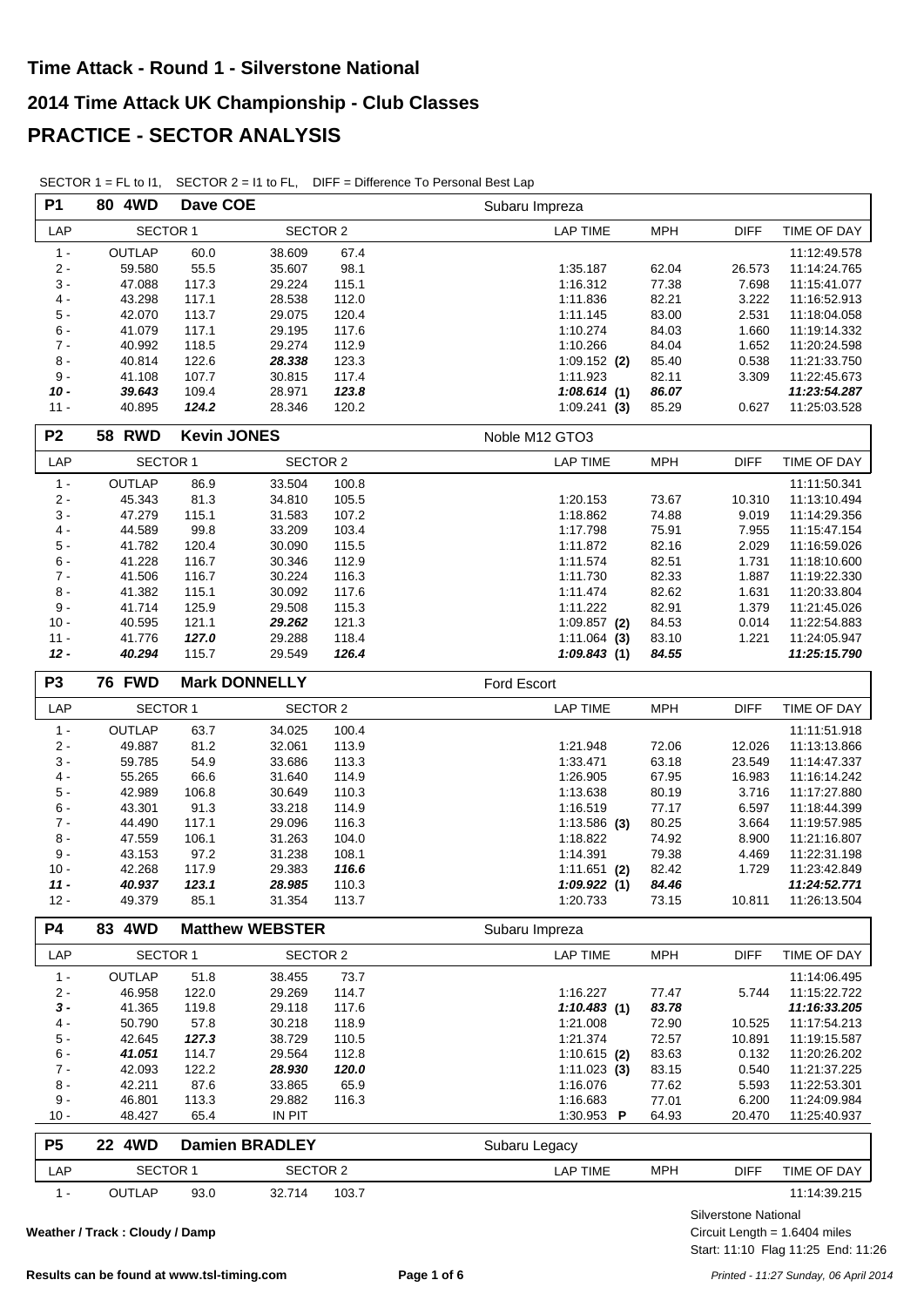# Time Attack - Round 1 - Silverstone National

# 2014 Time Attack UK Championship - Club Classes

# PRACTICE - SECTOR ANALYSIS

SECTOR 1 = FL to I1, SECTOR 2 = I1 to FL, DIFF = Difference To Personal Best Lap

**P1 | 80 4WD | Dave COE | Subaru Impreza**

| LAP | SECTOR 1 | | SECTOR 2 | | LAP TIME | MPH | DIFF | TIME OF DAY |
|---|---|---|---|---|---|---|---|---|
| 1 - | OUTLAP | 60.0 | 38.609 | 67.4 | | | | 11:12:49.578 |
| 2 - | 59.580 | 55.5 | 35.607 | 98.1 | 1:35.187 | 62.04 | 26.573 | 11:14:24.765 |
| 3 - | 47.088 | 117.3 | 29.224 | 115.1 | 1:16.312 | 77.38 | 7.698 | 11:15:41.077 |
| 4 - | 43.298 | 117.1 | 28.538 | 112.0 | 1:11.836 | 82.21 | 3.222 | 11:16:52.913 |
| 5 - | 42.070 | 113.7 | 29.075 | 120.4 | 1:11.145 | 83.00 | 2.531 | 11:18:04.058 |
| 6 - | 41.079 | 117.1 | 29.195 | 117.6 | 1:10.274 | 84.03 | 1.660 | 11:19:14.332 |
| 7 - | 40.992 | 118.5 | 29.274 | 112.9 | 1:10.266 | 84.04 | 1.652 | 11:20:24.598 |
| 8 - | 40.814 | 122.6 | ***28.338*** | 123.3 | 1:09.152 **(2)** | 85.40 | 0.538 | 11:21:33.750 |
| 9 - | 41.108 | 107.7 | 30.815 | 117.4 | 1:11.923 | 82.11 | 3.309 | 11:22:45.673 |
| ***10 -*** | ***39.643*** | 109.4 | 28.971 | ***123.8*** | ***1:08.614*** **(1)** | ***86.07*** | | ***11:23:54.287*** |
| 11 - | 40.895 | ***124.2*** | 28.346 | 120.2 | 1:09.241 **(3)** | 85.29 | 0.627 | 11:25:03.528 |

**P2 | 58 RWD | Kevin JONES | Noble M12 GTO3**

| LAP | SECTOR 1 | | SECTOR 2 | | LAP TIME | MPH | DIFF | TIME OF DAY |
|---|---|---|---|---|---|---|---|---|
| 1 - | OUTLAP | 86.9 | 33.504 | 100.8 | | | | 11:11:50.341 |
| 2 - | 45.343 | 81.3 | 34.810 | 105.5 | 1:20.153 | 73.67 | 10.310 | 11:13:10.494 |
| 3 - | 47.279 | 115.1 | 31.583 | 107.2 | 1:18.862 | 74.88 | 9.019 | 11:14:29.356 |
| 4 - | 44.589 | 99.8 | 33.209 | 103.4 | 1:17.798 | 75.91 | 7.955 | 11:15:47.154 |
| 5 - | 41.782 | 120.4 | 30.090 | 115.5 | 1:11.872 | 82.16 | 2.029 | 11:16:59.026 |
| 6 - | 41.228 | 116.7 | 30.346 | 112.9 | 1:11.574 | 82.51 | 1.731 | 11:18:10.600 |
| 7 - | 41.506 | 116.7 | 30.224 | 116.3 | 1:11.730 | 82.33 | 1.887 | 11:19:22.330 |
| 8 - | 41.382 | 115.1 | 30.092 | 117.6 | 1:11.474 | 82.62 | 1.631 | 11:20:33.804 |
| 9 - | 41.714 | 125.9 | 29.508 | 115.3 | 1:11.222 | 82.91 | 1.379 | 11:21:45.026 |
| 10 - | 40.595 | 121.1 | ***29.262*** | 121.3 | 1:09.857 **(2)** | 84.53 | 0.014 | 11:22:54.883 |
| 11 - | 41.776 | ***127.0*** | 29.288 | 118.4 | 1:11.064 **(3)** | 83.10 | 1.221 | 11:24:05.947 |
| ***12 -*** | ***40.294*** | 115.7 | 29.549 | ***126.4*** | ***1:09.843*** **(1)** | ***84.55*** | | ***11:25:15.790*** |

**P3 | 76 FWD | Mark DONNELLY | Ford Escort**

| LAP | SECTOR 1 | | SECTOR 2 | | LAP TIME | MPH | DIFF | TIME OF DAY |
|---|---|---|---|---|---|---|---|---|
| 1 - | OUTLAP | 63.7 | 34.025 | 100.4 | | | | 11:11:51.918 |
| 2 - | 49.887 | 81.2 | 32.061 | 113.9 | 1:21.948 | 72.06 | 12.026 | 11:13:13.866 |
| 3 - | 59.785 | 54.9 | 33.686 | 113.3 | 1:33.471 | 63.18 | 23.549 | 11:14:47.337 |
| 4 - | 55.265 | 66.6 | 31.640 | 114.9 | 1:26.905 | 67.95 | 16.983 | 11:16:14.242 |
| 5 - | 42.989 | 106.8 | 30.649 | 110.3 | 1:13.638 | 80.19 | 3.716 | 11:17:27.880 |
| 6 - | 43.301 | 91.3 | 33.218 | 114.9 | 1:16.519 | 77.17 | 6.597 | 11:18:44.399 |
| 7 - | 44.490 | 117.1 | 29.096 | 116.3 | 1:13.586 **(3)** | 80.25 | 3.664 | 11:19:57.985 |
| 8 - | 47.559 | 106.1 | 31.263 | 104.0 | 1:18.822 | 74.92 | 8.900 | 11:21:16.807 |
| 9 - | 43.153 | 97.2 | 31.238 | 108.1 | 1:14.391 | 79.38 | 4.469 | 11:22:31.198 |
| 10 - | 42.268 | 117.9 | 29.383 | ***116.6*** | 1:11.651 **(2)** | 82.42 | 1.729 | 11:23:42.849 |
| ***11 -*** | ***40.937*** | ***123.1*** | ***28.985*** | 110.3 | ***1:09.922*** **(1)** | ***84.46*** | | ***11:24:52.771*** |
| 12 - | 49.379 | 85.1 | 31.354 | 113.7 | 1:20.733 | 73.15 | 10.811 | 11:26:13.504 |

**P4 | 83 4WD | Matthew WEBSTER | Subaru Impreza**

| LAP | SECTOR 1 | | SECTOR 2 | | LAP TIME | MPH | DIFF | TIME OF DAY |
|---|---|---|---|---|---|---|---|---|
| 1 - | OUTLAP | 51.8 | 38.455 | 73.7 | | | | 11:14:06.495 |
| 2 - | 46.958 | 122.0 | 29.269 | 114.7 | 1:16.227 | 77.47 | 5.744 | 11:15:22.722 |
| ***3 -*** | 41.365 | 119.8 | 29.118 | 117.6 | ***1:10.483*** **(1)** | ***83.78*** | | ***11:16:33.205*** |
| 4 - | 50.790 | 57.8 | 30.218 | 118.9 | 1:21.008 | 72.90 | 10.525 | 11:17:54.213 |
| 5 - | 42.645 | ***127.3*** | 38.729 | 110.5 | 1:21.374 | 72.57 | 10.891 | 11:19:15.587 |
| 6 - | ***41.051*** | 114.7 | 29.564 | 112.8 | 1:10.615 **(2)** | 83.63 | 0.132 | 11:20:26.202 |
| 7 - | 42.093 | 122.2 | ***28.930*** | ***120.0*** | 1:11.023 **(3)** | 83.15 | 0.540 | 11:21:37.225 |
| 8 - | 42.211 | 87.6 | 33.865 | 65.9 | 1:16.076 | 77.62 | 5.593 | 11:22:53.301 |
| 9 - | 46.801 | 113.3 | 29.882 | 116.3 | 1:16.683 | 77.01 | 6.200 | 11:24:09.984 |
| 10 - | 48.427 | 65.4 | IN PIT | | 1:30.953 **P** | 64.93 | 20.470 | 11:25:40.937 |

**P5 | 22 4WD | Damien BRADLEY | Subaru Legacy**

| LAP | SECTOR 1 | | SECTOR 2 | | LAP TIME | MPH | DIFF | TIME OF DAY |
|---|---|---|---|---|---|---|---|---|
| 1 - | OUTLAP | 93.0 | 32.714 | 103.7 | | | | 11:14:39.215 |

**Weather / Track : Cloudy / Damp**

Silverstone National
Circuit Length = 1.6404 miles
Start: 11:10 Flag 11:25 End: 11:26

Results can be found at www.tsl-timing.com

Printed - 11:27 Sunday, 06 April 2014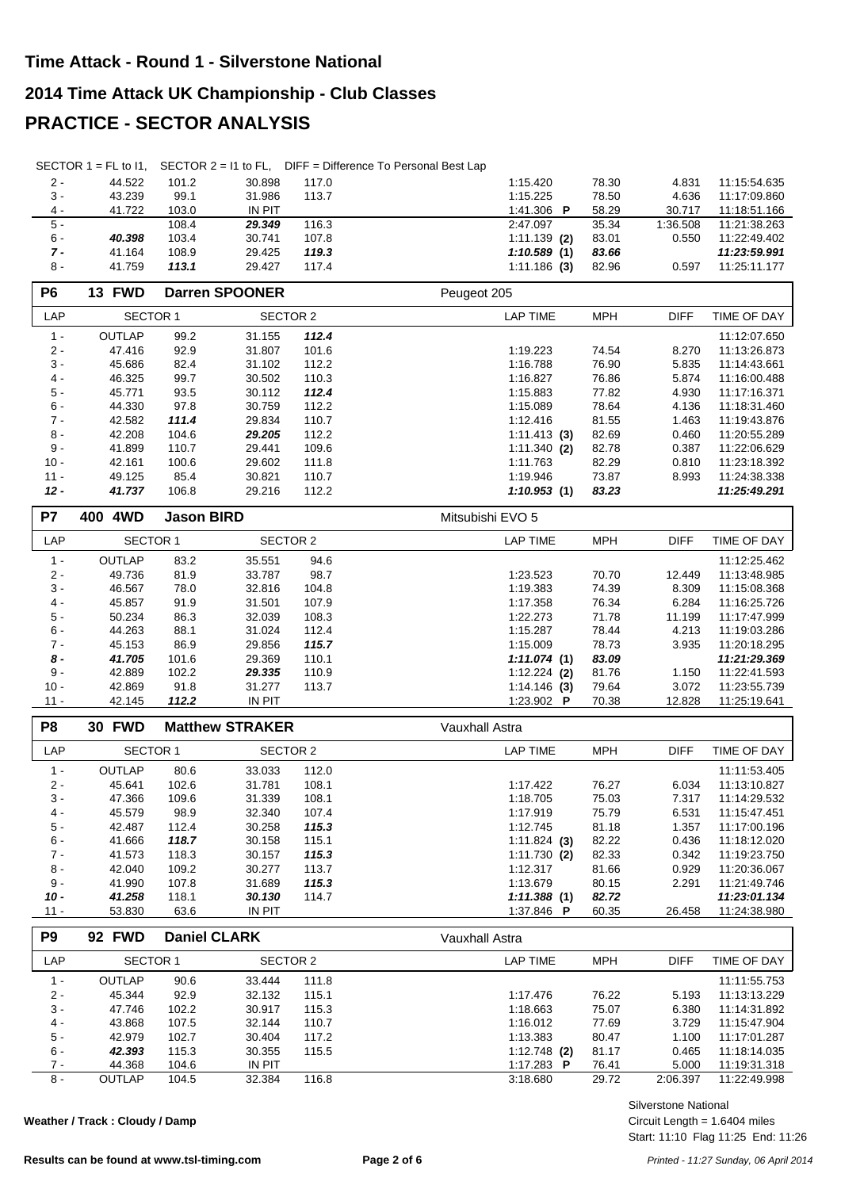# Time Attack - Round 1 - Silverstone National

# 2014 Time Attack UK Championship - Club Classes

# PRACTICE - SECTOR ANALYSIS

SECTOR 1 = FL to I1, SECTOR 2 = I1 to FL, DIFF = Difference To Personal Best Lap

| LAP | SECTOR 1 | | SECTOR 2 | | LAP TIME | MPH | DIFF | TIME OF DAY |
|---|---|---|---|---|---|---|---|---|
| 2 - | 44.522 | 101.2 | 30.898 | 117.0 | 1:15.420 | 78.30 | 4.831 | 11:15:54.635 |
| 3 - | 43.239 | 99.1 | 31.986 | 113.7 | 1:15.225 | 78.50 | 4.636 | 11:17:09.860 |
| 4 - | 41.722 | 103.0 | IN PIT | | 1:41.306 **P** | 58.29 | 30.717 | 11:18:51.166 |
| 5 - | | 108.4 | ***29.349*** | 116.3 | 2:47.097 | 35.34 | 1:36.508 | 11:21:38.263 |
| 6 - | ***40.398*** | 103.4 | 30.741 | 107.8 | 1:11.139 **(2)** | 83.01 | 0.550 | 11:22:49.402 |
| ***7 -*** | 41.164 | 108.9 | 29.425 | ***119.3*** | ***1:10.589* (1)** | ***83.66*** | | ***11:23:59.991*** |
| 8 - | 41.759 | ***113.1*** | 29.427 | 117.4 | 1:11.186 **(3)** | 82.96 | 0.597 | 11:25:11.177 |

## P6 13 FWD Darren SPOONER — Peugeot 205

| LAP | SECTOR 1 | | SECTOR 2 | | LAP TIME | MPH | DIFF | TIME OF DAY |
|---|---|---|---|---|---|---|---|---|
| 1 - | OUTLAP | 99.2 | 31.155 | ***112.4*** | | | | 11:12:07.650 |
| 2 - | 47.416 | 92.9 | 31.807 | 101.6 | 1:19.223 | 74.54 | 8.270 | 11:13:26.873 |
| 3 - | 45.686 | 82.4 | 31.102 | 112.2 | 1:16.788 | 76.90 | 5.835 | 11:14:43.661 |
| 4 - | 46.325 | 99.7 | 30.502 | 110.3 | 1:16.827 | 76.86 | 5.874 | 11:16:00.488 |
| 5 - | 45.771 | 93.5 | 30.112 | ***112.4*** | 1:15.883 | 77.82 | 4.930 | 11:17:16.371 |
| 6 - | 44.330 | 97.8 | 30.759 | 112.2 | 1:15.089 | 78.64 | 4.136 | 11:18:31.460 |
| 7 - | 42.582 | ***111.4*** | 29.834 | 110.7 | 1:12.416 | 81.55 | 1.463 | 11:19:43.876 |
| 8 - | 42.208 | 104.6 | ***29.205*** | 112.2 | 1:11.413 **(3)** | 82.69 | 0.460 | 11:20:55.289 |
| 9 - | 41.899 | 110.7 | 29.441 | 109.6 | 1:11.340 **(2)** | 82.78 | 0.387 | 11:22:06.629 |
| 10 - | 42.161 | 100.6 | 29.602 | 111.8 | 1:11.763 | 82.29 | 0.810 | 11:23:18.392 |
| 11 - | 49.125 | 85.4 | 30.821 | 110.7 | 1:19.946 | 73.87 | 8.993 | 11:24:38.338 |
| ***12 -*** | ***41.737*** | 106.8 | 29.216 | 112.2 | ***1:10.953* (1)** | ***83.23*** | | ***11:25:49.291*** |

## P7 400 4WD Jason BIRD — Mitsubishi EVO 5

| LAP | SECTOR 1 | | SECTOR 2 | | LAP TIME | MPH | DIFF | TIME OF DAY |
|---|---|---|---|---|---|---|---|---|
| 1 - | OUTLAP | 83.2 | 35.551 | 94.6 | | | | 11:12:25.462 |
| 2 - | 49.736 | 81.9 | 33.787 | 98.7 | 1:23.523 | 70.70 | 12.449 | 11:13:48.985 |
| 3 - | 46.567 | 78.0 | 32.816 | 104.8 | 1:19.383 | 74.39 | 8.309 | 11:15:08.368 |
| 4 - | 45.857 | 91.9 | 31.501 | 107.9 | 1:17.358 | 76.34 | 6.284 | 11:16:25.726 |
| 5 - | 50.234 | 86.3 | 32.039 | 108.3 | 1:22.273 | 71.78 | 11.199 | 11:17:47.999 |
| 6 - | 44.263 | 88.1 | 31.024 | 112.4 | 1:15.287 | 78.44 | 4.213 | 11:19:03.286 |
| 7 - | 45.153 | 86.9 | 29.856 | ***115.7*** | 1:15.009 | 78.73 | 3.935 | 11:20:18.295 |
| ***8 -*** | ***41.705*** | 101.6 | 29.369 | 110.1 | ***1:11.074* (1)** | ***83.09*** | | ***11:21:29.369*** |
| 9 - | 42.889 | 102.2 | ***29.335*** | 110.9 | 1:12.224 **(2)** | 81.76 | 1.150 | 11:22:41.593 |
| 10 - | 42.869 | 91.8 | 31.277 | 113.7 | 1:14.146 **(3)** | 79.64 | 3.072 | 11:23:55.739 |
| 11 - | 42.145 | ***112.2*** | IN PIT | | 1:23.902 **P** | 70.38 | 12.828 | 11:25:19.641 |

## P8 30 FWD Matthew STRAKER — Vauxhall Astra

| LAP | SECTOR 1 | | SECTOR 2 | | LAP TIME | MPH | DIFF | TIME OF DAY |
|---|---|---|---|---|---|---|---|---|
| 1 - | OUTLAP | 80.6 | 33.033 | 112.0 | | | | 11:11:53.405 |
| 2 - | 45.641 | 102.6 | 31.781 | 108.1 | 1:17.422 | 76.27 | 6.034 | 11:13:10.827 |
| 3 - | 47.366 | 109.6 | 31.339 | 108.1 | 1:18.705 | 75.03 | 7.317 | 11:14:29.532 |
| 4 - | 45.579 | 98.9 | 32.340 | 107.4 | 1:17.919 | 75.79 | 6.531 | 11:15:47.451 |
| 5 - | 42.487 | 112.4 | 30.258 | ***115.3*** | 1:12.745 | 81.18 | 1.357 | 11:17:00.196 |
| 6 - | 41.666 | ***118.7*** | 30.158 | 115.1 | 1:11.824 **(3)** | 82.22 | 0.436 | 11:18:12.020 |
| 7 - | 41.573 | 118.3 | 30.157 | ***115.3*** | 1:11.730 **(2)** | 82.33 | 0.342 | 11:19:23.750 |
| 8 - | 42.040 | 109.2 | 30.277 | 113.7 | 1:12.317 | 81.66 | 0.929 | 11:20:36.067 |
| 9 - | 41.990 | 107.8 | 31.689 | ***115.3*** | 1:13.679 | 80.15 | 2.291 | 11:21:49.746 |
| ***10 -*** | ***41.258*** | 118.1 | ***30.130*** | 114.7 | ***1:11.388* (1)** | ***82.72*** | | ***11:23:01.134*** |
| 11 - | 53.830 | 63.6 | IN PIT | | 1:37.846 **P** | 60.35 | 26.458 | 11:24:38.980 |

## P9 92 FWD Daniel CLARK — Vauxhall Astra

| LAP | SECTOR 1 | | SECTOR 2 | | LAP TIME | MPH | DIFF | TIME OF DAY |
|---|---|---|---|---|---|---|---|---|
| 1 - | OUTLAP | 90.6 | 33.444 | 111.8 | | | | 11:11:55.753 |
| 2 - | 45.344 | 92.9 | 32.132 | 115.1 | 1:17.476 | 76.22 | 5.193 | 11:13:13.229 |
| 3 - | 47.746 | 102.2 | 30.917 | 115.3 | 1:18.663 | 75.07 | 6.380 | 11:14:31.892 |
| 4 - | 43.868 | 107.5 | 32.144 | 110.7 | 1:16.012 | 77.69 | 3.729 | 11:15:47.904 |
| 5 - | 42.979 | 102.7 | 30.404 | 117.2 | 1:13.383 | 80.47 | 1.100 | 11:17:01.287 |
| 6 - | ***42.393*** | 115.3 | 30.355 | 115.5 | 1:12.748 **(2)** | 81.17 | 0.465 | 11:18:14.035 |
| 7 - | 44.368 | 104.6 | IN PIT | | 1:17.283 **P** | 76.41 | 5.000 | 11:19:31.318 |
| 8 - | OUTLAP | 104.5 | 32.384 | 116.8 | 3:18.680 | 29.72 | 2:06.397 | 11:22:49.998 |

**Weather / Track : Cloudy / Damp**

Silverstone National
Circuit Length = 1.6404 miles
Start: 11:10 Flag 11:25 End: 11:26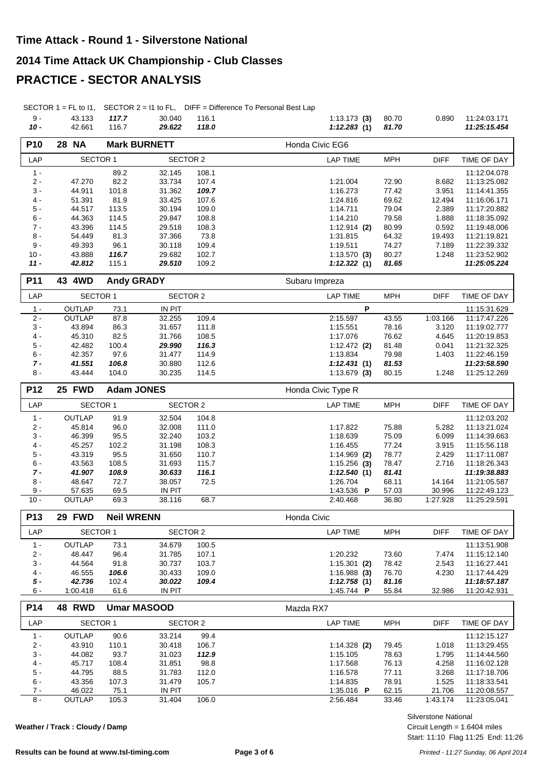# Time Attack - Round 1 - Silverstone National

## 2014 Time Attack UK Championship - Club Classes

## PRACTICE - SECTOR ANALYSIS

SECTOR 1 = FL to I1, SECTOR 2 = I1 to FL, DIFF = Difference To Personal Best Lap

| LAP | SECTOR 1 | | SECTOR 2 | | LAP TIME | MPH | DIFF | TIME OF DAY |
|---|---|---|---|---|---|---|---|---|
| 9 - | 43.133 | ***117.7*** | 30.040 | 116.1 | 1:13.173 **(3)** | 80.70 | 0.890 | 11:24:03.171 |
| ***10 -*** | 42.661 | 116.7 | ***29.622*** | ***118.0*** | ***1:12.283*** **(1)** | ***81.70*** | | ***11:25:15.454*** |

### P10 28 NA Mark BURNETT — Honda Civic EG6

| LAP | SECTOR 1 | | SECTOR 2 | | LAP TIME | MPH | DIFF | TIME OF DAY |
|---|---|---|---|---|---|---|---|---|
| 1 - | | 89.2 | 32.145 | 108.1 | | | | 11:12:04.078 |
| 2 - | 47.270 | 82.2 | 33.734 | 107.4 | 1:21.004 | 72.90 | 8.682 | 11:13:25.082 |
| 3 - | 44.911 | 101.8 | 31.362 | ***109.7*** | 1:16.273 | 77.42 | 3.951 | 11:14:41.355 |
| 4 - | 51.391 | 81.9 | 33.425 | 107.6 | 1:24.816 | 69.62 | 12.494 | 11:16:06.171 |
| 5 - | 44.517 | 113.5 | 30.194 | 109.0 | 1:14.711 | 79.04 | 2.389 | 11:17:20.882 |
| 6 - | 44.363 | 114.5 | 29.847 | 108.8 | 1:14.210 | 79.58 | 1.888 | 11:18:35.092 |
| 7 - | 43.396 | 114.5 | 29.518 | 108.3 | 1:12.914 **(2)** | 80.99 | 0.592 | 11:19:48.006 |
| 8 - | 54.449 | 81.3 | 37.366 | 73.8 | 1:31.815 | 64.32 | 19.493 | 11:21:19.821 |
| 9 - | 49.393 | 96.1 | 30.118 | 109.4 | 1:19.511 | 74.27 | 7.189 | 11:22:39.332 |
| 10 - | 43.888 | ***116.7*** | 29.682 | 102.7 | 1:13.570 **(3)** | 80.27 | 1.248 | 11:23:52.902 |
| ***11 -*** | ***42.812*** | 115.1 | ***29.510*** | 109.2 | ***1:12.322*** **(1)** | ***81.65*** | | ***11:25:05.224*** |

### P11 43 4WD Andy GRADY — Subaru Impreza

| LAP | SECTOR 1 | | SECTOR 2 | | LAP TIME | MPH | DIFF | TIME OF DAY |
|---|---|---|---|---|---|---|---|---|
| 1 - | OUTLAP | 73.1 | IN PIT | | P | | | 11:15:31.629 |
| 2 - | OUTLAP | 87.8 | 32.255 | 109.4 | 2:15.597 | 43.55 | 1:03.166 | 11:17:47.226 |
| 3 - | 43.894 | 86.3 | 31.657 | 111.8 | 1:15.551 | 78.16 | 3.120 | 11:19:02.777 |
| 4 - | 45.310 | 82.5 | 31.766 | 108.5 | 1:17.076 | 76.62 | 4.645 | 11:20:19.853 |
| 5 - | 42.482 | 100.4 | ***29.990*** | ***116.3*** | 1:12.472 **(2)** | 81.48 | 0.041 | 11:21:32.325 |
| 6 - | 42.357 | 97.6 | 31.477 | 114.9 | 1:13.834 | 79.98 | 1.403 | 11:22:46.159 |
| ***7 -*** | ***41.551*** | ***106.8*** | 30.880 | 112.6 | ***1:12.431*** **(1)** | ***81.53*** | | ***11:23:58.590*** |
| 8 - | 43.444 | 104.0 | 30.235 | 114.5 | 1:13.679 **(3)** | 80.15 | 1.248 | 11:25:12.269 |

### P12 25 FWD Adam JONES — Honda Civic Type R

| LAP | SECTOR 1 | | SECTOR 2 | | LAP TIME | MPH | DIFF | TIME OF DAY |
|---|---|---|---|---|---|---|---|---|
| 1 - | OUTLAP | 91.9 | 32.504 | 104.8 | | | | 11:12:03.202 |
| 2 - | 45.814 | 96.0 | 32.008 | 111.0 | 1:17.822 | 75.88 | 5.282 | 11:13:21.024 |
| 3 - | 46.399 | 95.5 | 32.240 | 103.2 | 1:18.639 | 75.09 | 6.099 | 11:14:39.663 |
| 4 - | 45.257 | 102.2 | 31.198 | 108.3 | 1:16.455 | 77.24 | 3.915 | 11:15:56.118 |
| 5 - | 43.319 | 95.5 | 31.650 | 110.7 | 1:14.969 **(2)** | 78.77 | 2.429 | 11:17:11.087 |
| 6 - | 43.563 | 108.5 | 31.693 | 115.7 | 1:15.256 **(3)** | 78.47 | 2.716 | 11:18:26.343 |
| ***7 -*** | ***41.907*** | ***108.9*** | ***30.633*** | ***116.1*** | ***1:12.540*** **(1)** | ***81.41*** | | ***11:19:38.883*** |
| 8 - | 48.647 | 72.7 | 38.057 | 72.5 | 1:26.704 | 68.11 | 14.164 | 11:21:05.587 |
| 9 - | 57.635 | 69.5 | IN PIT | | 1:43.536 **P** | 57.03 | 30.996 | 11:22:49.123 |
| 10 - | OUTLAP | 69.3 | 38.116 | 68.7 | 2:40.468 | 36.80 | 1:27.928 | 11:25:29.591 |

### P13 29 FWD Neil WRENN — Honda Civic

| LAP | SECTOR 1 | | SECTOR 2 | | LAP TIME | MPH | DIFF | TIME OF DAY |
|---|---|---|---|---|---|---|---|---|
| 1 - | OUTLAP | 73.1 | 34.679 | 100.5 | | | | 11:13:51.908 |
| 2 - | 48.447 | 96.4 | 31.785 | 107.1 | 1:20.232 | 73.60 | 7.474 | 11:15:12.140 |
| 3 - | 44.564 | 91.8 | 30.737 | 103.7 | 1:15.301 **(2)** | 78.42 | 2.543 | 11:16:27.441 |
| 4 - | 46.555 | ***106.6*** | 30.433 | 109.0 | 1:16.988 **(3)** | 76.70 | 4.230 | 11:17:44.429 |
| ***5 -*** | ***42.736*** | 102.4 | ***30.022*** | ***109.4*** | ***1:12.758*** **(1)** | ***81.16*** | | ***11:18:57.187*** |
| 6 - | 1:00.418 | 61.6 | IN PIT | | 1:45.744 **P** | 55.84 | 32.986 | 11:20:42.931 |

### P14 48 RWD Umar MASOOD — Mazda RX7

| LAP | SECTOR 1 | | SECTOR 2 | | LAP TIME | MPH | DIFF | TIME OF DAY |
|---|---|---|---|---|---|---|---|---|
| 1 - | OUTLAP | 90.6 | 33.214 | 99.4 | | | | 11:12:15.127 |
| 2 - | 43.910 | 110.1 | 30.418 | 106.7 | 1:14.328 **(2)** | 79.45 | 1.018 | 11:13:29.455 |
| 3 - | 44.082 | 93.7 | 31.023 | ***112.9*** | 1:15.105 | 78.63 | 1.795 | 11:14:44.560 |
| 4 - | 45.717 | 108.4 | 31.851 | 98.8 | 1:17.568 | 76.13 | 4.258 | 11:16:02.128 |
| 5 - | 44.795 | 88.5 | 31.783 | 112.0 | 1:16.578 | 77.11 | 3.268 | 11:17:18.706 |
| 6 - | 43.356 | 107.3 | 31.479 | 105.7 | 1:14.835 | 78.91 | 1.525 | 11:18:33.541 |
| 7 - | 46.022 | 75.1 | IN PIT | | 1:35.016 **P** | 62.15 | 21.706 | 11:20:08.557 |
| 8 - | OUTLAP | 105.3 | 31.404 | 106.0 | 2:56.484 | 33.46 | 1:43.174 | 11:23:05.041 |

**Weather / Track : Cloudy / Damp**

Silverstone National
Circuit Length = 1.6404 miles
Start: 11:10 Flag 11:25 End: 11:26

**Results can be found at www.tsl-timing.com**

*Printed - 11:27 Sunday, 06 April 2014*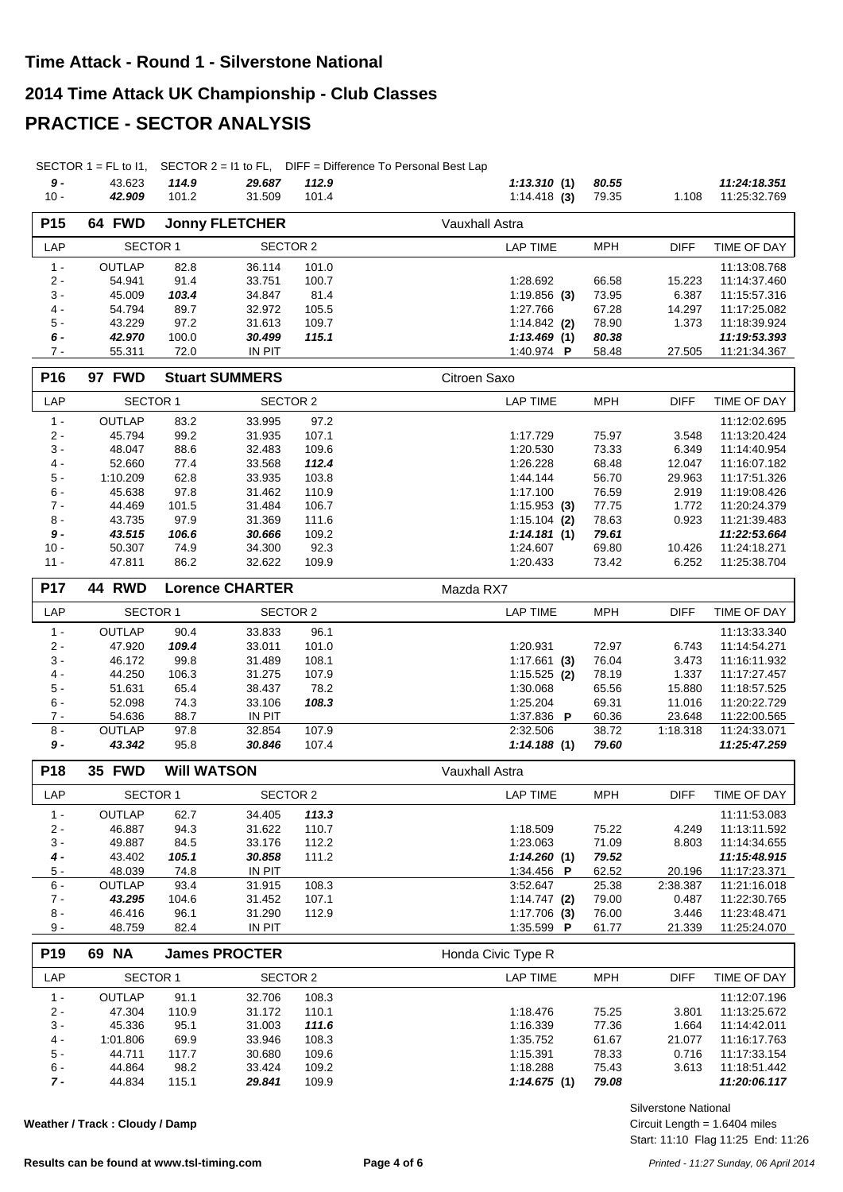# Time Attack - Round 1 - Silverstone National

# 2014 Time Attack UK Championship - Club Classes

# PRACTICE - SECTOR ANALYSIS

SECTOR 1 = FL to I1, SECTOR 2 = I1 to FL, DIFF = Difference To Personal Best Lap

| LAP | SECTOR 1 | | SECTOR 2 | | LAP TIME | MPH | DIFF | TIME OF DAY |
|---|---|---|---|---|---|---|---|---|
| ***9 -*** | 43.623 | ***114.9*** | 29.687 | ***112.9*** | ***1:13.310 (1)*** | ***80.55*** | | ***11:24:18.351*** |
| 10 - | ***42.909*** | 101.2 | 31.509 | 101.4 | 1:14.418 **(3)** | 79.35 | 1.108 | 11:25:32.769 |

## P15 64 FWD Jonny FLETCHER — Vauxhall Astra

| LAP | SECTOR 1 | | SECTOR 2 | | LAP TIME | MPH | DIFF | TIME OF DAY |
|---|---|---|---|---|---|---|---|---|
| 1 - | OUTLAP | 82.8 | 36.114 | 101.0 | | | | 11:13:08.768 |
| 2 - | 54.941 | 91.4 | 33.751 | 100.7 | 1:28.692 | 66.58 | 15.223 | 11:14:37.460 |
| 3 - | 45.009 | ***103.4*** | 34.847 | 81.4 | 1:19.856 **(3)** | 73.95 | 6.387 | 11:15:57.316 |
| 4 - | 54.794 | 89.7 | 32.972 | 105.5 | 1:27.766 | 67.28 | 14.297 | 11:17:25.082 |
| 5 - | 43.229 | 97.2 | 31.613 | 109.7 | 1:14.842 **(2)** | 78.90 | 1.373 | 11:18:39.924 |
| ***6 -*** | ***42.970*** | 100.0 | ***30.499*** | ***115.1*** | ***1:13.469 (1)*** | ***80.38*** | | ***11:19:53.393*** |
| 7 - | 55.311 | 72.0 | IN PIT | | 1:40.974 **P** | 58.48 | 27.505 | 11:21:34.367 |

## P16 97 FWD Stuart SUMMERS — Citroen Saxo

| LAP | SECTOR 1 | | SECTOR 2 | | LAP TIME | MPH | DIFF | TIME OF DAY |
|---|---|---|---|---|---|---|---|---|
| 1 - | OUTLAP | 83.2 | 33.995 | 97.2 | | | | 11:12:02.695 |
| 2 - | 45.794 | 99.2 | 31.935 | 107.1 | 1:17.729 | 75.97 | 3.548 | 11:13:20.424 |
| 3 - | 48.047 | 88.6 | 32.483 | 109.6 | 1:20.530 | 73.33 | 6.349 | 11:14:40.954 |
| 4 - | 52.660 | 77.4 | 33.568 | ***112.4*** | 1:26.228 | 68.48 | 12.047 | 11:16:07.182 |
| 5 - | 1:10.209 | 62.8 | 33.935 | 103.8 | 1:44.144 | 56.70 | 29.963 | 11:17:51.326 |
| 6 - | 45.638 | 97.8 | 31.462 | 110.9 | 1:17.100 | 76.59 | 2.919 | 11:19:08.426 |
| 7 - | 44.469 | 101.5 | 31.484 | 106.7 | 1:15.953 **(3)** | 77.75 | 1.772 | 11:20:24.379 |
| 8 - | 43.735 | 97.9 | 31.369 | 111.6 | 1:15.104 **(2)** | 78.63 | 0.923 | 11:21:39.483 |
| ***9 -*** | ***43.515*** | ***106.6*** | ***30.666*** | 109.2 | ***1:14.181 (1)*** | ***79.61*** | | ***11:22:53.664*** |
| 10 - | 50.307 | 74.9 | 34.300 | 92.3 | 1:24.607 | 69.80 | 10.426 | 11:24:18.271 |
| 11 - | 47.811 | 86.2 | 32.622 | 109.9 | 1:20.433 | 73.42 | 6.252 | 11:25:38.704 |

## P17 44 RWD Lorence CHARTER — Mazda RX7

| LAP | SECTOR 1 | | SECTOR 2 | | LAP TIME | MPH | DIFF | TIME OF DAY |
|---|---|---|---|---|---|---|---|---|
| 1 - | OUTLAP | 90.4 | 33.833 | 96.1 | | | | 11:13:33.340 |
| 2 - | 47.920 | ***109.4*** | 33.011 | 101.0 | 1:20.931 | 72.97 | 6.743 | 11:14:54.271 |
| 3 - | 46.172 | 99.8 | 31.489 | 108.1 | 1:17.661 **(3)** | 76.04 | 3.473 | 11:16:11.932 |
| 4 - | 44.250 | 106.3 | 31.275 | 107.9 | 1:15.525 **(2)** | 78.19 | 1.337 | 11:17:27.457 |
| 5 - | 51.631 | 65.4 | 38.437 | 78.2 | 1:30.068 | 65.56 | 15.880 | 11:18:57.525 |
| 6 - | 52.098 | 74.3 | 33.106 | ***108.3*** | 1:25.204 | 69.31 | 11.016 | 11:20:22.729 |
| 7 - | 54.636 | 88.7 | IN PIT | | 1:37.836 **P** | 60.36 | 23.648 | 11:22:00.565 |
| 8 - | OUTLAP | 97.8 | 32.854 | 107.9 | 2:32.506 | 38.72 | 1:18.318 | 11:24:33.071 |
| ***9 -*** | ***43.342*** | 95.8 | ***30.846*** | 107.4 | ***1:14.188 (1)*** | ***79.60*** | | ***11:25:47.259*** |

## P18 35 FWD Will WATSON — Vauxhall Astra

| LAP | SECTOR 1 | | SECTOR 2 | | LAP TIME | MPH | DIFF | TIME OF DAY |
|---|---|---|---|---|---|---|---|---|
| 1 - | OUTLAP | 62.7 | 34.405 | ***113.3*** | | | | 11:11:53.083 |
| 2 - | 46.887 | 94.3 | 31.622 | 110.7 | 1:18.509 | 75.22 | 4.249 | 11:13:11.592 |
| 3 - | 49.887 | 84.5 | 33.176 | 112.2 | 1:23.063 | 71.09 | 8.803 | 11:14:34.655 |
| ***4 -*** | 43.402 | ***105.1*** | ***30.858*** | 111.2 | ***1:14.260 (1)*** | ***79.52*** | | ***11:15:48.915*** |
| 5 - | 48.039 | 74.8 | IN PIT | | 1:34.456 **P** | 62.52 | 20.196 | 11:17:23.371 |
| 6 - | OUTLAP | 93.4 | 31.915 | 108.3 | 3:52.647 | 25.38 | 2:38.387 | 11:21:16.018 |
| 7 - | ***43.295*** | 104.6 | 31.452 | 107.1 | 1:14.747 **(2)** | 79.00 | 0.487 | 11:22:30.765 |
| 8 - | 46.416 | 96.1 | 31.290 | 112.9 | 1:17.706 **(3)** | 76.00 | 3.446 | 11:23:48.471 |
| 9 - | 48.759 | 82.4 | IN PIT | | 1:35.599 **P** | 61.77 | 21.339 | 11:25:24.070 |

## P19 69 NA James PROCTER — Honda Civic Type R

| LAP | SECTOR 1 | | SECTOR 2 | | LAP TIME | MPH | DIFF | TIME OF DAY |
|---|---|---|---|---|---|---|---|---|
| 1 - | OUTLAP | 91.1 | 32.706 | 108.3 | | | | 11:12:07.196 |
| 2 - | 47.304 | 110.9 | 31.172 | 110.1 | 1:18.476 | 75.25 | 3.801 | 11:13:25.672 |
| 3 - | 45.336 | 95.1 | 31.003 | ***111.6*** | 1:16.339 | 77.36 | 1.664 | 11:14:42.011 |
| 4 - | 1:01.806 | 69.9 | 33.946 | 108.3 | 1:35.752 | 61.67 | 21.077 | 11:16:17.763 |
| 5 - | 44.711 | 117.7 | 30.680 | 109.6 | 1:15.391 | 78.33 | 0.716 | 11:17:33.154 |
| 6 - | 44.864 | 98.2 | 33.424 | 109.2 | 1:18.288 | 75.43 | 3.613 | 11:18:51.442 |
| ***7 -*** | 44.834 | 115.1 | ***29.841*** | 109.9 | ***1:14.675 (1)*** | ***79.08*** | | ***11:20:06.117*** |

**Weather / Track : Cloudy / Damp**

Silverstone National
Circuit Length = 1.6404 miles
Start: 11:10 Flag 11:25 End: 11:26

**Results can be found at www.tsl-timing.com**

*Printed - 11:27 Sunday, 06 April 2014*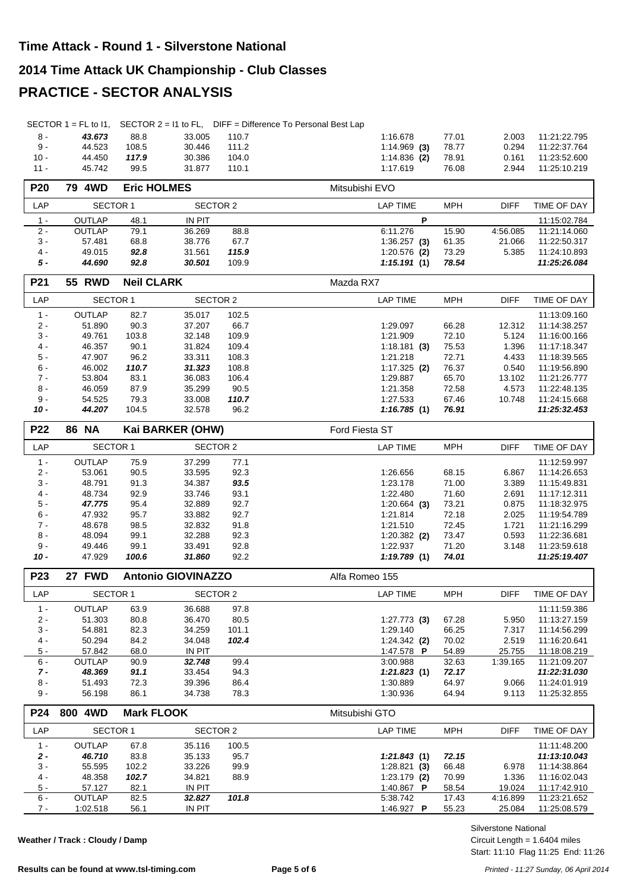# Time Attack - Round 1 - Silverstone National

## 2014 Time Attack UK Championship - Club Classes

## PRACTICE - SECTOR ANALYSIS

SECTOR 1 = FL to I1, SECTOR 2 = I1 to FL, DIFF = Difference To Personal Best Lap

| LAP | SECTOR 1 | | SECTOR 2 | | LAP TIME | MPH | DIFF | TIME OF DAY |
|---|---|---|---|---|---|---|---|---|
| 8 - | ***43.673*** | 88.8 | 33.005 | 110.7 | 1:16.678 | 77.01 | 2.003 | 11:21:22.795 |
| 9 - | 44.523 | 108.5 | 30.446 | 111.2 | 1:14.969 **(3)** | 78.77 | 0.294 | 11:22:37.764 |
| 10 - | 44.450 | ***117.9*** | 30.386 | 104.0 | 1:14.836 **(2)** | 78.91 | 0.161 | 11:23:52.600 |
| 11 - | 45.742 | 99.5 | 31.877 | 110.1 | 1:17.619 | 76.08 | 2.944 | 11:25:10.219 |

### P20 79 4WD Eric HOLMES — Mitsubishi EVO

| LAP | SECTOR 1 | | SECTOR 2 | | LAP TIME | MPH | DIFF | TIME OF DAY |
|---|---|---|---|---|---|---|---|---|
| 1 - | OUTLAP | 48.1 | IN PIT | | P | | | 11:15:02.784 |
| 2 - | OUTLAP | 79.1 | 36.269 | 88.8 | 6:11.276 | 15.90 | 4:56.085 | 11:21:14.060 |
| 3 - | 57.481 | 68.8 | 38.776 | 67.7 | 1:36.257 **(3)** | 61.35 | 21.066 | 11:22:50.317 |
| 4 - | 49.015 | ***92.8*** | 31.561 | ***115.9*** | 1:20.576 **(2)** | 73.29 | 5.385 | 11:24:10.893 |
| ***5 -*** | ***44.690*** | ***92.8*** | ***30.501*** | 109.9 | ***1:15.191* (1)** | ***78.54*** | | ***11:25:26.084*** |

### P21 55 RWD Neil CLARK — Mazda RX7

| LAP | SECTOR 1 | | SECTOR 2 | | LAP TIME | MPH | DIFF | TIME OF DAY |
|---|---|---|---|---|---|---|---|---|
| 1 - | OUTLAP | 82.7 | 35.017 | 102.5 | | | | 11:13:09.160 |
| 2 - | 51.890 | 90.3 | 37.207 | 66.7 | 1:29.097 | 66.28 | 12.312 | 11:14:38.257 |
| 3 - | 49.761 | 103.8 | 32.148 | 109.9 | 1:21.909 | 72.10 | 5.124 | 11:16:00.166 |
| 4 - | 46.357 | 90.1 | 31.824 | 109.4 | 1:18.181 **(3)** | 75.53 | 1.396 | 11:17:18.347 |
| 5 - | 47.907 | 96.2 | 33.311 | 108.3 | 1:21.218 | 72.71 | 4.433 | 11:18:39.565 |
| 6 - | 46.002 | ***110.7*** | ***31.323*** | 108.8 | 1:17.325 **(2)** | 76.37 | 0.540 | 11:19:56.890 |
| 7 - | 53.804 | 83.1 | 36.083 | 106.4 | 1:29.887 | 65.70 | 13.102 | 11:21:26.777 |
| 8 - | 46.059 | 87.9 | 35.299 | 90.5 | 1:21.358 | 72.58 | 4.573 | 11:22:48.135 |
| 9 - | 54.525 | 79.3 | 33.008 | ***110.7*** | 1:27.533 | 67.46 | 10.748 | 11:24:15.668 |
| ***10 -*** | ***44.207*** | 104.5 | 32.578 | 96.2 | ***1:16.785* (1)** | ***76.91*** | | ***11:25:32.453*** |

### P22 86 NA Kai BARKER (OHW) — Ford Fiesta ST

| LAP | SECTOR 1 | | SECTOR 2 | | LAP TIME | MPH | DIFF | TIME OF DAY |
|---|---|---|---|---|---|---|---|---|
| 1 - | OUTLAP | 75.9 | 37.299 | 77.1 | | | | 11:12:59.997 |
| 2 - | 53.061 | 90.5 | 33.595 | 92.3 | 1:26.656 | 68.15 | 6.867 | 11:14:26.653 |
| 3 - | 48.791 | 91.3 | 34.387 | ***93.5*** | 1:23.178 | 71.00 | 3.389 | 11:15:49.831 |
| 4 - | 48.734 | 92.9 | 33.746 | 93.1 | 1:22.480 | 71.60 | 2.691 | 11:17:12.311 |
| 5 - | ***47.775*** | 95.4 | 32.889 | 92.7 | 1:20.664 **(3)** | 73.21 | 0.875 | 11:18:32.975 |
| 6 - | 47.932 | 95.7 | 33.882 | 92.7 | 1:21.814 | 72.18 | 2.025 | 11:19:54.789 |
| 7 - | 48.678 | 98.5 | 32.832 | 91.8 | 1:21.510 | 72.45 | 1.721 | 11:21:16.299 |
| 8 - | 48.094 | 99.1 | 32.288 | 92.3 | 1:20.382 **(2)** | 73.47 | 0.593 | 11:22:36.681 |
| 9 - | 49.446 | 99.1 | 33.491 | 92.8 | 1:22.937 | 71.20 | 3.148 | 11:23:59.618 |
| ***10 -*** | 47.929 | ***100.6*** | ***31.860*** | 92.2 | ***1:19.789* (1)** | ***74.01*** | | ***11:25:19.407*** |

### P23 27 FWD Antonio GIOVINAZZO — Alfa Romeo 155

| LAP | SECTOR 1 | | SECTOR 2 | | LAP TIME | MPH | DIFF | TIME OF DAY |
|---|---|---|---|---|---|---|---|---|
| 1 - | OUTLAP | 63.9 | 36.688 | 97.8 | | | | 11:11:59.386 |
| 2 - | 51.303 | 80.8 | 36.470 | 80.5 | 1:27.773 **(3)** | 67.28 | 5.950 | 11:13:27.159 |
| 3 - | 54.881 | 82.3 | 34.259 | 101.1 | 1:29.140 | 66.25 | 7.317 | 11:14:56.299 |
| 4 - | 50.294 | 84.2 | 34.048 | ***102.4*** | 1:24.342 **(2)** | 70.02 | 2.519 | 11:16:20.641 |
| 5 - | 57.842 | 68.0 | IN PIT | | 1:47.578 **P** | 54.89 | 25.755 | 11:18:08.219 |
| 6 - | OUTLAP | 90.9 | ***32.748*** | 99.4 | 3:00.988 | 32.63 | 1:39.165 | 11:21:09.207 |
| ***7 -*** | ***48.369*** | ***91.1*** | 33.454 | 94.3 | ***1:21.823* (1)** | ***72.17*** | | ***11:22:31.030*** |
| 8 - | 51.493 | 72.3 | 39.396 | 86.4 | 1:30.889 | 64.97 | 9.066 | 11:24:01.919 |
| 9 - | 56.198 | 86.1 | 34.738 | 78.3 | 1:30.936 | 64.94 | 9.113 | 11:25:32.855 |

### P24 800 4WD Mark FLOOK — Mitsubishi GTO

| LAP | SECTOR 1 | | SECTOR 2 | | LAP TIME | MPH | DIFF | TIME OF DAY |
|---|---|---|---|---|---|---|---|---|
| 1 - | OUTLAP | 67.8 | 35.116 | 100.5 | | | | 11:11:48.200 |
| ***2 -*** | ***46.710*** | 83.8 | 35.133 | 95.7 | ***1:21.843* (1)** | ***72.15*** | | ***11:13:10.043*** |
| 3 - | 55.595 | 102.2 | 33.226 | 99.9 | 1:28.821 **(3)** | 66.48 | 6.978 | 11:14:38.864 |
| 4 - | 48.358 | ***102.7*** | 34.821 | 88.9 | 1:23.179 **(2)** | 70.99 | 1.336 | 11:16:02.043 |
| 5 - | 57.127 | 82.1 | IN PIT | | 1:40.867 **P** | 58.54 | 19.024 | 11:17:42.910 |
| 6 - | OUTLAP | 82.5 | ***32.827*** | ***101.8*** | 5:38.742 | 17.43 | 4:16.899 | 11:23:21.652 |
| 7 - | 1:02.518 | 56.1 | IN PIT | | 1:46.927 **P** | 55.23 | 25.084 | 11:25:08.579 |

**Weather / Track : Cloudy / Damp**

Silverstone National
Circuit Length = 1.6404 miles
Start: 11:10 Flag 11:25 End: 11:26

**Results can be found at www.tsl-timing.com**

*Printed - 11:27 Sunday, 06 April 2014*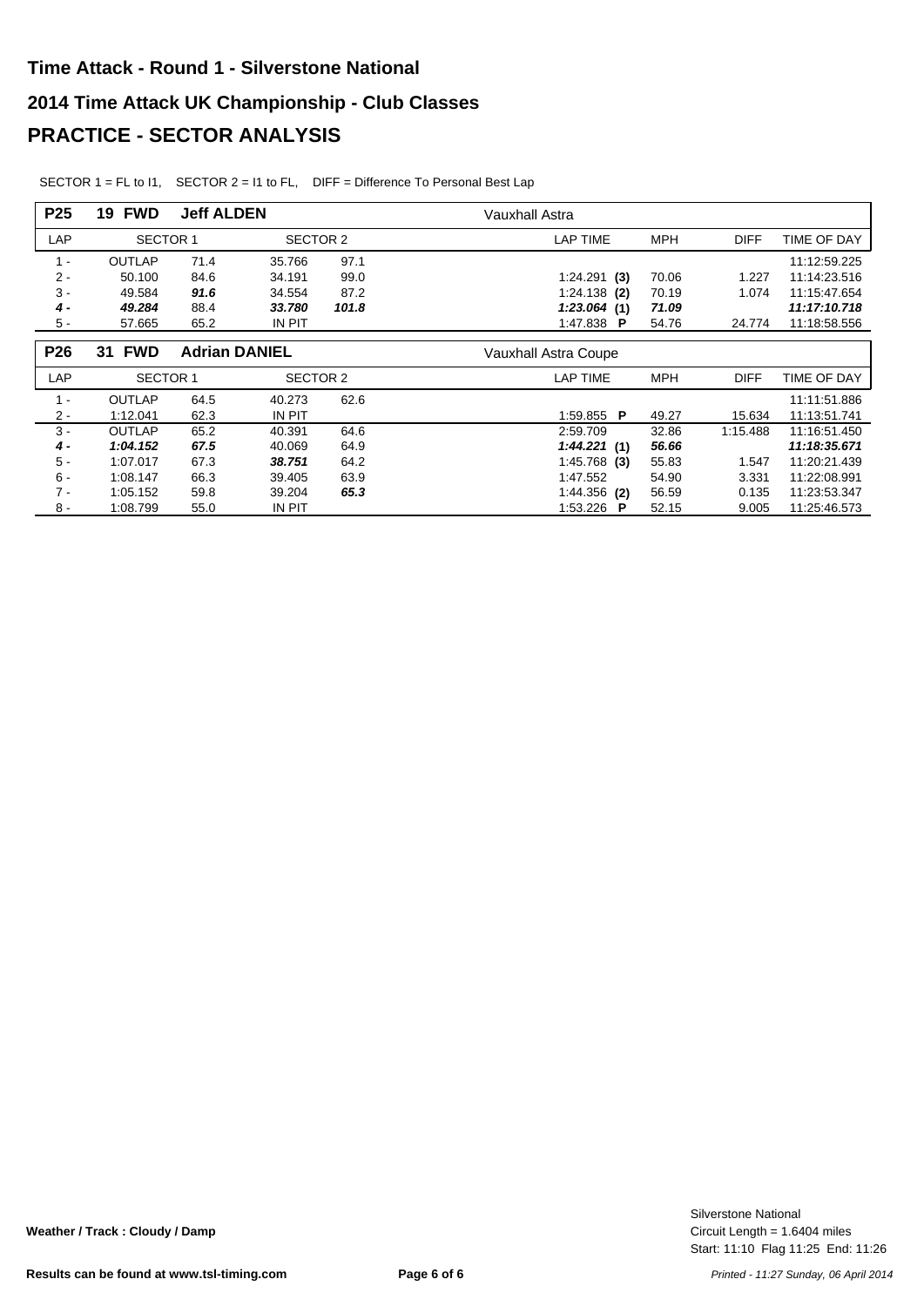# Time Attack - Round 1 - Silverstone National

## 2014 Time Attack UK Championship - Club Classes

## PRACTICE - SECTOR ANALYSIS

SECTOR 1 = FL to I1, SECTOR 2 = I1 to FL, DIFF = Difference To Personal Best Lap

**P25 — 19 FWD — Jeff ALDEN — Vauxhall Astra**

| LAP | SECTOR 1 | | SECTOR 2 | | LAP TIME | MPH | DIFF | TIME OF DAY |
|---|---|---|---|---|---|---|---|---|
| 1 - | OUTLAP | 71.4 | 35.766 | 97.1 | | | | 11:12:59.225 |
| 2 - | 50.100 | 84.6 | 34.191 | 99.0 | 1:24.291 **(3)** | 70.06 | 1.227 | 11:14:23.516 |
| 3 - | 49.584 | ***91.6*** | 34.554 | 87.2 | 1:24.138 **(2)** | 70.19 | 1.074 | 11:15:47.654 |
| ***4 -*** | ***49.284*** | 88.4 | ***33.780*** | ***101.8*** | ***1:23.064*** **(1)** | ***71.09*** | | ***11:17:10.718*** |
| 5 - | 57.665 | 65.2 | IN PIT | | 1:47.838 **P** | 54.76 | 24.774 | 11:18:58.556 |

**P26 — 31 FWD — Adrian DANIEL — Vauxhall Astra Coupe**

| LAP | SECTOR 1 | | SECTOR 2 | | LAP TIME | MPH | DIFF | TIME OF DAY |
|---|---|---|---|---|---|---|---|---|
| 1 - | OUTLAP | 64.5 | 40.273 | 62.6 | | | | 11:11:51.886 |
| 2 - | 1:12.041 | 62.3 | IN PIT | | 1:59.855 **P** | 49.27 | 15.634 | 11:13:51.741 |
| 3 - | OUTLAP | 65.2 | 40.391 | 64.6 | 2:59.709 | 32.86 | 1:15.488 | 11:16:51.450 |
| ***4 -*** | ***1:04.152*** | ***67.5*** | 40.069 | 64.9 | ***1:44.221*** **(1)** | ***56.66*** | | ***11:18:35.671*** |
| 5 - | 1:07.017 | 67.3 | ***38.751*** | 64.2 | 1:45.768 **(3)** | 55.83 | 1.547 | 11:20:21.439 |
| 6 - | 1:08.147 | 66.3 | 39.405 | 63.9 | 1:47.552 | 54.90 | 3.331 | 11:22:08.991 |
| 7 - | 1:05.152 | 59.8 | 39.204 | ***65.3*** | 1:44.356 **(2)** | 56.59 | 0.135 | 11:23:53.347 |
| 8 - | 1:08.799 | 55.0 | IN PIT | | 1:53.226 **P** | 52.15 | 9.005 | 11:25:46.573 |

**Weather / Track : Cloudy / Damp**

Silverstone National
Circuit Length = 1.6404 miles
Start: 11:10 Flag 11:25 End: 11:26

Results can be found at www.tsl-timing.com

*Printed - 11:27 Sunday, 06 April 2014*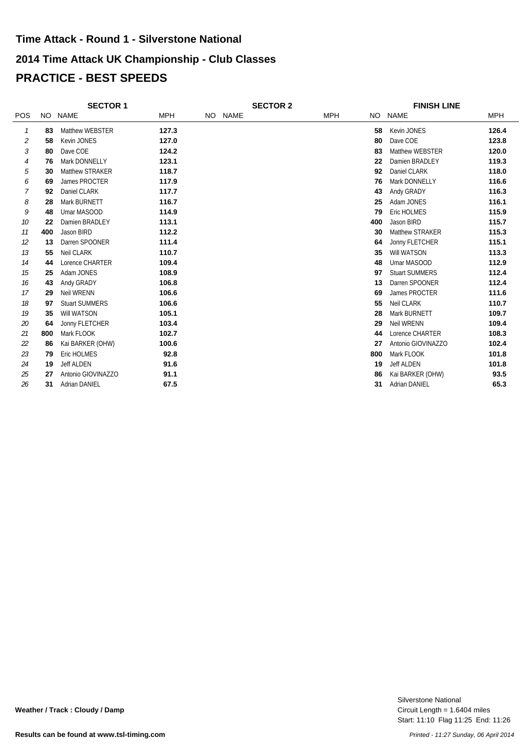# Time Attack - Round 1 - Silverstone National

## 2014 Time Attack UK Championship - Club Classes

## PRACTICE - BEST SPEEDS

| | SECTOR 1 | | | SECTOR 2 | | | FINISH LINE | | |
|---|---|---|---|---|---|---|---|---|---|
| POS | NO | NAME | MPH | NO | NAME | MPH | NO | NAME | MPH |
| 1 | 83 | Matthew WEBSTER | 127.3 | | | | 58 | Kevin JONES | 126.4 |
| 2 | 58 | Kevin JONES | 127.0 | | | | 80 | Dave COE | 123.8 |
| 3 | 80 | Dave COE | 124.2 | | | | 83 | Matthew WEBSTER | 120.0 |
| 4 | 76 | Mark DONNELLY | 123.1 | | | | 22 | Damien BRADLEY | 119.3 |
| 5 | 30 | Matthew STRAKER | 118.7 | | | | 92 | Daniel CLARK | 118.0 |
| 6 | 69 | James PROCTER | 117.9 | | | | 76 | Mark DONNELLY | 116.6 |
| 7 | 92 | Daniel CLARK | 117.7 | | | | 43 | Andy GRADY | 116.3 |
| 8 | 28 | Mark BURNETT | 116.7 | | | | 25 | Adam JONES | 116.1 |
| 9 | 48 | Umar MASOOD | 114.9 | | | | 79 | Eric HOLMES | 115.9 |
| 10 | 22 | Damien BRADLEY | 113.1 | | | | 400 | Jason BIRD | 115.7 |
| 11 | 400 | Jason BIRD | 112.2 | | | | 30 | Matthew STRAKER | 115.3 |
| 12 | 13 | Darren SPOONER | 111.4 | | | | 64 | Jonny FLETCHER | 115.1 |
| 13 | 55 | Neil CLARK | 110.7 | | | | 35 | Will WATSON | 113.3 |
| 14 | 44 | Lorence CHARTER | 109.4 | | | | 48 | Umar MASOOD | 112.9 |
| 15 | 25 | Adam JONES | 108.9 | | | | 97 | Stuart SUMMERS | 112.4 |
| 16 | 43 | Andy GRADY | 106.8 | | | | 13 | Darren SPOONER | 112.4 |
| 17 | 29 | Neil WRENN | 106.6 | | | | 69 | James PROCTER | 111.6 |
| 18 | 97 | Stuart SUMMERS | 106.6 | | | | 55 | Neil CLARK | 110.7 |
| 19 | 35 | Will WATSON | 105.1 | | | | 28 | Mark BURNETT | 109.7 |
| 20 | 64 | Jonny FLETCHER | 103.4 | | | | 29 | Neil WRENN | 109.4 |
| 21 | 800 | Mark FLOOK | 102.7 | | | | 44 | Lorence CHARTER | 108.3 |
| 22 | 86 | Kai BARKER (OHW) | 100.6 | | | | 27 | Antonio GIOVINAZZO | 102.4 |
| 23 | 79 | Eric HOLMES | 92.8 | | | | 800 | Mark FLOOK | 101.8 |
| 24 | 19 | Jeff ALDEN | 91.6 | | | | 19 | Jeff ALDEN | 101.8 |
| 25 | 27 | Antonio GIOVINAZZO | 91.1 | | | | 86 | Kai BARKER (OHW) | 93.5 |
| 26 | 31 | Adrian DANIEL | 67.5 | | | | 31 | Adrian DANIEL | 65.3 |

**Weather / Track : Cloudy / Damp**

Silverstone National
Circuit Length = 1.6404 miles
Start: 11:10 Flag 11:25 End: 11:26

**Results can be found at www.tsl-timing.com**

*Printed - 11:27 Sunday, 06 April 2014*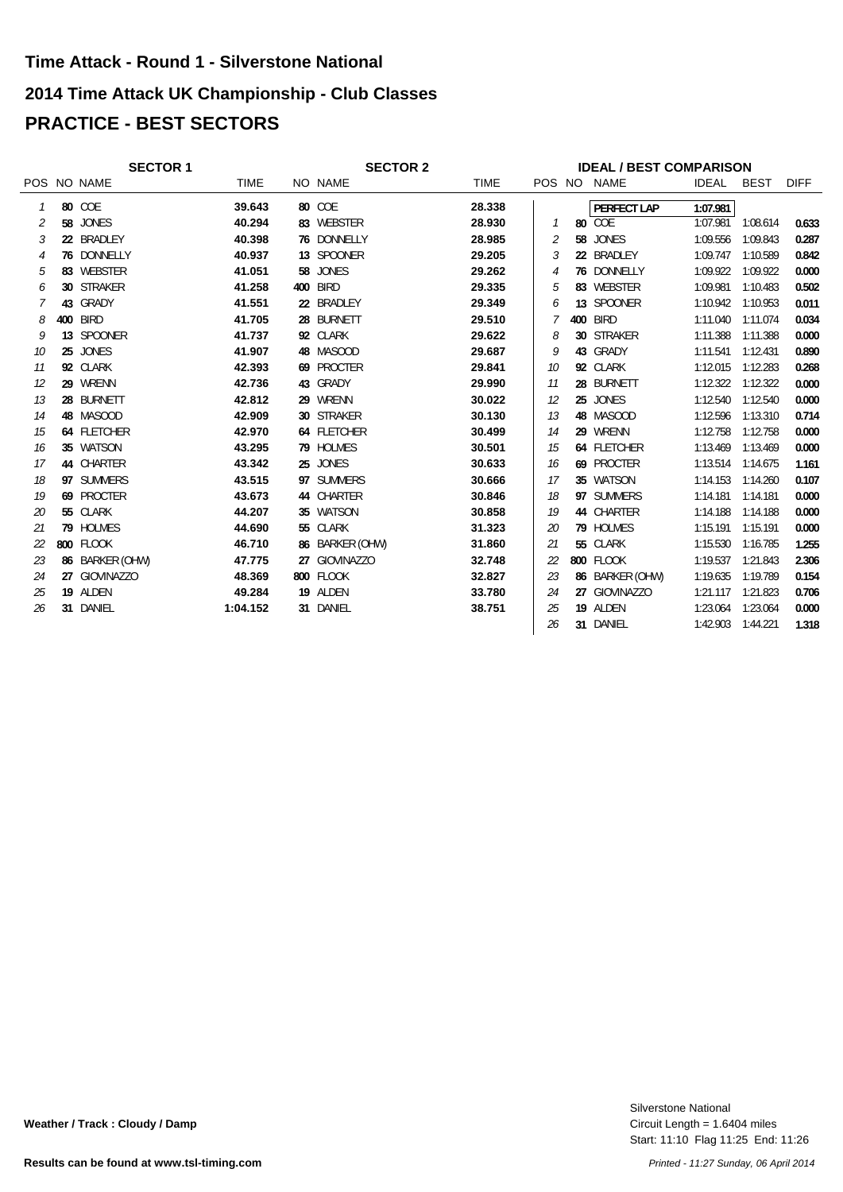# Time Attack - Round 1 - Silverstone National

## 2014 Time Attack UK Championship - Club Classes

## PRACTICE - BEST SECTORS

### SECTOR 1

| POS | NO | NAME | TIME |
|---|---|---|---|
| 1 | 80 | COE | 39.643 |
| 2 | 58 | JONES | 40.294 |
| 3 | 22 | BRADLEY | 40.398 |
| 4 | 76 | DONNELLY | 40.937 |
| 5 | 83 | WEBSTER | 41.051 |
| 6 | 30 | STRAKER | 41.258 |
| 7 | 43 | GRADY | 41.551 |
| 8 | 400 | BIRD | 41.705 |
| 9 | 13 | SPOONER | 41.737 |
| 10 | 25 | JONES | 41.907 |
| 11 | 92 | CLARK | 42.393 |
| 12 | 29 | WRENN | 42.736 |
| 13 | 28 | BURNETT | 42.812 |
| 14 | 48 | MASOOD | 42.909 |
| 15 | 64 | FLETCHER | 42.970 |
| 16 | 35 | WATSON | 43.295 |
| 17 | 44 | CHARTER | 43.342 |
| 18 | 97 | SUMMERS | 43.515 |
| 19 | 69 | PROCTER | 43.673 |
| 20 | 55 | CLARK | 44.207 |
| 21 | 79 | HOLMES | 44.690 |
| 22 | 800 | FLOOK | 46.710 |
| 23 | 86 | BARKER (OHW) | 47.775 |
| 24 | 27 | GIOVINAZZO | 48.369 |
| 25 | 19 | ALDEN | 49.284 |
| 26 | 31 | DANIEL | 1:04.152 |

### SECTOR 2

| NO | NAME | TIME |
|---|---|---|
| 80 | COE | 28.338 |
| 83 | WEBSTER | 28.930 |
| 76 | DONNELLY | 28.985 |
| 13 | SPOONER | 29.205 |
| 58 | JONES | 29.262 |
| 400 | BIRD | 29.335 |
| 22 | BRADLEY | 29.349 |
| 28 | BURNETT | 29.510 |
| 92 | CLARK | 29.622 |
| 48 | MASOOD | 29.687 |
| 69 | PROCTER | 29.841 |
| 43 | GRADY | 29.990 |
| 29 | WRENN | 30.022 |
| 30 | STRAKER | 30.130 |
| 64 | FLETCHER | 30.499 |
| 79 | HOLMES | 30.501 |
| 25 | JONES | 30.633 |
| 97 | SUMMERS | 30.666 |
| 44 | CHARTER | 30.846 |
| 35 | WATSON | 30.858 |
| 55 | CLARK | 31.323 |
| 86 | BARKER (OHW) | 31.860 |
| 27 | GIOVINAZZO | 32.748 |
| 800 | FLOOK | 32.827 |
| 19 | ALDEN | 33.780 |
| 31 | DANIEL | 38.751 |

### IDEAL / BEST COMPARISON

**PERFECT LAP** 1:07.981

| POS | NO | NAME | IDEAL | BEST | DIFF |
|---|---|---|---|---|---|
| 1 | 80 | COE | 1:07.981 | 1:08.614 | 0.633 |
| 2 | 58 | JONES | 1:09.556 | 1:09.843 | 0.287 |
| 3 | 22 | BRADLEY | 1:09.747 | 1:10.589 | 0.842 |
| 4 | 76 | DONNELLY | 1:09.922 | 1:09.922 | 0.000 |
| 5 | 83 | WEBSTER | 1:09.981 | 1:10.483 | 0.502 |
| 6 | 13 | SPOONER | 1:10.942 | 1:10.953 | 0.011 |
| 7 | 400 | BIRD | 1:11.040 | 1:11.074 | 0.034 |
| 8 | 30 | STRAKER | 1:11.388 | 1:11.388 | 0.000 |
| 9 | 43 | GRADY | 1:11.541 | 1:12.431 | 0.890 |
| 10 | 92 | CLARK | 1:12.015 | 1:12.283 | 0.268 |
| 11 | 28 | BURNETT | 1:12.322 | 1:12.322 | 0.000 |
| 12 | 25 | JONES | 1:12.540 | 1:12.540 | 0.000 |
| 13 | 48 | MASOOD | 1:12.596 | 1:13.310 | 0.714 |
| 14 | 29 | WRENN | 1:12.758 | 1:12.758 | 0.000 |
| 15 | 64 | FLETCHER | 1:13.469 | 1:13.469 | 0.000 |
| 16 | 69 | PROCTER | 1:13.514 | 1:14.675 | 1.161 |
| 17 | 35 | WATSON | 1:14.153 | 1:14.260 | 0.107 |
| 18 | 97 | SUMMERS | 1:14.181 | 1:14.181 | 0.000 |
| 19 | 44 | CHARTER | 1:14.188 | 1:14.188 | 0.000 |
| 20 | 79 | HOLMES | 1:15.191 | 1:15.191 | 0.000 |
| 21 | 55 | CLARK | 1:15.530 | 1:16.785 | 1.255 |
| 22 | 800 | FLOOK | 1:19.537 | 1:21.843 | 2.306 |
| 23 | 86 | BARKER (OHW) | 1:19.635 | 1:19.789 | 0.154 |
| 24 | 27 | GIOVINAZZO | 1:21.117 | 1:21.823 | 0.706 |
| 25 | 19 | ALDEN | 1:23.064 | 1:23.064 | 0.000 |
| 26 | 31 | DANIEL | 1:42.903 | 1:44.221 | 1.318 |

**Weather / Track : Cloudy / Damp**

Silverstone National
Circuit Length = 1.6404 miles
Start: 11:10 Flag 11:25 End: 11:26

**Results can be found at www.tsl-timing.com**

*Printed - 11:27 Sunday, 06 April 2014*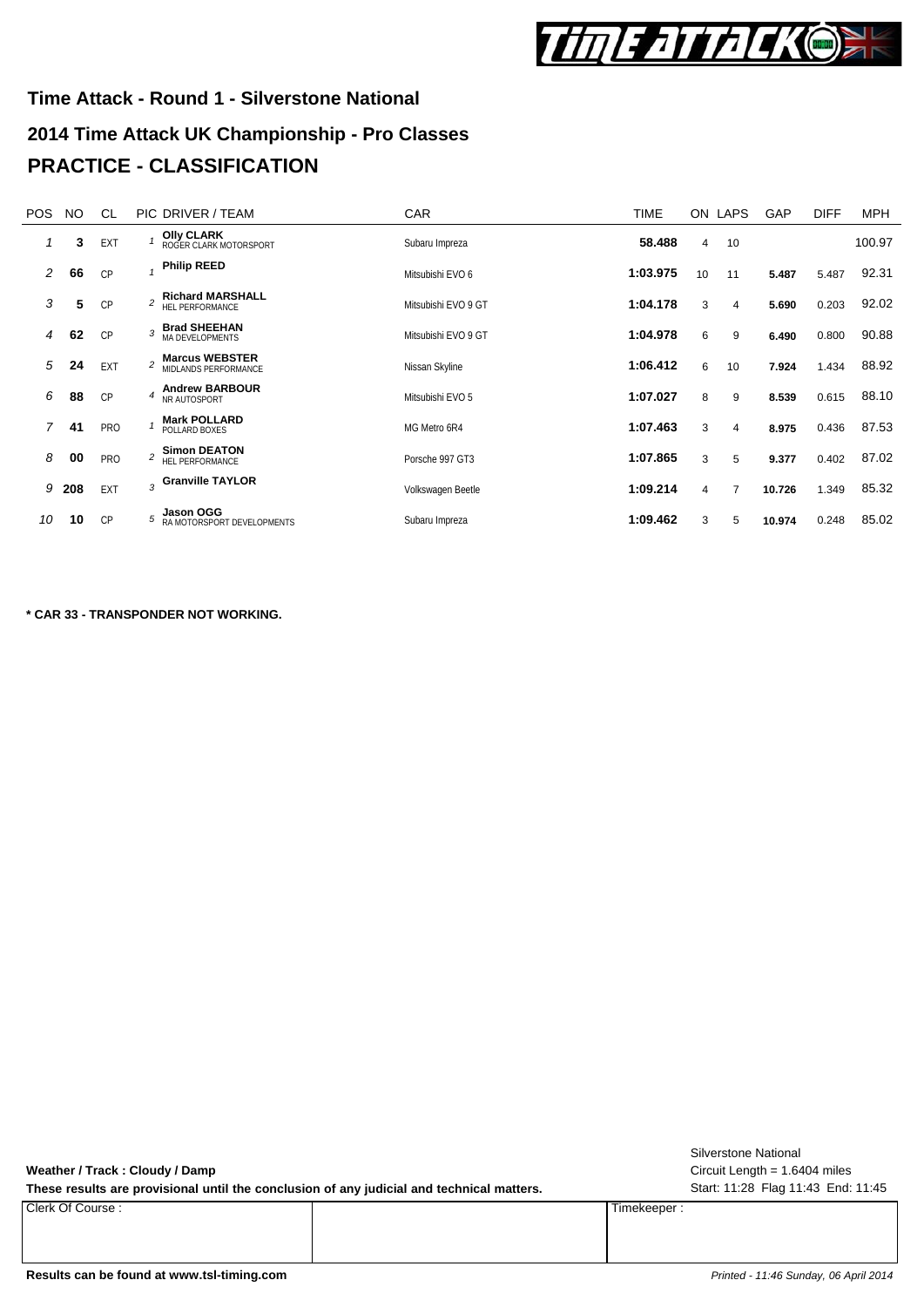## Time Attack - Round 1 - Silverstone National

## 2014 Time Attack UK Championship - Pro Classes

# PRACTICE - CLASSIFICATION

| POS | NO | CL | PIC | DRIVER / TEAM | CAR | TIME | ON | LAPS | GAP | DIFF | MPH |
|---|---|---|---|---|---|---|---|---|---|---|---|
| 1 | 3 | EXT | 1 | **Olly CLARK** ROGER CLARK MOTORSPORT | Subaru Impreza | **58.488** | 4 | 10 | | | 100.97 |
| 2 | 66 | CP | 1 | **Philip REED** | Mitsubishi EVO 6 | **1:03.975** | 10 | 11 | **5.487** | 5.487 | 92.31 |
| 3 | 5 | CP | 2 | **Richard MARSHALL** HEL PERFORMANCE | Mitsubishi EVO 9 GT | **1:04.178** | 3 | 4 | **5.690** | 0.203 | 92.02 |
| 4 | 62 | CP | 3 | **Brad SHEEHAN** MA DEVELOPMENTS | Mitsubishi EVO 9 GT | **1:04.978** | 6 | 9 | **6.490** | 0.800 | 90.88 |
| 5 | 24 | EXT | 2 | **Marcus WEBSTER** MIDLANDS PERFORMANCE | Nissan Skyline | **1:06.412** | 6 | 10 | **7.924** | 1.434 | 88.92 |
| 6 | 88 | CP | 4 | **Andrew BARBOUR** NR AUTOSPORT | Mitsubishi EVO 5 | **1:07.027** | 8 | 9 | **8.539** | 0.615 | 88.10 |
| 7 | 41 | PRO | 1 | **Mark POLLARD** POLLARD BOXES | MG Metro 6R4 | **1:07.463** | 3 | 4 | **8.975** | 0.436 | 87.53 |
| 8 | 00 | PRO | 2 | **Simon DEATON** HEL PERFORMANCE | Porsche 997 GT3 | **1:07.865** | 3 | 5 | **9.377** | 0.402 | 87.02 |
| 9 | 208 | EXT | 3 | **Granville TAYLOR** | Volkswagen Beetle | **1:09.214** | 4 | 7 | **10.726** | 1.349 | 85.32 |
| 10 | 10 | CP | 5 | **Jason OGG** RA MOTORSPORT DEVELOPMENTS | Subaru Impreza | **1:09.462** | 3 | 5 | **10.974** | 0.248 | 85.02 |

**\* CAR 33 - TRANSPONDER NOT WORKING.**

**Weather / Track : Cloudy / Damp**

**These results are provisional until the conclusion of any judicial and technical matters.**

Silverstone National
Circuit Length = 1.6404 miles
Start: 11:28 Flag 11:43 End: 11:45

| Clerk Of Course : | | Timekeeper : |
|---|---|---|

**Results can be found at www.tsl-timing.com**

*Printed - 11:46 Sunday, 06 April 2014*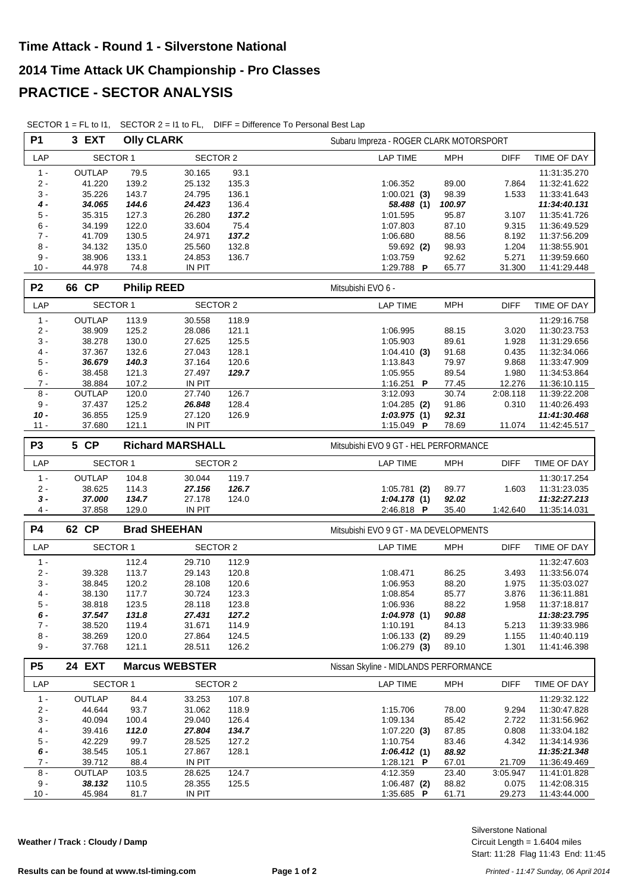# Time Attack - Round 1 - Silverstone National

## 2014 Time Attack UK Championship - Pro Classes

## PRACTICE - SECTOR ANALYSIS

SECTOR 1 = FL to I1, SECTOR 2 = I1 to FL, DIFF = Difference To Personal Best Lap

**P1 — 3 EXT — Olly CLARK — Subaru Impreza - ROGER CLARK MOTORSPORT**

| LAP | SECTOR 1 | | SECTOR 2 | | LAP TIME | MPH | DIFF | TIME OF DAY |
|---|---|---|---|---|---|---|---|---|
| 1 - | OUTLAP | 79.5 | 30.165 | 93.1 | | | | 11:31:35.270 |
| 2 - | 41.220 | 139.2 | 25.132 | 135.3 | 1:06.352 | 89.00 | 7.864 | 11:32:41.622 |
| 3 - | 35.226 | 143.7 | 24.795 | 136.1 | 1:00.021 **(3)** | 98.39 | 1.533 | 11:33:41.643 |
| ***4 -*** | ***34.065*** | ***144.6*** | ***24.423*** | 136.4 | ***58.488*** (1) | ***100.97*** | | ***11:34:40.131*** |
| 5 - | 35.315 | 127.3 | 26.280 | ***137.2*** | 1:01.595 | 95.87 | 3.107 | 11:35:41.726 |
| 6 - | 34.199 | 122.0 | 33.604 | 75.4 | 1:07.803 | 87.10 | 9.315 | 11:36:49.529 |
| 7 - | 41.709 | 130.5 | 24.971 | ***137.2*** | 1:06.680 | 88.56 | 8.192 | 11:37:56.209 |
| 8 - | 34.132 | 135.0 | 25.560 | 132.8 | 59.692 **(2)** | 98.93 | 1.204 | 11:38:55.901 |
| 9 - | 38.906 | 133.1 | 24.853 | 136.7 | 1:03.759 | 92.62 | 5.271 | 11:39:59.660 |
| 10 - | 44.978 | 74.8 | IN PIT | | 1:29.788 **P** | 65.77 | 31.300 | 11:41:29.448 |

**P2 — 66 CP — Philip REED — Mitsubishi EVO 6 -**

| LAP | SECTOR 1 | | SECTOR 2 | | LAP TIME | MPH | DIFF | TIME OF DAY |
|---|---|---|---|---|---|---|---|---|
| 1 - | OUTLAP | 113.9 | 30.558 | 118.9 | | | | 11:29:16.758 |
| 2 - | 38.909 | 125.2 | 28.086 | 121.1 | 1:06.995 | 88.15 | 3.020 | 11:30:23.753 |
| 3 - | 38.278 | 130.0 | 27.625 | 125.5 | 1:05.903 | 89.61 | 1.928 | 11:31:29.656 |
| 4 - | 37.367 | 132.6 | 27.043 | 128.1 | 1:04.410 **(3)** | 91.68 | 0.435 | 11:32:34.066 |
| 5 - | ***36.679*** | ***140.3*** | 37.164 | 120.6 | 1:13.843 | 79.97 | 9.868 | 11:33:47.909 |
| 6 - | 38.458 | 121.3 | 27.497 | ***129.7*** | 1:05.955 | 89.54 | 1.980 | 11:34:53.864 |
| 7 - | 38.884 | 107.2 | IN PIT | | 1:16.251 **P** | 77.45 | 12.276 | 11:36:10.115 |
| 8 - | OUTLAP | 120.0 | 27.740 | 126.7 | 3:12.093 | 30.74 | 2:08.118 | 11:39:22.208 |
| 9 - | 37.437 | 125.2 | ***26.848*** | 128.4 | 1:04.285 **(2)** | 91.86 | 0.310 | 11:40:26.493 |
| ***10 -*** | 36.855 | 125.9 | 27.120 | 126.9 | ***1:03.975*** (1) | ***92.31*** | | ***11:41:30.468*** |
| 11 - | 37.680 | 121.1 | IN PIT | | 1:15.049 **P** | 78.69 | 11.074 | 11:42:45.517 |

**P3 — 5 CP — Richard MARSHALL — Mitsubishi EVO 9 GT - HEL PERFORMANCE**

| LAP | SECTOR 1 | | SECTOR 2 | | LAP TIME | MPH | DIFF | TIME OF DAY |
|---|---|---|---|---|---|---|---|---|
| 1 - | OUTLAP | 104.8 | 30.044 | 119.7 | | | | 11:30:17.254 |
| 2 - | 38.625 | 114.3 | ***27.156*** | ***126.7*** | 1:05.781 **(2)** | 89.77 | 1.603 | 11:31:23.035 |
| ***3 -*** | ***37.000*** | ***134.7*** | 27.178 | 124.0 | ***1:04.178*** (1) | ***92.02*** | | ***11:32:27.213*** |
| 4 - | 37.858 | 129.0 | IN PIT | | 2:46.818 **P** | 35.40 | 1:42.640 | 11:35:14.031 |

**P4 — 62 CP — Brad SHEEHAN — Mitsubishi EVO 9 GT - MA DEVELOPMENTS**

| LAP | SECTOR 1 | | SECTOR 2 | | LAP TIME | MPH | DIFF | TIME OF DAY |
|---|---|---|---|---|---|---|---|---|
| 1 - | | 112.4 | 29.710 | 112.9 | | | | 11:32:47.603 |
| 2 - | 39.328 | 113.7 | 29.143 | 120.8 | 1:08.471 | 86.25 | 3.493 | 11:33:56.074 |
| 3 - | 38.845 | 120.2 | 28.108 | 120.6 | 1:06.953 | 88.20 | 1.975 | 11:35:03.027 |
| 4 - | 38.130 | 117.7 | 30.724 | 123.3 | 1:08.854 | 85.77 | 3.876 | 11:36:11.881 |
| 5 - | 38.818 | 123.5 | 28.118 | 123.8 | 1:06.936 | 88.22 | 1.958 | 11:37:18.817 |
| ***6 -*** | ***37.547*** | ***131.8*** | ***27.431*** | ***127.2*** | ***1:04.978*** (1) | ***90.88*** | | ***11:38:23.795*** |
| 7 - | 38.520 | 119.4 | 31.671 | 114.9 | 1:10.191 | 84.13 | 5.213 | 11:39:33.986 |
| 8 - | 38.269 | 120.0 | 27.864 | 124.5 | 1:06.133 **(2)** | 89.29 | 1.155 | 11:40:40.119 |
| 9 - | 37.768 | 121.1 | 28.511 | 126.2 | 1:06.279 **(3)** | 89.10 | 1.301 | 11:41:46.398 |

**P5 — 24 EXT — Marcus WEBSTER — Nissan Skyline - MIDLANDS PERFORMANCE**

| LAP | SECTOR 1 | | SECTOR 2 | | LAP TIME | MPH | DIFF | TIME OF DAY |
|---|---|---|---|---|---|---|---|---|
| 1 - | OUTLAP | 84.4 | 33.253 | 107.8 | | | | 11:29:32.122 |
| 2 - | 44.644 | 93.7 | 31.062 | 118.9 | 1:15.706 | 78.00 | 9.294 | 11:30:47.828 |
| 3 - | 40.094 | 100.4 | 29.040 | 126.4 | 1:09.134 | 85.42 | 2.722 | 11:31:56.962 |
| 4 - | 39.416 | ***112.0*** | ***27.804*** | ***134.7*** | 1:07.220 **(3)** | 87.85 | 0.808 | 11:33:04.182 |
| 5 - | 42.229 | 99.7 | 28.525 | 127.2 | 1:10.754 | 83.46 | 4.342 | 11:34:14.936 |
| ***6 -*** | 38.545 | 105.1 | 27.867 | 128.1 | ***1:06.412*** (1) | ***88.92*** | | ***11:35:21.348*** |
| 7 - | 39.712 | 88.4 | IN PIT | | 1:28.121 **P** | 67.01 | 21.709 | 11:36:49.469 |
| 8 - | OUTLAP | 103.5 | 28.625 | 124.7 | 4:12.359 | 23.40 | 3:05.947 | 11:41:01.828 |
| 9 - | ***38.132*** | 110.5 | 28.355 | 125.5 | 1:06.487 **(2)** | 88.82 | 0.075 | 11:42:08.315 |
| 10 - | 45.984 | 81.7 | IN PIT | | 1:35.685 **P** | 61.71 | 29.273 | 11:43:44.000 |

**Weather / Track : Cloudy / Damp**

Silverstone National
Circuit Length = 1.6404 miles
Start: 11:28 Flag 11:43 End: 11:45

**Results can be found at www.tsl-timing.com**

*Printed - 11:47 Sunday, 06 April 2014*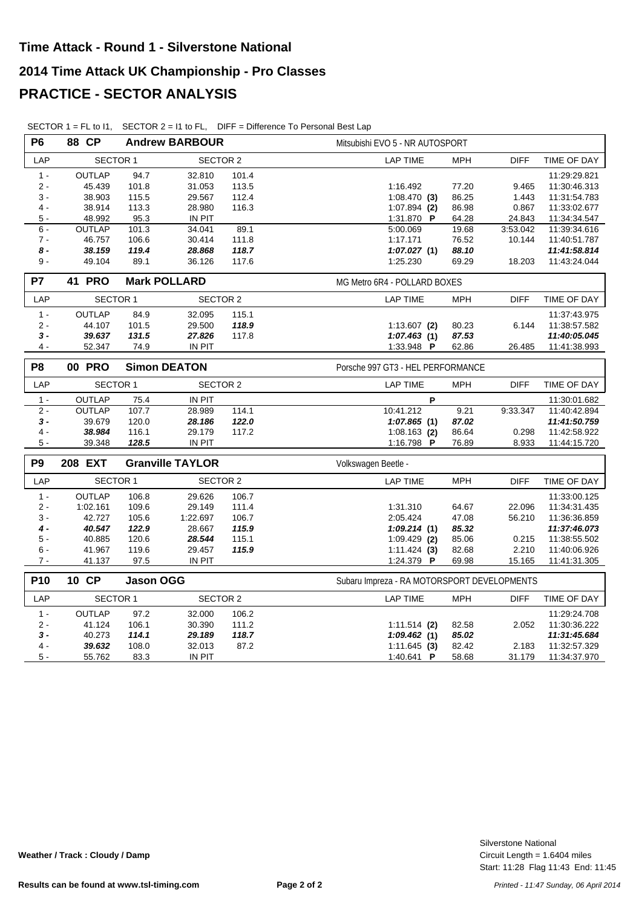# Time Attack - Round 1 - Silverstone National

## 2014 Time Attack UK Championship - Pro Classes

## PRACTICE - SECTOR ANALYSIS

SECTOR 1 = FL to I1, SECTOR 2 = I1 to FL, DIFF = Difference To Personal Best Lap

**P6 — 88 CP — Andrew BARBOUR — Mitsubishi EVO 5 - NR AUTOSPORT**

| LAP | SECTOR 1 | | SECTOR 2 | | LAP TIME | MPH | DIFF | TIME OF DAY |
|---|---|---|---|---|---|---|---|---|
| 1 - | OUTLAP | 94.7 | 32.810 | 101.4 | | | | 11:29:29.821 |
| 2 - | 45.439 | 101.8 | 31.053 | 113.5 | 1:16.492 | 77.20 | 9.465 | 11:30:46.313 |
| 3 - | 38.903 | 115.5 | 29.567 | 112.4 | 1:08.470 **(3)** | 86.25 | 1.443 | 11:31:54.783 |
| 4 - | 38.914 | 113.3 | 28.980 | 116.3 | 1:07.894 **(2)** | 86.98 | 0.867 | 11:33:02.677 |
| 5 - | 48.992 | 95.3 | IN PIT | | 1:31.870 **P** | 64.28 | 24.843 | 11:34:34.547 |
| 6 - | OUTLAP | 101.3 | 34.041 | 89.1 | 5:00.069 | 19.68 | 3:53.042 | 11:39:34.616 |
| 7 - | 46.757 | 106.6 | 30.414 | 111.8 | 1:17.171 | 76.52 | 10.144 | 11:40:51.787 |
| ***8 -*** | ***38.159*** | ***119.4*** | ***28.868*** | ***118.7*** | ***1:07.027*** **(1)** | ***88.10*** | | ***11:41:58.814*** |
| 9 - | 49.104 | 89.1 | 36.126 | 117.6 | 1:25.230 | 69.29 | 18.203 | 11:43:24.044 |

**P7 — 41 PRO — Mark POLLARD — MG Metro 6R4 - POLLARD BOXES**

| LAP | SECTOR 1 | | SECTOR 2 | | LAP TIME | MPH | DIFF | TIME OF DAY |
|---|---|---|---|---|---|---|---|---|
| 1 - | OUTLAP | 84.9 | 32.095 | 115.1 | | | | 11:37:43.975 |
| 2 - | 44.107 | 101.5 | 29.500 | ***118.9*** | 1:13.607 **(2)** | 80.23 | 6.144 | 11:38:57.582 |
| ***3 -*** | ***39.637*** | ***131.5*** | ***27.826*** | 117.8 | ***1:07.463*** **(1)** | ***87.53*** | | ***11:40:05.045*** |
| 4 - | 52.347 | 74.9 | IN PIT | | 1:33.948 **P** | 62.86 | 26.485 | 11:41:38.993 |

**P8 — 00 PRO — Simon DEATON — Porsche 997 GT3 - HEL PERFORMANCE**

| LAP | SECTOR 1 | | SECTOR 2 | | LAP TIME | MPH | DIFF | TIME OF DAY |
|---|---|---|---|---|---|---|---|---|
| 1 - | OUTLAP | 75.4 | IN PIT | | **P** | | | 11:30:01.682 |
| 2 - | OUTLAP | 107.7 | 28.989 | 114.1 | 10:41.212 | 9.21 | 9:33.347 | 11:40:42.894 |
| ***3 -*** | 39.679 | 120.0 | ***28.186*** | ***122.0*** | ***1:07.865*** **(1)** | ***87.02*** | | ***11:41:50.759*** |
| 4 - | ***38.984*** | 116.1 | 29.179 | 117.2 | 1:08.163 **(2)** | 86.64 | 0.298 | 11:42:58.922 |
| 5 - | 39.348 | ***128.5*** | IN PIT | | 1:16.798 **P** | 76.89 | 8.933 | 11:44:15.720 |

**P9 — 208 EXT — Granville TAYLOR — Volkswagen Beetle -**

| LAP | SECTOR 1 | | SECTOR 2 | | LAP TIME | MPH | DIFF | TIME OF DAY |
|---|---|---|---|---|---|---|---|---|
| 1 - | OUTLAP | 106.8 | 29.626 | 106.7 | | | | 11:33:00.125 |
| 2 - | 1:02.161 | 109.6 | 29.149 | 111.4 | 1:31.310 | 64.67 | 22.096 | 11:34:31.435 |
| 3 - | 42.727 | 105.6 | 1:22.697 | 106.7 | 2:05.424 | 47.08 | 56.210 | 11:36:36.859 |
| ***4 -*** | ***40.547*** | ***122.9*** | 28.667 | ***115.9*** | ***1:09.214*** **(1)** | ***85.32*** | | ***11:37:46.073*** |
| 5 - | 40.885 | 120.6 | ***28.544*** | 115.1 | 1:09.429 **(2)** | 85.06 | 0.215 | 11:38:55.502 |
| 6 - | 41.967 | 119.6 | 29.457 | ***115.9*** | 1:11.424 **(3)** | 82.68 | 2.210 | 11:40:06.926 |
| 7 - | 41.137 | 97.5 | IN PIT | | 1:24.379 **P** | 69.98 | 15.165 | 11:41:31.305 |

**P10 — 10 CP — Jason OGG — Subaru Impreza - RA MOTORSPORT DEVELOPMENTS**

| LAP | SECTOR 1 | | SECTOR 2 | | LAP TIME | MPH | DIFF | TIME OF DAY |
|---|---|---|---|---|---|---|---|---|
| 1 - | OUTLAP | 97.2 | 32.000 | 106.2 | | | | 11:29:24.708 |
| 2 - | 41.124 | 106.1 | 30.390 | 111.2 | 1:11.514 **(2)** | 82.58 | 2.052 | 11:30:36.222 |
| ***3 -*** | 40.273 | ***114.1*** | ***29.189*** | ***118.7*** | ***1:09.462*** **(1)** | ***85.02*** | | ***11:31:45.684*** |
| 4 - | ***39.632*** | 108.0 | 32.013 | 87.2 | 1:11.645 **(3)** | 82.42 | 2.183 | 11:32:57.329 |
| 5 - | 55.762 | 83.3 | IN PIT | | 1:40.641 **P** | 58.68 | 31.179 | 11:34:37.970 |

**Weather / Track : Cloudy / Damp**

Silverstone National
Circuit Length = 1.6404 miles
Start: 11:28 Flag 11:43 End: 11:45

**Results can be found at www.tsl-timing.com**

*Printed - 11:47 Sunday, 06 April 2014*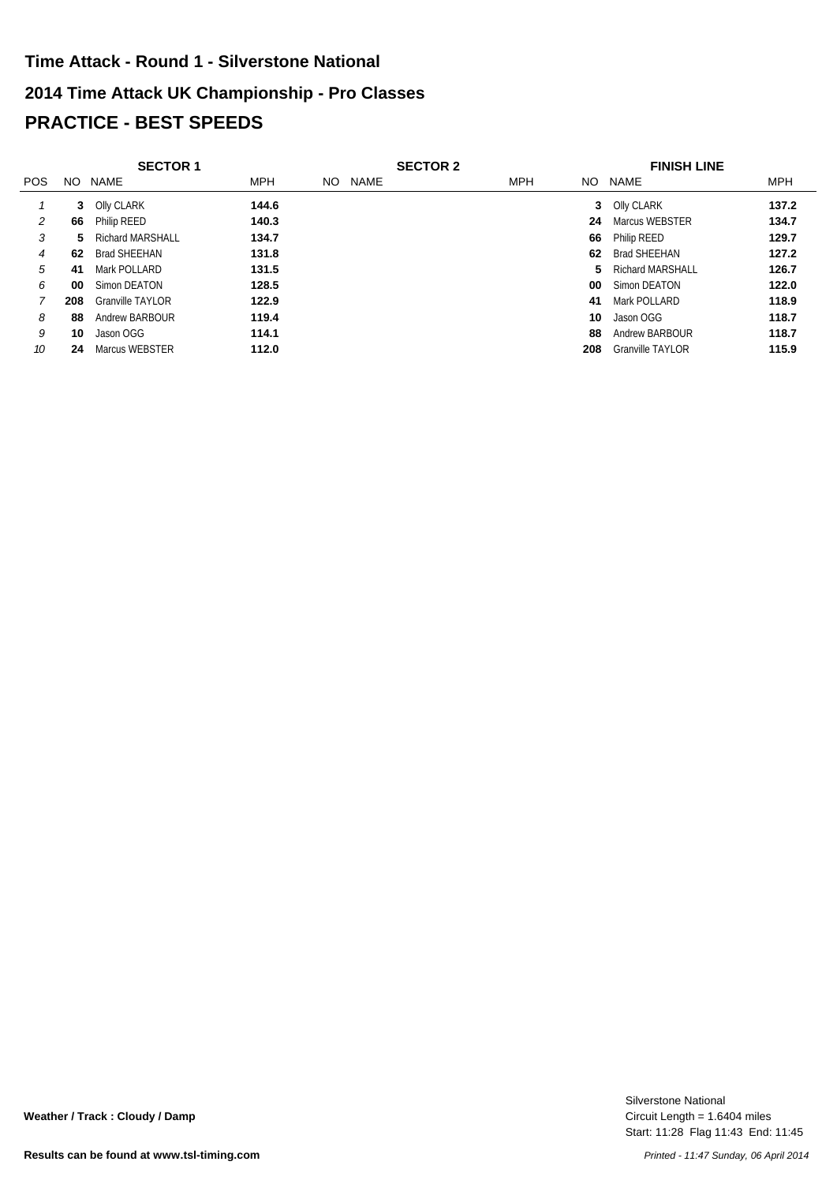# Time Attack - Round 1 - Silverstone National

## 2014 Time Attack UK Championship - Pro Classes

## PRACTICE - BEST SPEEDS

| | SECTOR 1 | | | SECTOR 2 | | | FINISH LINE | | |
|---|---|---|---|---|---|---|---|---|---|
| POS | NO | NAME | MPH | NO | NAME | MPH | NO | NAME | MPH |
| *1* | **3** | Olly CLARK | **144.6** | | | | **3** | Olly CLARK | **137.2** |
| *2* | **66** | Philip REED | **140.3** | | | | **24** | Marcus WEBSTER | **134.7** |
| *3* | **5** | Richard MARSHALL | **134.7** | | | | **66** | Philip REED | **129.7** |
| *4* | **62** | Brad SHEEHAN | **131.8** | | | | **62** | Brad SHEEHAN | **127.2** |
| *5* | **41** | Mark POLLARD | **131.5** | | | | **5** | Richard MARSHALL | **126.7** |
| *6* | **00** | Simon DEATON | **128.5** | | | | **00** | Simon DEATON | **122.0** |
| *7* | **208** | Granville TAYLOR | **122.9** | | | | **41** | Mark POLLARD | **118.9** |
| *8* | **88** | Andrew BARBOUR | **119.4** | | | | **10** | Jason OGG | **118.7** |
| *9* | **10** | Jason OGG | **114.1** | | | | **88** | Andrew BARBOUR | **118.7** |
| *10* | **24** | Marcus WEBSTER | **112.0** | | | | **208** | Granville TAYLOR | **115.9** |

**Weather / Track : Cloudy / Damp**

Silverstone National
Circuit Length = 1.6404 miles
Start: 11:28 Flag 11:43 End: 11:45

**Results can be found at www.tsl-timing.com**

*Printed - 11:47 Sunday, 06 April 2014*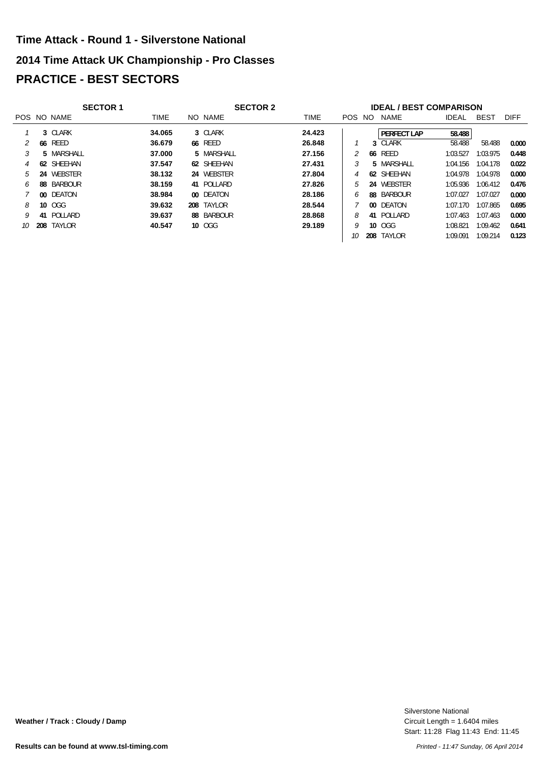# Time Attack - Round 1 - Silverstone National

## 2014 Time Attack UK Championship - Pro Classes

## PRACTICE - BEST SECTORS

**SECTOR 1**

| POS | NO | NAME | TIME |
|---|---|---|---|
| 1 | 3 | CLARK | 34.065 |
| 2 | 66 | REED | 36.679 |
| 3 | 5 | MARSHALL | 37.000 |
| 4 | 62 | SHEEHAN | 37.547 |
| 5 | 24 | WEBSTER | 38.132 |
| 6 | 88 | BARBOUR | 38.159 |
| 7 | 00 | DEATON | 38.984 |
| 8 | 10 | OGG | 39.632 |
| 9 | 41 | POLLARD | 39.637 |
| 10 | 208 | TAYLOR | 40.547 |

**SECTOR 2**

| NO | NAME | TIME |
|---|---|---|
| 3 | CLARK | 24.423 |
| 66 | REED | 26.848 |
| 5 | MARSHALL | 27.156 |
| 62 | SHEEHAN | 27.431 |
| 24 | WEBSTER | 27.804 |
| 41 | POLLARD | 27.826 |
| 00 | DEATON | 28.186 |
| 208 | TAYLOR | 28.544 |
| 88 | BARBOUR | 28.868 |
| 10 | OGG | 29.189 |

**IDEAL / BEST COMPARISON**

| POS | NO | NAME | IDEAL | BEST | DIFF |
|---|---|---|---|---|---|
| | | PERFECT LAP | 58.488 | | |
| 1 | 3 | CLARK | 58.488 | 58.488 | 0.000 |
| 2 | 66 | REED | 1:03.527 | 1:03.975 | 0.448 |
| 3 | 5 | MARSHALL | 1:04.156 | 1:04.178 | 0.022 |
| 4 | 62 | SHEEHAN | 1:04.978 | 1:04.978 | 0.000 |
| 5 | 24 | WEBSTER | 1:05.936 | 1:06.412 | 0.476 |
| 6 | 88 | BARBOUR | 1:07.027 | 1:07.027 | 0.000 |
| 7 | 00 | DEATON | 1:07.170 | 1:07.865 | 0.695 |
| 8 | 41 | POLLARD | 1:07.463 | 1:07.463 | 0.000 |
| 9 | 10 | OGG | 1:08.821 | 1:09.462 | 0.641 |
| 10 | 208 | TAYLOR | 1:09.091 | 1:09.214 | 0.123 |

**Weather / Track : Cloudy / Damp**

Silverstone National
Circuit Length = 1.6404 miles
Start: 11:28 Flag 11:43 End: 11:45

**Results can be found at www.tsl-timing.com**

*Printed - 11:47 Sunday, 06 April 2014*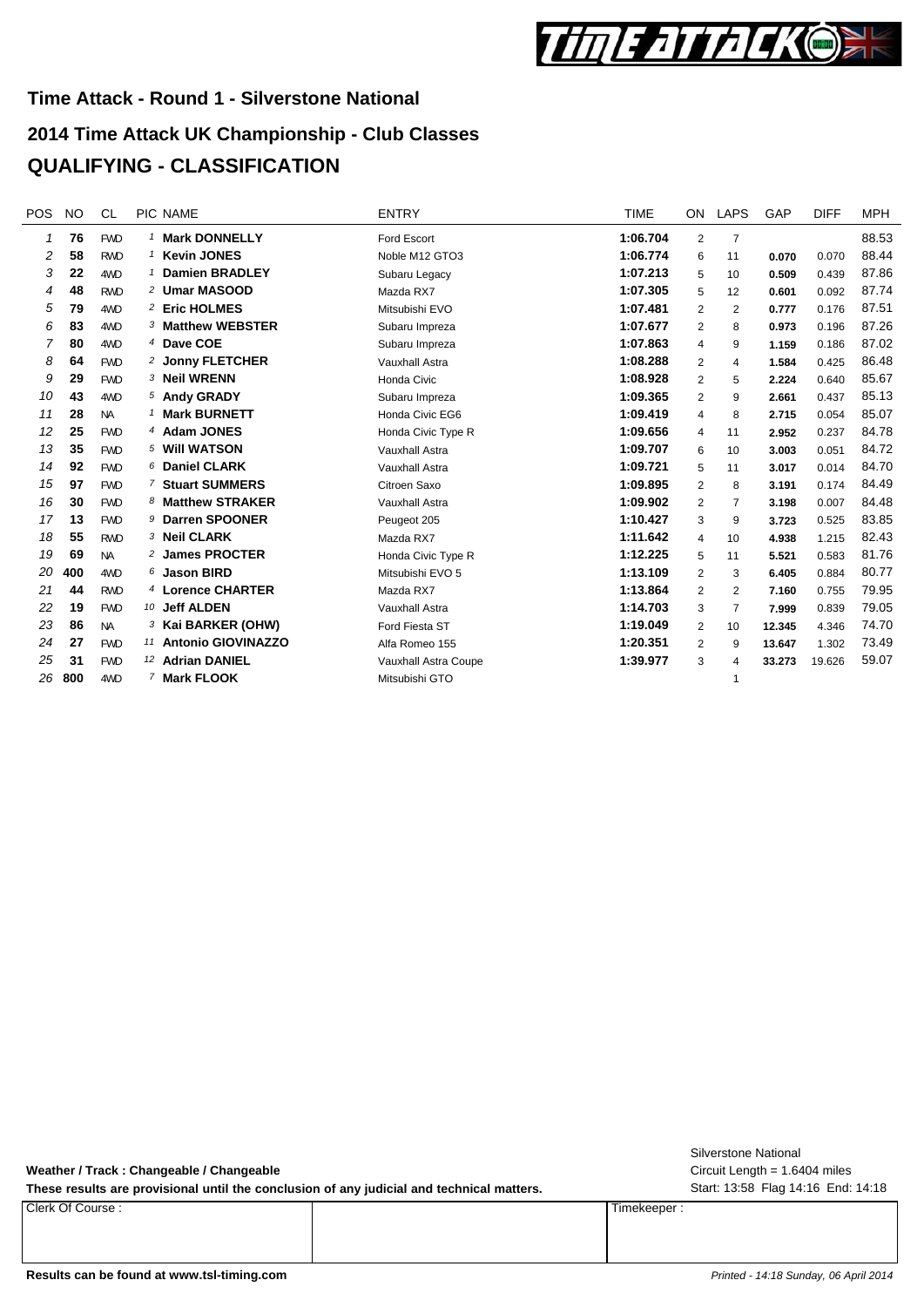## Time Attack - Round 1 - Silverstone National

## 2014 Time Attack UK Championship - Club Classes

## QUALIFYING - CLASSIFICATION

| POS | NO | CL | PIC | NAME | ENTRY | TIME | ON | LAPS | GAP | DIFF | MPH |
|---|---|---|---|---|---|---|---|---|---|---|---|
| 1 | 76 | FWD | 1 | **Mark DONNELLY** | Ford Escort | **1:06.704** | 2 | 7 | | | 88.53 |
| 2 | 58 | RWD | 1 | **Kevin JONES** | Noble M12 GTO3 | **1:06.774** | 6 | 11 | **0.070** | 0.070 | 88.44 |
| 3 | 22 | 4WD | 1 | **Damien BRADLEY** | Subaru Legacy | **1:07.213** | 5 | 10 | **0.509** | 0.439 | 87.86 |
| 4 | 48 | RWD | 2 | **Umar MASOOD** | Mazda RX7 | **1:07.305** | 5 | 12 | **0.601** | 0.092 | 87.74 |
| 5 | 79 | 4WD | 2 | **Eric HOLMES** | Mitsubishi EVO | **1:07.481** | 2 | 2 | **0.777** | 0.176 | 87.51 |
| 6 | 83 | 4WD | 3 | **Matthew WEBSTER** | Subaru Impreza | **1:07.677** | 2 | 8 | **0.973** | 0.196 | 87.26 |
| 7 | 80 | 4WD | 4 | **Dave COE** | Subaru Impreza | **1:07.863** | 4 | 9 | **1.159** | 0.186 | 87.02 |
| 8 | 64 | FWD | 2 | **Jonny FLETCHER** | Vauxhall Astra | **1:08.288** | 2 | 4 | **1.584** | 0.425 | 86.48 |
| 9 | 29 | FWD | 3 | **Neil WRENN** | Honda Civic | **1:08.928** | 2 | 5 | **2.224** | 0.640 | 85.67 |
| 10 | 43 | 4WD | 5 | **Andy GRADY** | Subaru Impreza | **1:09.365** | 2 | 9 | **2.661** | 0.437 | 85.13 |
| 11 | 28 | NA | 1 | **Mark BURNETT** | Honda Civic EG6 | **1:09.419** | 4 | 8 | **2.715** | 0.054 | 85.07 |
| 12 | 25 | FWD | 4 | **Adam JONES** | Honda Civic Type R | **1:09.656** | 4 | 11 | **2.952** | 0.237 | 84.78 |
| 13 | 35 | FWD | 5 | **Will WATSON** | Vauxhall Astra | **1:09.707** | 6 | 10 | **3.003** | 0.051 | 84.72 |
| 14 | 92 | FWD | 6 | **Daniel CLARK** | Vauxhall Astra | **1:09.721** | 5 | 11 | **3.017** | 0.014 | 84.70 |
| 15 | 97 | FWD | 7 | **Stuart SUMMERS** | Citroen Saxo | **1:09.895** | 2 | 8 | **3.191** | 0.174 | 84.49 |
| 16 | 30 | FWD | 8 | **Matthew STRAKER** | Vauxhall Astra | **1:09.902** | 2 | 7 | **3.198** | 0.007 | 84.48 |
| 17 | 13 | FWD | 9 | **Darren SPOONER** | Peugeot 205 | **1:10.427** | 3 | 9 | **3.723** | 0.525 | 83.85 |
| 18 | 55 | RWD | 3 | **Neil CLARK** | Mazda RX7 | **1:11.642** | 4 | 10 | **4.938** | 1.215 | 82.43 |
| 19 | 69 | NA | 2 | **James PROCTER** | Honda Civic Type R | **1:12.225** | 5 | 11 | **5.521** | 0.583 | 81.76 |
| 20 | 400 | 4WD | 6 | **Jason BIRD** | Mitsubishi EVO 5 | **1:13.109** | 2 | 3 | **6.405** | 0.884 | 80.77 |
| 21 | 44 | RWD | 4 | **Lorence CHARTER** | Mazda RX7 | **1:13.864** | 2 | 2 | **7.160** | 0.755 | 79.95 |
| 22 | 19 | FWD | 10 | **Jeff ALDEN** | Vauxhall Astra | **1:14.703** | 3 | 7 | **7.999** | 0.839 | 79.05 |
| 23 | 86 | NA | 3 | **Kai BARKER (OHW)** | Ford Fiesta ST | **1:19.049** | 2 | 10 | **12.345** | 4.346 | 74.70 |
| 24 | 27 | FWD | 11 | **Antonio GIOVINAZZO** | Alfa Romeo 155 | **1:20.351** | 2 | 9 | **13.647** | 1.302 | 73.49 |
| 25 | 31 | FWD | 12 | **Adrian DANIEL** | Vauxhall Astra Coupe | **1:39.977** | 3 | 4 | **33.273** | 19.626 | 59.07 |
| 26 | 800 | 4WD | 7 | **Mark FLOOK** | Mitsubishi GTO | | | 1 | | | |

**Weather / Track : Changeable / Changeable**

**These results are provisional until the conclusion of any judicial and technical matters.**

Silverstone National
Circuit Length = 1.6404 miles
Start: 13:58 Flag 14:16 End: 14:18

| Clerk Of Course : | | Timekeeper : |
|---|---|---|

**Results can be found at www.tsl-timing.com**

*Printed - 14:18 Sunday, 06 April 2014*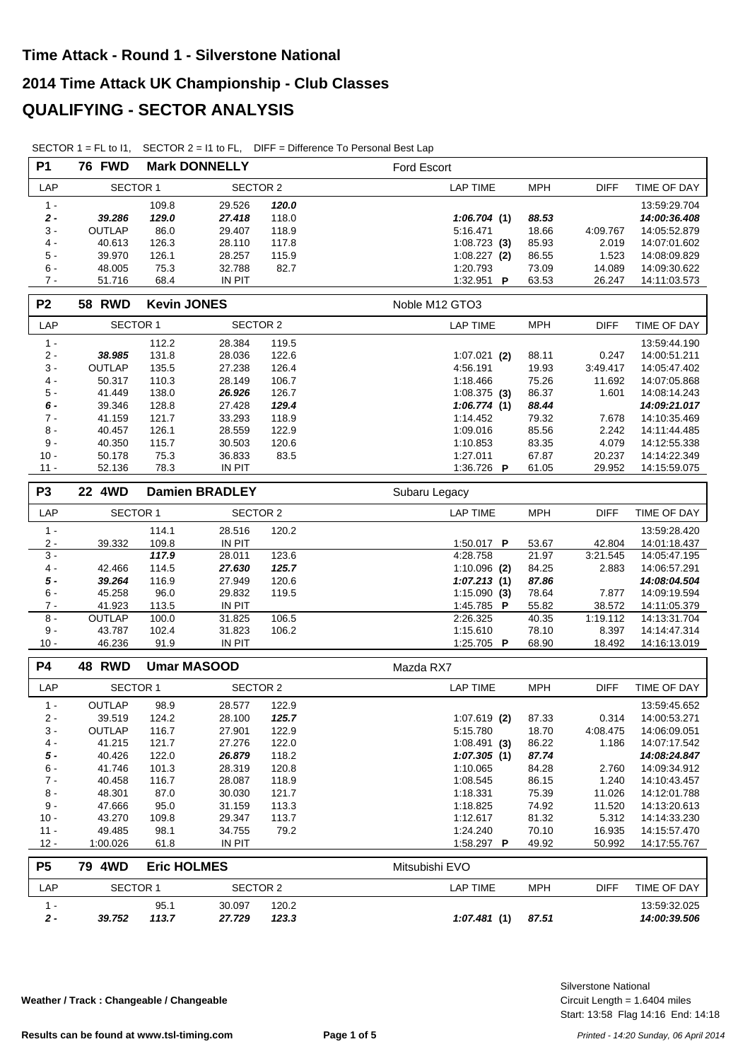# Time Attack - Round 1 - Silverstone National

# 2014 Time Attack UK Championship - Club Classes

# QUALIFYING - SECTOR ANALYSIS

SECTOR 1 = FL to I1, SECTOR 2 = I1 to FL, DIFF = Difference To Personal Best Lap

**P1 | 76 FWD | Mark DONNELLY | Ford Escort**

| LAP | SECTOR 1 | | SECTOR 2 | | LAP TIME | MPH | DIFF | TIME OF DAY |
|---|---|---|---|---|---|---|---|---|
| 1 - | | 109.8 | 29.526 | ***120.0*** | | | | 13:59:29.704 |
| ***2 -*** | ***39.286*** | ***129.0*** | ***27.418*** | 118.0 | ***1:06.704*** **(1)** | ***88.53*** | | ***14:00:36.408*** |
| 3 - | OUTLAP | 86.0 | 29.407 | 118.9 | 5:16.471 | 18.66 | 4:09.767 | 14:05:52.879 |
| 4 - | 40.613 | 126.3 | 28.110 | 117.8 | 1:08.723 **(3)** | 85.93 | 2.019 | 14:07:01.602 |
| 5 - | 39.970 | 126.1 | 28.257 | 115.9 | 1:08.227 **(2)** | 86.55 | 1.523 | 14:08:09.829 |
| 6 - | 48.005 | 75.3 | 32.788 | 82.7 | 1:20.793 | 73.09 | 14.089 | 14:09:30.622 |
| 7 - | 51.716 | 68.4 | IN PIT | | 1:32.951 **P** | 63.53 | 26.247 | 14:11:03.573 |

**P2 | 58 RWD | Kevin JONES | Noble M12 GTO3**

| LAP | SECTOR 1 | | SECTOR 2 | | LAP TIME | MPH | DIFF | TIME OF DAY |
|---|---|---|---|---|---|---|---|---|
| 1 - | | 112.2 | 28.384 | 119.5 | | | | 13:59:44.190 |
| 2 - | ***38.985*** | 131.8 | 28.036 | 122.6 | 1:07.021 **(2)** | 88.11 | 0.247 | 14:00:51.211 |
| 3 - | OUTLAP | 135.5 | 27.238 | 126.4 | 4:56.191 | 19.93 | 3:49.417 | 14:05:47.402 |
| 4 - | 50.317 | 110.3 | 28.149 | 106.7 | 1:18.466 | 75.26 | 11.692 | 14:07:05.868 |
| 5 - | 41.449 | 138.0 | ***26.926*** | 126.7 | 1:08.375 **(3)** | 86.37 | 1.601 | 14:08:14.243 |
| ***6 -*** | 39.346 | 128.8 | 27.428 | ***129.4*** | ***1:06.774*** **(1)** | ***88.44*** | | ***14:09:21.017*** |
| 7 - | 41.159 | 121.7 | 33.293 | 118.9 | 1:14.452 | 79.32 | 7.678 | 14:10:35.469 |
| 8 - | 40.457 | 126.1 | 28.559 | 122.9 | 1:09.016 | 85.56 | 2.242 | 14:11:44.485 |
| 9 - | 40.350 | 115.7 | 30.503 | 120.6 | 1:10.853 | 83.35 | 4.079 | 14:12:55.338 |
| 10 - | 50.178 | 75.3 | 36.833 | 83.5 | 1:27.011 | 67.87 | 20.237 | 14:14:22.349 |
| 11 - | 52.136 | 78.3 | IN PIT | | 1:36.726 **P** | 61.05 | 29.952 | 14:15:59.075 |

**P3 | 22 4WD | Damien BRADLEY | Subaru Legacy**

| LAP | SECTOR 1 | | SECTOR 2 | | LAP TIME | MPH | DIFF | TIME OF DAY |
|---|---|---|---|---|---|---|---|---|
| 1 - | | 114.1 | 28.516 | 120.2 | | | | 13:59:28.420 |
| 2 - | 39.332 | 109.8 | IN PIT | | 1:50.017 **P** | 53.67 | 42.804 | 14:01:18.437 |
| 3 - | | ***117.9*** | 28.011 | 123.6 | 4:28.758 | 21.97 | 3:21.545 | 14:05:47.195 |
| 4 - | 42.466 | 114.5 | ***27.630*** | ***125.7*** | 1:10.096 **(2)** | 84.25 | 2.883 | 14:06:57.291 |
| ***5 -*** | ***39.264*** | 116.9 | 27.949 | 120.6 | ***1:07.213*** **(1)** | ***87.86*** | | ***14:08:04.504*** |
| 6 - | 45.258 | 96.0 | 29.832 | 119.5 | 1:15.090 **(3)** | 78.64 | 7.877 | 14:09:19.594 |
| 7 - | 41.923 | 113.5 | IN PIT | | 1:45.785 **P** | 55.82 | 38.572 | 14:11:05.379 |
| 8 - | OUTLAP | 100.0 | 31.825 | 106.5 | 2:26.325 | 40.35 | 1:19.112 | 14:13:31.704 |
| 9 - | 43.787 | 102.4 | 31.823 | 106.2 | 1:15.610 | 78.10 | 8.397 | 14:14:47.314 |
| 10 - | 46.236 | 91.9 | IN PIT | | 1:25.705 **P** | 68.90 | 18.492 | 14:16:13.019 |

**P4 | 48 RWD | Umar MASOOD | Mazda RX7**

| LAP | SECTOR 1 | | SECTOR 2 | | LAP TIME | MPH | DIFF | TIME OF DAY |
|---|---|---|---|---|---|---|---|---|
| 1 - | OUTLAP | 98.9 | 28.577 | 122.9 | | | | 13:59:45.652 |
| 2 - | 39.519 | 124.2 | 28.100 | ***125.7*** | 1:07.619 **(2)** | 87.33 | 0.314 | 14:00:53.271 |
| 3 - | OUTLAP | 116.7 | 27.901 | 122.9 | 5:15.780 | 18.70 | 4:08.475 | 14:06:09.051 |
| 4 - | 41.215 | 121.7 | 27.276 | 122.0 | 1:08.491 **(3)** | 86.22 | 1.186 | 14:07:17.542 |
| ***5 -*** | 40.426 | 122.0 | ***26.879*** | 118.2 | ***1:07.305*** **(1)** | ***87.74*** | | ***14:08:24.847*** |
| 6 - | 41.746 | 101.3 | 28.319 | 120.8 | 1:10.065 | 84.28 | 2.760 | 14:09:34.912 |
| 7 - | 40.458 | 116.7 | 28.087 | 118.9 | 1:08.545 | 86.15 | 1.240 | 14:10:43.457 |
| 8 - | 48.301 | 87.0 | 30.030 | 121.7 | 1:18.331 | 75.39 | 11.026 | 14:12:01.788 |
| 9 - | 47.666 | 95.0 | 31.159 | 113.3 | 1:18.825 | 74.92 | 11.520 | 14:13:20.613 |
| 10 - | 43.270 | 109.8 | 29.347 | 113.7 | 1:12.617 | 81.32 | 5.312 | 14:14:33.230 |
| 11 - | 49.485 | 98.1 | 34.755 | 79.2 | 1:24.240 | 70.10 | 16.935 | 14:15:57.470 |
| 12 - | 1:00.026 | 61.8 | IN PIT | | 1:58.297 **P** | 49.92 | 50.992 | 14:17:55.767 |

**P5 | 79 4WD | Eric HOLMES | Mitsubishi EVO**

| LAP | SECTOR 1 | | SECTOR 2 | | LAP TIME | MPH | DIFF | TIME OF DAY |
|---|---|---|---|---|---|---|---|---|
| 1 - | | 95.1 | 30.097 | 120.2 | | | | 13:59:32.025 |
| ***2 -*** | ***39.752*** | ***113.7*** | ***27.729*** | ***123.3*** | ***1:07.481*** **(1)** | ***87.51*** | | ***14:00:39.506*** |

**Weather / Track : Changeable / Changeable**

Silverstone National
Circuit Length = 1.6404 miles
Start: 13:58 Flag 14:16 End: 14:18

Results can be found at www.tsl-timing.com

*Printed - 14:20 Sunday, 06 April 2014*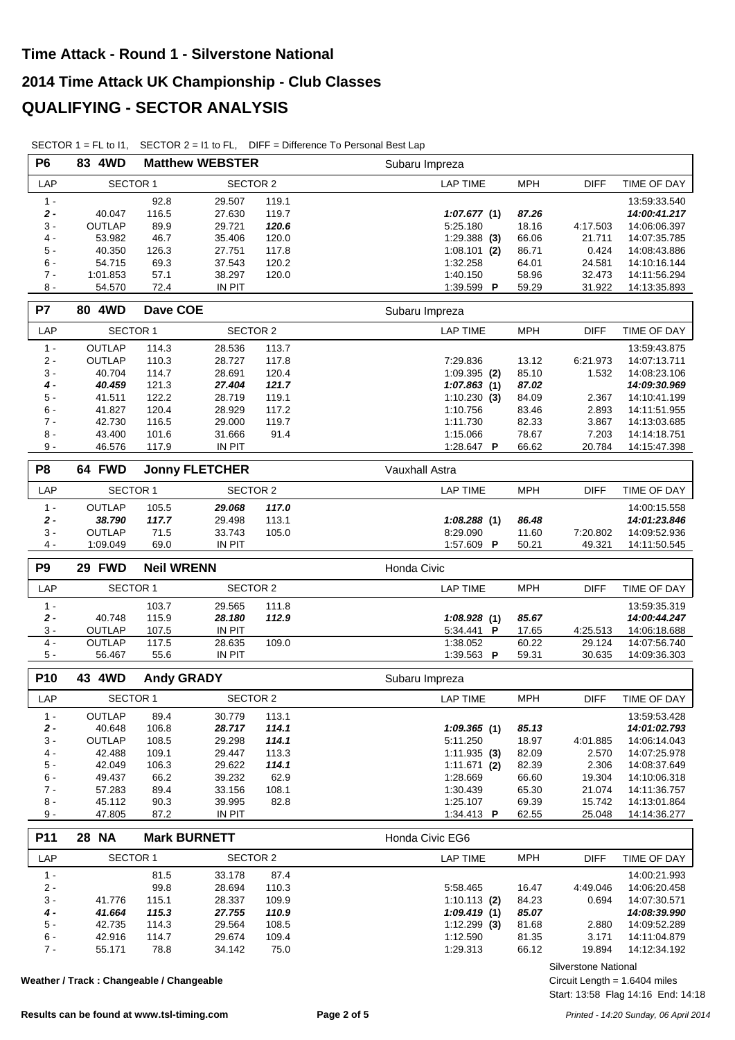# Time Attack - Round 1 - Silverstone National

# 2014 Time Attack UK Championship - Club Classes

# QUALIFYING - SECTOR ANALYSIS

SECTOR 1 = FL to I1, SECTOR 2 = I1 to FL, DIFF = Difference To Personal Best Lap

**P6 — 83 4WD — Matthew WEBSTER — Subaru Impreza**

| LAP | SECTOR 1 | | SECTOR 2 | | LAP TIME | MPH | DIFF | TIME OF DAY |
|---|---|---|---|---|---|---|---|---|
| 1 - | | 92.8 | 29.507 | 119.1 | | | | 13:59:33.540 |
| ***2 -*** | 40.047 | 116.5 | 27.630 | 119.7 | ***1:07.677* (1)** | ***87.26*** | | ***14:00:41.217*** |
| 3 - | OUTLAP | 89.9 | 29.721 | ***120.6*** | 5:25.180 | 18.16 | 4:17.503 | 14:06:06.397 |
| 4 - | 53.982 | 46.7 | 35.406 | 120.0 | 1:29.388 **(3)** | 66.06 | 21.711 | 14:07:35.785 |
| 5 - | 40.350 | 126.3 | 27.751 | 117.8 | 1:08.101 **(2)** | 86.71 | 0.424 | 14:08:43.886 |
| 6 - | 54.715 | 69.3 | 37.543 | 120.2 | 1:32.258 | 64.01 | 24.581 | 14:10:16.144 |
| 7 - | 1:01.853 | 57.1 | 38.297 | 120.0 | 1:40.150 | 58.96 | 32.473 | 14:11:56.294 |
| 8 - | 54.570 | 72.4 | IN PIT | | 1:39.599 **P** | 59.29 | 31.922 | 14:13:35.893 |

**P7 — 80 4WD — Dave COE — Subaru Impreza**

| LAP | SECTOR 1 | | SECTOR 2 | | LAP TIME | MPH | DIFF | TIME OF DAY |
|---|---|---|---|---|---|---|---|---|
| 1 - | OUTLAP | 114.3 | 28.536 | 113.7 | | | | 13:59:43.875 |
| 2 - | OUTLAP | 110.3 | 28.727 | 117.8 | 7:29.836 | 13.12 | 6:21.973 | 14:07:13.711 |
| 3 - | 40.704 | 114.7 | 28.691 | 120.4 | 1:09.395 **(2)** | 85.10 | 1.532 | 14:08:23.106 |
| ***4 -*** | ***40.459*** | 121.3 | ***27.404*** | ***121.7*** | ***1:07.863* (1)** | ***87.02*** | | ***14:09:30.969*** |
| 5 - | 41.511 | 122.2 | 28.719 | 119.1 | 1:10.230 **(3)** | 84.09 | 2.367 | 14:10:41.199 |
| 6 - | 41.827 | 120.4 | 28.929 | 117.2 | 1:10.756 | 83.46 | 2.893 | 14:11:51.955 |
| 7 - | 42.730 | 116.5 | 29.000 | 119.7 | 1:11.730 | 82.33 | 3.867 | 14:13:03.685 |
| 8 - | 43.400 | 101.6 | 31.666 | 91.4 | 1:15.066 | 78.67 | 7.203 | 14:14:18.751 |
| 9 - | 46.576 | 117.9 | IN PIT | | 1:28.647 **P** | 66.62 | 20.784 | 14:15:47.398 |

**P8 — 64 FWD — Jonny FLETCHER — Vauxhall Astra**

| LAP | SECTOR 1 | | SECTOR 2 | | LAP TIME | MPH | DIFF | TIME OF DAY |
|---|---|---|---|---|---|---|---|---|
| 1 - | OUTLAP | 105.5 | ***29.068*** | ***117.0*** | | | | 14:00:15.558 |
| ***2 -*** | ***38.790*** | ***117.7*** | 29.498 | 113.1 | ***1:08.288* (1)** | ***86.48*** | | ***14:01:23.846*** |
| 3 - | OUTLAP | 71.5 | 33.743 | 105.0 | 8:29.090 | 11.60 | 7:20.802 | 14:09:52.936 |
| 4 - | 1:09.049 | 69.0 | IN PIT | | 1:57.609 **P** | 50.21 | 49.321 | 14:11:50.545 |

**P9 — 29 FWD — Neil WRENN — Honda Civic**

| LAP | SECTOR 1 | | SECTOR 2 | | LAP TIME | MPH | DIFF | TIME OF DAY |
|---|---|---|---|---|---|---|---|---|
| 1 - | | 103.7 | 29.565 | 111.8 | | | | 13:59:35.319 |
| ***2 -*** | 40.748 | 115.9 | ***28.180*** | ***112.9*** | ***1:08.928* (1)** | ***85.67*** | | ***14:00:44.247*** |
| 3 - | OUTLAP | 107.5 | IN PIT | | 5:34.441 **P** | 17.65 | 4:25.513 | 14:06:18.688 |
| 4 - | OUTLAP | 117.5 | 28.635 | 109.0 | 1:38.052 | 60.22 | 29.124 | 14:07:56.740 |
| 5 - | 56.467 | 55.6 | IN PIT | | 1:39.563 **P** | 59.31 | 30.635 | 14:09:36.303 |

**P10 — 43 4WD — Andy GRADY — Subaru Impreza**

| LAP | SECTOR 1 | | SECTOR 2 | | LAP TIME | MPH | DIFF | TIME OF DAY |
|---|---|---|---|---|---|---|---|---|
| 1 - | OUTLAP | 89.4 | 30.779 | 113.1 | | | | 13:59:53.428 |
| ***2 -*** | 40.648 | 106.8 | ***28.717*** | ***114.1*** | ***1:09.365* (1)** | ***85.13*** | | ***14:01:02.793*** |
| 3 - | OUTLAP | 108.5 | 29.298 | ***114.1*** | 5:11.250 | 18.97 | 4:01.885 | 14:06:14.043 |
| 4 - | 42.488 | 109.1 | 29.447 | 113.3 | 1:11.935 **(3)** | 82.09 | 2.570 | 14:07:25.978 |
| 5 - | 42.049 | 106.3 | 29.622 | ***114.1*** | 1:11.671 **(2)** | 82.39 | 2.306 | 14:08:37.649 |
| 6 - | 49.437 | 66.2 | 39.232 | 62.9 | 1:28.669 | 66.60 | 19.304 | 14:10:06.318 |
| 7 - | 57.283 | 89.4 | 33.156 | 108.1 | 1:30.439 | 65.30 | 21.074 | 14:11:36.757 |
| 8 - | 45.112 | 90.3 | 39.995 | 82.8 | 1:25.107 | 69.39 | 15.742 | 14:13:01.864 |
| 9 - | 47.805 | 87.2 | IN PIT | | 1:34.413 **P** | 62.55 | 25.048 | 14:14:36.277 |

**P11 — 28 NA — Mark BURNETT — Honda Civic EG6**

| LAP | SECTOR 1 | | SECTOR 2 | | LAP TIME | MPH | DIFF | TIME OF DAY |
|---|---|---|---|---|---|---|---|---|
| 1 - | | 81.5 | 33.178 | 87.4 | | | | 14:00:21.993 |
| 2 - | | 99.8 | 28.694 | 110.3 | 5:58.465 | 16.47 | 4:49.046 | 14:06:20.458 |
| 3 - | 41.776 | 115.1 | 28.337 | 109.9 | 1:10.113 **(2)** | 84.23 | 0.694 | 14:07:30.571 |
| ***4 -*** | ***41.664*** | ***115.3*** | ***27.755*** | ***110.9*** | ***1:09.419* (1)** | ***85.07*** | | ***14:08:39.990*** |
| 5 - | 42.735 | 114.3 | 29.564 | 108.5 | 1:12.299 **(3)** | 81.68 | 2.880 | 14:09:52.289 |
| 6 - | 42.916 | 114.7 | 29.674 | 109.4 | 1:12.590 | 81.35 | 3.171 | 14:11:04.879 |
| 7 - | 55.171 | 78.8 | 34.142 | 75.0 | 1:29.313 | 66.12 | 19.894 | 14:12:34.192 |

**Weather / Track : Changeable / Changeable**

Silverstone National
Circuit Length = 1.6404 miles
Start: 13:58 Flag 14:16 End: 14:18

**Results can be found at www.tsl-timing.com**

*Printed - 14:20 Sunday, 06 April 2014*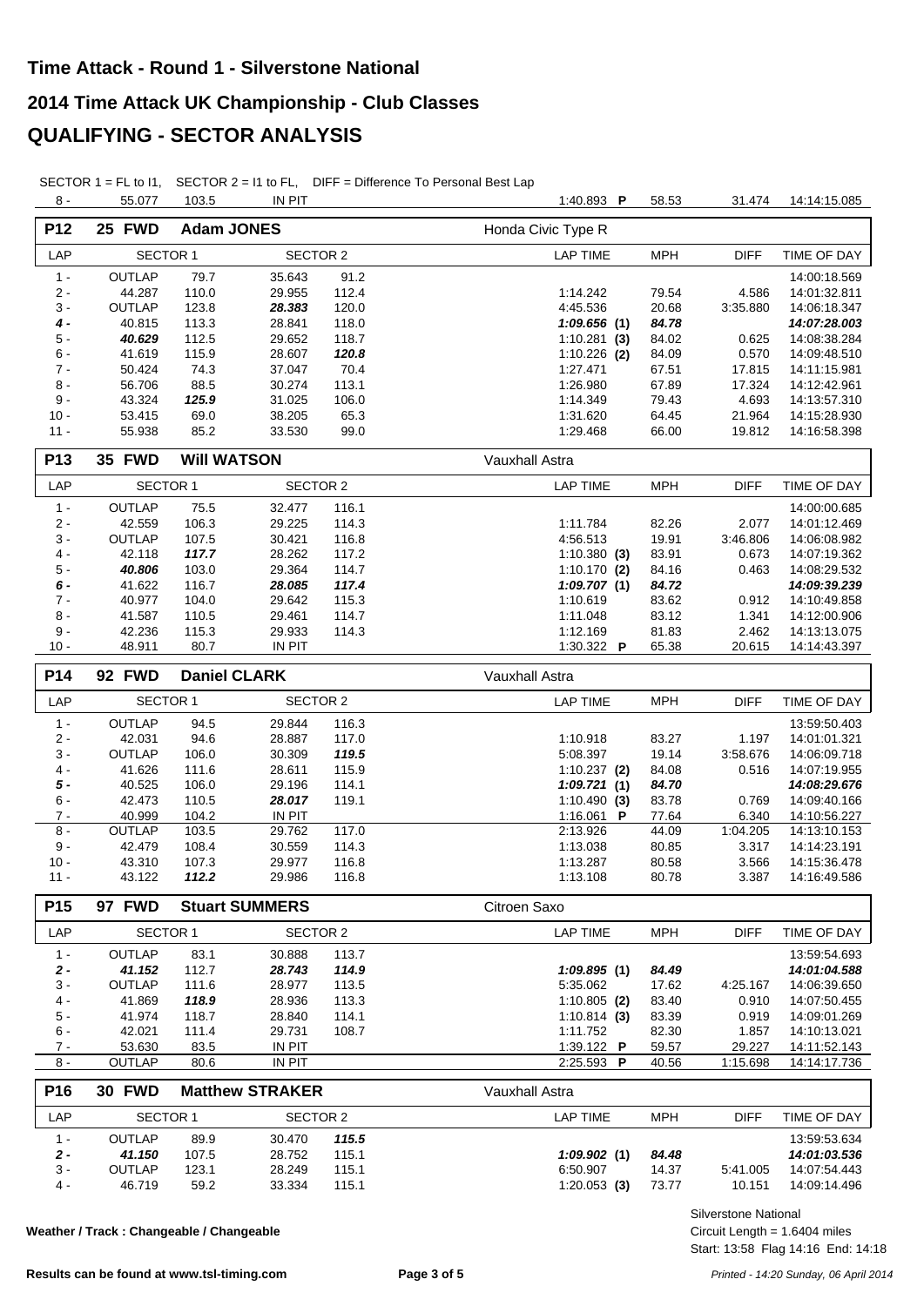# Time Attack - Round 1 - Silverstone National

## 2014 Time Attack UK Championship - Club Classes

## QUALIFYING - SECTOR ANALYSIS

SECTOR 1 = FL to I1, SECTOR 2 = I1 to FL, DIFF = Difference To Personal Best Lap

| 8 - | 55.077 | 103.5 | IN PIT | | 1:40.893 **P** | 58.53 | 31.474 | 14:14:15.085 |
|---|---|---|---|---|---|---|---|---|

### P12 — 25 FWD — Adam JONES — Honda Civic Type R

| LAP | SECTOR 1 | | SECTOR 2 | | LAP TIME | MPH | DIFF | TIME OF DAY |
|---|---|---|---|---|---|---|---|---|
| 1 - | OUTLAP | 79.7 | 35.643 | 91.2 | | | | 14:00:18.569 |
| 2 - | 44.287 | 110.0 | 29.955 | 112.4 | 1:14.242 | 79.54 | 4.586 | 14:01:32.811 |
| 3 - | OUTLAP | 123.8 | *28.383* | 120.0 | 4:45.536 | 20.68 | 3:35.880 | 14:06:18.347 |
| ***4 -*** | 40.815 | 113.3 | 28.841 | 118.0 | ***1:09.656* (1)** | ***84.78*** | | ***14:07:28.003*** |
| 5 - | ***40.629*** | 112.5 | 29.652 | 118.7 | 1:10.281 **(3)** | 84.02 | 0.625 | 14:08:38.284 |
| 6 - | 41.619 | 115.9 | 28.607 | ***120.8*** | 1:10.226 **(2)** | 84.09 | 0.570 | 14:09:48.510 |
| 7 - | 50.424 | 74.3 | 37.047 | 70.4 | 1:27.471 | 67.51 | 17.815 | 14:11:15.981 |
| 8 - | 56.706 | 88.5 | 30.274 | 113.1 | 1:26.980 | 67.89 | 17.324 | 14:12:42.961 |
| 9 - | 43.324 | ***125.9*** | 31.025 | 106.0 | 1:14.349 | 79.43 | 4.693 | 14:13:57.310 |
| 10 - | 53.415 | 69.0 | 38.205 | 65.3 | 1:31.620 | 64.45 | 21.964 | 14:15:28.930 |
| 11 - | 55.938 | 85.2 | 33.530 | 99.0 | 1:29.468 | 66.00 | 19.812 | 14:16:58.398 |

### P13 — 35 FWD — Will WATSON — Vauxhall Astra

| LAP | SECTOR 1 | | SECTOR 2 | | LAP TIME | MPH | DIFF | TIME OF DAY |
|---|---|---|---|---|---|---|---|---|
| 1 - | OUTLAP | 75.5 | 32.477 | 116.1 | | | | 14:00:00.685 |
| 2 - | 42.559 | 106.3 | 29.225 | 114.3 | 1:11.784 | 82.26 | 2.077 | 14:01:12.469 |
| 3 - | OUTLAP | 107.5 | 30.421 | 116.8 | 4:56.513 | 19.91 | 3:46.806 | 14:06:08.982 |
| 4 - | 42.118 | ***117.7*** | 28.262 | 117.2 | 1:10.380 **(3)** | 83.91 | 0.673 | 14:07:19.362 |
| 5 - | ***40.806*** | 103.0 | 29.364 | 114.7 | 1:10.170 **(2)** | 84.16 | 0.463 | 14:08:29.532 |
| ***6 -*** | 41.622 | 116.7 | ***28.085*** | ***117.4*** | ***1:09.707* (1)** | ***84.72*** | | ***14:09:39.239*** |
| 7 - | 40.977 | 104.0 | 29.642 | 115.3 | 1:10.619 | 83.62 | 0.912 | 14:10:49.858 |
| 8 - | 41.587 | 110.5 | 29.461 | 114.7 | 1:11.048 | 83.12 | 1.341 | 14:12:00.906 |
| 9 - | 42.236 | 115.3 | 29.933 | 114.3 | 1:12.169 | 81.83 | 2.462 | 14:13:13.075 |
| 10 - | 48.911 | 80.7 | IN PIT | | 1:30.322 **P** | 65.38 | 20.615 | 14:14:43.397 |

### P14 — 92 FWD — Daniel CLARK — Vauxhall Astra

| LAP | SECTOR 1 | | SECTOR 2 | | LAP TIME | MPH | DIFF | TIME OF DAY |
|---|---|---|---|---|---|---|---|---|
| 1 - | OUTLAP | 94.5 | 29.844 | 116.3 | | | | 13:59:50.403 |
| 2 - | 42.031 | 94.6 | 28.887 | 117.0 | 1:10.918 | 83.27 | 1.197 | 14:01:01.321 |
| 3 - | OUTLAP | 106.0 | 30.309 | ***119.5*** | 5:08.397 | 19.14 | 3:58.676 | 14:06:09.718 |
| 4 - | 41.626 | 111.6 | 28.611 | 115.9 | 1:10.237 **(2)** | 84.08 | 0.516 | 14:07:19.955 |
| ***5 -*** | 40.525 | 106.0 | 29.196 | 114.1 | ***1:09.721* (1)** | ***84.70*** | | ***14:08:29.676*** |
| 6 - | 42.473 | 110.5 | ***28.017*** | 119.1 | 1:10.490 **(3)** | 83.78 | 0.769 | 14:09:40.166 |
| 7 - | 40.999 | 104.2 | IN PIT | | 1:16.061 **P** | 77.64 | 6.340 | 14:10:56.227 |
| 8 - | OUTLAP | 103.5 | 29.762 | 117.0 | 2:13.926 | 44.09 | 1:04.205 | 14:13:10.153 |
| 9 - | 42.479 | 108.4 | 30.559 | 114.3 | 1:13.038 | 80.85 | 3.317 | 14:14:23.191 |
| 10 - | 43.310 | 107.3 | 29.977 | 116.8 | 1:13.287 | 80.58 | 3.566 | 14:15:36.478 |
| 11 - | 43.122 | ***112.2*** | 29.986 | 116.8 | 1:13.108 | 80.78 | 3.387 | 14:16:49.586 |

### P15 — 97 FWD — Stuart SUMMERS — Citroen Saxo

| LAP | SECTOR 1 | | SECTOR 2 | | LAP TIME | MPH | DIFF | TIME OF DAY |
|---|---|---|---|---|---|---|---|---|
| 1 - | OUTLAP | 83.1 | 30.888 | 113.7 | | | | 13:59:54.693 |
| ***2 -*** | ***41.152*** | 112.7 | ***28.743*** | ***114.9*** | ***1:09.895* (1)** | ***84.49*** | | ***14:01:04.588*** |
| 3 - | OUTLAP | 111.6 | 28.977 | 113.5 | 5:35.062 | 17.62 | 4:25.167 | 14:06:39.650 |
| 4 - | 41.869 | ***118.9*** | 28.936 | 113.3 | 1:10.805 **(2)** | 83.40 | 0.910 | 14:07:50.455 |
| 5 - | 41.974 | 118.7 | 28.840 | 114.1 | 1:10.814 **(3)** | 83.39 | 0.919 | 14:09:01.269 |
| 6 - | 42.021 | 111.4 | 29.731 | 108.7 | 1:11.752 | 82.30 | 1.857 | 14:10:13.021 |
| 7 - | 53.630 | 83.5 | IN PIT | | 1:39.122 **P** | 59.57 | 29.227 | 14:11:52.143 |
| 8 - | OUTLAP | 80.6 | IN PIT | | 2:25.593 **P** | 40.56 | 1:15.698 | 14:14:17.736 |

### P16 — 30 FWD — Matthew STRAKER — Vauxhall Astra

| LAP | SECTOR 1 | | SECTOR 2 | | LAP TIME | MPH | DIFF | TIME OF DAY |
|---|---|---|---|---|---|---|---|---|
| 1 - | OUTLAP | 89.9 | 30.470 | ***115.5*** | | | | 13:59:53.634 |
| ***2 -*** | ***41.150*** | 107.5 | 28.752 | 115.1 | ***1:09.902* (1)** | ***84.48*** | | ***14:01:03.536*** |
| 3 - | OUTLAP | 123.1 | 28.249 | 115.1 | 6:50.907 | 14.37 | 5:41.005 | 14:07:54.443 |
| 4 - | 46.719 | 59.2 | 33.334 | 115.1 | 1:20.053 **(3)** | 73.77 | 10.151 | 14:09:14.496 |

**Weather / Track : Changeable / Changeable**

Silverstone National
Circuit Length = 1.6404 miles
Start: 13:58 Flag 14:16 End: 14:18

**Results can be found at www.tsl-timing.com**

*Printed - 14:20 Sunday, 06 April 2014*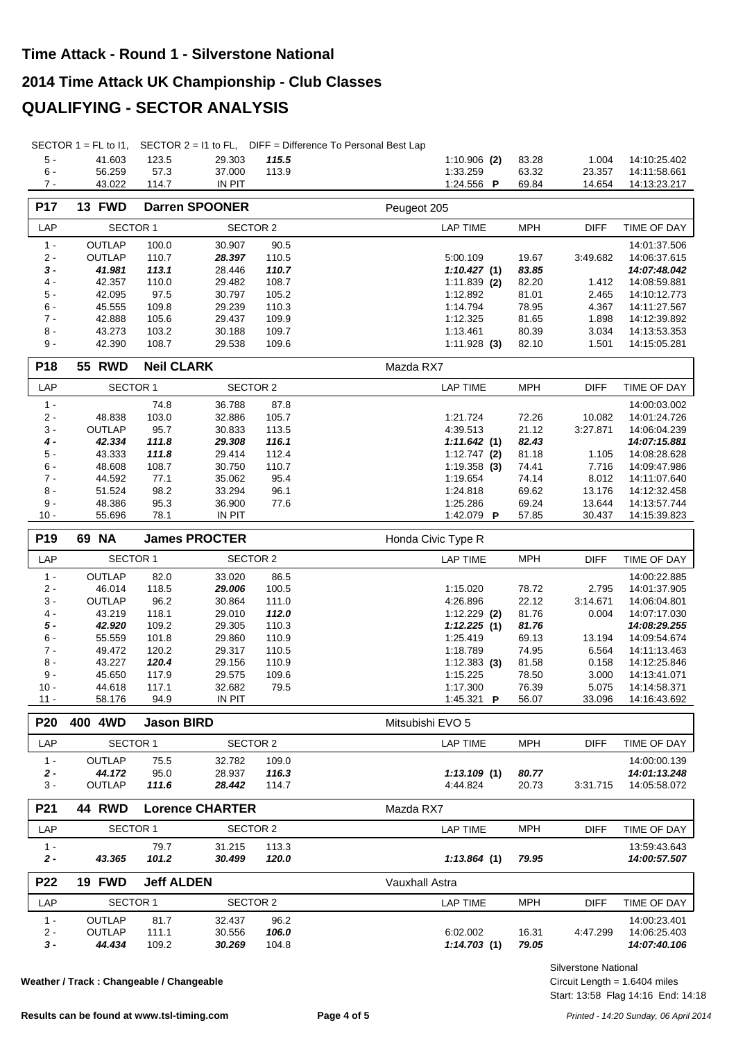# Time Attack - Round 1 - Silverstone National

# 2014 Time Attack UK Championship - Club Classes

# QUALIFYING - SECTOR ANALYSIS

SECTOR 1 = FL to I1, SECTOR 2 = I1 to FL, DIFF = Difference To Personal Best Lap

| LAP | SECTOR 1 | | SECTOR 2 | | LAP TIME | MPH | DIFF | TIME OF DAY |
|---|---|---|---|---|---|---|---|---|
| 5 - | 41.603 | 123.5 | 29.303 | ***115.5*** | 1:10.906 **(2)** | 83.28 | 1.004 | 14:10:25.402 |
| 6 - | 56.259 | 57.3 | 37.000 | 113.9 | 1:33.259 | 63.32 | 23.357 | 14:11:58.661 |
| 7 - | 43.022 | 114.7 | IN PIT | | 1:24.556 **P** | 69.84 | 14.654 | 14:13:23.217 |

## P17 13 FWD Darren SPOONER — Peugeot 205

| LAP | SECTOR 1 | | SECTOR 2 | | LAP TIME | MPH | DIFF | TIME OF DAY |
|---|---|---|---|---|---|---|---|---|
| 1 - | OUTLAP | 100.0 | 30.907 | 90.5 | | | | 14:01:37.506 |
| 2 - | OUTLAP | 110.7 | ***28.397*** | 110.5 | 5:00.109 | 19.67 | 3:49.682 | 14:06:37.615 |
| ***3 -*** | ***41.981*** | ***113.1*** | 28.446 | ***110.7*** | ***1:10.427* (1)** | ***83.85*** | | ***14:07:48.042*** |
| 4 - | 42.357 | 110.0 | 29.482 | 108.7 | 1:11.839 **(2)** | 82.20 | 1.412 | 14:08:59.881 |
| 5 - | 42.095 | 97.5 | 30.797 | 105.2 | 1:12.892 | 81.01 | 2.465 | 14:10:12.773 |
| 6 - | 45.555 | 109.8 | 29.239 | 110.3 | 1:14.794 | 78.95 | 4.367 | 14:11:27.567 |
| 7 - | 42.888 | 105.6 | 29.437 | 109.9 | 1:12.325 | 81.65 | 1.898 | 14:12:39.892 |
| 8 - | 43.273 | 103.2 | 30.188 | 109.7 | 1:13.461 | 80.39 | 3.034 | 14:13:53.353 |
| 9 - | 42.390 | 108.7 | 29.538 | 109.6 | 1:11.928 **(3)** | 82.10 | 1.501 | 14:15:05.281 |

## P18 55 RWD Neil CLARK — Mazda RX7

| LAP | SECTOR 1 | | SECTOR 2 | | LAP TIME | MPH | DIFF | TIME OF DAY |
|---|---|---|---|---|---|---|---|---|
| 1 - | | 74.8 | 36.788 | 87.8 | | | | 14:00:03.002 |
| 2 - | 48.838 | 103.0 | 32.886 | 105.7 | 1:21.724 | 72.26 | 10.082 | 14:01:24.726 |
| 3 - | OUTLAP | 95.7 | 30.833 | 113.5 | 4:39.513 | 21.12 | 3:27.871 | 14:06:04.239 |
| ***4 -*** | ***42.334*** | ***111.8*** | ***29.308*** | ***116.1*** | ***1:11.642* (1)** | ***82.43*** | | ***14:07:15.881*** |
| 5 - | 43.333 | ***111.8*** | 29.414 | 112.4 | 1:12.747 **(2)** | 81.18 | 1.105 | 14:08:28.628 |
| 6 - | 48.608 | 108.7 | 30.750 | 110.7 | 1:19.358 **(3)** | 74.41 | 7.716 | 14:09:47.986 |
| 7 - | 44.592 | 77.1 | 35.062 | 95.4 | 1:19.654 | 74.14 | 8.012 | 14:11:07.640 |
| 8 - | 51.524 | 98.2 | 33.294 | 96.1 | 1:24.818 | 69.62 | 13.176 | 14:12:32.458 |
| 9 - | 48.386 | 95.3 | 36.900 | 77.6 | 1:25.286 | 69.24 | 13.644 | 14:13:57.744 |
| 10 - | 55.696 | 78.1 | IN PIT | | 1:42.079 **P** | 57.85 | 30.437 | 14:15:39.823 |

## P19 69 NA James PROCTER — Honda Civic Type R

| LAP | SECTOR 1 | | SECTOR 2 | | LAP TIME | MPH | DIFF | TIME OF DAY |
|---|---|---|---|---|---|---|---|---|
| 1 - | OUTLAP | 82.0 | 33.020 | 86.5 | | | | 14:00:22.885 |
| 2 - | 46.014 | 118.5 | ***29.006*** | 100.5 | 1:15.020 | 78.72 | 2.795 | 14:01:37.905 |
| 3 - | OUTLAP | 96.2 | 30.864 | 111.0 | 4:26.896 | 22.12 | 3:14.671 | 14:06:04.801 |
| 4 - | 43.219 | 118.1 | 29.010 | ***112.0*** | 1:12.229 **(2)** | 81.76 | 0.004 | 14:07:17.030 |
| ***5 -*** | ***42.920*** | 109.2 | 29.305 | 110.3 | ***1:12.225* (1)** | ***81.76*** | | ***14:08:29.255*** |
| 6 - | 55.559 | 101.8 | 29.860 | 110.9 | 1:25.419 | 69.13 | 13.194 | 14:09:54.674 |
| 7 - | 49.472 | 120.2 | 29.317 | 110.5 | 1:18.789 | 74.95 | 6.564 | 14:11:13.463 |
| 8 - | 43.227 | ***120.4*** | 29.156 | 110.9 | 1:12.383 **(3)** | 81.58 | 0.158 | 14:12:25.846 |
| 9 - | 45.650 | 117.9 | 29.575 | 109.6 | 1:15.225 | 78.50 | 3.000 | 14:13:41.071 |
| 10 - | 44.618 | 117.1 | 32.682 | 79.5 | 1:17.300 | 76.39 | 5.075 | 14:14:58.371 |
| 11 - | 58.176 | 94.9 | IN PIT | | 1:45.321 **P** | 56.07 | 33.096 | 14:16:43.692 |

## P20 400 4WD Jason BIRD — Mitsubishi EVO 5

| LAP | SECTOR 1 | | SECTOR 2 | | LAP TIME | MPH | DIFF | TIME OF DAY |
|---|---|---|---|---|---|---|---|---|
| 1 - | OUTLAP | 75.5 | 32.782 | 109.0 | | | | 14:00:00.139 |
| ***2 -*** | ***44.172*** | 95.0 | 28.937 | ***116.3*** | ***1:13.109* (1)** | ***80.77*** | | ***14:01:13.248*** |
| 3 - | OUTLAP | ***111.6*** | ***28.442*** | 114.7 | 4:44.824 | 20.73 | 3:31.715 | 14:05:58.072 |

## P21 44 RWD Lorence CHARTER — Mazda RX7

| LAP | SECTOR 1 | | SECTOR 2 | | LAP TIME | MPH | DIFF | TIME OF DAY |
|---|---|---|---|---|---|---|---|---|
| 1 - | | 79.7 | 31.215 | 113.3 | | | | 13:59:43.643 |
| ***2 -*** | ***43.365*** | ***101.2*** | ***30.499*** | ***120.0*** | ***1:13.864* (1)** | ***79.95*** | | ***14:00:57.507*** |

## P22 19 FWD Jeff ALDEN — Vauxhall Astra

| LAP | SECTOR 1 | | SECTOR 2 | | LAP TIME | MPH | DIFF | TIME OF DAY |
|---|---|---|---|---|---|---|---|---|
| 1 - | OUTLAP | 81.7 | 32.437 | 96.2 | | | | 14:00:23.401 |
| 2 - | OUTLAP | 111.1 | 30.556 | ***106.0*** | 6:02.002 | 16.31 | 4:47.299 | 14:06:25.403 |
| ***3 -*** | ***44.434*** | 109.2 | ***30.269*** | 104.8 | ***1:14.703* (1)** | ***79.05*** | | ***14:07:40.106*** |

Weather / Track : Changeable / Changeable

Silverstone National
Circuit Length = 1.6404 miles
Start: 13:58 Flag 14:16 End: 14:18

Results can be found at www.tsl-timing.com

*Printed - 14:20 Sunday, 06 April 2014*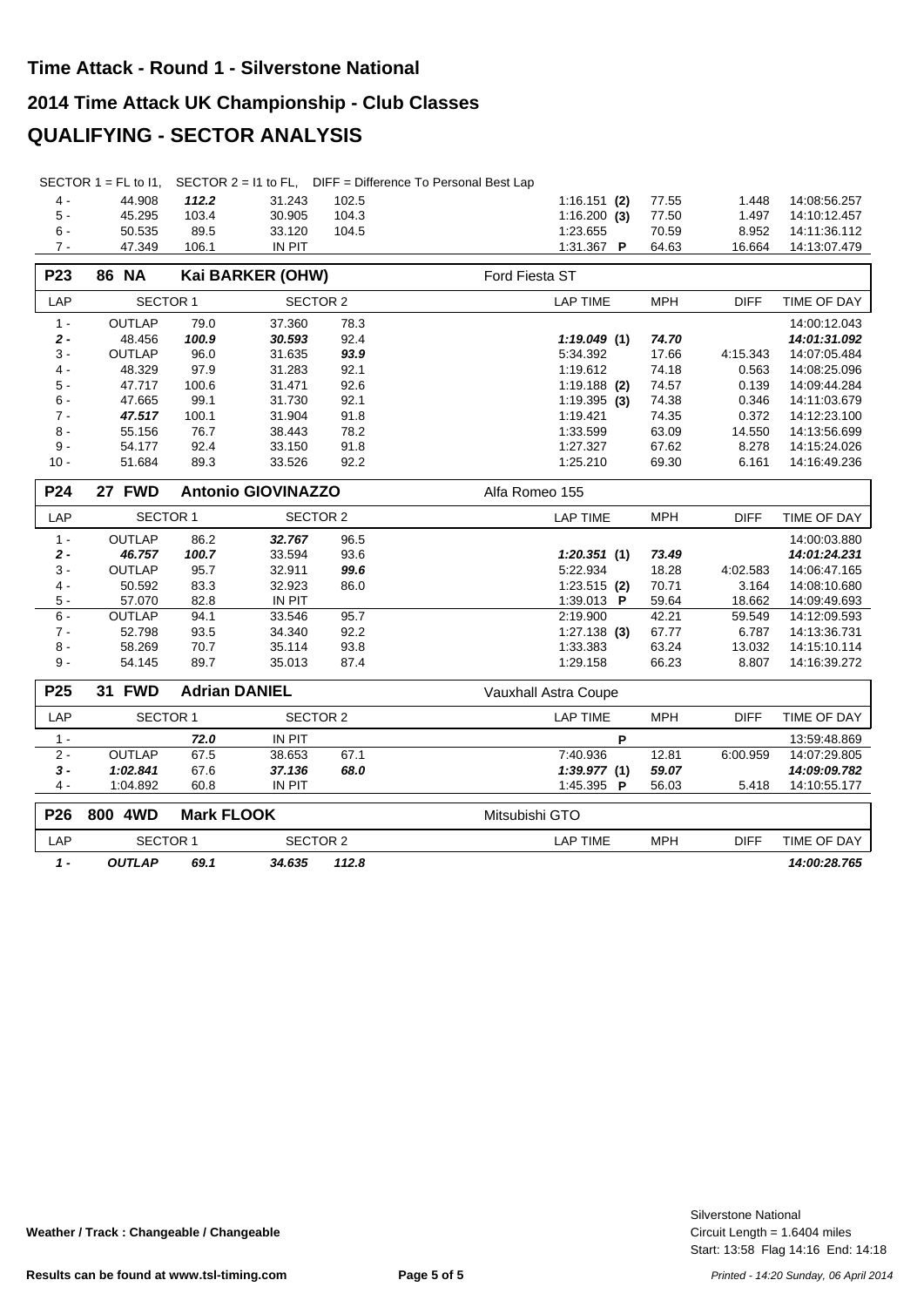# Time Attack - Round 1 - Silverstone National

## 2014 Time Attack UK Championship - Club Classes

## QUALIFYING - SECTOR ANALYSIS

SECTOR 1 = FL to I1, SECTOR 2 = I1 to FL, DIFF = Difference To Personal Best Lap

| LAP | SECTOR 1 | | SECTOR 2 | | LAP TIME | MPH | DIFF | TIME OF DAY |
|---|---|---|---|---|---|---|---|---|
| 4 - | 44.908 | ***112.2*** | 31.243 | 102.5 | 1:16.151 **(2)** | 77.55 | 1.448 | 14:08:56.257 |
| 5 - | 45.295 | 103.4 | 30.905 | 104.3 | 1:16.200 **(3)** | 77.50 | 1.497 | 14:10:12.457 |
| 6 - | 50.535 | 89.5 | 33.120 | 104.5 | 1:23.655 | 70.59 | 8.952 | 14:11:36.112 |
| 7 - | 47.349 | 106.1 | IN PIT | | 1:31.367 **P** | 64.63 | 16.664 | 14:13:07.479 |

**P23 — 86 NA — Kai BARKER (OHW) — Ford Fiesta ST**

| LAP | SECTOR 1 | | SECTOR 2 | | LAP TIME | MPH | DIFF | TIME OF DAY |
|---|---|---|---|---|---|---|---|---|
| 1 - | OUTLAP | 79.0 | 37.360 | 78.3 | | | | 14:00:12.043 |
| ***2 -*** | 48.456 | ***100.9*** | ***30.593*** | 92.4 | ***1:19.049* (1)** | ***74.70*** | | ***14:01:31.092*** |
| 3 - | OUTLAP | 96.0 | 31.635 | ***93.9*** | 5:34.392 | 17.66 | 4:15.343 | 14:07:05.484 |
| 4 - | 48.329 | 97.9 | 31.283 | 92.1 | 1:19.612 | 74.18 | 0.563 | 14:08:25.096 |
| 5 - | 47.717 | 100.6 | 31.471 | 92.6 | 1:19.188 **(2)** | 74.57 | 0.139 | 14:09:44.284 |
| 6 - | 47.665 | 99.1 | 31.730 | 92.1 | 1:19.395 **(3)** | 74.38 | 0.346 | 14:11:03.679 |
| 7 - | ***47.517*** | 100.1 | 31.904 | 91.8 | 1:19.421 | 74.35 | 0.372 | 14:12:23.100 |
| 8 - | 55.156 | 76.7 | 38.443 | 78.2 | 1:33.599 | 63.09 | 14.550 | 14:13:56.699 |
| 9 - | 54.177 | 92.4 | 33.150 | 91.8 | 1:27.327 | 67.62 | 8.278 | 14:15:24.026 |
| 10 - | 51.684 | 89.3 | 33.526 | 92.2 | 1:25.210 | 69.30 | 6.161 | 14:16:49.236 |

**P24 — 27 FWD — Antonio GIOVINAZZO — Alfa Romeo 155**

| LAP | SECTOR 1 | | SECTOR 2 | | LAP TIME | MPH | DIFF | TIME OF DAY |
|---|---|---|---|---|---|---|---|---|
| 1 - | OUTLAP | 86.2 | ***32.767*** | 96.5 | | | | 14:00:03.880 |
| ***2 -*** | ***46.757*** | ***100.7*** | 33.594 | 93.6 | ***1:20.351* (1)** | ***73.49*** | | ***14:01:24.231*** |
| 3 - | OUTLAP | 95.7 | 32.911 | ***99.6*** | 5:22.934 | 18.28 | 4:02.583 | 14:06:47.165 |
| 4 - | 50.592 | 83.3 | 32.923 | 86.0 | 1:23.515 **(2)** | 70.71 | 3.164 | 14:08:10.680 |
| 5 - | 57.070 | 82.8 | IN PIT | | 1:39.013 **P** | 59.64 | 18.662 | 14:09:49.693 |
| 6 - | OUTLAP | 94.1 | 33.546 | 95.7 | 2:19.900 | 42.21 | 59.549 | 14:12:09.593 |
| 7 - | 52.798 | 93.5 | 34.340 | 92.2 | 1:27.138 **(3)** | 67.77 | 6.787 | 14:13:36.731 |
| 8 - | 58.269 | 70.7 | 35.114 | 93.8 | 1:33.383 | 63.24 | 13.032 | 14:15:10.114 |
| 9 - | 54.145 | 89.7 | 35.013 | 87.4 | 1:29.158 | 66.23 | 8.807 | 14:16:39.272 |

**P25 — 31 FWD — Adrian DANIEL — Vauxhall Astra Coupe**

| LAP | SECTOR 1 | | SECTOR 2 | | LAP TIME | MPH | DIFF | TIME OF DAY |
|---|---|---|---|---|---|---|---|---|
| 1 - | | ***72.0*** | IN PIT | | **P** | | | 13:59:48.869 |
| 2 - | OUTLAP | 67.5 | 38.653 | 67.1 | 7:40.936 | 12.81 | 6:00.959 | 14:07:29.805 |
| ***3 -*** | ***1:02.841*** | 67.6 | ***37.136*** | ***68.0*** | ***1:39.977* (1)** | ***59.07*** | | ***14:09:09.782*** |
| 4 - | 1:04.892 | 60.8 | IN PIT | | 1:45.395 **P** | 56.03 | 5.418 | 14:10:55.177 |

**P26 — 800 4WD — Mark FLOOK — Mitsubishi GTO**

| LAP | SECTOR 1 | | SECTOR 2 | | LAP TIME | MPH | DIFF | TIME OF DAY |
|---|---|---|---|---|---|---|---|---|
| ***1 -*** | ***OUTLAP*** | ***69.1*** | ***34.635*** | ***112.8*** | | | | ***14:00:28.765*** |

**Weather / Track : Changeable / Changeable**

Silverstone National
Circuit Length = 1.6404 miles
Start: 13:58 Flag 14:16 End: 14:18

**Results can be found at www.tsl-timing.com**

*Printed - 14:20 Sunday, 06 April 2014*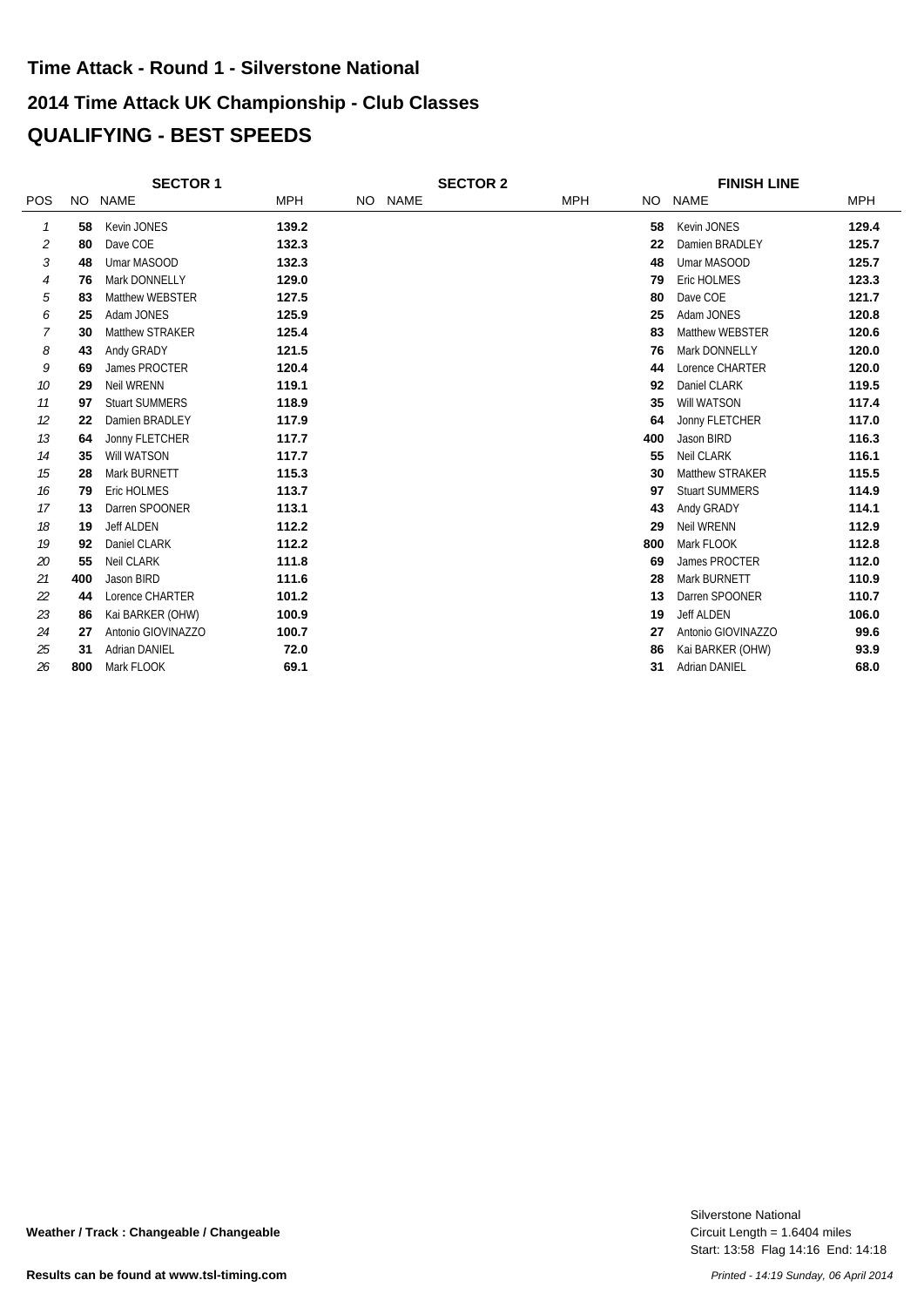# Time Attack - Round 1 - Silverstone National

## 2014 Time Attack UK Championship - Club Classes

## QUALIFYING - BEST SPEEDS

| | SECTOR 1 | | | SECTOR 2 | | | FINISH LINE | | |
|---|---|---|---|---|---|---|---|---|---|
| POS | NO | NAME | MPH | NO | NAME | MPH | NO | NAME | MPH |
| *1* | **58** | Kevin JONES | **139.2** | | | | **58** | Kevin JONES | **129.4** |
| *2* | **80** | Dave COE | **132.3** | | | | **22** | Damien BRADLEY | **125.7** |
| *3* | **48** | Umar MASOOD | **132.3** | | | | **48** | Umar MASOOD | **125.7** |
| *4* | **76** | Mark DONNELLY | **129.0** | | | | **79** | Eric HOLMES | **123.3** |
| *5* | **83** | Matthew WEBSTER | **127.5** | | | | **80** | Dave COE | **121.7** |
| *6* | **25** | Adam JONES | **125.9** | | | | **25** | Adam JONES | **120.8** |
| *7* | **30** | Matthew STRAKER | **125.4** | | | | **83** | Matthew WEBSTER | **120.6** |
| *8* | **43** | Andy GRADY | **121.5** | | | | **76** | Mark DONNELLY | **120.0** |
| *9* | **69** | James PROCTER | **120.4** | | | | **44** | Lorence CHARTER | **120.0** |
| *10* | **29** | Neil WRENN | **119.1** | | | | **92** | Daniel CLARK | **119.5** |
| *11* | **97** | Stuart SUMMERS | **118.9** | | | | **35** | Will WATSON | **117.4** |
| *12* | **22** | Damien BRADLEY | **117.9** | | | | **64** | Jonny FLETCHER | **117.0** |
| *13* | **64** | Jonny FLETCHER | **117.7** | | | | **400** | Jason BIRD | **116.3** |
| *14* | **35** | Will WATSON | **117.7** | | | | **55** | Neil CLARK | **116.1** |
| *15* | **28** | Mark BURNETT | **115.3** | | | | **30** | Matthew STRAKER | **115.5** |
| *16* | **79** | Eric HOLMES | **113.7** | | | | **97** | Stuart SUMMERS | **114.9** |
| *17* | **13** | Darren SPOONER | **113.1** | | | | **43** | Andy GRADY | **114.1** |
| *18* | **19** | Jeff ALDEN | **112.2** | | | | **29** | Neil WRENN | **112.9** |
| *19* | **92** | Daniel CLARK | **112.2** | | | | **800** | Mark FLOOK | **112.8** |
| *20* | **55** | Neil CLARK | **111.8** | | | | **69** | James PROCTER | **112.0** |
| *21* | **400** | Jason BIRD | **111.6** | | | | **28** | Mark BURNETT | **110.9** |
| *22* | **44** | Lorence CHARTER | **101.2** | | | | **13** | Darren SPOONER | **110.7** |
| *23* | **86** | Kai BARKER (OHW) | **100.9** | | | | **19** | Jeff ALDEN | **106.0** |
| *24* | **27** | Antonio GIOVINAZZO | **100.7** | | | | **27** | Antonio GIOVINAZZO | **99.6** |
| *25* | **31** | Adrian DANIEL | **72.0** | | | | **86** | Kai BARKER (OHW) | **93.9** |
| *26* | **800** | Mark FLOOK | **69.1** | | | | **31** | Adrian DANIEL | **68.0** |

**Weather / Track : Changeable / Changeable**

Silverstone National
Circuit Length = 1.6404 miles
Start: 13:58 Flag 14:16 End: 14:18

**Results can be found at www.tsl-timing.com**

*Printed - 14:19 Sunday, 06 April 2014*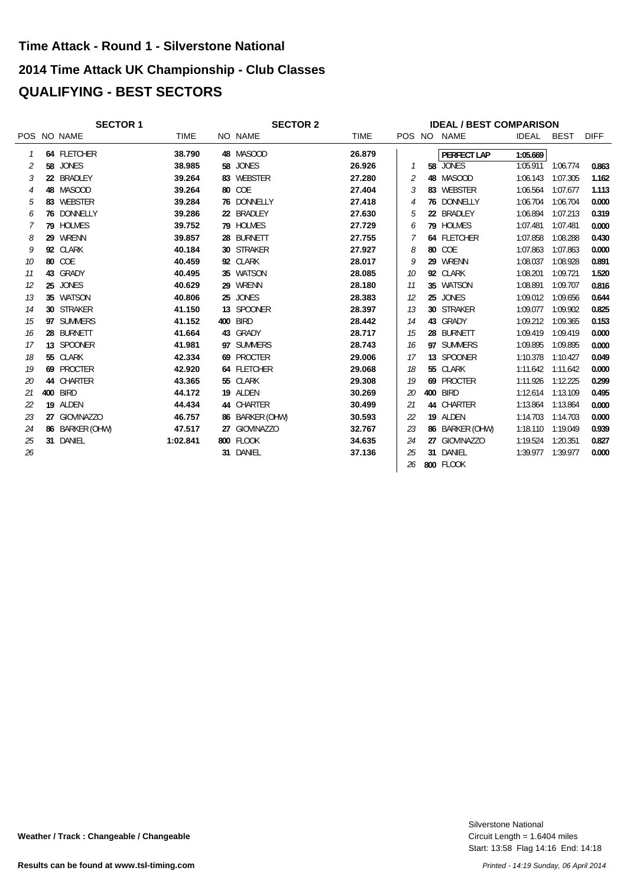# Time Attack - Round 1 - Silverstone National

## 2014 Time Attack UK Championship - Club Classes

## QUALIFYING - BEST SECTORS

| SECTOR 1 | | | | SECTOR 2 | | |
|---|---|---|---|---|---|---|
| POS | NO | NAME | TIME | NO | NAME | TIME |
| 1 | 64 | FLETCHER | 38.790 | 48 | MASOOD | 26.879 |
| 2 | 58 | JONES | 38.985 | 58 | JONES | 26.926 |
| 3 | 22 | BRADLEY | 39.264 | 83 | WEBSTER | 27.280 |
| 4 | 48 | MASOOD | 39.264 | 80 | COE | 27.404 |
| 5 | 83 | WEBSTER | 39.284 | 76 | DONNELLY | 27.418 |
| 6 | 76 | DONNELLY | 39.286 | 22 | BRADLEY | 27.630 |
| 7 | 79 | HOLMES | 39.752 | 79 | HOLMES | 27.729 |
| 8 | 29 | WRENN | 39.857 | 28 | BURNETT | 27.755 |
| 9 | 92 | CLARK | 40.184 | 30 | STRAKER | 27.927 |
| 10 | 80 | COE | 40.459 | 92 | CLARK | 28.017 |
| 11 | 43 | GRADY | 40.495 | 35 | WATSON | 28.085 |
| 12 | 25 | JONES | 40.629 | 29 | WRENN | 28.180 |
| 13 | 35 | WATSON | 40.806 | 25 | JONES | 28.383 |
| 14 | 30 | STRAKER | 41.150 | 13 | SPOONER | 28.397 |
| 15 | 97 | SUMMERS | 41.152 | 400 | BIRD | 28.442 |
| 16 | 28 | BURNETT | 41.664 | 43 | GRADY | 28.717 |
| 17 | 13 | SPOONER | 41.981 | 97 | SUMMERS | 28.743 |
| 18 | 55 | CLARK | 42.334 | 69 | PROCTER | 29.006 |
| 19 | 69 | PROCTER | 42.920 | 64 | FLETCHER | 29.068 |
| 20 | 44 | CHARTER | 43.365 | 55 | CLARK | 29.308 |
| 21 | 400 | BIRD | 44.172 | 19 | ALDEN | 30.269 |
| 22 | 19 | ALDEN | 44.434 | 44 | CHARTER | 30.499 |
| 23 | 27 | GIOVINAZZO | 46.757 | 86 | BARKER (OHW) | 30.593 |
| 24 | 86 | BARKER (OHW) | 47.517 | 27 | GIOVINAZZO | 32.767 |
| 25 | 31 | DANIEL | 1:02.841 | 800 | FLOOK | 34.635 |
| 26 | | | | 31 | DANIEL | 37.136 |

**IDEAL / BEST COMPARISON**

| POS | NO | NAME | IDEAL | BEST | DIFF |
|---|---|---|---|---|---|
| | | **PERFECT LAP** | **1:05.669** | | |
| 1 | 58 | JONES | 1:05.911 | 1:06.774 | 0.863 |
| 2 | 48 | MASOOD | 1:06.143 | 1:07.305 | 1.162 |
| 3 | 83 | WEBSTER | 1:06.564 | 1:07.677 | 1.113 |
| 4 | 76 | DONNELLY | 1:06.704 | 1:06.704 | 0.000 |
| 5 | 22 | BRADLEY | 1:06.894 | 1:07.213 | 0.319 |
| 6 | 79 | HOLMES | 1:07.481 | 1:07.481 | 0.000 |
| 7 | 64 | FLETCHER | 1:07.858 | 1:08.288 | 0.430 |
| 8 | 80 | COE | 1:07.863 | 1:07.863 | 0.000 |
| 9 | 29 | WRENN | 1:08.037 | 1:08.928 | 0.891 |
| 10 | 92 | CLARK | 1:08.201 | 1:09.721 | 1.520 |
| 11 | 35 | WATSON | 1:08.891 | 1:09.707 | 0.816 |
| 12 | 25 | JONES | 1:09.012 | 1:09.656 | 0.644 |
| 13 | 30 | STRAKER | 1:09.077 | 1:09.902 | 0.825 |
| 14 | 43 | GRADY | 1:09.212 | 1:09.365 | 0.153 |
| 15 | 28 | BURNETT | 1:09.419 | 1:09.419 | 0.000 |
| 16 | 97 | SUMMERS | 1:09.895 | 1:09.895 | 0.000 |
| 17 | 13 | SPOONER | 1:10.378 | 1:10.427 | 0.049 |
| 18 | 55 | CLARK | 1:11.642 | 1:11.642 | 0.000 |
| 19 | 69 | PROCTER | 1:11.926 | 1:12.225 | 0.299 |
| 20 | 400 | BIRD | 1:12.614 | 1:13.109 | 0.495 |
| 21 | 44 | CHARTER | 1:13.864 | 1:13.864 | 0.000 |
| 22 | 19 | ALDEN | 1:14.703 | 1:14.703 | 0.000 |
| 23 | 86 | BARKER (OHW) | 1:18.110 | 1:19.049 | 0.939 |
| 24 | 27 | GIOVINAZZO | 1:19.524 | 1:20.351 | 0.827 |
| 25 | 31 | DANIEL | 1:39.977 | 1:39.977 | 0.000 |
| 26 | 800 | FLOOK | | | |

**Weather / Track : Changeable / Changeable**

Silverstone National
Circuit Length = 1.6404 miles
Start: 13:58 Flag 14:16 End: 14:18

**Results can be found at www.tsl-timing.com**

*Printed - 14:19 Sunday, 06 April 2014*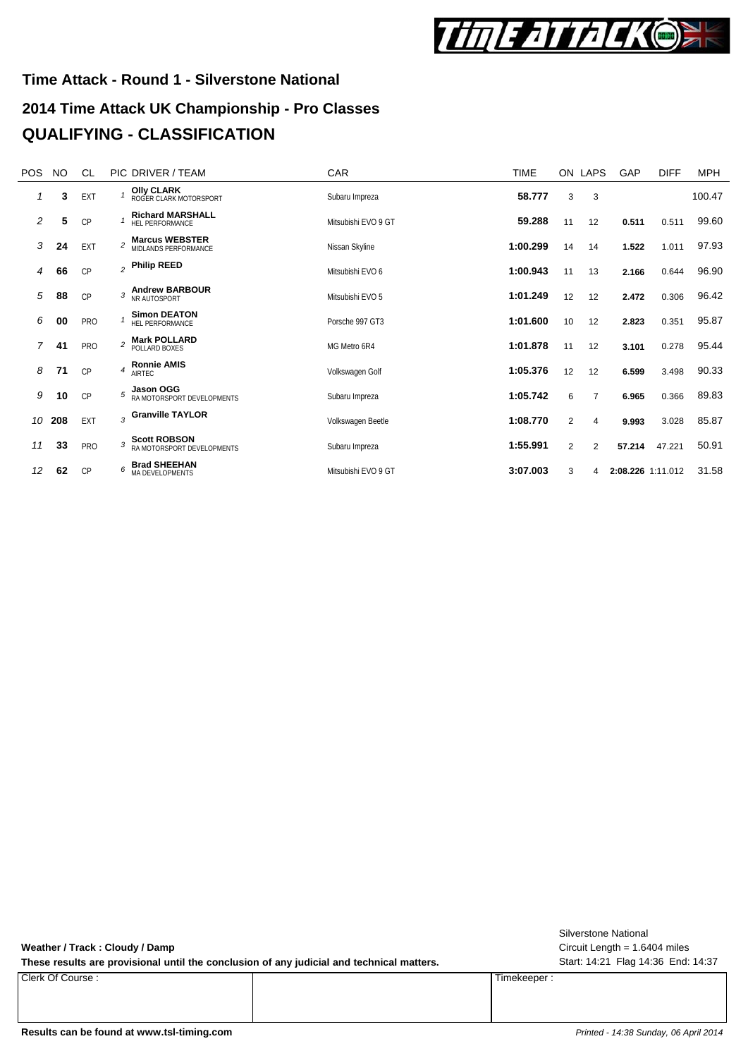## Time Attack - Round 1 - Silverstone National

## 2014 Time Attack UK Championship - Pro Classes

## QUALIFYING - CLASSIFICATION

| POS | NO | CL | PIC | DRIVER / TEAM | CAR | TIME | ON | LAPS | GAP | DIFF | MPH |
|---|---|---|---|---|---|---|---|---|---|---|---|
| 1 | 3 | EXT | 1 | **Olly CLARK** ROGER CLARK MOTORSPORT | Subaru Impreza | **58.777** | 3 | 3 | | | 100.47 |
| 2 | 5 | CP | 1 | **Richard MARSHALL** HEL PERFORMANCE | Mitsubishi EVO 9 GT | **59.288** | 11 | 12 | **0.511** | 0.511 | 99.60 |
| 3 | 24 | EXT | 2 | **Marcus WEBSTER** MIDLANDS PERFORMANCE | Nissan Skyline | **1:00.299** | 14 | 14 | **1.522** | 1.011 | 97.93 |
| 4 | 66 | CP | 2 | **Philip REED** | Mitsubishi EVO 6 | **1:00.943** | 11 | 13 | **2.166** | 0.644 | 96.90 |
| 5 | 88 | CP | 3 | **Andrew BARBOUR** NR AUTOSPORT | Mitsubishi EVO 5 | **1:01.249** | 12 | 12 | **2.472** | 0.306 | 96.42 |
| 6 | 00 | PRO | 1 | **Simon DEATON** HEL PERFORMANCE | Porsche 997 GT3 | **1:01.600** | 10 | 12 | **2.823** | 0.351 | 95.87 |
| 7 | 41 | PRO | 2 | **Mark POLLARD** POLLARD BOXES | MG Metro 6R4 | **1:01.878** | 11 | 12 | **3.101** | 0.278 | 95.44 |
| 8 | 71 | CP | 4 | **Ronnie AMIS** AIRTEC | Volkswagen Golf | **1:05.376** | 12 | 12 | **6.599** | 3.498 | 90.33 |
| 9 | 10 | CP | 5 | **Jason OGG** RA MOTORSPORT DEVELOPMENTS | Subaru Impreza | **1:05.742** | 6 | 7 | **6.965** | 0.366 | 89.83 |
| 10 | 208 | EXT | 3 | **Granville TAYLOR** | Volkswagen Beetle | **1:08.770** | 2 | 4 | **9.993** | 3.028 | 85.87 |
| 11 | 33 | PRO | 3 | **Scott ROBSON** RA MOTORSPORT DEVELOPMENTS | Subaru Impreza | **1:55.991** | 2 | 2 | **57.214** | 47.221 | 50.91 |
| 12 | 62 | CP | 6 | **Brad SHEEHAN** MA DEVELOPMENTS | Mitsubishi EVO 9 GT | **3:07.003** | 3 | 4 | **2:08.226** | 1:11.012 | 31.58 |

**Weather / Track : Cloudy / Damp**

**These results are provisional until the conclusion of any judicial and technical matters.**

Silverstone National
Circuit Length = 1.6404 miles
Start: 14:21 Flag 14:36 End: 14:37

| Clerk Of Course : | | Timekeeper : |
|---|---|---|

**Results can be found at www.tsl-timing.com**

*Printed - 14:38 Sunday, 06 April 2014*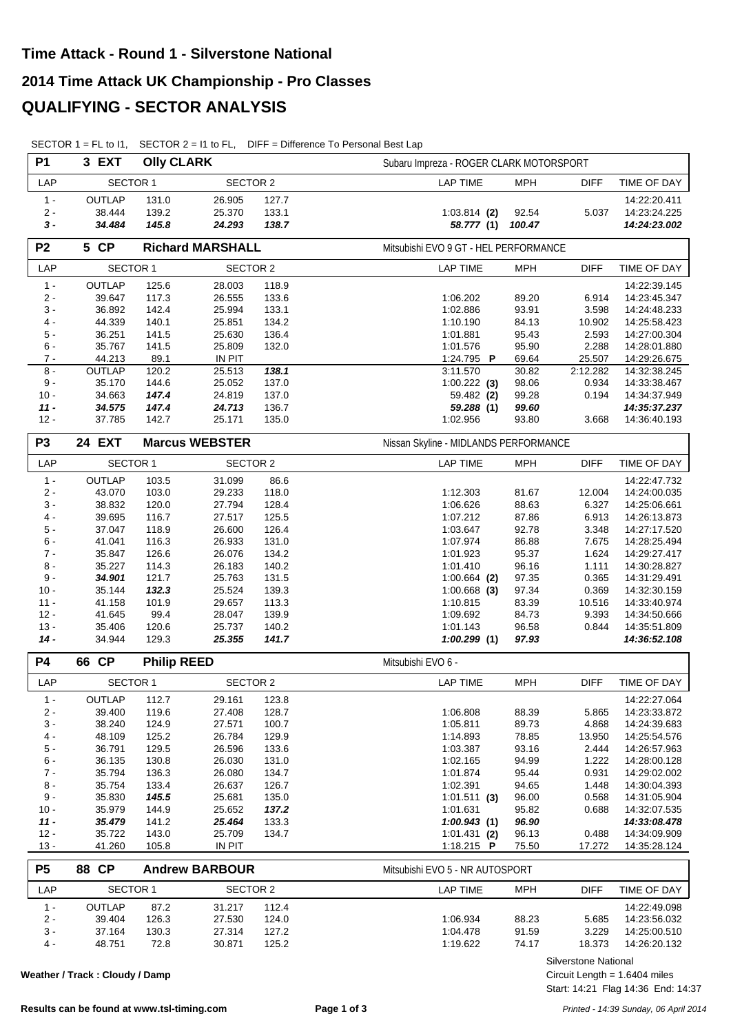# Time Attack - Round 1 - Silverstone National

## 2014 Time Attack UK Championship - Pro Classes

## QUALIFYING - SECTOR ANALYSIS

SECTOR 1 = FL to I1, SECTOR 2 = I1 to FL, DIFF = Difference To Personal Best Lap

| P1 | 3 EXT | Olly CLARK | | | Subaru Impreza - ROGER CLARK MOTORSPORT | | | |
|---|---|---|---|---|---|---|---|---|
| LAP | SECTOR 1 | | SECTOR 2 | | LAP TIME | MPH | DIFF | TIME OF DAY |
| 1 - | OUTLAP | 131.0 | 26.905 | 127.7 | | | | 14:22:20.411 |
| 2 - | 38.444 | 139.2 | 25.370 | 133.1 | 1:03.814 **(2)** | 92.54 | 5.037 | 14:23:24.225 |
| ***3 -*** | ***34.484*** | ***145.8*** | ***24.293*** | ***138.7*** | ***58.777* (1)** | ***100.47*** | | ***14:24:23.002*** |

| P2 | 5 CP | Richard MARSHALL | | | Mitsubishi EVO 9 GT - HEL PERFORMANCE | | | |
|---|---|---|---|---|---|---|---|---|
| LAP | SECTOR 1 | | SECTOR 2 | | LAP TIME | MPH | DIFF | TIME OF DAY |
| 1 - | OUTLAP | 125.6 | 28.003 | 118.9 | | | | 14:22:39.145 |
| 2 - | 39.647 | 117.3 | 26.555 | 133.6 | 1:06.202 | 89.20 | 6.914 | 14:23:45.347 |
| 3 - | 36.892 | 142.4 | 25.994 | 133.1 | 1:02.886 | 93.91 | 3.598 | 14:24:48.233 |
| 4 - | 44.339 | 140.1 | 25.851 | 134.2 | 1:10.190 | 84.13 | 10.902 | 14:25:58.423 |
| 5 - | 36.251 | 141.5 | 25.630 | 136.4 | 1:01.881 | 95.43 | 2.593 | 14:27:00.304 |
| 6 - | 35.767 | 141.5 | 25.809 | 132.0 | 1:01.576 | 95.90 | 2.288 | 14:28:01.880 |
| 7 - | 44.213 | 89.1 | IN PIT | | 1:24.795 **P** | 69.64 | 25.507 | 14:29:26.675 |
| 8 - | OUTLAP | 120.2 | 25.513 | ***138.1*** | 3:11.570 | 30.82 | 2:12.282 | 14:32:38.245 |
| 9 - | 35.170 | 144.6 | 25.052 | 137.0 | 1:00.222 **(3)** | 98.06 | 0.934 | 14:33:38.467 |
| 10 - | 34.663 | ***147.4*** | 24.819 | 137.0 | 59.482 **(2)** | 99.28 | 0.194 | 14:34:37.949 |
| ***11 -*** | ***34.575*** | ***147.4*** | ***24.713*** | 136.7 | ***59.288* (1)** | ***99.60*** | | ***14:35:37.237*** |
| 12 - | 37.785 | 142.7 | 25.171 | 135.0 | 1:02.956 | 93.80 | 3.668 | 14:36:40.193 |

| P3 | 24 EXT | Marcus WEBSTER | | | Nissan Skyline - MIDLANDS PERFORMANCE | | | |
|---|---|---|---|---|---|---|---|---|
| LAP | SECTOR 1 | | SECTOR 2 | | LAP TIME | MPH | DIFF | TIME OF DAY |
| 1 - | OUTLAP | 103.5 | 31.099 | 86.6 | | | | 14:22:47.732 |
| 2 - | 43.070 | 103.0 | 29.233 | 118.0 | 1:12.303 | 81.67 | 12.004 | 14:24:00.035 |
| 3 - | 38.832 | 120.0 | 27.794 | 128.4 | 1:06.626 | 88.63 | 6.327 | 14:25:06.661 |
| 4 - | 39.695 | 116.7 | 27.517 | 125.5 | 1:07.212 | 87.86 | 6.913 | 14:26:13.873 |
| 5 - | 37.047 | 118.9 | 26.600 | 126.4 | 1:03.647 | 92.78 | 3.348 | 14:27:17.520 |
| 6 - | 41.041 | 116.3 | 26.933 | 131.0 | 1:07.974 | 86.88 | 7.675 | 14:28:25.494 |
| 7 - | 35.847 | 126.6 | 26.076 | 134.2 | 1:01.923 | 95.37 | 1.624 | 14:29:27.417 |
| 8 - | 35.227 | 114.3 | 26.183 | 140.2 | 1:01.410 | 96.16 | 1.111 | 14:30:28.827 |
| 9 - | ***34.901*** | 121.7 | 25.763 | 131.5 | 1:00.664 **(2)** | 97.35 | 0.365 | 14:31:29.491 |
| 10 - | 35.144 | ***132.3*** | 25.524 | 139.3 | 1:00.668 **(3)** | 97.34 | 0.369 | 14:32:30.159 |
| 11 - | 41.158 | 101.9 | 29.657 | 113.3 | 1:10.815 | 83.39 | 10.516 | 14:33:40.974 |
| 12 - | 41.645 | 99.4 | 28.047 | 139.9 | 1:09.692 | 84.73 | 9.393 | 14:34:50.666 |
| 13 - | 35.406 | 120.6 | 25.737 | 140.2 | 1:01.143 | 96.58 | 0.844 | 14:35:51.809 |
| ***14 -*** | 34.944 | 129.3 | ***25.355*** | ***141.7*** | ***1:00.299* (1)** | ***97.93*** | | ***14:36:52.108*** |

| P4 | 66 CP | Philip REED | | | Mitsubishi EVO 6 - | | | |
|---|---|---|---|---|---|---|---|---|
| LAP | SECTOR 1 | | SECTOR 2 | | LAP TIME | MPH | DIFF | TIME OF DAY |
| 1 - | OUTLAP | 112.7 | 29.161 | 123.8 | | | | 14:22:27.064 |
| 2 - | 39.400 | 119.6 | 27.408 | 128.7 | 1:06.808 | 88.39 | 5.865 | 14:23:33.872 |
| 3 - | 38.240 | 124.9 | 27.571 | 100.7 | 1:05.811 | 89.73 | 4.868 | 14:24:39.683 |
| 4 - | 48.109 | 125.2 | 26.784 | 129.9 | 1:14.893 | 78.85 | 13.950 | 14:25:54.576 |
| 5 - | 36.791 | 129.5 | 26.596 | 133.6 | 1:03.387 | 93.16 | 2.444 | 14:26:57.963 |
| 6 - | 36.135 | 130.8 | 26.030 | 131.0 | 1:02.165 | 94.99 | 1.222 | 14:28:00.128 |
| 7 - | 35.794 | 136.3 | 26.080 | 134.7 | 1:01.874 | 95.44 | 0.931 | 14:29:02.002 |
| 8 - | 35.754 | 133.4 | 26.637 | 126.7 | 1:02.391 | 94.65 | 1.448 | 14:30:04.393 |
| 9 - | 35.830 | ***145.5*** | 25.681 | 135.0 | 1:01.511 **(3)** | 96.00 | 0.568 | 14:31:05.904 |
| 10 - | 35.979 | 144.9 | 25.652 | ***137.2*** | 1:01.631 | 95.82 | 0.688 | 14:32:07.535 |
| ***11 -*** | ***35.479*** | 141.2 | ***25.464*** | 133.3 | ***1:00.943* (1)** | ***96.90*** | | ***14:33:08.478*** |
| 12 - | 35.722 | 143.0 | 25.709 | 134.7 | 1:01.431 **(2)** | 96.13 | 0.488 | 14:34:09.909 |
| 13 - | 41.260 | 105.8 | IN PIT | | 1:18.215 **P** | 75.50 | 17.272 | 14:35:28.124 |

| P5 | 88 CP | Andrew BARBOUR | | | Mitsubishi EVO 5 - NR AUTOSPORT | | | |
|---|---|---|---|---|---|---|---|---|
| LAP | SECTOR 1 | | SECTOR 2 | | LAP TIME | MPH | DIFF | TIME OF DAY |
| 1 - | OUTLAP | 87.2 | 31.217 | 112.4 | | | | 14:22:49.098 |
| 2 - | 39.404 | 126.3 | 27.530 | 124.0 | 1:06.934 | 88.23 | 5.685 | 14:23:56.032 |
| 3 - | 37.164 | 130.3 | 27.314 | 127.2 | 1:04.478 | 91.59 | 3.229 | 14:25:00.510 |
| 4 - | 48.751 | 72.8 | 30.871 | 125.2 | 1:19.622 | 74.17 | 18.373 | 14:26:20.132 |

**Weather / Track : Cloudy / Damp**

Silverstone National
Circuit Length = 1.6404 miles
Start: 14:21 Flag 14:36 End: 14:37

**Results can be found at www.tsl-timing.com**

*Printed - 14:39 Sunday, 06 April 2014*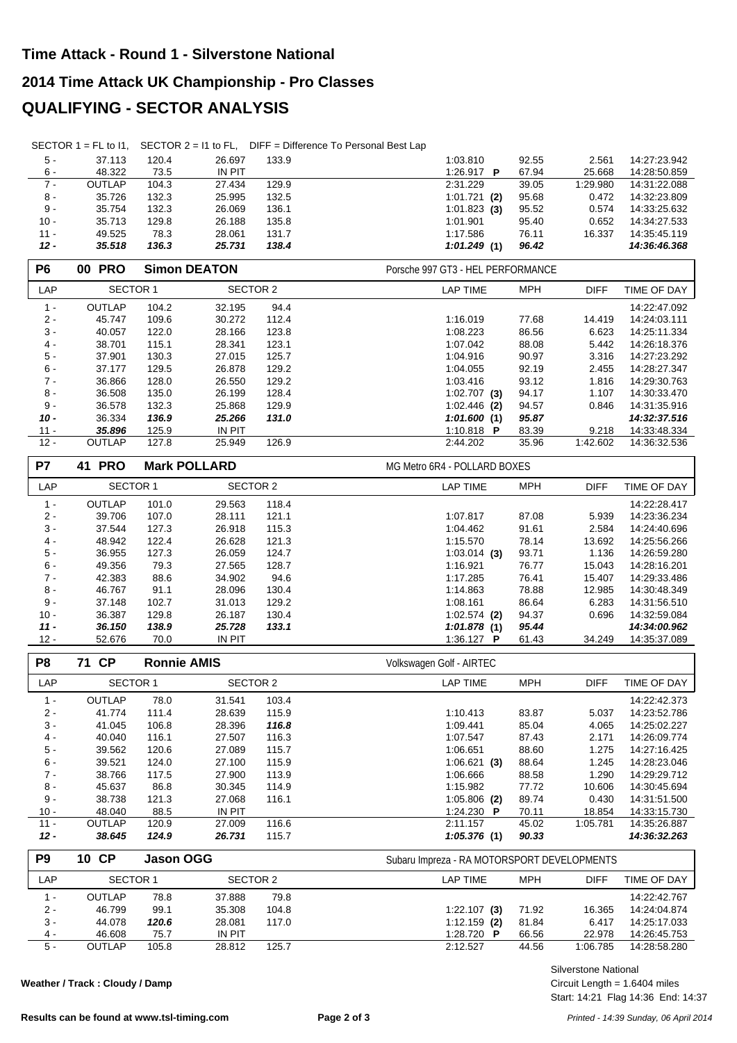# Time Attack - Round 1 - Silverstone National

## 2014 Time Attack UK Championship - Pro Classes

## QUALIFYING - SECTOR ANALYSIS

SECTOR 1 = FL to I1, SECTOR 2 = I1 to FL, DIFF = Difference To Personal Best Lap

| LAP | SECTOR 1 | | SECTOR 2 | | LAP TIME | MPH | DIFF | TIME OF DAY |
|---|---|---|---|---|---|---|---|---|
| 5 - | 37.113 | 120.4 | 26.697 | 133.9 | 1:03.810 | 92.55 | 2.561 | 14:27:23.942 |
| 6 - | 48.322 | 73.5 | IN PIT | | 1:26.917 **P** | 67.94 | 25.668 | 14:28:50.859 |
| 7 - | OUTLAP | 104.3 | 27.434 | 129.9 | 2:31.229 | 39.05 | 1:29.980 | 14:31:22.088 |
| 8 - | 35.726 | 132.3 | 25.995 | 132.5 | 1:01.721 **(2)** | 95.68 | 0.472 | 14:32:23.809 |
| 9 - | 35.754 | 132.3 | 26.069 | 136.1 | 1:01.823 **(3)** | 95.52 | 0.574 | 14:33:25.632 |
| 10 - | 35.713 | 129.8 | 26.188 | 135.8 | 1:01.901 | 95.40 | 0.652 | 14:34:27.533 |
| 11 - | 49.525 | 78.3 | 28.061 | 131.7 | 1:17.586 | 76.11 | 16.337 | 14:35:45.119 |
| ***12 -*** | ***35.518*** | ***136.3*** | ***25.731*** | ***138.4*** | ***1:01.249* (1)** | ***96.42*** | | ***14:36:46.368*** |

**P6 00 PRO Simon DEATON** — Porsche 997 GT3 - HEL PERFORMANCE

| LAP | SECTOR 1 | | SECTOR 2 | | LAP TIME | MPH | DIFF | TIME OF DAY |
|---|---|---|---|---|---|---|---|---|
| 1 - | OUTLAP | 104.2 | 32.195 | 94.4 | | | | 14:22:47.092 |
| 2 - | 45.747 | 109.6 | 30.272 | 112.4 | 1:16.019 | 77.68 | 14.419 | 14:24:03.111 |
| 3 - | 40.057 | 122.0 | 28.166 | 123.8 | 1:08.223 | 86.56 | 6.623 | 14:25:11.334 |
| 4 - | 38.701 | 115.1 | 28.341 | 123.1 | 1:07.042 | 88.08 | 5.442 | 14:26:18.376 |
| 5 - | 37.901 | 130.3 | 27.015 | 125.7 | 1:04.916 | 90.97 | 3.316 | 14:27:23.292 |
| 6 - | 37.177 | 129.5 | 26.878 | 129.2 | 1:04.055 | 92.19 | 2.455 | 14:28:27.347 |
| 7 - | 36.866 | 128.0 | 26.550 | 129.2 | 1:03.416 | 93.12 | 1.816 | 14:29:30.763 |
| 8 - | 36.508 | 135.0 | 26.199 | 128.4 | 1:02.707 **(3)** | 94.17 | 1.107 | 14:30:33.470 |
| 9 - | 36.578 | 132.3 | 25.868 | 129.9 | 1:02.446 **(2)** | 94.57 | 0.846 | 14:31:35.916 |
| ***10 -*** | 36.334 | ***136.9*** | ***25.266*** | ***131.0*** | ***1:01.600* (1)** | ***95.87*** | | ***14:32:37.516*** |
| 11 - | ***35.896*** | 125.9 | IN PIT | | 1:10.818 **P** | 83.39 | 9.218 | 14:33:48.334 |
| 12 - | OUTLAP | 127.8 | 25.949 | 126.9 | 2:44.202 | 35.96 | 1:42.602 | 14:36:32.536 |

**P7 41 PRO Mark POLLARD** — MG Metro 6R4 - POLLARD BOXES

| LAP | SECTOR 1 | | SECTOR 2 | | LAP TIME | MPH | DIFF | TIME OF DAY |
|---|---|---|---|---|---|---|---|---|
| 1 - | OUTLAP | 101.0 | 29.563 | 118.4 | | | | 14:22:28.417 |
| 2 - | 39.706 | 107.0 | 28.111 | 121.1 | 1:07.817 | 87.08 | 5.939 | 14:23:36.234 |
| 3 - | 37.544 | 127.3 | 26.918 | 115.3 | 1:04.462 | 91.61 | 2.584 | 14:24:40.696 |
| 4 - | 48.942 | 122.4 | 26.628 | 121.3 | 1:15.570 | 78.14 | 13.692 | 14:25:56.266 |
| 5 - | 36.955 | 127.3 | 26.059 | 124.7 | 1:03.014 **(3)** | 93.71 | 1.136 | 14:26:59.280 |
| 6 - | 49.356 | 79.3 | 27.565 | 128.7 | 1:16.921 | 76.77 | 15.043 | 14:28:16.201 |
| 7 - | 42.383 | 88.6 | 34.902 | 94.6 | 1:17.285 | 76.41 | 15.407 | 14:29:33.486 |
| 8 - | 46.767 | 91.1 | 28.096 | 130.4 | 1:14.863 | 78.88 | 12.985 | 14:30:48.349 |
| 9 - | 37.148 | 102.7 | 31.013 | 129.2 | 1:08.161 | 86.64 | 6.283 | 14:31:56.510 |
| 10 - | 36.387 | 129.8 | 26.187 | 130.4 | 1:02.574 **(2)** | 94.37 | 0.696 | 14:32:59.084 |
| ***11 -*** | ***36.150*** | ***138.9*** | ***25.728*** | ***133.1*** | ***1:01.878* (1)** | ***95.44*** | | ***14:34:00.962*** |
| 12 - | 52.676 | 70.0 | IN PIT | | 1:36.127 **P** | 61.43 | 34.249 | 14:35:37.089 |

**P8 71 CP Ronnie AMIS** — Volkswagen Golf - AIRTEC

| LAP | SECTOR 1 | | SECTOR 2 | | LAP TIME | MPH | DIFF | TIME OF DAY |
|---|---|---|---|---|---|---|---|---|
| 1 - | OUTLAP | 78.0 | 31.541 | 103.4 | | | | 14:22:42.373 |
| 2 - | 41.774 | 111.4 | 28.639 | 115.9 | 1:10.413 | 83.87 | 5.037 | 14:23:52.786 |
| 3 - | 41.045 | 106.8 | 28.396 | ***116.8*** | 1:09.441 | 85.04 | 4.065 | 14:25:02.227 |
| 4 - | 40.040 | 116.1 | 27.507 | 116.3 | 1:07.547 | 87.43 | 2.171 | 14:26:09.774 |
| 5 - | 39.562 | 120.6 | 27.089 | 115.7 | 1:06.651 | 88.60 | 1.275 | 14:27:16.425 |
| 6 - | 39.521 | 124.0 | 27.100 | 115.9 | 1:06.621 **(3)** | 88.64 | 1.245 | 14:28:23.046 |
| 7 - | 38.766 | 117.5 | 27.900 | 113.9 | 1:06.666 | 88.58 | 1.290 | 14:29:29.712 |
| 8 - | 45.637 | 86.8 | 30.345 | 114.9 | 1:15.982 | 77.72 | 10.606 | 14:30:45.694 |
| 9 - | 38.738 | 121.3 | 27.068 | 116.1 | 1:05.806 **(2)** | 89.74 | 0.430 | 14:31:51.500 |
| 10 - | 48.040 | 88.5 | IN PIT | | 1:24.230 **P** | 70.11 | 18.854 | 14:33:15.730 |
| 11 - | OUTLAP | 120.9 | 27.009 | 116.6 | 2:11.157 | 45.02 | 1:05.781 | 14:35:26.887 |
| ***12 -*** | ***38.645*** | ***124.9*** | ***26.731*** | 115.7 | ***1:05.376* (1)** | ***90.33*** | | ***14:36:32.263*** |

**P9 10 CP Jason OGG** — Subaru Impreza - RA MOTORSPORT DEVELOPMENTS

| LAP | SECTOR 1 | | SECTOR 2 | | LAP TIME | MPH | DIFF | TIME OF DAY |
|---|---|---|---|---|---|---|---|---|
| 1 - | OUTLAP | 78.8 | 37.888 | 79.8 | | | | 14:22:42.767 |
| 2 - | 46.799 | 99.1 | 35.308 | 104.8 | 1:22.107 **(3)** | 71.92 | 16.365 | 14:24:04.874 |
| 3 - | 44.078 | ***120.6*** | 28.081 | 117.0 | 1:12.159 **(2)** | 81.84 | 6.417 | 14:25:17.033 |
| 4 - | 46.608 | 75.7 | IN PIT | | 1:28.720 **P** | 66.56 | 22.978 | 14:26:45.753 |
| 5 - | OUTLAP | 105.8 | 28.812 | 125.7 | 2:12.527 | 44.56 | 1:06.785 | 14:28:58.280 |

**Weather / Track : Cloudy / Damp**

Silverstone National
Circuit Length = 1.6404 miles
Start: 14:21 Flag 14:36 End: 14:37

**Results can be found at www.tsl-timing.com**

*Printed - 14:39 Sunday, 06 April 2014*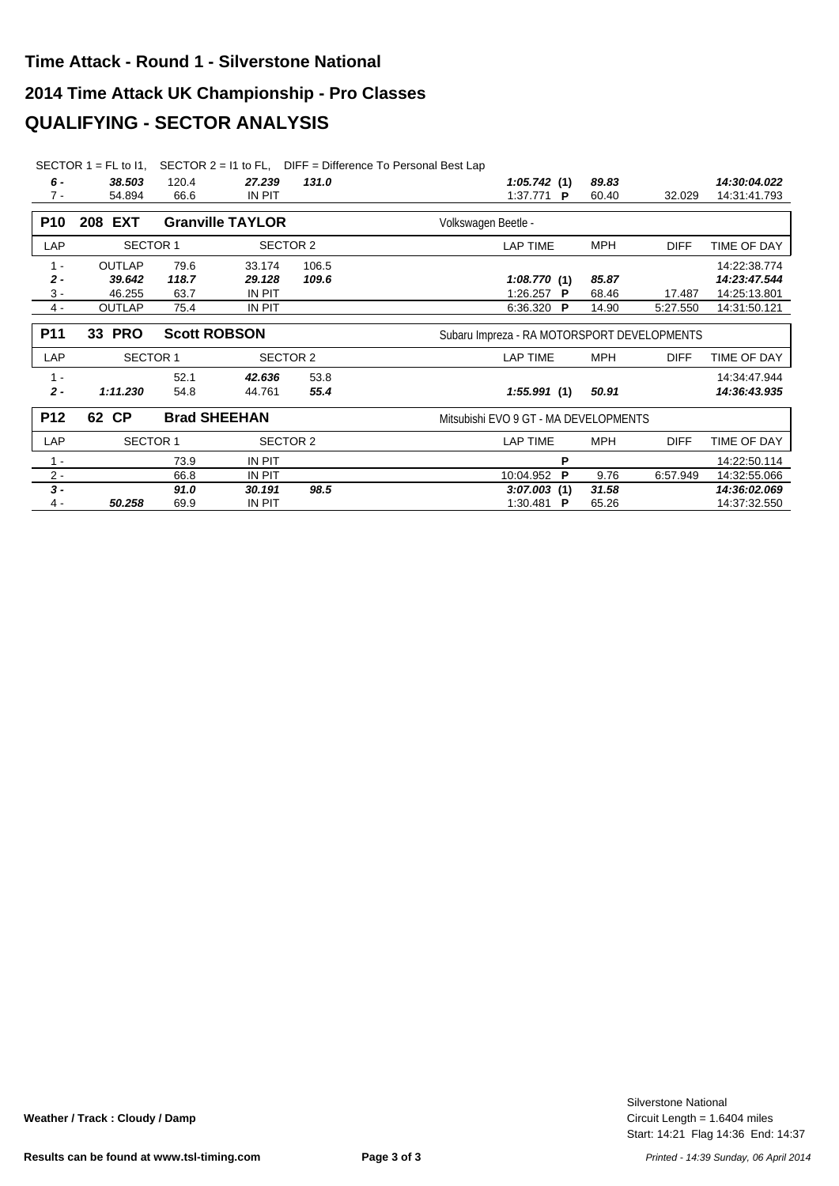# Time Attack - Round 1 - Silverstone National

## 2014 Time Attack UK Championship - Pro Classes

## QUALIFYING - SECTOR ANALYSIS

SECTOR 1 = FL to I1, SECTOR 2 = I1 to FL, DIFF = Difference To Personal Best Lap

| LAP | SECTOR 1 | | SECTOR 2 | | LAP TIME | MPH | DIFF | TIME OF DAY |
|---|---|---|---|---|---|---|---|---|
| 6 - | 38.503 | 120.4 | 27.239 | 131.0 | 1:05.742 (1) | 89.83 | | 14:30:04.022 |
| 7 - | 54.894 | 66.6 | IN PIT | | 1:37.771 P | 60.40 | 32.029 | 14:31:41.793 |

**P10 208 EXT Granville TAYLOR** — Volkswagen Beetle -

| LAP | SECTOR 1 | | SECTOR 2 | | LAP TIME | MPH | DIFF | TIME OF DAY |
|---|---|---|---|---|---|---|---|---|
| 1 - | OUTLAP | 79.6 | 33.174 | 106.5 | | | | 14:22:38.774 |
| 2 - | 39.642 | 118.7 | 29.128 | 109.6 | 1:08.770 (1) | 85.87 | | 14:23:47.544 |
| 3 - | 46.255 | 63.7 | IN PIT | | 1:26.257 P | 68.46 | 17.487 | 14:25:13.801 |
| 4 - | OUTLAP | 75.4 | IN PIT | | 6:36.320 P | 14.90 | 5:27.550 | 14:31:50.121 |

**P11 33 PRO Scott ROBSON** — Subaru Impreza - RA MOTORSPORT DEVELOPMENTS

| LAP | SECTOR 1 | | SECTOR 2 | | LAP TIME | MPH | DIFF | TIME OF DAY |
|---|---|---|---|---|---|---|---|---|
| 1 - | | 52.1 | 42.636 | 53.8 | | | | 14:34:47.944 |
| 2 - | 1:11.230 | 54.8 | 44.761 | 55.4 | 1:55.991 (1) | 50.91 | | 14:36:43.935 |

**P12 62 CP Brad SHEEHAN** — Mitsubishi EVO 9 GT - MA DEVELOPMENTS

| LAP | SECTOR 1 | | SECTOR 2 | | LAP TIME | MPH | DIFF | TIME OF DAY |
|---|---|---|---|---|---|---|---|---|
| 1 - | | 73.9 | IN PIT | | P | | | 14:22:50.114 |
| 2 - | | 66.8 | IN PIT | | 10:04.952 P | 9.76 | 6:57.949 | 14:32:55.066 |
| 3 - | | 91.0 | 30.191 | 98.5 | 3:07.003 (1) | 31.58 | | 14:36:02.069 |
| 4 - | 50.258 | 69.9 | IN PIT | | 1:30.481 P | 65.26 | | 14:37:32.550 |

**Weather / Track : Cloudy / Damp**

Silverstone National
Circuit Length = 1.6404 miles
Start: 14:21 Flag 14:36 End: 14:37

Results can be found at www.tsl-timing.com

*Printed - 14:39 Sunday, 06 April 2014*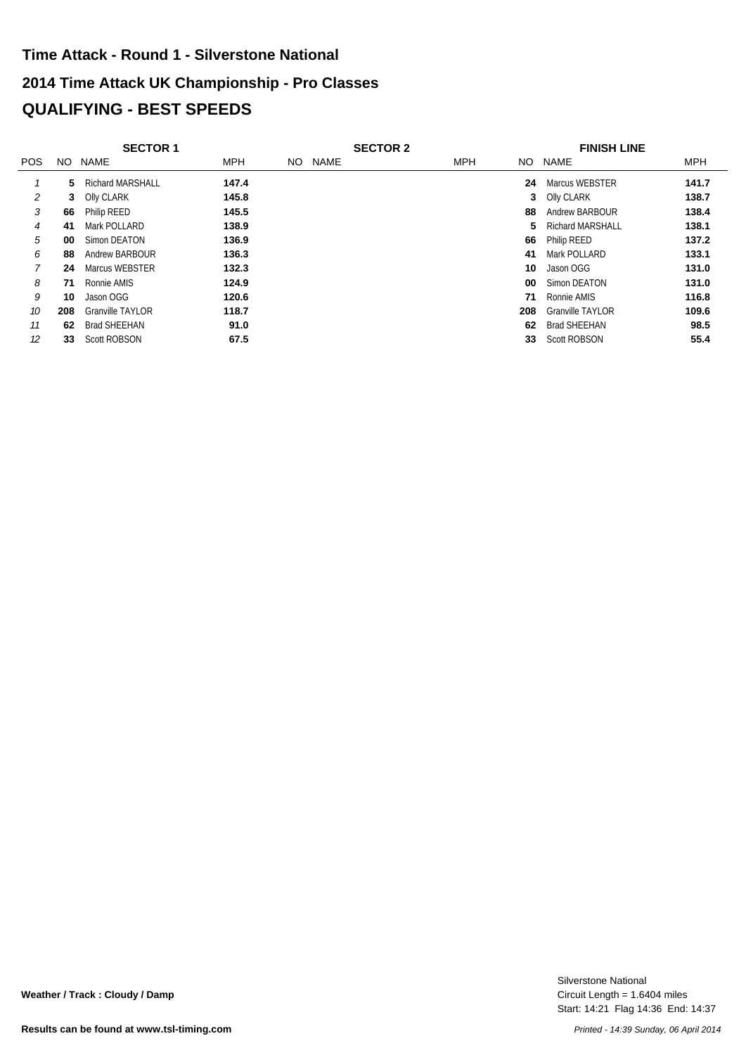# Time Attack - Round 1 - Silverstone National

## 2014 Time Attack UK Championship - Pro Classes

## QUALIFYING - BEST SPEEDS

| | SECTOR 1 | | | SECTOR 2 | | | FINISH LINE | | |
|---|---|---|---|---|---|---|---|---|---|
| POS | NO | NAME | MPH | NO | NAME | MPH | NO | NAME | MPH |
| 1 | **5** | Richard MARSHALL | **147.4** | | | | **24** | Marcus WEBSTER | **141.7** |
| 2 | **3** | Olly CLARK | **145.8** | | | | **3** | Olly CLARK | **138.7** |
| 3 | **66** | Philip REED | **145.5** | | | | **88** | Andrew BARBOUR | **138.4** |
| 4 | **41** | Mark POLLARD | **138.9** | | | | **5** | Richard MARSHALL | **138.1** |
| 5 | **00** | Simon DEATON | **136.9** | | | | **66** | Philip REED | **137.2** |
| 6 | **88** | Andrew BARBOUR | **136.3** | | | | **41** | Mark POLLARD | **133.1** |
| 7 | **24** | Marcus WEBSTER | **132.3** | | | | **10** | Jason OGG | **131.0** |
| 8 | **71** | Ronnie AMIS | **124.9** | | | | **00** | Simon DEATON | **131.0** |
| 9 | **10** | Jason OGG | **120.6** | | | | **71** | Ronnie AMIS | **116.8** |
| 10 | **208** | Granville TAYLOR | **118.7** | | | | **208** | Granville TAYLOR | **109.6** |
| 11 | **62** | Brad SHEEHAN | **91.0** | | | | **62** | Brad SHEEHAN | **98.5** |
| 12 | **33** | Scott ROBSON | **67.5** | | | | **33** | Scott ROBSON | **55.4** |

**Weather / Track : Cloudy / Damp**

Silverstone National
Circuit Length = 1.6404 miles
Start: 14:21 Flag 14:36 End: 14:37

**Results can be found at www.tsl-timing.com**

*Printed - 14:39 Sunday, 06 April 2014*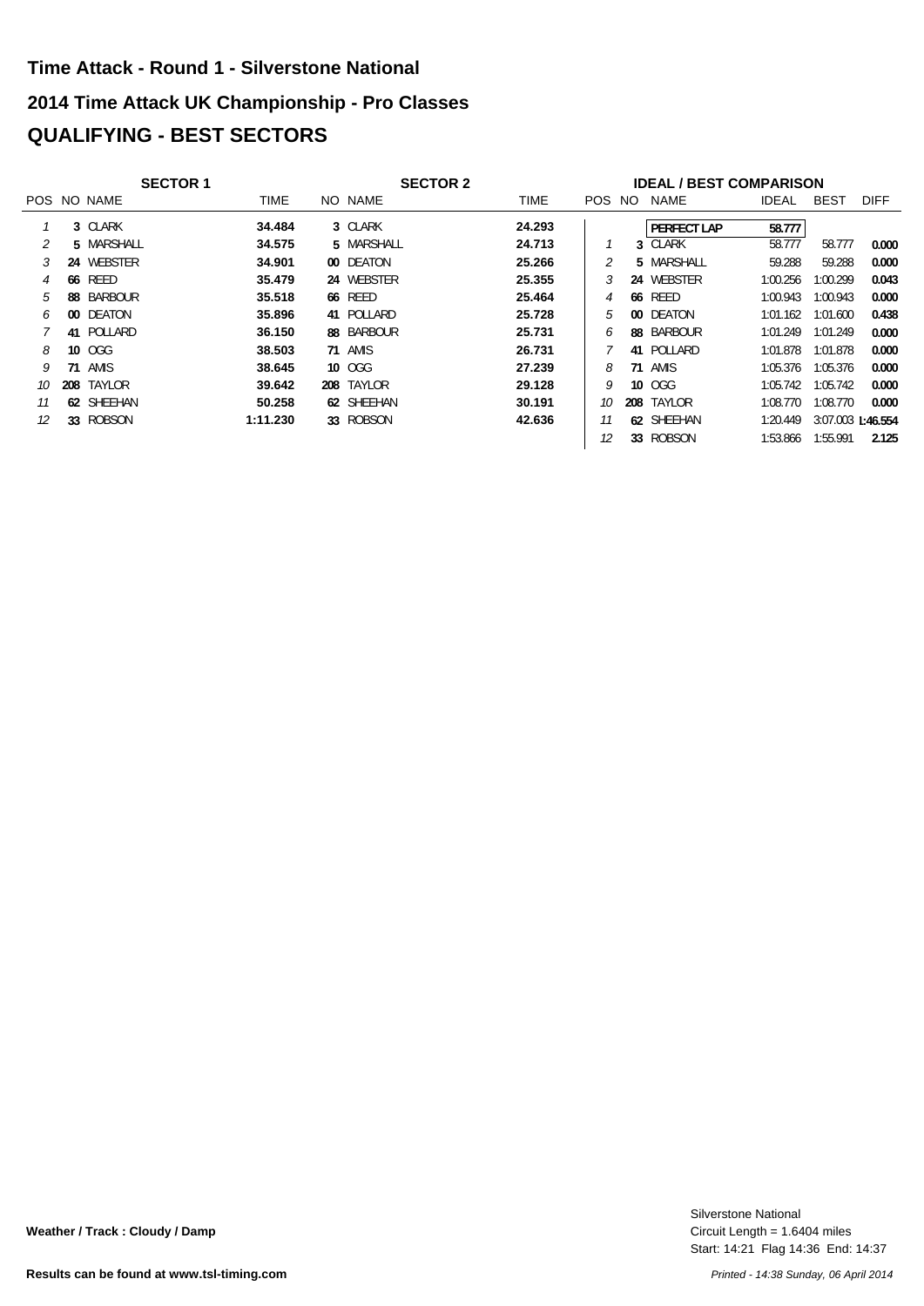# Time Attack - Round 1 - Silverstone National

## 2014 Time Attack UK Championship - Pro Classes

## QUALIFYING - BEST SECTORS

| SECTOR 1 | | | | SECTOR 2 | | |
|---|---|---|---|---|---|---|
| POS | NO | NAME | TIME | NO | NAME | TIME |
| 1 | 3 | CLARK | 34.484 | 3 | CLARK | 24.293 |
| 2 | 5 | MARSHALL | 34.575 | 5 | MARSHALL | 24.713 |
| 3 | 24 | WEBSTER | 34.901 | 00 | DEATON | 25.266 |
| 4 | 66 | REED | 35.479 | 24 | WEBSTER | 25.355 |
| 5 | 88 | BARBOUR | 35.518 | 66 | REED | 25.464 |
| 6 | 00 | DEATON | 35.896 | 41 | POLLARD | 25.728 |
| 7 | 41 | POLLARD | 36.150 | 88 | BARBOUR | 25.731 |
| 8 | 10 | OGG | 38.503 | 71 | AMIS | 26.731 |
| 9 | 71 | AMIS | 38.645 | 10 | OGG | 27.239 |
| 10 | 208 | TAYLOR | 39.642 | 208 | TAYLOR | 29.128 |
| 11 | 62 | SHEEHAN | 50.258 | 62 | SHEEHAN | 30.191 |
| 12 | 33 | ROBSON | 1:11.230 | 33 | ROBSON | 42.636 |

**IDEAL / BEST COMPARISON**

| POS | NO | NAME | IDEAL | BEST | DIFF |
|---|---|---|---|---|---|
| | | **PERFECT LAP** | **58.777** | | |
| 1 | 3 | CLARK | 58.777 | 58.777 | 0.000 |
| 2 | 5 | MARSHALL | 59.288 | 59.288 | 0.000 |
| 3 | 24 | WEBSTER | 1:00.256 | 1:00.299 | 0.043 |
| 4 | 66 | REED | 1:00.943 | 1:00.943 | 0.000 |
| 5 | 00 | DEATON | 1:01.162 | 1:01.600 | 0.438 |
| 6 | 88 | BARBOUR | 1:01.249 | 1:01.249 | 0.000 |
| 7 | 41 | POLLARD | 1:01.878 | 1:01.878 | 0.000 |
| 8 | 71 | AMIS | 1:05.376 | 1:05.376 | 0.000 |
| 9 | 10 | OGG | 1:05.742 | 1:05.742 | 0.000 |
| 10 | 208 | TAYLOR | 1:08.770 | 1:08.770 | 0.000 |
| 11 | 62 | SHEEHAN | 1:20.449 | 3:07.003 | 1:46.554 |
| 12 | 33 | ROBSON | 1:53.866 | 1:55.991 | 2.125 |

**Weather / Track : Cloudy / Damp**

Silverstone National
Circuit Length = 1.6404 miles
Start: 14:21 Flag 14:36 End: 14:37

**Results can be found at www.tsl-timing.com**

*Printed - 14:38 Sunday, 06 April 2014*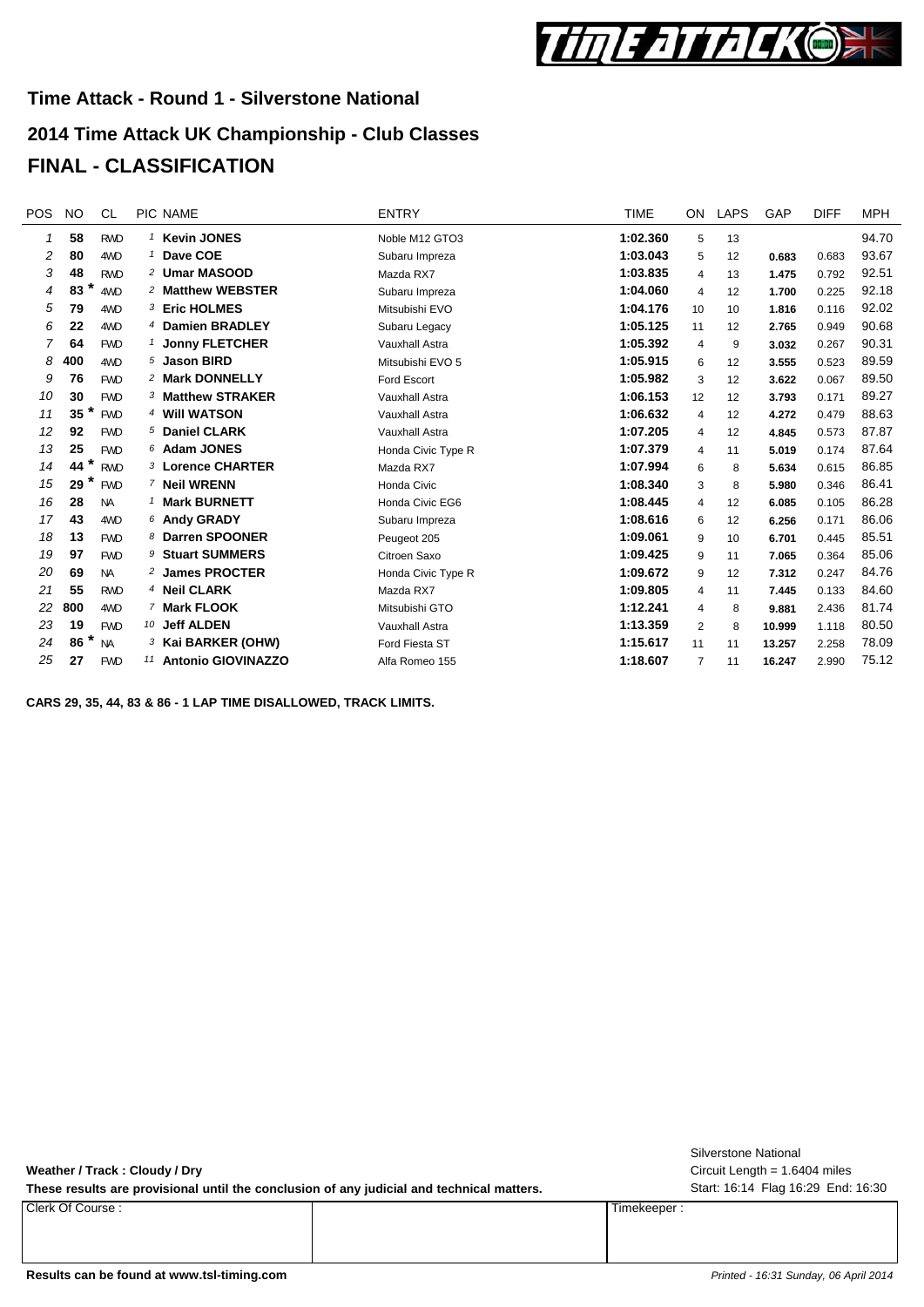## Time Attack - Round 1 - Silverstone National

## 2014 Time Attack UK Championship - Club Classes

# FINAL - CLASSIFICATION

| POS | NO | CL | PIC | NAME | ENTRY | TIME | ON | LAPS | GAP | DIFF | MPH |
|---|---|---|---|---|---|---|---|---|---|---|---|
| 1 | 58 | RWD | 1 | **Kevin JONES** | Noble M12 GTO3 | **1:02.360** | 5 | 13 | | | 94.70 |
| 2 | 80 | 4WD | 1 | **Dave COE** | Subaru Impreza | **1:03.043** | 5 | 12 | **0.683** | 0.683 | 93.67 |
| 3 | 48 | RWD | 2 | **Umar MASOOD** | Mazda RX7 | **1:03.835** | 4 | 13 | **1.475** | 0.792 | 92.51 |
| 4 | 83 * | 4WD | 2 | **Matthew WEBSTER** | Subaru Impreza | **1:04.060** | 4 | 12 | **1.700** | 0.225 | 92.18 |
| 5 | 79 | 4WD | 3 | **Eric HOLMES** | Mitsubishi EVO | **1:04.176** | 10 | 10 | **1.816** | 0.116 | 92.02 |
| 6 | 22 | 4WD | 4 | **Damien BRADLEY** | Subaru Legacy | **1:05.125** | 11 | 12 | **2.765** | 0.949 | 90.68 |
| 7 | 64 | FWD | 1 | **Jonny FLETCHER** | Vauxhall Astra | **1:05.392** | 4 | 9 | **3.032** | 0.267 | 90.31 |
| 8 | 400 | 4WD | 5 | **Jason BIRD** | Mitsubishi EVO 5 | **1:05.915** | 6 | 12 | **3.555** | 0.523 | 89.59 |
| 9 | 76 | FWD | 2 | **Mark DONNELLY** | Ford Escort | **1:05.982** | 3 | 12 | **3.622** | 0.067 | 89.50 |
| 10 | 30 | FWD | 3 | **Matthew STRAKER** | Vauxhall Astra | **1:06.153** | 12 | 12 | **3.793** | 0.171 | 89.27 |
| 11 | 35 * | FWD | 4 | **Will WATSON** | Vauxhall Astra | **1:06.632** | 4 | 12 | **4.272** | 0.479 | 88.63 |
| 12 | 92 | FWD | 5 | **Daniel CLARK** | Vauxhall Astra | **1:07.205** | 4 | 12 | **4.845** | 0.573 | 87.87 |
| 13 | 25 | FWD | 6 | **Adam JONES** | Honda Civic Type R | **1:07.379** | 4 | 11 | **5.019** | 0.174 | 87.64 |
| 14 | 44 * | RWD | 3 | **Lorence CHARTER** | Mazda RX7 | **1:07.994** | 6 | 8 | **5.634** | 0.615 | 86.85 |
| 15 | 29 * | FWD | 7 | **Neil WRENN** | Honda Civic | **1:08.340** | 3 | 8 | **5.980** | 0.346 | 86.41 |
| 16 | 28 | NA | 1 | **Mark BURNETT** | Honda Civic EG6 | **1:08.445** | 4 | 12 | **6.085** | 0.105 | 86.28 |
| 17 | 43 | 4WD | 6 | **Andy GRADY** | Subaru Impreza | **1:08.616** | 6 | 12 | **6.256** | 0.171 | 86.06 |
| 18 | 13 | FWD | 8 | **Darren SPOONER** | Peugeot 205 | **1:09.061** | 9 | 10 | **6.701** | 0.445 | 85.51 |
| 19 | 97 | FWD | 9 | **Stuart SUMMERS** | Citroen Saxo | **1:09.425** | 9 | 11 | **7.065** | 0.364 | 85.06 |
| 20 | 69 | NA | 2 | **James PROCTER** | Honda Civic Type R | **1:09.672** | 9 | 12 | **7.312** | 0.247 | 84.76 |
| 21 | 55 | RWD | 4 | **Neil CLARK** | Mazda RX7 | **1:09.805** | 4 | 11 | **7.445** | 0.133 | 84.60 |
| 22 | 800 | 4WD | 7 | **Mark FLOOK** | Mitsubishi GTO | **1:12.241** | 4 | 8 | **9.881** | 2.436 | 81.74 |
| 23 | 19 | FWD | 10 | **Jeff ALDEN** | Vauxhall Astra | **1:13.359** | 2 | 8 | **10.999** | 1.118 | 80.50 |
| 24 | 86 * | NA | 3 | **Kai BARKER (OHW)** | Ford Fiesta ST | **1:15.617** | 11 | 11 | **13.257** | 2.258 | 78.09 |
| 25 | 27 | FWD | 11 | **Antonio GIOVINAZZO** | Alfa Romeo 155 | **1:18.607** | 7 | 11 | **16.247** | 2.990 | 75.12 |

**CARS 29, 35, 44, 83 & 86 - 1 LAP TIME DISALLOWED, TRACK LIMITS.**

**Weather / Track : Cloudy / Dry**

**These results are provisional until the conclusion of any judicial and technical matters.**

Silverstone National
Circuit Length = 1.6404 miles
Start: 16:14 Flag 16:29 End: 16:30

| Clerk Of Course : | | Timekeeper : |
|---|---|---|

**Results can be found at www.tsl-timing.com**

*Printed - 16:31 Sunday, 06 April 2014*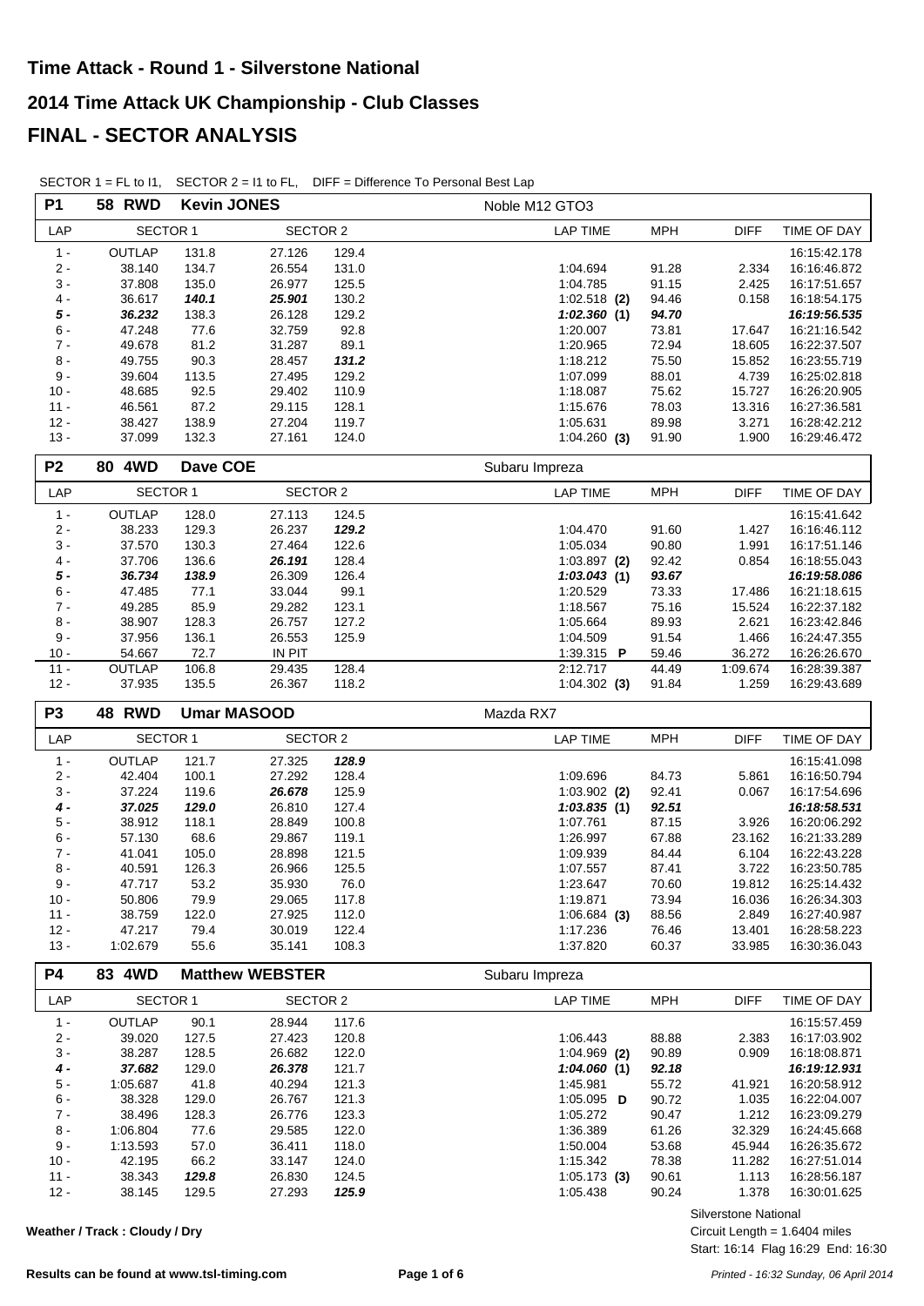# Time Attack - Round 1 - Silverstone National

# 2014 Time Attack UK Championship - Club Classes

# FINAL - SECTOR ANALYSIS

SECTOR 1 = FL to I1, SECTOR 2 = I1 to FL, DIFF = Difference To Personal Best Lap

**P1 — 58 RWD — Kevin JONES — Noble M12 GTO3**

| LAP | SECTOR 1 | | SECTOR 2 | | LAP TIME | MPH | DIFF | TIME OF DAY |
|---|---|---|---|---|---|---|---|---|
| 1 - | OUTLAP | 131.8 | 27.126 | 129.4 | | | | 16:15:42.178 |
| 2 - | 38.140 | 134.7 | 26.554 | 131.0 | 1:04.694 | 91.28 | 2.334 | 16:16:46.872 |
| 3 - | 37.808 | 135.0 | 26.977 | 125.5 | 1:04.785 | 91.15 | 2.425 | 16:17:51.657 |
| 4 - | 36.617 | ***140.1*** | ***25.901*** | 130.2 | 1:02.518 **(2)** | 94.46 | 0.158 | 16:18:54.175 |
| ***5 -*** | ***36.232*** | 138.3 | 26.128 | 129.2 | ***1:02.360*** **(1)** | ***94.70*** | | ***16:19:56.535*** |
| 6 - | 47.248 | 77.6 | 32.759 | 92.8 | 1:20.007 | 73.81 | 17.647 | 16:21:16.542 |
| 7 - | 49.678 | 81.2 | 31.287 | 89.1 | 1:20.965 | 72.94 | 18.605 | 16:22:37.507 |
| 8 - | 49.755 | 90.3 | 28.457 | ***131.2*** | 1:18.212 | 75.50 | 15.852 | 16:23:55.719 |
| 9 - | 39.604 | 113.5 | 27.495 | 129.2 | 1:07.099 | 88.01 | 4.739 | 16:25:02.818 |
| 10 - | 48.685 | 92.5 | 29.402 | 110.9 | 1:18.087 | 75.62 | 15.727 | 16:26:20.905 |
| 11 - | 46.561 | 87.2 | 29.115 | 128.1 | 1:15.676 | 78.03 | 13.316 | 16:27:36.581 |
| 12 - | 38.427 | 138.9 | 27.204 | 119.7 | 1:05.631 | 89.98 | 3.271 | 16:28:42.212 |
| 13 - | 37.099 | 132.3 | 27.161 | 124.0 | 1:04.260 **(3)** | 91.90 | 1.900 | 16:29:46.472 |

**P2 — 80 4WD — Dave COE — Subaru Impreza**

| LAP | SECTOR 1 | | SECTOR 2 | | LAP TIME | MPH | DIFF | TIME OF DAY |
|---|---|---|---|---|---|---|---|---|
| 1 - | OUTLAP | 128.0 | 27.113 | 124.5 | | | | 16:15:41.642 |
| 2 - | 38.233 | 129.3 | 26.237 | ***129.2*** | 1:04.470 | 91.60 | 1.427 | 16:16:46.112 |
| 3 - | 37.570 | 130.3 | 27.464 | 122.6 | 1:05.034 | 90.80 | 1.991 | 16:17:51.146 |
| 4 - | 37.706 | 136.6 | ***26.191*** | 128.4 | 1:03.897 **(2)** | 92.42 | 0.854 | 16:18:55.043 |
| ***5 -*** | ***36.734*** | ***138.9*** | 26.309 | 126.4 | ***1:03.043*** **(1)** | ***93.67*** | | ***16:19:58.086*** |
| 6 - | 47.485 | 77.1 | 33.044 | 99.1 | 1:20.529 | 73.33 | 17.486 | 16:21:18.615 |
| 7 - | 49.285 | 85.9 | 29.282 | 123.1 | 1:18.567 | 75.16 | 15.524 | 16:22:37.182 |
| 8 - | 38.907 | 128.3 | 26.757 | 127.2 | 1:05.664 | 89.93 | 2.621 | 16:23:42.846 |
| 9 - | 37.956 | 136.1 | 26.553 | 125.9 | 1:04.509 | 91.54 | 1.466 | 16:24:47.355 |
| 10 - | 54.667 | 72.7 | IN PIT | | 1:39.315 **P** | 59.46 | 36.272 | 16:26:26.670 |
| 11 - | OUTLAP | 106.8 | 29.435 | 128.4 | 2:12.717 | 44.49 | 1:09.674 | 16:28:39.387 |
| 12 - | 37.935 | 135.5 | 26.367 | 118.2 | 1:04.302 **(3)** | 91.84 | 1.259 | 16:29:43.689 |

**P3 — 48 RWD — Umar MASOOD — Mazda RX7**

| LAP | SECTOR 1 | | SECTOR 2 | | LAP TIME | MPH | DIFF | TIME OF DAY |
|---|---|---|---|---|---|---|---|---|
| 1 - | OUTLAP | 121.7 | 27.325 | ***128.9*** | | | | 16:15:41.098 |
| 2 - | 42.404 | 100.1 | 27.292 | 128.4 | 1:09.696 | 84.73 | 5.861 | 16:16:50.794 |
| 3 - | 37.224 | 119.6 | ***26.678*** | 125.9 | 1:03.902 **(2)** | 92.41 | 0.067 | 16:17:54.696 |
| ***4 -*** | ***37.025*** | ***129.0*** | 26.810 | 127.4 | ***1:03.835*** **(1)** | ***92.51*** | | ***16:18:58.531*** |
| 5 - | 38.912 | 118.1 | 28.849 | 100.8 | 1:07.761 | 87.15 | 3.926 | 16:20:06.292 |
| 6 - | 57.130 | 68.6 | 29.867 | 119.1 | 1:26.997 | 67.88 | 23.162 | 16:21:33.289 |
| 7 - | 41.041 | 105.0 | 28.898 | 121.5 | 1:09.939 | 84.44 | 6.104 | 16:22:43.228 |
| 8 - | 40.591 | 126.3 | 26.966 | 125.5 | 1:07.557 | 87.41 | 3.722 | 16:23:50.785 |
| 9 - | 47.717 | 53.2 | 35.930 | 76.0 | 1:23.647 | 70.60 | 19.812 | 16:25:14.432 |
| 10 - | 50.806 | 79.9 | 29.065 | 117.8 | 1:19.871 | 73.94 | 16.036 | 16:26:34.303 |
| 11 - | 38.759 | 122.0 | 27.925 | 112.0 | 1:06.684 **(3)** | 88.56 | 2.849 | 16:27:40.987 |
| 12 - | 47.217 | 79.4 | 30.019 | 122.4 | 1:17.236 | 76.46 | 13.401 | 16:28:58.223 |
| 13 - | 1:02.679 | 55.6 | 35.141 | 108.3 | 1:37.820 | 60.37 | 33.985 | 16:30:36.043 |

**P4 — 83 4WD — Matthew WEBSTER — Subaru Impreza**

| LAP | SECTOR 1 | | SECTOR 2 | | LAP TIME | MPH | DIFF | TIME OF DAY |
|---|---|---|---|---|---|---|---|---|
| 1 - | OUTLAP | 90.1 | 28.944 | 117.6 | | | | 16:15:57.459 |
| 2 - | 39.020 | 127.5 | 27.423 | 120.8 | 1:06.443 | 88.88 | 2.383 | 16:17:03.902 |
| 3 - | 38.287 | 128.5 | 26.682 | 122.0 | 1:04.969 **(2)** | 90.89 | 0.909 | 16:18:08.871 |
| ***4 -*** | ***37.682*** | 129.0 | ***26.378*** | 121.7 | ***1:04.060*** **(1)** | ***92.18*** | | ***16:19:12.931*** |
| 5 - | 1:05.687 | 41.8 | 40.294 | 121.3 | 1:45.981 | 55.72 | 41.921 | 16:20:58.912 |
| 6 - | 38.328 | 129.0 | 26.767 | 121.3 | 1:05.095 **D** | 90.72 | 1.035 | 16:22:04.007 |
| 7 - | 38.496 | 128.3 | 26.776 | 123.3 | 1:05.272 | 90.47 | 1.212 | 16:23:09.279 |
| 8 - | 1:06.804 | 77.6 | 29.585 | 122.0 | 1:36.389 | 61.26 | 32.329 | 16:24:45.668 |
| 9 - | 1:13.593 | 57.0 | 36.411 | 118.0 | 1:50.004 | 53.68 | 45.944 | 16:26:35.672 |
| 10 - | 42.195 | 66.2 | 33.147 | 124.0 | 1:15.342 | 78.38 | 11.282 | 16:27:51.014 |
| 11 - | 38.343 | ***129.8*** | 26.830 | 124.5 | 1:05.173 **(3)** | 90.61 | 1.113 | 16:28:56.187 |
| 12 - | 38.145 | 129.5 | 27.293 | ***125.9*** | 1:05.438 | 90.24 | 1.378 | 16:30:01.625 |

**Weather / Track : Cloudy / Dry**

Silverstone National
Circuit Length = 1.6404 miles
Start: 16:14 Flag 16:29 End: 16:30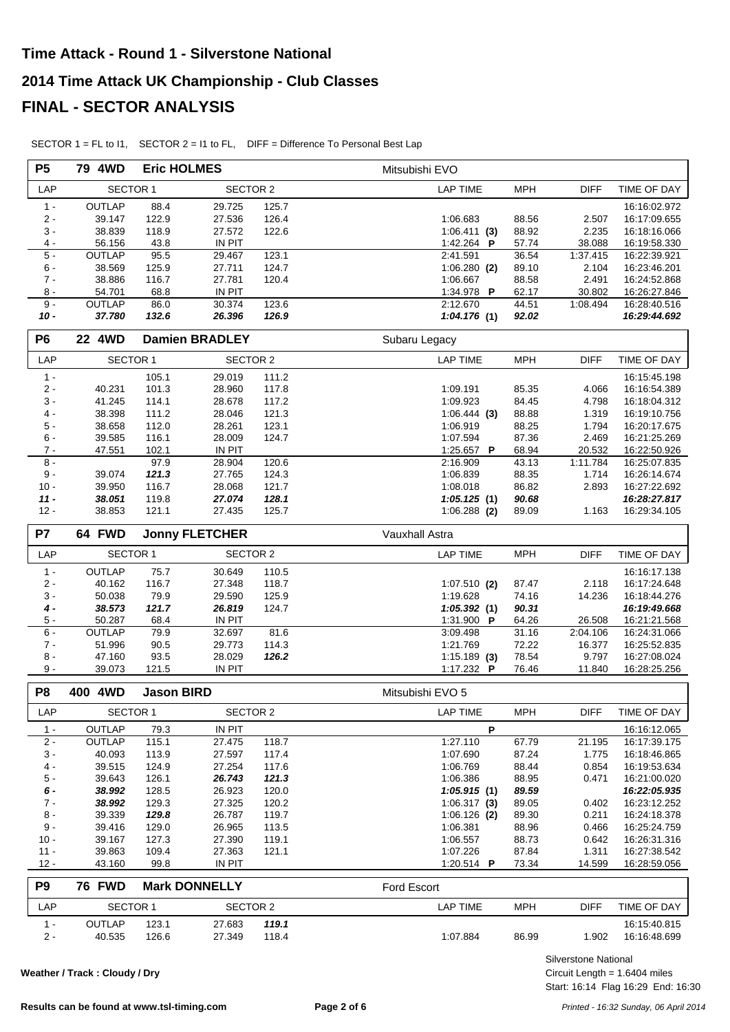# Time Attack - Round 1 - Silverstone National

## 2014 Time Attack UK Championship - Club Classes

## FINAL - SECTOR ANALYSIS

SECTOR 1 = FL to I1, SECTOR 2 = I1 to FL, DIFF = Difference To Personal Best Lap

### P5 — 79 4WD — Eric HOLMES — Mitsubishi EVO

| LAP | SECTOR 1 | | SECTOR 2 | | LAP TIME | MPH | DIFF | TIME OF DAY |
|---|---|---|---|---|---|---|---|---|
| 1 - | OUTLAP | 88.4 | 29.725 | 125.7 | | | | 16:16:02.972 |
| 2 - | 39.147 | 122.9 | 27.536 | 126.4 | 1:06.683 | 88.56 | 2.507 | 16:17:09.655 |
| 3 - | 38.839 | 118.9 | 27.572 | 122.6 | 1:06.411 **(3)** | 88.92 | 2.235 | 16:18:16.066 |
| 4 - | 56.156 | 43.8 | IN PIT | | 1:42.264 **P** | 57.74 | 38.088 | 16:19:58.330 |
| 5 - | OUTLAP | 95.5 | 29.467 | 123.1 | 2:41.591 | 36.54 | 1:37.415 | 16:22:39.921 |
| 6 - | 38.569 | 125.9 | 27.711 | 124.7 | 1:06.280 **(2)** | 89.10 | 2.104 | 16:23:46.201 |
| 7 - | 38.886 | 116.7 | 27.781 | 120.4 | 1:06.667 | 88.58 | 2.491 | 16:24:52.868 |
| 8 - | 54.701 | 68.8 | IN PIT | | 1:34.978 **P** | 62.17 | 30.802 | 16:26:27.846 |
| 9 - | OUTLAP | 86.0 | 30.374 | 123.6 | 2:12.670 | 44.51 | 1:08.494 | 16:28:40.516 |
| ***10 -*** | ***37.780*** | ***132.6*** | ***26.396*** | ***126.9*** | ***1:04.176* (1)** | ***92.02*** | | ***16:29:44.692*** |

### P6 — 22 4WD — Damien BRADLEY — Subaru Legacy

| LAP | SECTOR 1 | | SECTOR 2 | | LAP TIME | MPH | DIFF | TIME OF DAY |
|---|---|---|---|---|---|---|---|---|
| 1 - | | 105.1 | 29.019 | 111.2 | | | | 16:15:45.198 |
| 2 - | 40.231 | 101.3 | 28.960 | 117.8 | 1:09.191 | 85.35 | 4.066 | 16:16:54.389 |
| 3 - | 41.245 | 114.1 | 28.678 | 117.2 | 1:09.923 | 84.45 | 4.798 | 16:18:04.312 |
| 4 - | 38.398 | 111.2 | 28.046 | 121.3 | 1:06.444 **(3)** | 88.88 | 1.319 | 16:19:10.756 |
| 5 - | 38.658 | 112.0 | 28.261 | 123.1 | 1:06.919 | 88.25 | 1.794 | 16:20:17.675 |
| 6 - | 39.585 | 116.1 | 28.009 | 124.7 | 1:07.594 | 87.36 | 2.469 | 16:21:25.269 |
| 7 - | 47.551 | 102.1 | IN PIT | | 1:25.657 **P** | 68.94 | 20.532 | 16:22:50.926 |
| 8 - | | 97.9 | 28.904 | 120.6 | 2:16.909 | 43.13 | 1:11.784 | 16:25:07.835 |
| 9 - | 39.074 | ***121.3*** | 27.765 | 124.3 | 1:06.839 | 88.35 | 1.714 | 16:26:14.674 |
| 10 - | 39.950 | 116.7 | 28.068 | 121.7 | 1:08.018 | 86.82 | 2.893 | 16:27:22.692 |
| ***11 -*** | ***38.051*** | 119.8 | ***27.074*** | ***128.1*** | ***1:05.125* (1)** | ***90.68*** | | ***16:28:27.817*** |
| 12 - | 38.853 | 121.1 | 27.435 | 125.7 | 1:06.288 **(2)** | 89.09 | 1.163 | 16:29:34.105 |

### P7 — 64 FWD — Jonny FLETCHER — Vauxhall Astra

| LAP | SECTOR 1 | | SECTOR 2 | | LAP TIME | MPH | DIFF | TIME OF DAY |
|---|---|---|---|---|---|---|---|---|
| 1 - | OUTLAP | 75.7 | 30.649 | 110.5 | | | | 16:16:17.138 |
| 2 - | 40.162 | 116.7 | 27.348 | 118.7 | 1:07.510 **(2)** | 87.47 | 2.118 | 16:17:24.648 |
| 3 - | 50.038 | 79.9 | 29.590 | 125.9 | 1:19.628 | 74.16 | 14.236 | 16:18:44.276 |
| ***4 -*** | ***38.573*** | ***121.7*** | ***26.819*** | 124.7 | ***1:05.392* (1)** | ***90.31*** | | ***16:19:49.668*** |
| 5 - | 50.287 | 68.4 | IN PIT | | 1:31.900 **P** | 64.26 | 26.508 | 16:21:21.568 |
| 6 - | OUTLAP | 79.9 | 32.697 | 81.6 | 3:09.498 | 31.16 | 2:04.106 | 16:24:31.066 |
| 7 - | 51.996 | 90.5 | 29.773 | 114.3 | 1:21.769 | 72.22 | 16.377 | 16:25:52.835 |
| 8 - | 47.160 | 93.5 | 28.029 | ***126.2*** | 1:15.189 **(3)** | 78.54 | 9.797 | 16:27:08.024 |
| 9 - | 39.073 | 121.5 | IN PIT | | 1:17.232 **P** | 76.46 | 11.840 | 16:28:25.256 |

### P8 — 400 4WD — Jason BIRD — Mitsubishi EVO 5

| LAP | SECTOR 1 | | SECTOR 2 | | LAP TIME | MPH | DIFF | TIME OF DAY |
|---|---|---|---|---|---|---|---|---|
| 1 - | OUTLAP | 79.3 | IN PIT | | **P** | | | 16:16:12.065 |
| 2 - | OUTLAP | 115.1 | 27.475 | 118.7 | 1:27.110 | 67.79 | 21.195 | 16:17:39.175 |
| 3 - | 40.093 | 113.9 | 27.597 | 117.4 | 1:07.690 | 87.24 | 1.775 | 16:18:46.865 |
| 4 - | 39.515 | 124.9 | 27.254 | 117.6 | 1:06.769 | 88.44 | 0.854 | 16:19:53.634 |
| 5 - | 39.643 | 126.1 | ***26.743*** | ***121.3*** | 1:06.386 | 88.95 | 0.471 | 16:21:00.020 |
| ***6 -*** | ***38.992*** | 128.5 | 26.923 | 120.0 | ***1:05.915* (1)** | ***89.59*** | | ***16:22:05.935*** |
| 7 - | ***38.992*** | 129.3 | 27.325 | 120.2 | 1:06.317 **(3)** | 89.05 | 0.402 | 16:23:12.252 |
| 8 - | 39.339 | ***129.8*** | 26.787 | 119.7 | 1:06.126 **(2)** | 89.30 | 0.211 | 16:24:18.378 |
| 9 - | 39.416 | 129.0 | 26.965 | 113.5 | 1:06.381 | 88.96 | 0.466 | 16:25:24.759 |
| 10 - | 39.167 | 127.3 | 27.390 | 119.1 | 1:06.557 | 88.73 | 0.642 | 16:26:31.316 |
| 11 - | 39.863 | 109.4 | 27.363 | 121.1 | 1:07.226 | 87.84 | 1.311 | 16:27:38.542 |
| 12 - | 43.160 | 99.8 | IN PIT | | 1:20.514 **P** | 73.34 | 14.599 | 16:28:59.056 |

### P9 — 76 FWD — Mark DONNELLY — Ford Escort

| LAP | SECTOR 1 | | SECTOR 2 | | LAP TIME | MPH | DIFF | TIME OF DAY |
|---|---|---|---|---|---|---|---|---|
| 1 - | OUTLAP | 123.1 | 27.683 | ***119.1*** | | | | 16:15:40.815 |
| 2 - | 40.535 | 126.6 | 27.349 | 118.4 | 1:07.884 | 86.99 | 1.902 | 16:16:48.699 |

Weather / Track : Cloudy / Dry

Silverstone National
Circuit Length = 1.6404 miles
Start: 16:14 Flag 16:29 End: 16:30

Results can be found at www.tsl-timing.com

Printed - 16:32 Sunday, 06 April 2014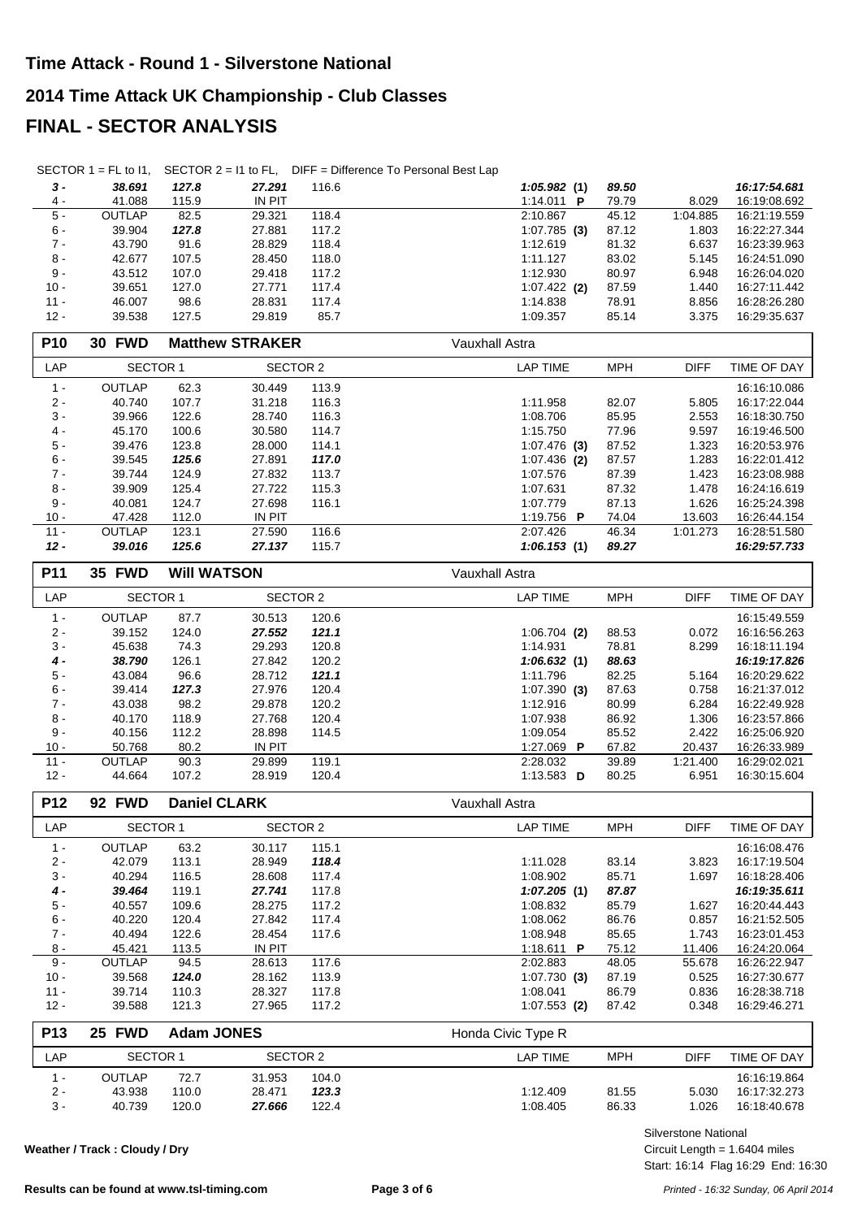# Time Attack - Round 1 - Silverstone National

# 2014 Time Attack UK Championship - Club Classes

# FINAL - SECTOR ANALYSIS

SECTOR 1 = FL to I1, SECTOR 2 = I1 to FL, DIFF = Difference To Personal Best Lap

| LAP | SECTOR 1 | | SECTOR 2 | | LAP TIME | MPH | DIFF | TIME OF DAY |
|---|---|---|---|---|---|---|---|---|
| ***3 -*** | ***38.691*** | ***127.8*** | ***27.291*** | 116.6 | ***1:05.982* (1)** | ***89.50*** | | ***16:17:54.681*** |
| 4 - | 41.088 | 115.9 | IN PIT | | 1:14.011 **P** | 79.79 | 8.029 | 16:19:08.692 |
| 5 - | OUTLAP | 82.5 | 29.321 | 118.4 | 2:10.867 | 45.12 | 1:04.885 | 16:21:19.559 |
| 6 - | 39.904 | ***127.8*** | 27.881 | 117.2 | 1:07.785 **(3)** | 87.12 | 1.803 | 16:22:27.344 |
| 7 - | 43.790 | 91.6 | 28.829 | 118.4 | 1:12.619 | 81.32 | 6.637 | 16:23:39.963 |
| 8 - | 42.677 | 107.5 | 28.450 | 118.0 | 1:11.127 | 83.02 | 5.145 | 16:24:51.090 |
| 9 - | 43.512 | 107.0 | 29.418 | 117.2 | 1:12.930 | 80.97 | 6.948 | 16:26:04.020 |
| 10 - | 39.651 | 127.0 | 27.771 | 117.4 | 1:07.422 **(2)** | 87.59 | 1.440 | 16:27:11.442 |
| 11 - | 46.007 | 98.6 | 28.831 | 117.4 | 1:14.838 | 78.91 | 8.856 | 16:28:26.280 |
| 12 - | 39.538 | 127.5 | 29.819 | 85.7 | 1:09.357 | 85.14 | 3.375 | 16:29:35.637 |

## P10 30 FWD Matthew STRAKER — Vauxhall Astra

| LAP | SECTOR 1 | | SECTOR 2 | | LAP TIME | MPH | DIFF | TIME OF DAY |
|---|---|---|---|---|---|---|---|---|
| 1 - | OUTLAP | 62.3 | 30.449 | 113.9 | | | | 16:16:10.086 |
| 2 - | 40.740 | 107.7 | 31.218 | 116.3 | 1:11.958 | 82.07 | 5.805 | 16:17:22.044 |
| 3 - | 39.966 | 122.6 | 28.740 | 116.3 | 1:08.706 | 85.95 | 2.553 | 16:18:30.750 |
| 4 - | 45.170 | 100.6 | 30.580 | 114.7 | 1:15.750 | 77.96 | 9.597 | 16:19:46.500 |
| 5 - | 39.476 | 123.8 | 28.000 | 114.1 | 1:07.476 **(3)** | 87.52 | 1.323 | 16:20:53.976 |
| 6 - | 39.545 | ***125.6*** | 27.891 | ***117.0*** | 1:07.436 **(2)** | 87.57 | 1.283 | 16:22:01.412 |
| 7 - | 39.744 | 124.9 | 27.832 | 113.7 | 1:07.576 | 87.39 | 1.423 | 16:23:08.988 |
| 8 - | 39.909 | 125.4 | 27.722 | 115.3 | 1:07.631 | 87.32 | 1.478 | 16:24:16.619 |
| 9 - | 40.081 | 124.7 | 27.698 | 116.1 | 1:07.779 | 87.13 | 1.626 | 16:25:24.398 |
| 10 - | 47.428 | 112.0 | IN PIT | | 1:19.756 **P** | 74.04 | 13.603 | 16:26:44.154 |
| 11 - | OUTLAP | 123.1 | 27.590 | 116.6 | 2:07.426 | 46.34 | 1:01.273 | 16:28:51.580 |
| ***12 -*** | ***39.016*** | ***125.6*** | ***27.137*** | 115.7 | ***1:06.153* (1)** | ***89.27*** | | ***16:29:57.733*** |

## P11 35 FWD Will WATSON — Vauxhall Astra

| LAP | SECTOR 1 | | SECTOR 2 | | LAP TIME | MPH | DIFF | TIME OF DAY |
|---|---|---|---|---|---|---|---|---|
| 1 - | OUTLAP | 87.7 | 30.513 | 120.6 | | | | 16:15:49.559 |
| 2 - | 39.152 | 124.0 | ***27.552*** | ***121.1*** | 1:06.704 **(2)** | 88.53 | 0.072 | 16:16:56.263 |
| 3 - | 45.638 | 74.3 | 29.293 | 120.8 | 1:14.931 | 78.81 | 8.299 | 16:18:11.194 |
| ***4 -*** | ***38.790*** | 126.1 | 27.842 | 120.2 | ***1:06.632* (1)** | ***88.63*** | | ***16:19:17.826*** |
| 5 - | 43.084 | 96.6 | 28.712 | ***121.1*** | 1:11.796 | 82.25 | 5.164 | 16:20:29.622 |
| 6 - | 39.414 | ***127.3*** | 27.976 | 120.4 | 1:07.390 **(3)** | 87.63 | 0.758 | 16:21:37.012 |
| 7 - | 43.038 | 98.2 | 29.878 | 120.2 | 1:12.916 | 80.99 | 6.284 | 16:22:49.928 |
| 8 - | 40.170 | 118.9 | 27.768 | 120.4 | 1:07.938 | 86.92 | 1.306 | 16:23:57.866 |
| 9 - | 40.156 | 112.2 | 28.898 | 114.5 | 1:09.054 | 85.52 | 2.422 | 16:25:06.920 |
| 10 - | 50.768 | 80.2 | IN PIT | | 1:27.069 **P** | 67.82 | 20.437 | 16:26:33.989 |
| 11 - | OUTLAP | 90.3 | 29.899 | 119.1 | 2:28.032 | 39.89 | 1:21.400 | 16:29:02.021 |
| 12 - | 44.664 | 107.2 | 28.919 | 120.4 | 1:13.583 **D** | 80.25 | 6.951 | 16:30:15.604 |

## P12 92 FWD Daniel CLARK — Vauxhall Astra

| LAP | SECTOR 1 | | SECTOR 2 | | LAP TIME | MPH | DIFF | TIME OF DAY |
|---|---|---|---|---|---|---|---|---|
| 1 - | OUTLAP | 63.2 | 30.117 | 115.1 | | | | 16:16:08.476 |
| 2 - | 42.079 | 113.1 | 28.949 | ***118.4*** | 1:11.028 | 83.14 | 3.823 | 16:17:19.504 |
| 3 - | 40.294 | 116.5 | 28.608 | 117.4 | 1:08.902 | 85.71 | 1.697 | 16:18:28.406 |
| ***4 -*** | ***39.464*** | 119.1 | ***27.741*** | 117.8 | ***1:07.205* (1)** | ***87.87*** | | ***16:19:35.611*** |
| 5 - | 40.557 | 109.6 | 28.275 | 117.2 | 1:08.832 | 85.79 | 1.627 | 16:20:44.443 |
| 6 - | 40.220 | 120.4 | 27.842 | 117.4 | 1:08.062 | 86.76 | 0.857 | 16:21:52.505 |
| 7 - | 40.494 | 122.6 | 28.454 | 117.6 | 1:08.948 | 85.65 | 1.743 | 16:23:01.453 |
| 8 - | 45.421 | 113.5 | IN PIT | | 1:18.611 **P** | 75.12 | 11.406 | 16:24:20.064 |
| 9 - | OUTLAP | 94.5 | 28.613 | 117.6 | 2:02.883 | 48.05 | 55.678 | 16:26:22.947 |
| 10 - | 39.568 | ***124.0*** | 28.162 | 113.9 | 1:07.730 **(3)** | 87.19 | 0.525 | 16:27:30.677 |
| 11 - | 39.714 | 110.3 | 28.327 | 117.8 | 1:08.041 | 86.79 | 0.836 | 16:28:38.718 |
| 12 - | 39.588 | 121.3 | 27.965 | 117.2 | 1:07.553 **(2)** | 87.42 | 0.348 | 16:29:46.271 |

## P13 25 FWD Adam JONES — Honda Civic Type R

| LAP | SECTOR 1 | | SECTOR 2 | | LAP TIME | MPH | DIFF | TIME OF DAY |
|---|---|---|---|---|---|---|---|---|
| 1 - | OUTLAP | 72.7 | 31.953 | 104.0 | | | | 16:16:19.864 |
| 2 - | 43.938 | 110.0 | 28.471 | ***123.3*** | 1:12.409 | 81.55 | 5.030 | 16:17:32.273 |
| 3 - | 40.739 | 120.0 | ***27.666*** | 122.4 | 1:08.405 | 86.33 | 1.026 | 16:18:40.678 |

Weather / Track : Cloudy / Dry

Silverstone National
Circuit Length = 1.6404 miles
Start: 16:14 Flag 16:29 End: 16:30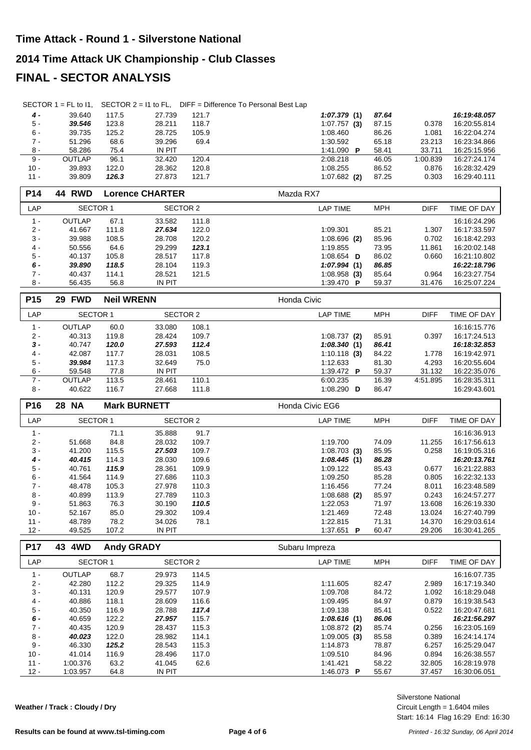# Time Attack - Round 1 - Silverstone National

# 2014 Time Attack UK Championship - Club Classes

# FINAL - SECTOR ANALYSIS

SECTOR 1 = FL to I1, SECTOR 2 = I1 to FL, DIFF = Difference To Personal Best Lap

| LAP | SECTOR 1 | | SECTOR 2 | | LAP TIME | MPH | DIFF | TIME OF DAY |
|---|---|---|---|---|---|---|---|---|
| ***4 -*** | 39.640 | 117.5 | 27.739 | 121.7 | ***1:07.379 (1)*** | ***87.64*** | | ***16:19:48.057*** |
| 5 - | ***39.546*** | 123.8 | 28.211 | 118.7 | 1:07.757 **(3)** | 87.15 | 0.378 | 16:20:55.814 |
| 6 - | 39.735 | 125.2 | 28.725 | 105.9 | 1:08.460 | 86.26 | 1.081 | 16:22:04.274 |
| 7 - | 51.296 | 68.6 | 39.296 | 69.4 | 1:30.592 | 65.18 | 23.213 | 16:23:34.866 |
| 8 - | 58.286 | 75.4 | IN PIT | | 1:41.090 **P** | 58.41 | 33.711 | 16:25:15.956 |
| 9 - | OUTLAP | 96.1 | 32.420 | 120.4 | 2:08.218 | 46.05 | 1:00.839 | 16:27:24.174 |
| 10 - | 39.893 | 122.0 | 28.362 | 120.8 | 1:08.255 | 86.52 | 0.876 | 16:28:32.429 |
| 11 - | 39.809 | ***126.3*** | 27.873 | 121.7 | 1:07.682 **(2)** | 87.25 | 0.303 | 16:29:40.111 |

**P14 — 44 RWD — Lorence CHARTER — Mazda RX7**

| LAP | SECTOR 1 | | SECTOR 2 | | LAP TIME | MPH | DIFF | TIME OF DAY |
|---|---|---|---|---|---|---|---|---|
| 1 - | OUTLAP | 67.1 | 33.582 | 111.8 | | | | 16:16:24.296 |
| 2 - | 41.667 | 111.8 | ***27.634*** | 122.0 | 1:09.301 | 85.21 | 1.307 | 16:17:33.597 |
| 3 - | 39.988 | 108.5 | 28.708 | 120.2 | 1:08.696 **(2)** | 85.96 | 0.702 | 16:18:42.293 |
| 4 - | 50.556 | 64.6 | 29.299 | ***123.1*** | 1:19.855 | 73.95 | 11.861 | 16:20:02.148 |
| 5 - | 40.137 | 105.8 | 28.517 | 117.8 | 1:08.654 **D** | 86.02 | 0.660 | 16:21:10.802 |
| ***6 -*** | ***39.890*** | ***118.5*** | 28.104 | 119.3 | ***1:07.994 (1)*** | ***86.85*** | | ***16:22:18.796*** |
| 7 - | 40.437 | 114.1 | 28.521 | 121.5 | 1:08.958 **(3)** | 85.64 | 0.964 | 16:23:27.754 |
| 8 - | 56.435 | 56.8 | IN PIT | | 1:39.470 **P** | 59.37 | 31.476 | 16:25:07.224 |

**P15 — 29 FWD — Neil WRENN — Honda Civic**

| LAP | SECTOR 1 | | SECTOR 2 | | LAP TIME | MPH | DIFF | TIME OF DAY |
|---|---|---|---|---|---|---|---|---|
| 1 - | OUTLAP | 60.0 | 33.080 | 108.1 | | | | 16:16:15.776 |
| 2 - | 40.313 | 119.8 | 28.424 | 109.7 | 1:08.737 **(2)** | 85.91 | 0.397 | 16:17:24.513 |
| ***3 -*** | 40.747 | ***120.0*** | ***27.593*** | ***112.4*** | ***1:08.340 (1)*** | ***86.41*** | | ***16:18:32.853*** |
| 4 - | 42.087 | 117.7 | 28.031 | 108.5 | 1:10.118 **(3)** | 84.22 | 1.778 | 16:19:42.971 |
| 5 - | ***39.984*** | 117.3 | 32.649 | 75.0 | 1:12.633 | 81.30 | 4.293 | 16:20:55.604 |
| 6 - | 59.548 | 77.8 | IN PIT | | 1:39.472 **P** | 59.37 | 31.132 | 16:22:35.076 |
| 7 - | OUTLAP | 113.5 | 28.461 | 110.1 | 6:00.235 | 16.39 | 4:51.895 | 16:28:35.311 |
| 8 - | 40.622 | 116.7 | 27.668 | 111.8 | 1:08.290 **D** | 86.47 | | 16:29:43.601 |

**P16 — 28 NA — Mark BURNETT — Honda Civic EG6**

| LAP | SECTOR 1 | | SECTOR 2 | | LAP TIME | MPH | DIFF | TIME OF DAY |
|---|---|---|---|---|---|---|---|---|
| 1 - | | 71.1 | 35.888 | 91.7 | | | | 16:16:36.913 |
| 2 - | 51.668 | 84.8 | 28.032 | 109.7 | 1:19.700 | 74.09 | 11.255 | 16:17:56.613 |
| 3 - | 41.200 | 115.5 | ***27.503*** | 109.7 | 1:08.703 **(3)** | 85.95 | 0.258 | 16:19:05.316 |
| ***4 -*** | ***40.415*** | 114.3 | 28.030 | 109.6 | ***1:08.445 (1)*** | ***86.28*** | | ***16:20:13.761*** |
| 5 - | 40.761 | ***115.9*** | 28.361 | 109.9 | 1:09.122 | 85.43 | 0.677 | 16:21:22.883 |
| 6 - | 41.564 | 114.9 | 27.686 | 110.3 | 1:09.250 | 85.28 | 0.805 | 16:22:32.133 |
| 7 - | 48.478 | 105.3 | 27.978 | 110.3 | 1:16.456 | 77.24 | 8.011 | 16:23:48.589 |
| 8 - | 40.899 | 113.9 | 27.789 | 110.3 | 1:08.688 **(2)** | 85.97 | 0.243 | 16:24:57.277 |
| 9 - | 51.863 | 76.3 | 30.190 | ***110.5*** | 1:22.053 | 71.97 | 13.608 | 16:26:19.330 |
| 10 - | 52.167 | 85.0 | 29.302 | 109.4 | 1:21.469 | 72.48 | 13.024 | 16:27:40.799 |
| 11 - | 48.789 | 78.2 | 34.026 | 78.1 | 1:22.815 | 71.31 | 14.370 | 16:29:03.614 |
| 12 - | 49.525 | 107.2 | IN PIT | | 1:37.651 **P** | 60.47 | 29.206 | 16:30:41.265 |

**P17 — 43 4WD — Andy GRADY — Subaru Impreza**

| LAP | SECTOR 1 | | SECTOR 2 | | LAP TIME | MPH | DIFF | TIME OF DAY |
|---|---|---|---|---|---|---|---|---|
| 1 - | OUTLAP | 68.7 | 29.973 | 114.5 | | | | 16:16:07.735 |
| 2 - | 42.280 | 112.2 | 29.325 | 114.9 | 1:11.605 | 82.47 | 2.989 | 16:17:19.340 |
| 3 - | 40.131 | 120.9 | 29.577 | 107.9 | 1:09.708 | 84.72 | 1.092 | 16:18:29.048 |
| 4 - | 40.886 | 118.1 | 28.609 | 116.6 | 1:09.495 | 84.97 | 0.879 | 16:19:38.543 |
| 5 - | 40.350 | 116.9 | 28.788 | ***117.4*** | 1:09.138 | 85.41 | 0.522 | 16:20:47.681 |
| ***6 -*** | 40.659 | 122.2 | ***27.957*** | 115.7 | ***1:08.616 (1)*** | ***86.06*** | | ***16:21:56.297*** |
| 7 - | 40.435 | 120.9 | 28.437 | 115.3 | 1:08.872 **(2)** | 85.74 | 0.256 | 16:23:05.169 |
| 8 - | ***40.023*** | 122.0 | 28.982 | 114.1 | 1:09.005 **(3)** | 85.58 | 0.389 | 16:24:14.174 |
| 9 - | 46.330 | ***125.2*** | 28.543 | 115.3 | 1:14.873 | 78.87 | 6.257 | 16:25:29.047 |
| 10 - | 41.014 | 116.9 | 28.496 | 117.0 | 1:09.510 | 84.96 | 0.894 | 16:26:38.557 |
| 11 - | 1:00.376 | 63.2 | 41.045 | 62.6 | 1:41.421 | 58.22 | 32.805 | 16:28:19.978 |
| 12 - | 1:03.957 | 64.8 | IN PIT | | 1:46.073 **P** | 55.67 | 37.457 | 16:30:06.051 |

**Weather / Track : Cloudy / Dry**

Silverstone National
Circuit Length = 1.6404 miles
Start: 16:14 Flag 16:29 End: 16:30

**Results can be found at www.tsl-timing.com**

*Printed - 16:32 Sunday, 06 April 2014*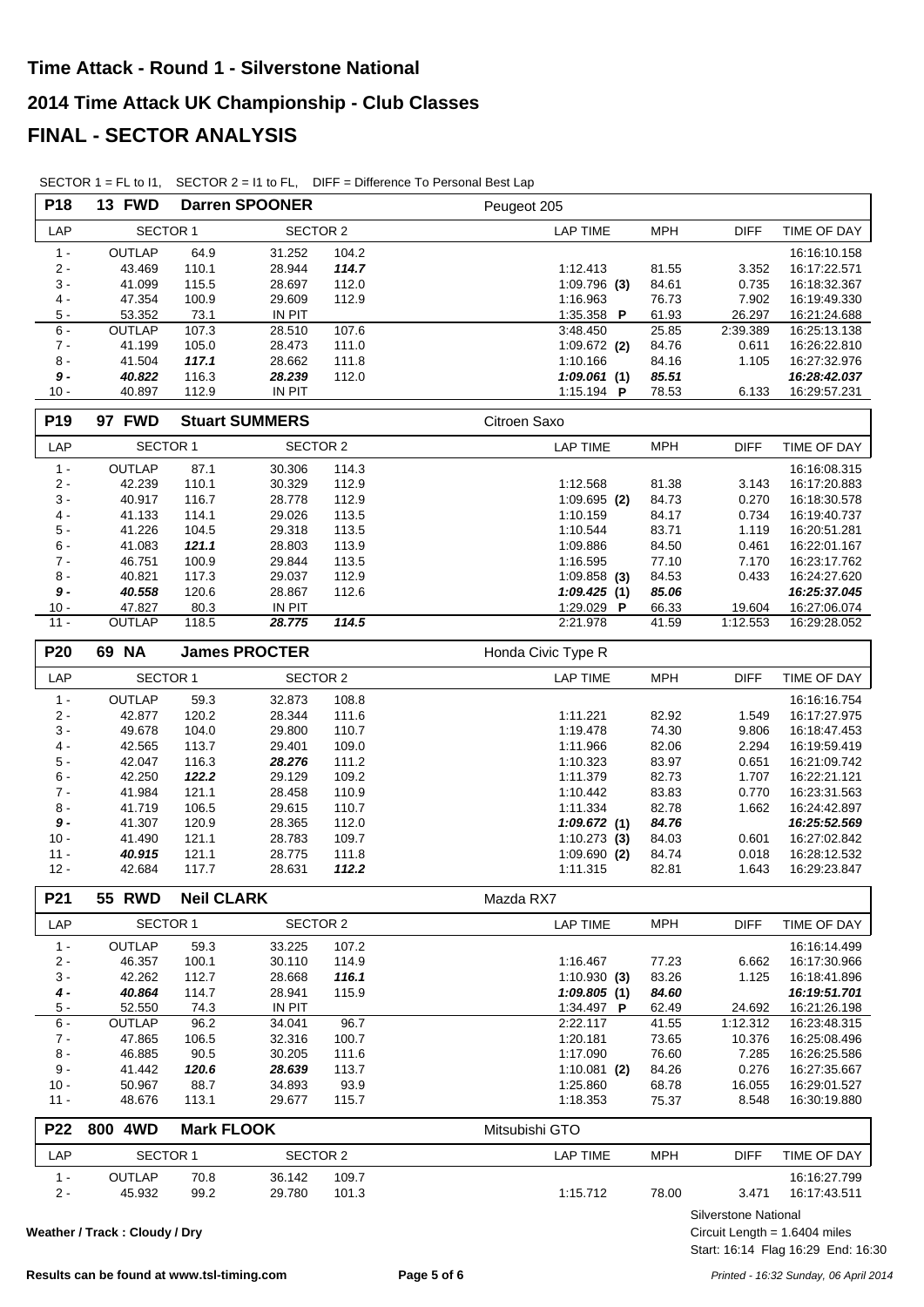# Time Attack - Round 1 - Silverstone National

# 2014 Time Attack UK Championship - Club Classes

# FINAL - SECTOR ANALYSIS

SECTOR 1 = FL to I1, SECTOR 2 = I1 to FL, DIFF = Difference To Personal Best Lap

**P18 13 FWD Darren SPOONER — Peugeot 205**

| LAP | SECTOR 1 | | SECTOR 2 | | LAP TIME | MPH | DIFF | TIME OF DAY |
|---|---|---|---|---|---|---|---|---|
| 1 - | OUTLAP | 64.9 | 31.252 | 104.2 | | | | 16:16:10.158 |
| 2 - | 43.469 | 110.1 | 28.944 | ***114.7*** | 1:12.413 | 81.55 | 3.352 | 16:17:22.571 |
| 3 - | 41.099 | 115.5 | 28.697 | 112.0 | 1:09.796 **(3)** | 84.61 | 0.735 | 16:18:32.367 |
| 4 - | 47.354 | 100.9 | 29.609 | 112.9 | 1:16.963 | 76.73 | 7.902 | 16:19:49.330 |
| 5 - | 53.352 | 73.1 | IN PIT | | 1:35.358 **P** | 61.93 | 26.297 | 16:21:24.688 |
| 6 - | OUTLAP | 107.3 | 28.510 | 107.6 | 3:48.450 | 25.85 | 2:39.389 | 16:25:13.138 |
| 7 - | 41.199 | 105.0 | 28.473 | 111.0 | 1:09.672 **(2)** | 84.76 | 0.611 | 16:26:22.810 |
| 8 - | 41.504 | ***117.1*** | 28.662 | 111.8 | 1:10.166 | 84.16 | 1.105 | 16:27:32.976 |
| ***9 -*** | ***40.822*** | 116.3 | ***28.239*** | 112.0 | ***1:09.061* (1)** | ***85.51*** | | ***16:28:42.037*** |
| 10 - | 40.897 | 112.9 | IN PIT | | 1:15.194 **P** | 78.53 | 6.133 | 16:29:57.231 |

**P19 97 FWD Stuart SUMMERS — Citroen Saxo**

| LAP | SECTOR 1 | | SECTOR 2 | | LAP TIME | MPH | DIFF | TIME OF DAY |
|---|---|---|---|---|---|---|---|---|
| 1 - | OUTLAP | 87.1 | 30.306 | 114.3 | | | | 16:16:08.315 |
| 2 - | 42.239 | 110.1 | 30.329 | 112.9 | 1:12.568 | 81.38 | 3.143 | 16:17:20.883 |
| 3 - | 40.917 | 116.7 | 28.778 | 112.9 | 1:09.695 **(2)** | 84.73 | 0.270 | 16:18:30.578 |
| 4 - | 41.133 | 114.1 | 29.026 | 113.5 | 1:10.159 | 84.17 | 0.734 | 16:19:40.737 |
| 5 - | 41.226 | 104.5 | 29.318 | 113.5 | 1:10.544 | 83.71 | 1.119 | 16:20:51.281 |
| 6 - | 41.083 | ***121.1*** | 28.803 | 113.9 | 1:09.886 | 84.50 | 0.461 | 16:22:01.167 |
| 7 - | 46.751 | 100.9 | 29.844 | 113.5 | 1:16.595 | 77.10 | 7.170 | 16:23:17.762 |
| 8 - | 40.821 | 117.3 | 29.037 | 112.9 | 1:09.858 **(3)** | 84.53 | 0.433 | 16:24:27.620 |
| ***9 -*** | ***40.558*** | 120.6 | 28.867 | 112.6 | ***1:09.425* (1)** | ***85.06*** | | ***16:25:37.045*** |
| 10 - | 47.827 | 80.3 | IN PIT | | 1:29.029 **P** | 66.33 | 19.604 | 16:27:06.074 |
| 11 - | OUTLAP | 118.5 | ***28.775*** | ***114.5*** | 2:21.978 | 41.59 | 1:12.553 | 16:29:28.052 |

**P20 69 NA James PROCTER — Honda Civic Type R**

| LAP | SECTOR 1 | | SECTOR 2 | | LAP TIME | MPH | DIFF | TIME OF DAY |
|---|---|---|---|---|---|---|---|---|
| 1 - | OUTLAP | 59.3 | 32.873 | 108.8 | | | | 16:16:16.754 |
| 2 - | 42.877 | 120.2 | 28.344 | 111.6 | 1:11.221 | 82.92 | 1.549 | 16:17:27.975 |
| 3 - | 49.678 | 104.0 | 29.800 | 110.7 | 1:19.478 | 74.30 | 9.806 | 16:18:47.453 |
| 4 - | 42.565 | 113.7 | 29.401 | 109.0 | 1:11.966 | 82.06 | 2.294 | 16:19:59.419 |
| 5 - | 42.047 | 116.3 | ***28.276*** | 111.2 | 1:10.323 | 83.97 | 0.651 | 16:21:09.742 |
| 6 - | 42.250 | ***122.2*** | 29.129 | 109.2 | 1:11.379 | 82.73 | 1.707 | 16:22:21.121 |
| 7 - | 41.984 | 121.1 | 28.458 | 110.9 | 1:10.442 | 83.83 | 0.770 | 16:23:31.563 |
| 8 - | 41.719 | 106.5 | 29.615 | 110.7 | 1:11.334 | 82.78 | 1.662 | 16:24:42.897 |
| ***9 -*** | 41.307 | 120.9 | 28.365 | 112.0 | ***1:09.672* (1)** | ***84.76*** | | ***16:25:52.569*** |
| 10 - | 41.490 | 121.1 | 28.783 | 109.7 | 1:10.273 **(3)** | 84.03 | 0.601 | 16:27:02.842 |
| 11 - | ***40.915*** | 121.1 | 28.775 | 111.8 | 1:09.690 **(2)** | 84.74 | 0.018 | 16:28:12.532 |
| 12 - | 42.684 | 117.7 | 28.631 | ***112.2*** | 1:11.315 | 82.81 | 1.643 | 16:29:23.847 |

**P21 55 RWD Neil CLARK — Mazda RX7**

| LAP | SECTOR 1 | | SECTOR 2 | | LAP TIME | MPH | DIFF | TIME OF DAY |
|---|---|---|---|---|---|---|---|---|
| 1 - | OUTLAP | 59.3 | 33.225 | 107.2 | | | | 16:16:14.499 |
| 2 - | 46.357 | 100.1 | 30.110 | 114.9 | 1:16.467 | 77.23 | 6.662 | 16:17:30.966 |
| 3 - | 42.262 | 112.7 | 28.668 | ***116.1*** | 1:10.930 **(3)** | 83.26 | 1.125 | 16:18:41.896 |
| ***4 -*** | ***40.864*** | 114.7 | 28.941 | 115.9 | ***1:09.805* (1)** | ***84.60*** | | ***16:19:51.701*** |
| 5 - | 52.550 | 74.3 | IN PIT | | 1:34.497 **P** | 62.49 | 24.692 | 16:21:26.198 |
| 6 - | OUTLAP | 96.2 | 34.041 | 96.7 | 2:22.117 | 41.55 | 1:12.312 | 16:23:48.315 |
| 7 - | 47.865 | 106.5 | 32.316 | 100.7 | 1:20.181 | 73.65 | 10.376 | 16:25:08.496 |
| 8 - | 46.885 | 90.5 | 30.205 | 111.6 | 1:17.090 | 76.60 | 7.285 | 16:26:25.586 |
| 9 - | 41.442 | ***120.6*** | ***28.639*** | 113.7 | 1:10.081 **(2)** | 84.26 | 0.276 | 16:27:35.667 |
| 10 - | 50.967 | 88.7 | 34.893 | 93.9 | 1:25.860 | 68.78 | 16.055 | 16:29:01.527 |
| 11 - | 48.676 | 113.1 | 29.677 | 115.7 | 1:18.353 | 75.37 | 8.548 | 16:30:19.880 |

**P22 800 4WD Mark FLOOK — Mitsubishi GTO**

| LAP | SECTOR 1 | | SECTOR 2 | | LAP TIME | MPH | DIFF | TIME OF DAY |
|---|---|---|---|---|---|---|---|---|
| 1 - | OUTLAP | 70.8 | 36.142 | 109.7 | | | | 16:16:27.799 |
| 2 - | 45.932 | 99.2 | 29.780 | 101.3 | 1:15.712 | 78.00 | 3.471 | 16:17:43.511 |

Weather / Track : Cloudy / Dry

Silverstone National
Circuit Length = 1.6404 miles
Start: 16:14 Flag 16:29 End: 16:30

Results can be found at www.tsl-timing.com

Printed - 16:32 Sunday, 06 April 2014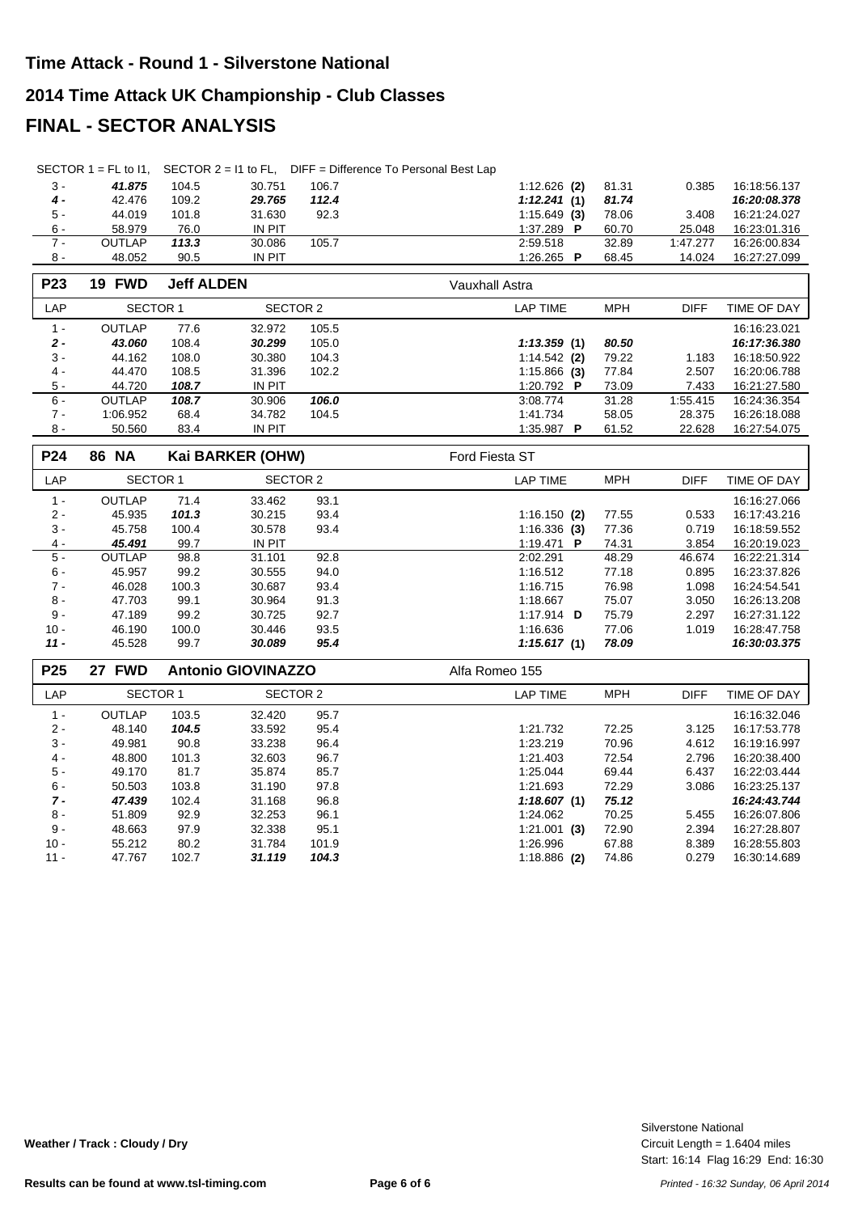# Time Attack - Round 1 - Silverstone National

## 2014 Time Attack UK Championship - Club Classes

## FINAL - SECTOR ANALYSIS

SECTOR 1 = FL to I1, SECTOR 2 = I1 to FL, DIFF = Difference To Personal Best Lap

| LAP | SECTOR 1 | | SECTOR 2 | | LAP TIME | MPH | DIFF | TIME OF DAY |
|---|---|---|---|---|---|---|---|---|
| 3 - | ***41.875*** | 104.5 | 30.751 | 106.7 | 1:12.626 **(2)** | 81.31 | 0.385 | 16:18:56.137 |
| ***4 -*** | 42.476 | 109.2 | ***29.765*** | ***112.4*** | ***1:12.241*** **(1)** | ***81.74*** | | ***16:20:08.378*** |
| 5 - | 44.019 | 101.8 | 31.630 | 92.3 | 1:15.649 **(3)** | 78.06 | 3.408 | 16:21:24.027 |
| 6 - | 58.979 | 76.0 | IN PIT | | 1:37.289 **P** | 60.70 | 25.048 | 16:23:01.316 |
| 7 - | OUTLAP | ***113.3*** | 30.086 | 105.7 | 2:59.518 | 32.89 | 1:47.277 | 16:26:00.834 |
| 8 - | 48.052 | 90.5 | IN PIT | | 1:26.265 **P** | 68.45 | 14.024 | 16:27:27.099 |

### P23 — 19 FWD — Jeff ALDEN — Vauxhall Astra

| LAP | SECTOR 1 | | SECTOR 2 | | LAP TIME | MPH | DIFF | TIME OF DAY |
|---|---|---|---|---|---|---|---|---|
| 1 - | OUTLAP | 77.6 | 32.972 | 105.5 | | | | 16:16:23.021 |
| ***2 -*** | ***43.060*** | 108.4 | ***30.299*** | 105.0 | ***1:13.359*** **(1)** | ***80.50*** | | ***16:17:36.380*** |
| 3 - | 44.162 | 108.0 | 30.380 | 104.3 | 1:14.542 **(2)** | 79.22 | 1.183 | 16:18:50.922 |
| 4 - | 44.470 | 108.5 | 31.396 | 102.2 | 1:15.866 **(3)** | 77.84 | 2.507 | 16:20:06.788 |
| 5 - | 44.720 | ***108.7*** | IN PIT | | 1:20.792 **P** | 73.09 | 7.433 | 16:21:27.580 |
| 6 - | OUTLAP | ***108.7*** | 30.906 | ***106.0*** | 3:08.774 | 31.28 | 1:55.415 | 16:24:36.354 |
| 7 - | 1:06.952 | 68.4 | 34.782 | 104.5 | 1:41.734 | 58.05 | 28.375 | 16:26:18.088 |
| 8 - | 50.560 | 83.4 | IN PIT | | 1:35.987 **P** | 61.52 | 22.628 | 16:27:54.075 |

### P24 — 86 NA — Kai BARKER (OHW) — Ford Fiesta ST

| LAP | SECTOR 1 | | SECTOR 2 | | LAP TIME | MPH | DIFF | TIME OF DAY |
|---|---|---|---|---|---|---|---|---|
| 1 - | OUTLAP | 71.4 | 33.462 | 93.1 | | | | 16:16:27.066 |
| 2 - | 45.935 | ***101.3*** | 30.215 | 93.4 | 1:16.150 **(2)** | 77.55 | 0.533 | 16:17:43.216 |
| 3 - | 45.758 | 100.4 | 30.578 | 93.4 | 1:16.336 **(3)** | 77.36 | 0.719 | 16:18:59.552 |
| 4 - | ***45.491*** | 99.7 | IN PIT | | 1:19.471 **P** | 74.31 | 3.854 | 16:20:19.023 |
| 5 - | OUTLAP | 98.8 | 31.101 | 92.8 | 2:02.291 | 48.29 | 46.674 | 16:22:21.314 |
| 6 - | 45.957 | 99.2 | 30.555 | 94.0 | 1:16.512 | 77.18 | 0.895 | 16:23:37.826 |
| 7 - | 46.028 | 100.3 | 30.687 | 93.4 | 1:16.715 | 76.98 | 1.098 | 16:24:54.541 |
| 8 - | 47.703 | 99.1 | 30.964 | 91.3 | 1:18.667 | 75.07 | 3.050 | 16:26:13.208 |
| 9 - | 47.189 | 99.2 | 30.725 | 92.7 | 1:17.914 **D** | 75.79 | 2.297 | 16:27:31.122 |
| 10 - | 46.190 | 100.0 | 30.446 | 93.5 | 1:16.636 | 77.06 | 1.019 | 16:28:47.758 |
| ***11 -*** | 45.528 | 99.7 | ***30.089*** | ***95.4*** | ***1:15.617*** **(1)** | ***78.09*** | | ***16:30:03.375*** |

### P25 — 27 FWD — Antonio GIOVINAZZO — Alfa Romeo 155

| LAP | SECTOR 1 | | SECTOR 2 | | LAP TIME | MPH | DIFF | TIME OF DAY |
|---|---|---|---|---|---|---|---|---|
| 1 - | OUTLAP | 103.5 | 32.420 | 95.7 | | | | 16:16:32.046 |
| 2 - | 48.140 | ***104.5*** | 33.592 | 95.4 | 1:21.732 | 72.25 | 3.125 | 16:17:53.778 |
| 3 - | 49.981 | 90.8 | 33.238 | 96.4 | 1:23.219 | 70.96 | 4.612 | 16:19:16.997 |
| 4 - | 48.800 | 101.3 | 32.603 | 96.7 | 1:21.403 | 72.54 | 2.796 | 16:20:38.400 |
| 5 - | 49.170 | 81.7 | 35.874 | 85.7 | 1:25.044 | 69.44 | 6.437 | 16:22:03.444 |
| 6 - | 50.503 | 103.8 | 31.190 | 97.8 | 1:21.693 | 72.29 | 3.086 | 16:23:25.137 |
| ***7 -*** | ***47.439*** | 102.4 | 31.168 | 96.8 | ***1:18.607*** **(1)** | ***75.12*** | | ***16:24:43.744*** |
| 8 - | 51.809 | 92.9 | 32.253 | 96.1 | 1:24.062 | 70.25 | 5.455 | 16:26:07.806 |
| 9 - | 48.663 | 97.9 | 32.338 | 95.1 | 1:21.001 **(3)** | 72.90 | 2.394 | 16:27:28.807 |
| 10 - | 55.212 | 80.2 | 31.784 | 101.9 | 1:26.996 | 67.88 | 8.389 | 16:28:55.803 |
| 11 - | 47.767 | 102.7 | ***31.119*** | ***104.3*** | 1:18.886 **(2)** | 74.86 | 0.279 | 16:30:14.689 |

**Weather / Track : Cloudy / Dry**

Silverstone National
Circuit Length = 1.6404 miles
Start: 16:14 Flag 16:29 End: 16:30

**Results can be found at www.tsl-timing.com**

*Printed - 16:32 Sunday, 06 April 2014*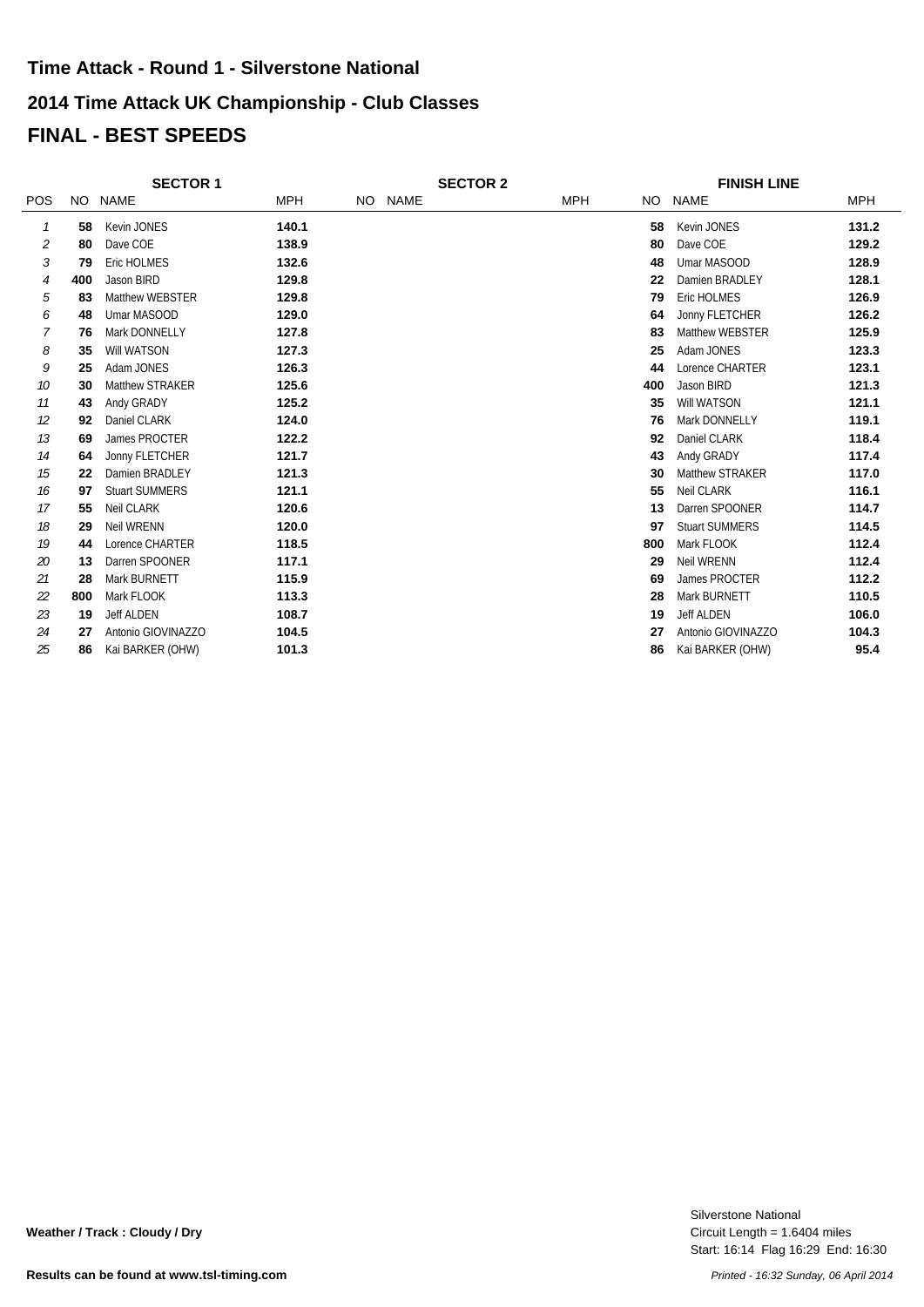# Time Attack - Round 1 - Silverstone National

## 2014 Time Attack UK Championship - Club Classes

## FINAL - BEST SPEEDS

| | SECTOR 1 | | | SECTOR 2 | | | FINISH LINE | | |
|---|---|---|---|---|---|---|---|---|---|
| POS | NO | NAME | MPH | NO | NAME | MPH | NO | NAME | MPH |
| 1 | 58 | Kevin JONES | 140.1 | | | | 58 | Kevin JONES | 131.2 |
| 2 | 80 | Dave COE | 138.9 | | | | 80 | Dave COE | 129.2 |
| 3 | 79 | Eric HOLMES | 132.6 | | | | 48 | Umar MASOOD | 128.9 |
| 4 | 400 | Jason BIRD | 129.8 | | | | 22 | Damien BRADLEY | 128.1 |
| 5 | 83 | Matthew WEBSTER | 129.8 | | | | 79 | Eric HOLMES | 126.9 |
| 6 | 48 | Umar MASOOD | 129.0 | | | | 64 | Jonny FLETCHER | 126.2 |
| 7 | 76 | Mark DONNELLY | 127.8 | | | | 83 | Matthew WEBSTER | 125.9 |
| 8 | 35 | Will WATSON | 127.3 | | | | 25 | Adam JONES | 123.3 |
| 9 | 25 | Adam JONES | 126.3 | | | | 44 | Lorence CHARTER | 123.1 |
| 10 | 30 | Matthew STRAKER | 125.6 | | | | 400 | Jason BIRD | 121.3 |
| 11 | 43 | Andy GRADY | 125.2 | | | | 35 | Will WATSON | 121.1 |
| 12 | 92 | Daniel CLARK | 124.0 | | | | 76 | Mark DONNELLY | 119.1 |
| 13 | 69 | James PROCTER | 122.2 | | | | 92 | Daniel CLARK | 118.4 |
| 14 | 64 | Jonny FLETCHER | 121.7 | | | | 43 | Andy GRADY | 117.4 |
| 15 | 22 | Damien BRADLEY | 121.3 | | | | 30 | Matthew STRAKER | 117.0 |
| 16 | 97 | Stuart SUMMERS | 121.1 | | | | 55 | Neil CLARK | 116.1 |
| 17 | 55 | Neil CLARK | 120.6 | | | | 13 | Darren SPOONER | 114.7 |
| 18 | 29 | Neil WRENN | 120.0 | | | | 97 | Stuart SUMMERS | 114.5 |
| 19 | 44 | Lorence CHARTER | 118.5 | | | | 800 | Mark FLOOK | 112.4 |
| 20 | 13 | Darren SPOONER | 117.1 | | | | 29 | Neil WRENN | 112.4 |
| 21 | 28 | Mark BURNETT | 115.9 | | | | 69 | James PROCTER | 112.2 |
| 22 | 800 | Mark FLOOK | 113.3 | | | | 28 | Mark BURNETT | 110.5 |
| 23 | 19 | Jeff ALDEN | 108.7 | | | | 19 | Jeff ALDEN | 106.0 |
| 24 | 27 | Antonio GIOVINAZZO | 104.5 | | | | 27 | Antonio GIOVINAZZO | 104.3 |
| 25 | 86 | Kai BARKER (OHW) | 101.3 | | | | 86 | Kai BARKER (OHW) | 95.4 |

**Weather / Track : Cloudy / Dry**

Silverstone National
Circuit Length = 1.6404 miles
Start: 16:14 Flag 16:29 End: 16:30

**Results can be found at www.tsl-timing.com**

*Printed - 16:32 Sunday, 06 April 2014*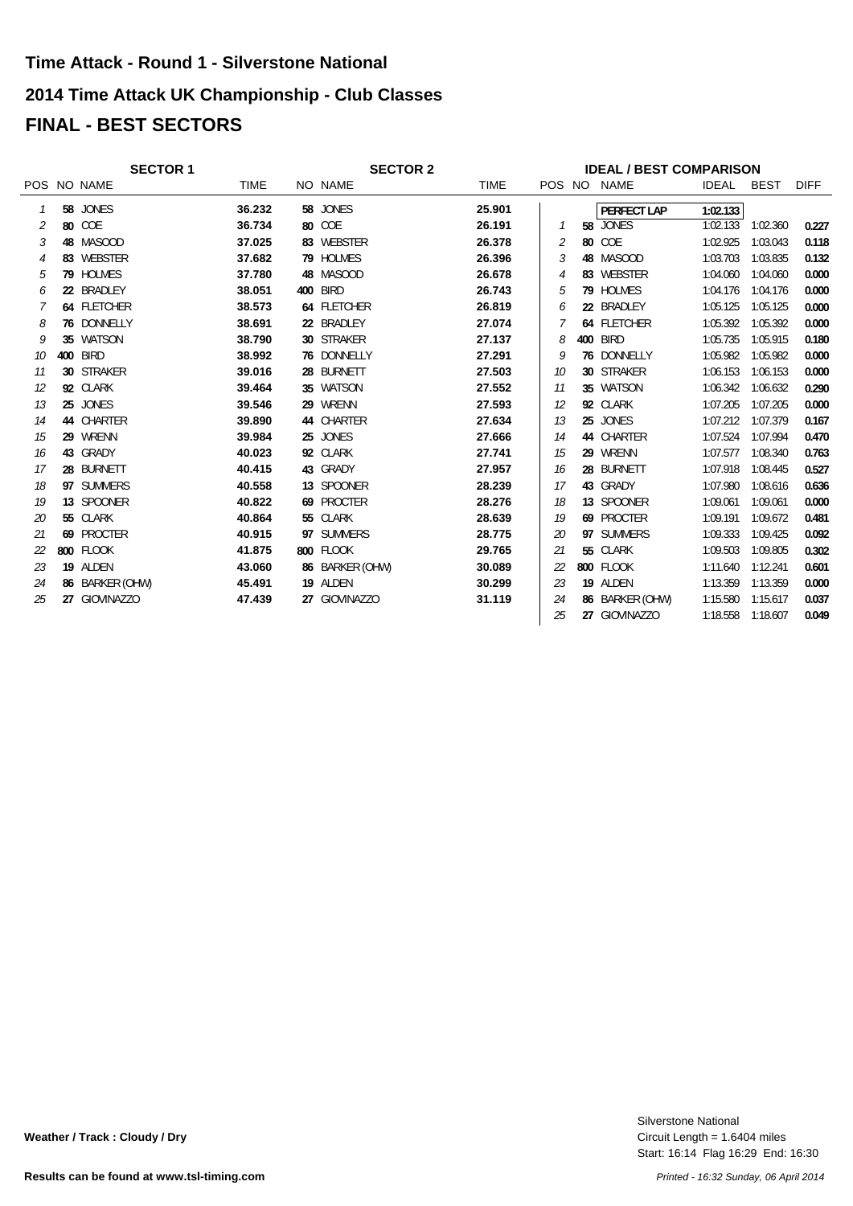## Time Attack - Round 1 - Silverstone National

## 2014 Time Attack UK Championship - Club Classes

# FINAL - BEST SECTORS

### SECTOR 1

| POS | NO | NAME | TIME |
|---|---|---|---|
| 1 | 58 | JONES | 36.232 |
| 2 | 80 | COE | 36.734 |
| 3 | 48 | MASOOD | 37.025 |
| 4 | 83 | WEBSTER | 37.682 |
| 5 | 79 | HOLMES | 37.780 |
| 6 | 22 | BRADLEY | 38.051 |
| 7 | 64 | FLETCHER | 38.573 |
| 8 | 76 | DONNELLY | 38.691 |
| 9 | 35 | WATSON | 38.790 |
| 10 | 400 | BIRD | 38.992 |
| 11 | 30 | STRAKER | 39.016 |
| 12 | 92 | CLARK | 39.464 |
| 13 | 25 | JONES | 39.546 |
| 14 | 44 | CHARTER | 39.890 |
| 15 | 29 | WRENN | 39.984 |
| 16 | 43 | GRADY | 40.023 |
| 17 | 28 | BURNETT | 40.415 |
| 18 | 97 | SUMMERS | 40.558 |
| 19 | 13 | SPOONER | 40.822 |
| 20 | 55 | CLARK | 40.864 |
| 21 | 69 | PROCTER | 40.915 |
| 22 | 800 | FLOOK | 41.875 |
| 23 | 19 | ALDEN | 43.060 |
| 24 | 86 | BARKER (OHW) | 45.491 |
| 25 | 27 | GIOVINAZZO | 47.439 |

### SECTOR 2

| NO | NAME | TIME |
|---|---|---|
| 58 | JONES | 25.901 |
| 80 | COE | 26.191 |
| 83 | WEBSTER | 26.378 |
| 79 | HOLMES | 26.396 |
| 48 | MASOOD | 26.678 |
| 400 | BIRD | 26.743 |
| 64 | FLETCHER | 26.819 |
| 22 | BRADLEY | 27.074 |
| 30 | STRAKER | 27.137 |
| 76 | DONNELLY | 27.291 |
| 28 | BURNETT | 27.503 |
| 35 | WATSON | 27.552 |
| 29 | WRENN | 27.593 |
| 44 | CHARTER | 27.634 |
| 25 | JONES | 27.666 |
| 92 | CLARK | 27.741 |
| 43 | GRADY | 27.957 |
| 13 | SPOONER | 28.239 |
| 69 | PROCTER | 28.276 |
| 55 | CLARK | 28.639 |
| 97 | SUMMERS | 28.775 |
| 800 | FLOOK | 29.765 |
| 86 | BARKER (OHW) | 30.089 |
| 19 | ALDEN | 30.299 |
| 27 | GIOVINAZZO | 31.119 |

### IDEAL / BEST COMPARISON

| POS | NO | NAME | IDEAL | BEST | DIFF |
|---|---|---|---|---|---|
| | | PERFECT LAP | 1:02.133 | | |
| 1 | 58 | JONES | 1:02.133 | 1:02.360 | 0.227 |
| 2 | 80 | COE | 1:02.925 | 1:03.043 | 0.118 |
| 3 | 48 | MASOOD | 1:03.703 | 1:03.835 | 0.132 |
| 4 | 83 | WEBSTER | 1:04.060 | 1:04.060 | 0.000 |
| 5 | 79 | HOLMES | 1:04.176 | 1:04.176 | 0.000 |
| 6 | 22 | BRADLEY | 1:05.125 | 1:05.125 | 0.000 |
| 7 | 64 | FLETCHER | 1:05.392 | 1:05.392 | 0.000 |
| 8 | 400 | BIRD | 1:05.735 | 1:05.915 | 0.180 |
| 9 | 76 | DONNELLY | 1:05.982 | 1:05.982 | 0.000 |
| 10 | 30 | STRAKER | 1:06.153 | 1:06.153 | 0.000 |
| 11 | 35 | WATSON | 1:06.342 | 1:06.632 | 0.290 |
| 12 | 92 | CLARK | 1:07.205 | 1:07.205 | 0.000 |
| 13 | 25 | JONES | 1:07.212 | 1:07.379 | 0.167 |
| 14 | 44 | CHARTER | 1:07.524 | 1:07.994 | 0.470 |
| 15 | 29 | WRENN | 1:07.577 | 1:08.340 | 0.763 |
| 16 | 28 | BURNETT | 1:07.918 | 1:08.445 | 0.527 |
| 17 | 43 | GRADY | 1:07.980 | 1:08.616 | 0.636 |
| 18 | 13 | SPOONER | 1:09.061 | 1:09.061 | 0.000 |
| 19 | 69 | PROCTER | 1:09.191 | 1:09.672 | 0.481 |
| 20 | 97 | SUMMERS | 1:09.333 | 1:09.425 | 0.092 |
| 21 | 55 | CLARK | 1:09.503 | 1:09.805 | 0.302 |
| 22 | 800 | FLOOK | 1:11.640 | 1:12.241 | 0.601 |
| 23 | 19 | ALDEN | 1:13.359 | 1:13.359 | 0.000 |
| 24 | 86 | BARKER (OHW) | 1:15.580 | 1:15.617 | 0.037 |
| 25 | 27 | GIOVINAZZO | 1:18.558 | 1:18.607 | 0.049 |

**Weather / Track : Cloudy / Dry**

Silverstone National
Circuit Length = 1.6404 miles
Start: 16:14 Flag 16:29 End: 16:30

**Results can be found at www.tsl-timing.com**

*Printed - 16:32 Sunday, 06 April 2014*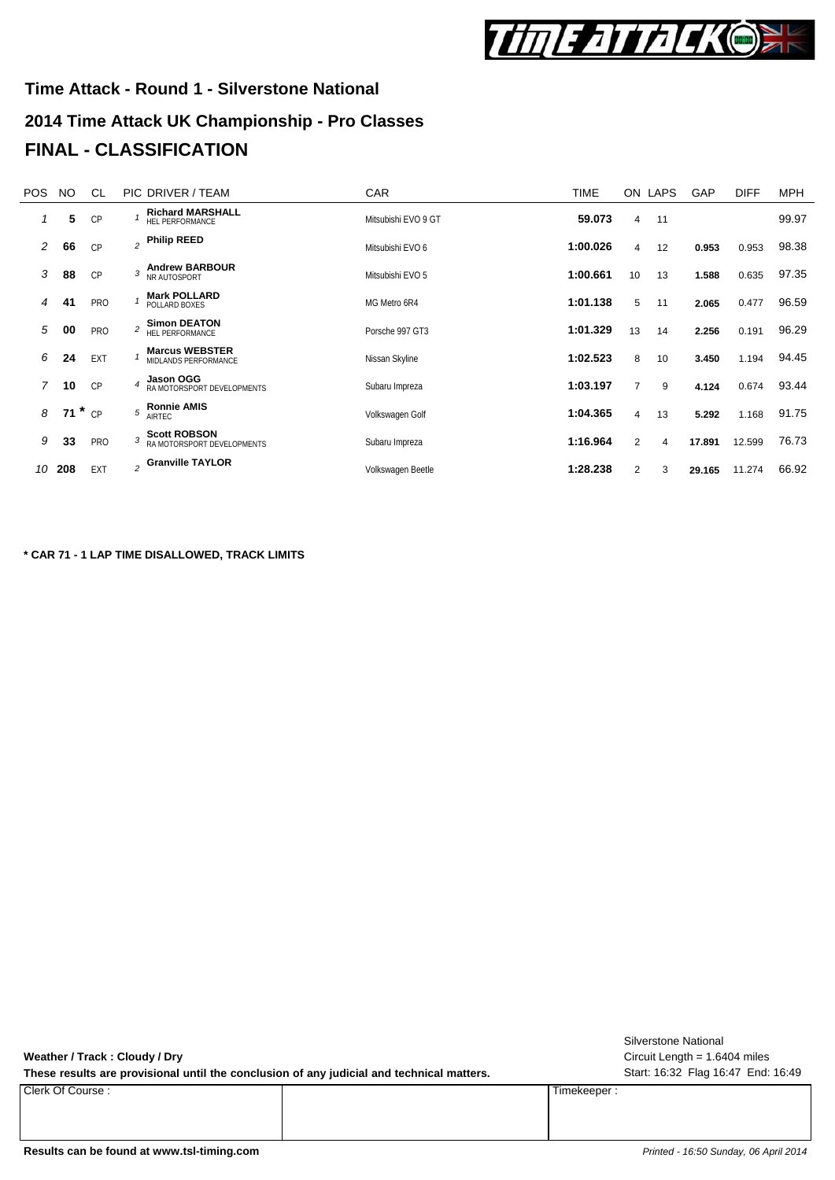## Time Attack - Round 1 - Silverstone National

## 2014 Time Attack UK Championship - Pro Classes

# FINAL - CLASSIFICATION

| POS | NO | CL | PIC | DRIVER / TEAM | CAR | TIME | ON | LAPS | GAP | DIFF | MPH |
|---|---|---|---|---|---|---|---|---|---|---|---|
| 1 | 5 | CP | 1 | **Richard MARSHALL** HEL PERFORMANCE | Mitsubishi EVO 9 GT | **59.073** | 4 | 11 | | | 99.97 |
| 2 | 66 | CP | 2 | **Philip REED** | Mitsubishi EVO 6 | **1:00.026** | 4 | 12 | **0.953** | 0.953 | 98.38 |
| 3 | 88 | CP | 3 | **Andrew BARBOUR** NR AUTOSPORT | Mitsubishi EVO 5 | **1:00.661** | 10 | 13 | **1.588** | 0.635 | 97.35 |
| 4 | 41 | PRO | 1 | **Mark POLLARD** POLLARD BOXES | MG Metro 6R4 | **1:01.138** | 5 | 11 | **2.065** | 0.477 | 96.59 |
| 5 | 00 | PRO | 2 | **Simon DEATON** HEL PERFORMANCE | Porsche 997 GT3 | **1:01.329** | 13 | 14 | **2.256** | 0.191 | 96.29 |
| 6 | 24 | EXT | 1 | **Marcus WEBSTER** MIDLANDS PERFORMANCE | Nissan Skyline | **1:02.523** | 8 | 10 | **3.450** | 1.194 | 94.45 |
| 7 | 10 | CP | 4 | **Jason OGG** RA MOTORSPORT DEVELOPMENTS | Subaru Impreza | **1:03.197** | 7 | 9 | **4.124** | 0.674 | 93.44 |
| 8 | 71 * | CP | 5 | **Ronnie AMIS** AIRTEC | Volkswagen Golf | **1:04.365** | 4 | 13 | **5.292** | 1.168 | 91.75 |
| 9 | 33 | PRO | 3 | **Scott ROBSON** RA MOTORSPORT DEVELOPMENTS | Subaru Impreza | **1:16.964** | 2 | 4 | **17.891** | 12.599 | 76.73 |
| 10 | 208 | EXT | 2 | **Granville TAYLOR** | Volkswagen Beetle | **1:28.238** | 2 | 3 | **29.165** | 11.274 | 66.92 |

**\* CAR 71 - 1 LAP TIME DISALLOWED, TRACK LIMITS**

**Weather / Track : Cloudy / Dry**

**These results are provisional until the conclusion of any judicial and technical matters.**

Silverstone National
Circuit Length = 1.6404 miles
Start: 16:32 Flag 16:47 End: 16:49

| Clerk Of Course : | | Timekeeper : |
|---|---|---|

**Results can be found at www.tsl-timing.com**

*Printed - 16:50 Sunday, 06 April 2014*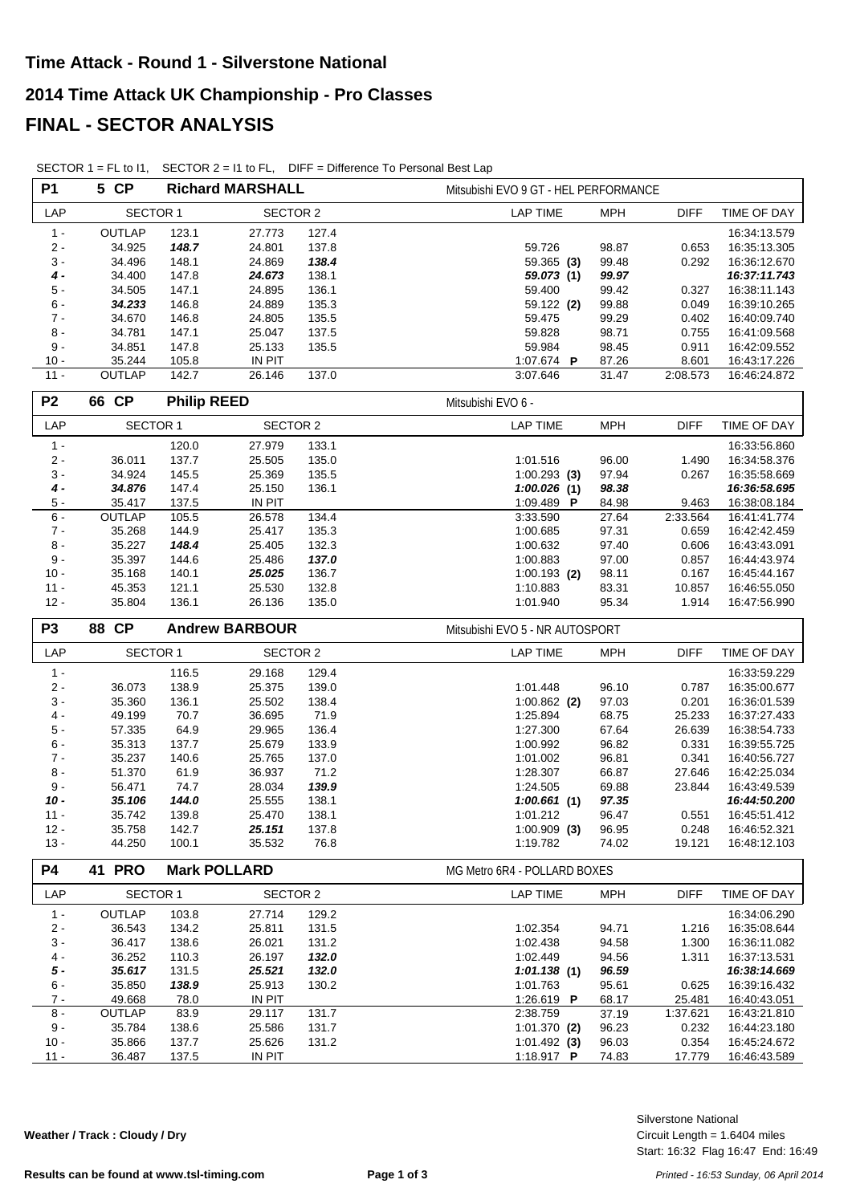# Time Attack - Round 1 - Silverstone National

# 2014 Time Attack UK Championship - Pro Classes

# FINAL - SECTOR ANALYSIS

SECTOR 1 = FL to I1, SECTOR 2 = I1 to FL, DIFF = Difference To Personal Best Lap

**P1 — 5 CP — Richard MARSHALL — Mitsubishi EVO 9 GT - HEL PERFORMANCE**

| LAP | SECTOR 1 | | SECTOR 2 | | LAP TIME | MPH | DIFF | TIME OF DAY |
|---|---|---|---|---|---|---|---|---|
| 1 - | OUTLAP | 123.1 | 27.773 | 127.4 | | | | 16:34:13.579 |
| 2 - | 34.925 | ***148.7*** | 24.801 | 137.8 | 59.726 | 98.87 | 0.653 | 16:35:13.305 |
| 3 - | 34.496 | 148.1 | 24.869 | ***138.4*** | 59.365 **(3)** | 99.48 | 0.292 | 16:36:12.670 |
| ***4 -*** | 34.400 | 147.8 | ***24.673*** | 138.1 | ***59.073*** **(1)** | ***99.97*** | | ***16:37:11.743*** |
| 5 - | 34.505 | 147.1 | 24.895 | 136.1 | 59.400 | 99.42 | 0.327 | 16:38:11.143 |
| 6 - | ***34.233*** | 146.8 | 24.889 | 135.3 | 59.122 **(2)** | 99.88 | 0.049 | 16:39:10.265 |
| 7 - | 34.670 | 146.8 | 24.805 | 135.5 | 59.475 | 99.29 | 0.402 | 16:40:09.740 |
| 8 - | 34.781 | 147.1 | 25.047 | 137.5 | 59.828 | 98.71 | 0.755 | 16:41:09.568 |
| 9 - | 34.851 | 147.8 | 25.133 | 135.5 | 59.984 | 98.45 | 0.911 | 16:42:09.552 |
| 10 - | 35.244 | 105.8 | IN PIT | | 1:07.674 **P** | 87.26 | 8.601 | 16:43:17.226 |
| 11 - | OUTLAP | 142.7 | 26.146 | 137.0 | 3:07.646 | 31.47 | 2:08.573 | 16:46:24.872 |

**P2 — 66 CP — Philip REED — Mitsubishi EVO 6 -**

| LAP | SECTOR 1 | | SECTOR 2 | | LAP TIME | MPH | DIFF | TIME OF DAY |
|---|---|---|---|---|---|---|---|---|
| 1 - | | 120.0 | 27.979 | 133.1 | | | | 16:33:56.860 |
| 2 - | 36.011 | 137.7 | 25.505 | 135.0 | 1:01.516 | 96.00 | 1.490 | 16:34:58.376 |
| 3 - | 34.924 | 145.5 | 25.369 | 135.5 | 1:00.293 **(3)** | 97.94 | 0.267 | 16:35:58.669 |
| ***4 -*** | ***34.876*** | 147.4 | 25.150 | 136.1 | ***1:00.026*** **(1)** | ***98.38*** | | ***16:36:58.695*** |
| 5 - | 35.417 | 137.5 | IN PIT | | 1:09.489 **P** | 84.98 | 9.463 | 16:38:08.184 |
| 6 - | OUTLAP | 105.5 | 26.578 | 134.4 | 3:33.590 | 27.64 | 2:33.564 | 16:41:41.774 |
| 7 - | 35.268 | 144.9 | 25.417 | 135.3 | 1:00.685 | 97.31 | 0.659 | 16:42:42.459 |
| 8 - | 35.227 | ***148.4*** | 25.405 | 132.3 | 1:00.632 | 97.40 | 0.606 | 16:43:43.091 |
| 9 - | 35.397 | 144.6 | 25.486 | ***137.0*** | 1:00.883 | 97.00 | 0.857 | 16:44:43.974 |
| 10 - | 35.168 | 140.1 | ***25.025*** | 136.7 | 1:00.193 **(2)** | 98.11 | 0.167 | 16:45:44.167 |
| 11 - | 45.353 | 121.1 | 25.530 | 132.8 | 1:10.883 | 83.31 | 10.857 | 16:46:55.050 |
| 12 - | 35.804 | 136.1 | 26.136 | 135.0 | 1:01.940 | 95.34 | 1.914 | 16:47:56.990 |

**P3 — 88 CP — Andrew BARBOUR — Mitsubishi EVO 5 - NR AUTOSPORT**

| LAP | SECTOR 1 | | SECTOR 2 | | LAP TIME | MPH | DIFF | TIME OF DAY |
|---|---|---|---|---|---|---|---|---|
| 1 - | | 116.5 | 29.168 | 129.4 | | | | 16:33:59.229 |
| 2 - | 36.073 | 138.9 | 25.375 | 139.0 | 1:01.448 | 96.10 | 0.787 | 16:35:00.677 |
| 3 - | 35.360 | 136.1 | 25.502 | 138.4 | 1:00.862 **(2)** | 97.03 | 0.201 | 16:36:01.539 |
| 4 - | 49.199 | 70.7 | 36.695 | 71.9 | 1:25.894 | 68.75 | 25.233 | 16:37:27.433 |
| 5 - | 57.335 | 64.9 | 29.965 | 136.4 | 1:27.300 | 67.64 | 26.639 | 16:38:54.733 |
| 6 - | 35.313 | 137.7 | 25.679 | 133.9 | 1:00.992 | 96.82 | 0.331 | 16:39:55.725 |
| 7 - | 35.237 | 140.6 | 25.765 | 137.0 | 1:01.002 | 96.81 | 0.341 | 16:40:56.727 |
| 8 - | 51.370 | 61.9 | 36.937 | 71.2 | 1:28.307 | 66.87 | 27.646 | 16:42:25.034 |
| 9 - | 56.471 | 74.7 | 28.034 | ***139.9*** | 1:24.505 | 69.88 | 23.844 | 16:43:49.539 |
| ***10 -*** | ***35.106*** | ***144.0*** | 25.555 | 138.1 | ***1:00.661*** **(1)** | ***97.35*** | | ***16:44:50.200*** |
| 11 - | 35.742 | 139.8 | 25.470 | 138.1 | 1:01.212 | 96.47 | 0.551 | 16:45:51.412 |
| 12 - | 35.758 | 142.7 | ***25.151*** | 137.8 | 1:00.909 **(3)** | 96.95 | 0.248 | 16:46:52.321 |
| 13 - | 44.250 | 100.1 | 35.532 | 76.8 | 1:19.782 | 74.02 | 19.121 | 16:48:12.103 |

**P4 — 41 PRO — Mark POLLARD — MG Metro 6R4 - POLLARD BOXES**

| LAP | SECTOR 1 | | SECTOR 2 | | LAP TIME | MPH | DIFF | TIME OF DAY |
|---|---|---|---|---|---|---|---|---|
| 1 - | OUTLAP | 103.8 | 27.714 | 129.2 | | | | 16:34:06.290 |
| 2 - | 36.543 | 134.2 | 25.811 | 131.5 | 1:02.354 | 94.71 | 1.216 | 16:35:08.644 |
| 3 - | 36.417 | 138.6 | 26.021 | 131.2 | 1:02.438 | 94.58 | 1.300 | 16:36:11.082 |
| 4 - | 36.252 | 110.3 | 26.197 | ***132.0*** | 1:02.449 | 94.56 | 1.311 | 16:37:13.531 |
| ***5 -*** | ***35.617*** | 131.5 | ***25.521*** | ***132.0*** | ***1:01.138*** **(1)** | ***96.59*** | | ***16:38:14.669*** |
| 6 - | 35.850 | ***138.9*** | 25.913 | 130.2 | 1:01.763 | 95.61 | 0.625 | 16:39:16.432 |
| 7 - | 49.668 | 78.0 | IN PIT | | 1:26.619 **P** | 68.17 | 25.481 | 16:40:43.051 |
| 8 - | OUTLAP | 83.9 | 29.117 | 131.7 | 2:38.759 | 37.19 | 1:37.621 | 16:43:21.810 |
| 9 - | 35.784 | 138.6 | 25.586 | 131.7 | 1:01.370 **(2)** | 96.23 | 0.232 | 16:44:23.180 |
| 10 - | 35.866 | 137.7 | 25.626 | 131.2 | 1:01.492 **(3)** | 96.03 | 0.354 | 16:45:24.672 |
| 11 - | 36.487 | 137.5 | IN PIT | | 1:18.917 **P** | 74.83 | 17.779 | 16:46:43.589 |

**Weather / Track : Cloudy / Dry**

Silverstone National
Circuit Length = 1.6404 miles
Start: 16:32 Flag 16:47 End: 16:49

**Results can be found at www.tsl-timing.com**

*Printed - 16:53 Sunday, 06 April 2014*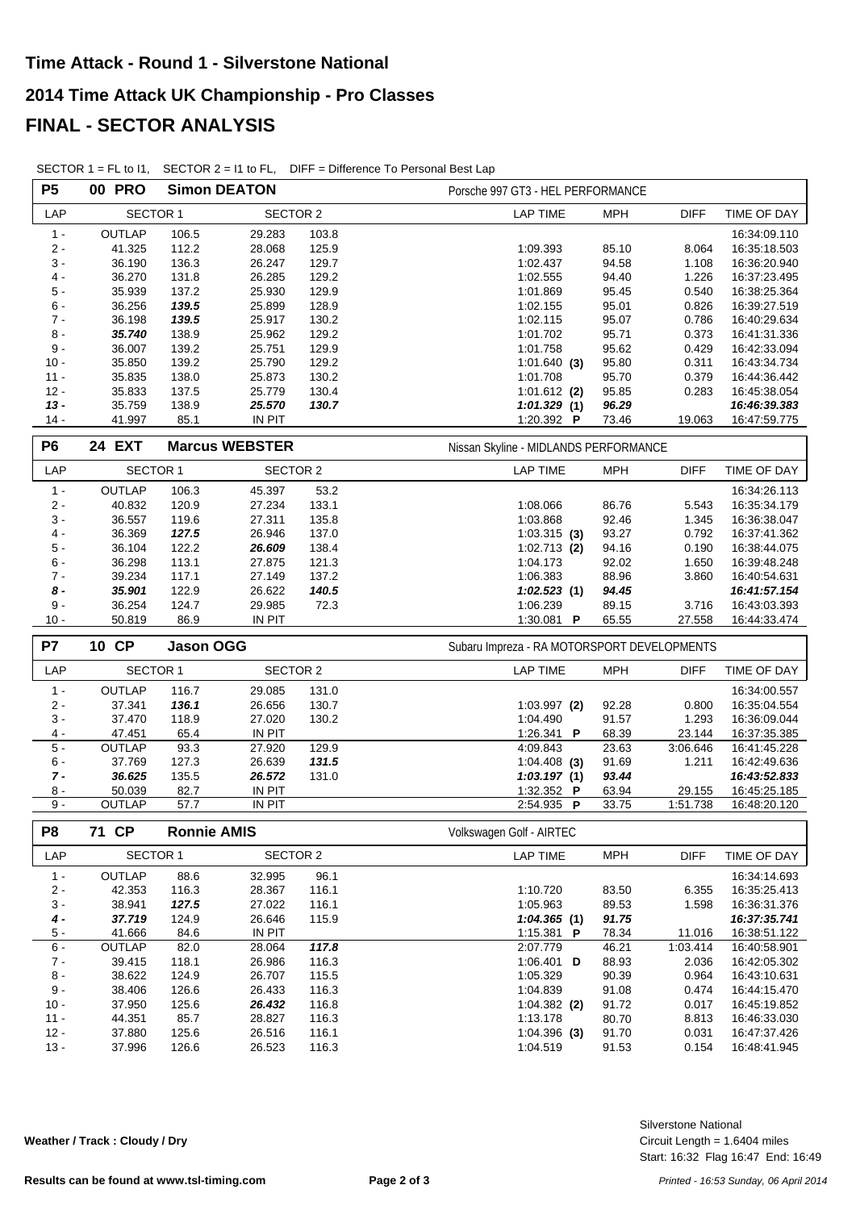# Time Attack - Round 1 - Silverstone National

## 2014 Time Attack UK Championship - Pro Classes

## FINAL - SECTOR ANALYSIS

SECTOR 1 = FL to I1, SECTOR 2 = I1 to FL, DIFF = Difference To Personal Best Lap

**P5 — 00 PRO — Simon DEATON — Porsche 997 GT3 - HEL PERFORMANCE**

| LAP | SECTOR 1 | | SECTOR 2 | | LAP TIME | MPH | DIFF | TIME OF DAY |
|---|---|---|---|---|---|---|---|---|
| 1 - | OUTLAP | 106.5 | 29.283 | 103.8 | | | | 16:34:09.110 |
| 2 - | 41.325 | 112.2 | 28.068 | 125.9 | 1:09.393 | 85.10 | 8.064 | 16:35:18.503 |
| 3 - | 36.190 | 136.3 | 26.247 | 129.7 | 1:02.437 | 94.58 | 1.108 | 16:36:20.940 |
| 4 - | 36.270 | 131.8 | 26.285 | 129.2 | 1:02.555 | 94.40 | 1.226 | 16:37:23.495 |
| 5 - | 35.939 | 137.2 | 25.930 | 129.9 | 1:01.869 | 95.45 | 0.540 | 16:38:25.364 |
| 6 - | 36.256 | ***139.5*** | 25.899 | 128.9 | 1:02.155 | 95.01 | 0.826 | 16:39:27.519 |
| 7 - | 36.198 | ***139.5*** | 25.917 | 130.2 | 1:02.115 | 95.07 | 0.786 | 16:40:29.634 |
| 8 - | ***35.740*** | 138.9 | 25.962 | 129.2 | 1:01.702 | 95.71 | 0.373 | 16:41:31.336 |
| 9 - | 36.007 | 139.2 | 25.751 | 129.9 | 1:01.758 | 95.62 | 0.429 | 16:42:33.094 |
| 10 - | 35.850 | 139.2 | 25.790 | 129.2 | 1:01.640 **(3)** | 95.80 | 0.311 | 16:43:34.734 |
| 11 - | 35.835 | 138.0 | 25.873 | 130.2 | 1:01.708 | 95.70 | 0.379 | 16:44:36.442 |
| 12 - | 35.833 | 137.5 | 25.779 | 130.4 | 1:01.612 **(2)** | 95.85 | 0.283 | 16:45:38.054 |
| ***13 -*** | ***35.759*** | ***138.9*** | ***25.570*** | ***130.7*** | ***1:01.329*** **(1)** | ***96.29*** | | ***16:46:39.383*** |
| 14 - | 41.997 | 85.1 | IN PIT | | 1:20.392 **P** | 73.46 | 19.063 | 16:47:59.775 |

**P6 — 24 EXT — Marcus WEBSTER — Nissan Skyline - MIDLANDS PERFORMANCE**

| LAP | SECTOR 1 | | SECTOR 2 | | LAP TIME | MPH | DIFF | TIME OF DAY |
|---|---|---|---|---|---|---|---|---|
| 1 - | OUTLAP | 106.3 | 45.397 | 53.2 | | | | 16:34:26.113 |
| 2 - | 40.832 | 120.9 | 27.234 | 133.1 | 1:08.066 | 86.76 | 5.543 | 16:35:34.179 |
| 3 - | 36.557 | 119.6 | 27.311 | 135.8 | 1:03.868 | 92.46 | 1.345 | 16:36:38.047 |
| 4 - | 36.369 | ***127.5*** | 26.946 | 137.0 | 1:03.315 **(3)** | 93.27 | 0.792 | 16:37:41.362 |
| 5 - | 36.104 | 122.2 | ***26.609*** | 138.4 | 1:02.713 **(2)** | 94.16 | 0.190 | 16:38:44.075 |
| 6 - | 36.298 | 113.1 | 27.875 | 121.3 | 1:04.173 | 92.02 | 1.650 | 16:39:48.248 |
| 7 - | 39.234 | 117.1 | 27.149 | 137.2 | 1:06.383 | 88.96 | 3.860 | 16:40:54.631 |
| ***8 -*** | ***35.901*** | 122.9 | 26.622 | ***140.5*** | ***1:02.523*** **(1)** | ***94.45*** | | ***16:41:57.154*** |
| 9 - | 36.254 | 124.7 | 29.985 | 72.3 | 1:06.239 | 89.15 | 3.716 | 16:43:03.393 |
| 10 - | 50.819 | 86.9 | IN PIT | | 1:30.081 **P** | 65.55 | 27.558 | 16:44:33.474 |

**P7 — 10 CP — Jason OGG — Subaru Impreza - RA MOTORSPORT DEVELOPMENTS**

| LAP | SECTOR 1 | | SECTOR 2 | | LAP TIME | MPH | DIFF | TIME OF DAY |
|---|---|---|---|---|---|---|---|---|
| 1 - | OUTLAP | 116.7 | 29.085 | 131.0 | | | | 16:34:00.557 |
| 2 - | 37.341 | ***136.1*** | 26.656 | 130.7 | 1:03.997 **(2)** | 92.28 | 0.800 | 16:35:04.554 |
| 3 - | 37.470 | 118.9 | 27.020 | 130.2 | 1:04.490 | 91.57 | 1.293 | 16:36:09.044 |
| 4 - | 47.451 | 65.4 | IN PIT | | 1:26.341 **P** | 68.39 | 23.144 | 16:37:35.385 |
| 5 - | OUTLAP | 93.3 | 27.920 | 129.9 | 4:09.843 | 23.63 | 3:06.646 | 16:41:45.228 |
| 6 - | 37.769 | 127.3 | 26.639 | ***131.5*** | 1:04.408 **(3)** | 91.69 | 1.211 | 16:42:49.636 |
| ***7 -*** | ***36.625*** | 135.5 | ***26.572*** | 131.0 | ***1:03.197*** **(1)** | ***93.44*** | | ***16:43:52.833*** |
| 8 - | 50.039 | 82.7 | IN PIT | | 1:32.352 **P** | 63.94 | 29.155 | 16:45:25.185 |
| 9 - | OUTLAP | 57.7 | IN PIT | | 2:54.935 **P** | 33.75 | 1:51.738 | 16:48:20.120 |

**P8 — 71 CP — Ronnie AMIS — Volkswagen Golf - AIRTEC**

| LAP | SECTOR 1 | | SECTOR 2 | | LAP TIME | MPH | DIFF | TIME OF DAY |
|---|---|---|---|---|---|---|---|---|
| 1 - | OUTLAP | 88.6 | 32.995 | 96.1 | | | | 16:34:14.693 |
| 2 - | 42.353 | 116.3 | 28.367 | 116.1 | 1:10.720 | 83.50 | 6.355 | 16:35:25.413 |
| 3 - | 38.941 | ***127.5*** | 27.022 | 116.1 | 1:05.963 | 89.53 | 1.598 | 16:36:31.376 |
| ***4 -*** | ***37.719*** | 124.9 | 26.646 | 115.9 | ***1:04.365*** **(1)** | ***91.75*** | | ***16:37:35.741*** |
| 5 - | 41.666 | 84.6 | IN PIT | | 1:15.381 **P** | 78.34 | 11.016 | 16:38:51.122 |
| 6 - | OUTLAP | 82.0 | 28.064 | ***117.8*** | 2:07.779 | 46.21 | 1:03.414 | 16:40:58.901 |
| 7 - | 39.415 | 118.1 | 26.986 | 116.3 | 1:06.401 **D** | 88.93 | 2.036 | 16:42:05.302 |
| 8 - | 38.622 | 124.9 | 26.707 | 115.5 | 1:05.329 | 90.39 | 0.964 | 16:43:10.631 |
| 9 - | 38.406 | 126.6 | 26.433 | 116.3 | 1:04.839 | 91.08 | 0.474 | 16:44:15.470 |
| 10 - | 37.950 | 125.6 | ***26.432*** | 116.8 | 1:04.382 **(2)** | 91.72 | 0.017 | 16:45:19.852 |
| 11 - | 44.351 | 85.7 | 28.827 | 116.3 | 1:13.178 | 80.70 | 8.813 | 16:46:33.030 |
| 12 - | 37.880 | 125.6 | 26.516 | 116.1 | 1:04.396 **(3)** | 91.70 | 0.031 | 16:47:37.426 |
| 13 - | 37.996 | 126.6 | 26.523 | 116.3 | 1:04.519 | 91.53 | 0.154 | 16:48:41.945 |

**Weather / Track : Cloudy / Dry**

Silverstone National
Circuit Length = 1.6404 miles
Start: 16:32 Flag 16:47 End: 16:49

**Results can be found at www.tsl-timing.com**

*Printed - 16:53 Sunday, 06 April 2014*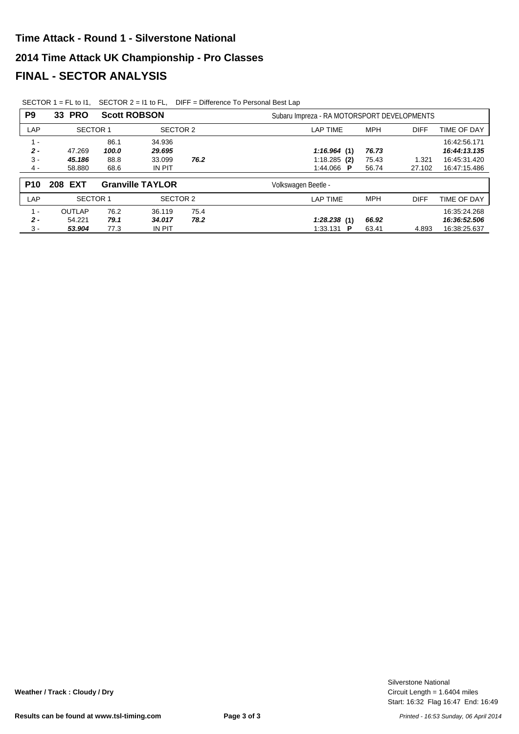# Time Attack - Round 1 - Silverstone National

## 2014 Time Attack UK Championship - Pro Classes

## FINAL - SECTOR ANALYSIS

SECTOR 1 = FL to I1, SECTOR 2 = I1 to FL, DIFF = Difference To Personal Best Lap

| P9 | 33 PRO | Scott ROBSON | | | Subaru Impreza - RA MOTORSPORT DEVELOPMENTS | | | |
|---|---|---|---|---|---|---|---|---|
| LAP | SECTOR 1 | | SECTOR 2 | | LAP TIME | MPH | DIFF | TIME OF DAY |
| 1 - | | 86.1 | 34.936 | | | | | 16:42:56.171 |
| ***2 -*** | 47.269 | ***100.0*** | ***29.695*** | | ***1:16.964*** **(1)** | ***76.73*** | | ***16:44:13.135*** |
| 3 - | ***45.186*** | 88.8 | 33.099 | ***76.2*** | 1:18.285 **(2)** | 75.43 | 1.321 | 16:45:31.420 |
| 4 - | 58.880 | 68.6 | IN PIT | | 1:44.066 **P** | 56.74 | 27.102 | 16:47:15.486 |

| P10 | 208 EXT | Granville TAYLOR | | | Volkswagen Beetle - | | | |
|---|---|---|---|---|---|---|---|---|
| LAP | SECTOR 1 | | SECTOR 2 | | LAP TIME | MPH | DIFF | TIME OF DAY |
| 1 - | OUTLAP | 76.2 | 36.119 | 75.4 | | | | 16:35:24.268 |
| ***2 -*** | 54.221 | ***79.1*** | ***34.017*** | ***78.2*** | ***1:28.238*** **(1)** | ***66.92*** | | ***16:36:52.506*** |
| 3 - | ***53.904*** | 77.3 | IN PIT | | 1:33.131 **P** | 63.41 | 4.893 | 16:38:25.637 |

Weather / Track : Cloudy / Dry

Silverstone National
Circuit Length = 1.6404 miles
Start: 16:32 Flag 16:47 End: 16:49

Results can be found at www.tsl-timing.com

*Printed - 16:53 Sunday, 06 April 2014*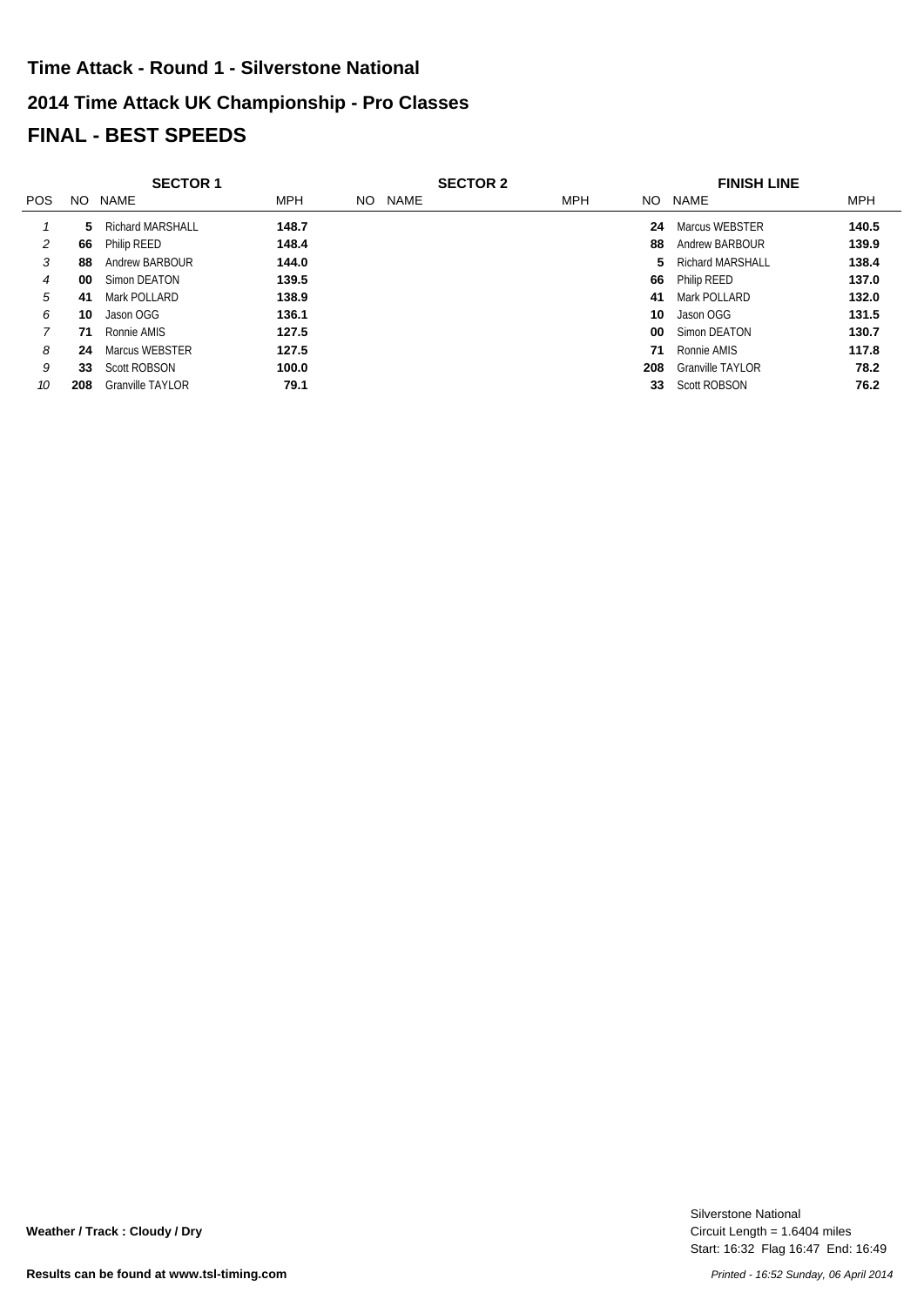## Time Attack - Round 1 - Silverstone National

## 2014 Time Attack UK Championship - Pro Classes

# FINAL - BEST SPEEDS

| | SECTOR 1 | | | SECTOR 2 | | | FINISH LINE | | |
|---|---|---|---|---|---|---|---|---|---|
| POS | NO | NAME | MPH | NO | NAME | MPH | NO | NAME | MPH |
| 1 | 5 | Richard MARSHALL | 148.7 | | | | 24 | Marcus WEBSTER | 140.5 |
| 2 | 66 | Philip REED | 148.4 | | | | 88 | Andrew BARBOUR | 139.9 |
| 3 | 88 | Andrew BARBOUR | 144.0 | | | | 5 | Richard MARSHALL | 138.4 |
| 4 | 00 | Simon DEATON | 139.5 | | | | 66 | Philip REED | 137.0 |
| 5 | 41 | Mark POLLARD | 138.9 | | | | 41 | Mark POLLARD | 132.0 |
| 6 | 10 | Jason OGG | 136.1 | | | | 10 | Jason OGG | 131.5 |
| 7 | 71 | Ronnie AMIS | 127.5 | | | | 00 | Simon DEATON | 130.7 |
| 8 | 24 | Marcus WEBSTER | 127.5 | | | | 71 | Ronnie AMIS | 117.8 |
| 9 | 33 | Scott ROBSON | 100.0 | | | | 208 | Granville TAYLOR | 78.2 |
| 10 | 208 | Granville TAYLOR | 79.1 | | | | 33 | Scott ROBSON | 76.2 |

**Weather / Track : Cloudy / Dry**

Silverstone National
Circuit Length = 1.6404 miles
Start: 16:32 Flag 16:47 End: 16:49

**Results can be found at www.tsl-timing.com**

*Printed - 16:52 Sunday, 06 April 2014*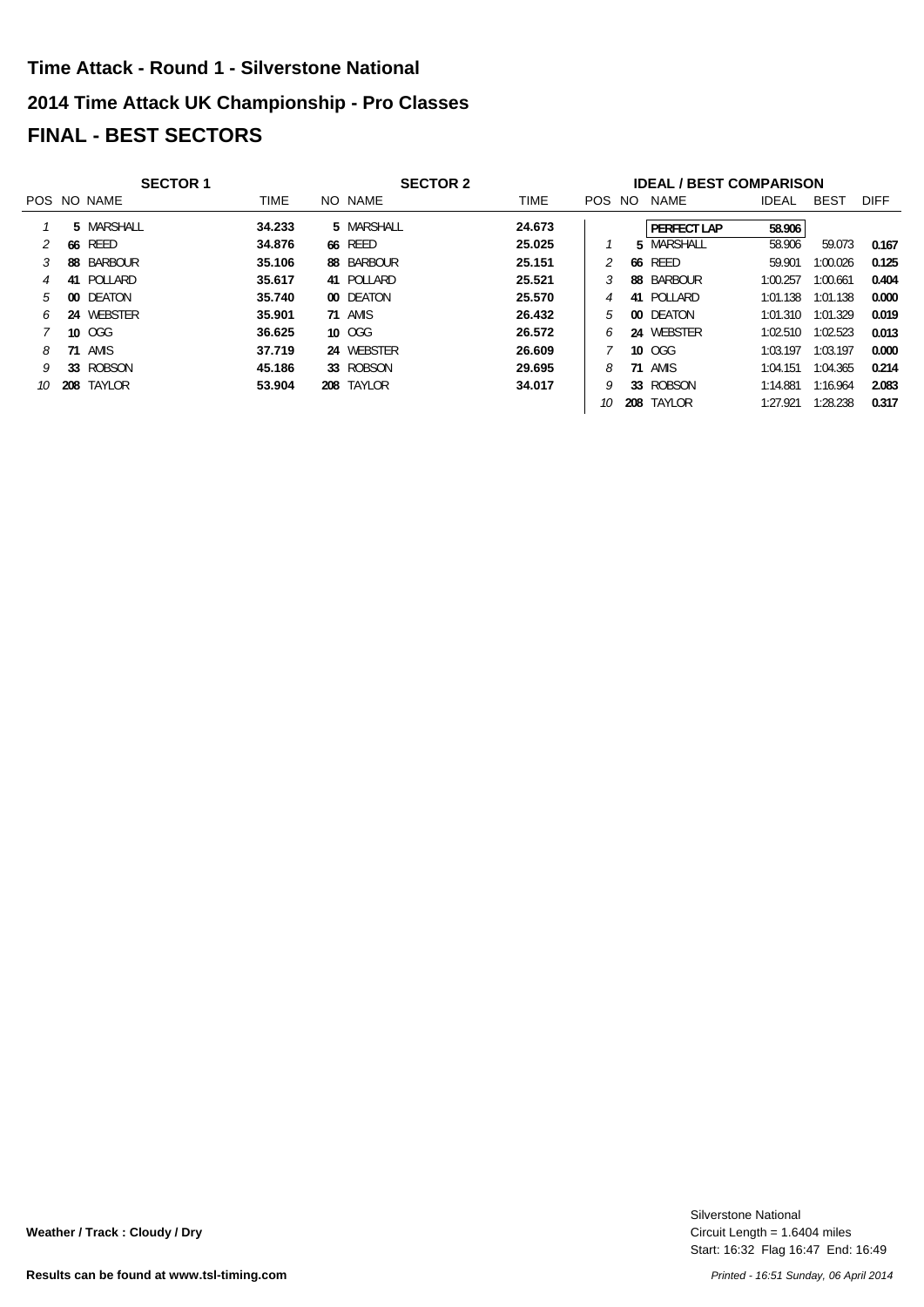# Time Attack - Round 1 - Silverstone National

## 2014 Time Attack UK Championship - Pro Classes

## FINAL - BEST SECTORS

| SECTOR 1 | | | | SECTOR 2 | | |
|---|---|---|---|---|---|---|
| POS | NO | NAME | TIME | NO | NAME | TIME |
| 1 | 5 | MARSHALL | 34.233 | 5 | MARSHALL | 24.673 |
| 2 | 66 | REED | 34.876 | 66 | REED | 25.025 |
| 3 | 88 | BARBOUR | 35.106 | 88 | BARBOUR | 25.151 |
| 4 | 41 | POLLARD | 35.617 | 41 | POLLARD | 25.521 |
| 5 | 00 | DEATON | 35.740 | 00 | DEATON | 25.570 |
| 6 | 24 | WEBSTER | 35.901 | 71 | AMIS | 26.432 |
| 7 | 10 | OGG | 36.625 | 10 | OGG | 26.572 |
| 8 | 71 | AMIS | 37.719 | 24 | WEBSTER | 26.609 |
| 9 | 33 | ROBSON | 45.186 | 33 | ROBSON | 29.695 |
| 10 | 208 | TAYLOR | 53.904 | 208 | TAYLOR | 34.017 |

### IDEAL / BEST COMPARISON

| POS | NO | NAME | IDEAL | BEST | DIFF |
|---|---|---|---|---|---|
| | | PERFECT LAP | 58.906 | | |
| 1 | 5 | MARSHALL | 58.906 | 59.073 | 0.167 |
| 2 | 66 | REED | 59.901 | 1:00.026 | 0.125 |
| 3 | 88 | BARBOUR | 1:00.257 | 1:00.661 | 0.404 |
| 4 | 41 | POLLARD | 1:01.138 | 1:01.138 | 0.000 |
| 5 | 00 | DEATON | 1:01.310 | 1:01.329 | 0.019 |
| 6 | 24 | WEBSTER | 1:02.510 | 1:02.523 | 0.013 |
| 7 | 10 | OGG | 1:03.197 | 1:03.197 | 0.000 |
| 8 | 71 | AMIS | 1:04.151 | 1:04.365 | 0.214 |
| 9 | 33 | ROBSON | 1:14.881 | 1:16.964 | 2.083 |
| 10 | 208 | TAYLOR | 1:27.921 | 1:28.238 | 0.317 |

**Weather / Track : Cloudy / Dry**

Silverstone National
Circuit Length = 1.6404 miles
Start: 16:32 Flag 16:47 End: 16:49

**Results can be found at www.tsl-timing.com**

*Printed - 16:51 Sunday, 06 April 2014*